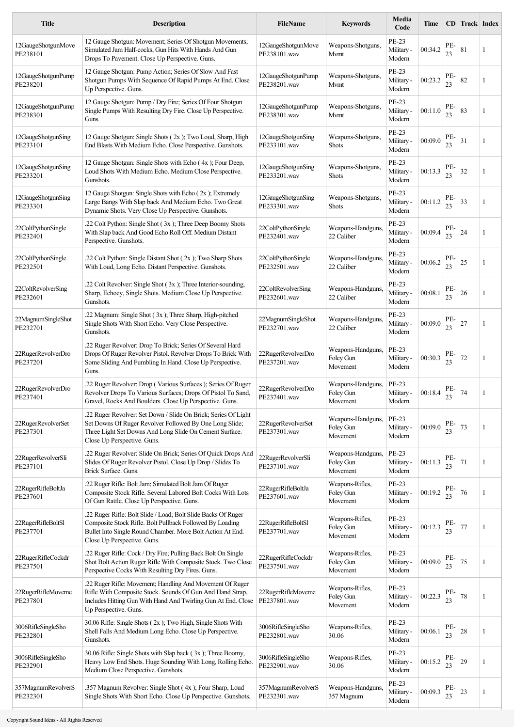| Title | Description | FileName | Keywords | Media Code | Time | CD | Track | Index |
|---|---|---|---|---|---|---|---|---|
| 12GaugeShotgunMove PE238101 | 12 Gauge Shotgun: Movement; Series Of Shotgun Movements; Simulated Jam Half-cocks, Gun Hits With Hands And Gun Drops To Pavement. Close Up Perspective. Guns. | 12GaugeShotgunMove PE238101.wav | Weapons-Shotguns, Mvmt | PE-23 Military - Modern | 00:34.2 | PE-23 | 81 | 1 |
| 12GaugeShotgunPump PE238201 | 12 Gauge Shotgun: Pump Action; Series Of Slow And Fast Shotgun Pumps With Sequence Of Rapid Pumps At End. Close Up Perspective. Guns. | 12GaugeShotgunPump PE238201.wav | Weapons-Shotguns, Mvmt | PE-23 Military - Modern | 00:23.2 | PE-23 | 82 | 1 |
| 12GaugeShotgunPump PE238301 | 12 Gauge Shotgun: Pump / Dry Fire; Series Of Four Shotgun Single Pumps With Resulting Dry Fire. Close Up Perspective. Guns. | 12GaugeShotgunPump PE238301.wav | Weapons-Shotguns, Mvmt | PE-23 Military - Modern | 00:11.0 | PE-23 | 83 | 1 |
| 12GaugeShotgunSing PE233101 | 12 Gauge Shotgun: Single Shots ( 2x ); Two Loud, Sharp, High End Blasts With Medium Echo. Close Perspective. Gunshots. | 12GaugeShotgunSing PE233101.wav | Weapons-Shotguns, Shots | PE-23 Military - Modern | 00:09.0 | PE-23 | 31 | 1 |
| 12GaugeShotgunSing PE233201 | 12 Gauge Shotgun: Single Shots with Echo ( 4x ); Four Deep, Loud Shots With Medium Echo. Medium Close Perspective. Gunshots. | 12GaugeShotgunSing PE233201.wav | Weapons-Shotguns, Shots | PE-23 Military - Modern | 00:13.3 | PE-23 | 32 | 1 |
| 12GaugeShotgunSing PE233301 | 12 Gauge Shotgun: Single Shots with Echo ( 2x ); Extremely Large Bangs With Slap back And Medium Echo. Two Great Dynamic Shots. Very Close Up Perspective. Gunshots. | 12GaugeShotgunSing PE233301.wav | Weapons-Shotguns, Shots | PE-23 Military - Modern | 00:11.2 | PE-23 | 33 | 1 |
| 22ColtPythonSingle PE232401 | .22 Colt Python: Single Shot ( 3x ); Three Deep Boomy Shots With Slap back And Good Echo Roll Off. Medium Distant Perspective. Gunshots. | 22ColtPythonSingle PE232401.wav | Weapons-Handguns, 22 Caliber | PE-23 Military - Modern | 00:09.4 | PE-23 | 24 | 1 |
| 22ColtPythonSingle PE232501 | .22 Colt Python: Single Distant Shot ( 2x ); Two Sharp Shots With Loud, Long Echo. Distant Perspective. Gunshots. | 22ColtPythonSingle PE232501.wav | Weapons-Handguns, 22 Caliber | PE-23 Military - Modern | 00:06.2 | PE-23 | 25 | 1 |
| 22ColtRevolverSing PE232601 | .22 Colt Revolver: Single Shot ( 3x ); Three Interior-sounding, Sharp, Echoey, Single Shots. Medium Close Up Perspective. Gunshots. | 22ColtRevolverSing PE232601.wav | Weapons-Handguns, 22 Caliber | PE-23 Military - Modern | 00:08.1 | PE-23 | 26 | 1 |
| 22MagnumSingleShot PE232701 | .22 Magnum: Single Shot ( 3x ); Three Sharp, High-pitched Single Shots With Short Echo. Very Close Perspective. Gunshots. | 22MagnumSingleShot PE232701.wav | Weapons-Handguns, 22 Caliber | PE-23 Military - Modern | 00:09.0 | PE-23 | 27 | 1 |
| 22RugerRevolverDro PE237201 | .22 Ruger Revolver: Drop To Brick; Series Of Several Hard Drops Of Ruger Revolver Pistol. Revolver Drops To Brick With Some Sliding And Fumbling In Hand. Close Up Perspective. Guns. | 22RugerRevolverDro PE237201.wav | Weapons-Handguns, Foley Gun Movement | PE-23 Military - Modern | 00:30.3 | PE-23 | 72 | 1 |
| 22RugerRevolverDro PE237401 | .22 Ruger Revolver: Drop ( Various Surfaces ); Series Of Ruger Revolver Drops To Various Surfaces; Drops Of Pistol To Sand, Gravel, Rocks And Boulders. Close Up Perspective. Guns. | 22RugerRevolverDro PE237401.wav | Weapons-Handguns, Foley Gun Movement | PE-23 Military - Modern | 00:18.4 | PE-23 | 74 | 1 |
| 22RugerRevolverSet PE237301 | .22 Ruger Revolver: Set Down / Slide On Brick; Series Of Light Set Downs Of Ruger Revolver Followed By One Long Slide; Three Light Set Downs And Long Slide On Cement Surface. Close Up Perspective. Guns. | 22RugerRevolverSet PE237301.wav | Weapons-Handguns, Foley Gun Movement | PE-23 Military - Modern | 00:09.0 | PE-23 | 73 | 1 |
| 22RugerRevolverSli PE237101 | .22 Ruger Revolver: Slide On Brick; Series Of Quick Drops And Slides Of Ruger Revolver Pistol. Close Up Drop / Slides To Brick Surface. Guns. | 22RugerRevolverSli PE237101.wav | Weapons-Handguns, Foley Gun Movement | PE-23 Military - Modern | 00:11.3 | PE-23 | 71 | 1 |
| 22RugerRifleBoltJa PE237601 | .22 Ruger Rifle: Bolt Jam; Simulated Bolt Jam Of Ruger Composite Stock Rifle. Several Labored Bolt Cocks With Lots Of Gun Rattle. Close Up Perspective. Guns. | 22RugerRifleBoltJa PE237601.wav | Weapons-Rifles, Foley Gun Movement | PE-23 Military - Modern | 00:19.2 | PE-23 | 76 | 1 |
| 22RugerRifleBoltSl PE237701 | .22 Ruger Rifle: Bolt Slide / Load; Bolt Slide Backs Of Ruger Composite Stock Rifle. Bolt Pullback Followed By Loading Bullet Into Single Round Chamber. More Bolt Action At End. Close Up Perspective. Guns. | 22RugerRifleBoltSl PE237701.wav | Weapons-Rifles, Foley Gun Movement | PE-23 Military - Modern | 00:12.3 | PE-23 | 77 | 1 |
| 22RugerRifleCockdr PE237501 | .22 Ruger Rifle: Cock / Dry Fire; Pulling Back Bolt On Single Shot Bolt Action Ruger Rifle With Composite Stock. Two Close Perspective Cocks With Resulting Dry Fires. Guns. | 22RugerRifleCockdr PE237501.wav | Weapons-Rifles, Foley Gun Movement | PE-23 Military - Modern | 00:09.0 | PE-23 | 75 | 1 |
| 22RugerRifleMoveme PE237801 | .22 Ruger Rifle: Movement; Handling And Movement Of Ruger Rifle With Composite Stock. Sounds Of Gun And Hand Strap, Includes Hitting Gun With Hand And Twirling Gun At End. Close Up Perspective. Guns. | 22RugerRifleMoveme PE237801.wav | Weapons-Rifles, Foley Gun Movement | PE-23 Military - Modern | 00:22.3 | PE-23 | 78 | 1 |
| 3006RifleSingleSho PE232801 | 30.06 Rifle: Single Shots ( 2x ); Two High, Single Shots With Shell Falls And Medium Long Echo. Close Up Perspective. Gunshots. | 3006RifleSingleSho PE232801.wav | Weapons-Rifles, 30.06 | PE-23 Military - Modern | 00:06.1 | PE-23 | 28 | 1 |
| 3006RifleSingleSho PE232901 | 30.06 Rifle: Single Shots with Slap back ( 3x ); Three Boomy, Heavy Low End Shots. Huge Sounding With Long, Rolling Echo. Medium Close Perspective. Gunshots. | 3006RifleSingleSho PE232901.wav | Weapons-Rifles, 30.06 | PE-23 Military - Modern | 00:15.2 | PE-23 | 29 | 1 |
| 357MagnumRevolverS PE232301 | .357 Magnum Revolver: Single Shot ( 4x ); Four Sharp, Loud Single Shots With Short Echo. Close Up Perspective. Gunshots. | 357MagnumRevolverS PE232301.wav | Weapons-Handguns, 357 Magnum | PE-23 Military - Modern | 00:09.3 | PE-23 | 23 | 1 |

Copyright Sound Ideas - All Rights Reserved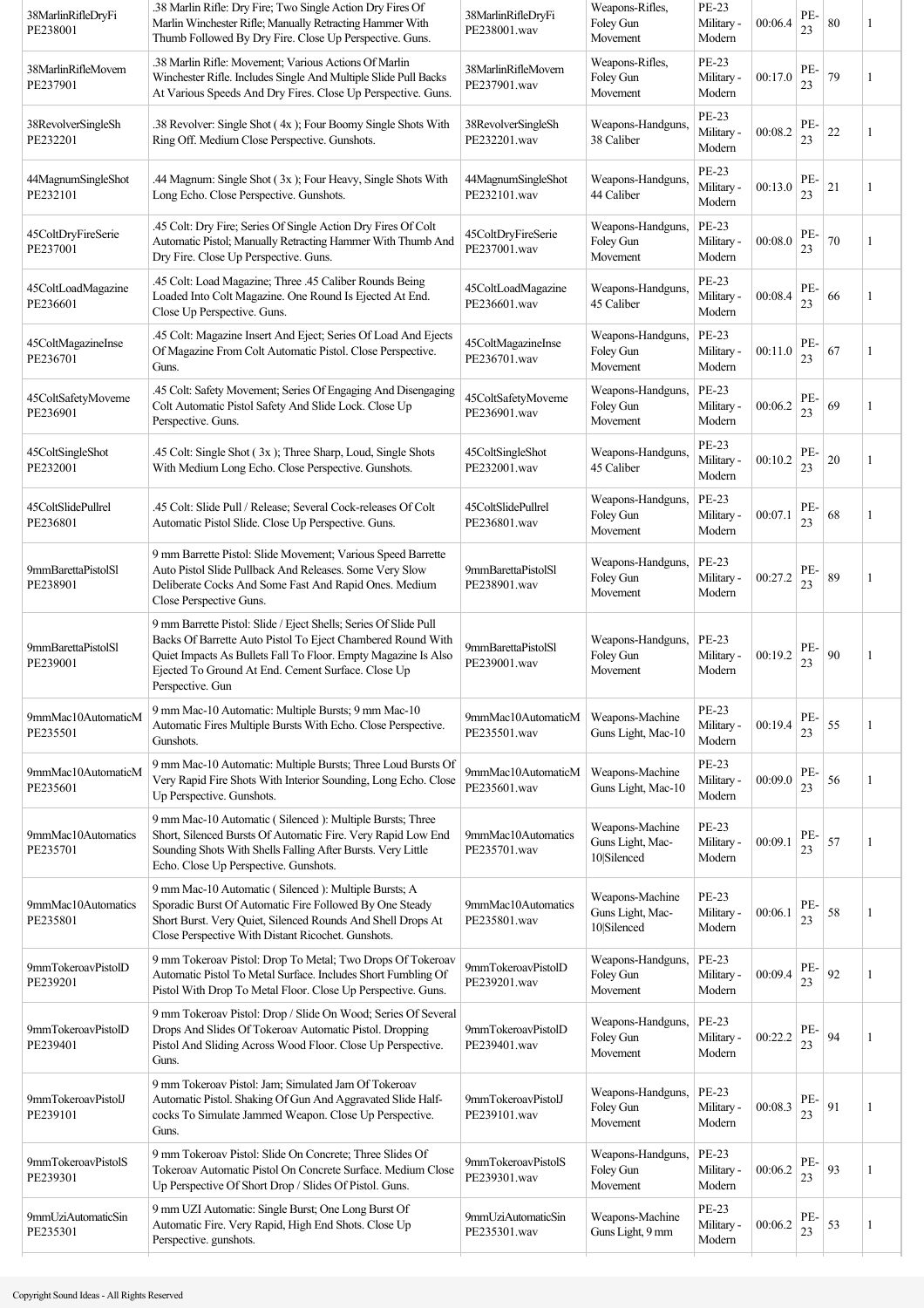| | | | | | | | | |
|---|---|---|---|---|---|---|---|---|
| 38MarlinRifleDryFi PE238001 | .38 Marlin Rifle: Dry Fire; Two Single Action Dry Fires Of Marlin Winchester Rifle; Manually Retracting Hammer With Thumb Followed By Dry Fire. Close Up Perspective. Guns. | 38MarlinRifleDryFi PE238001.wav | Weapons-Rifles, Foley Gun Movement | PE-23 Military - Modern | 00:06.4 | PE-23 | 80 | 1 |
| 38MarlinRifleMovem PE237901 | .38 Marlin Rifle: Movement; Various Actions Of Marlin Winchester Rifle. Includes Single And Multiple Slide Pull Backs At Various Speeds And Dry Fires. Close Up Perspective. Guns. | 38MarlinRifleMovem PE237901.wav | Weapons-Rifles, Foley Gun Movement | PE-23 Military - Modern | 00:17.0 | PE-23 | 79 | 1 |
| 38RevolverSingleSh PE232201 | .38 Revolver: Single Shot ( 4x ); Four Boomy Single Shots With Ring Off. Medium Close Perspective. Gunshots. | 38RevolverSingleSh PE232201.wav | Weapons-Handguns, 38 Caliber | PE-23 Military - Modern | 00:08.2 | PE-23 | 22 | 1 |
| 44MagnumSingleShot PE232101 | .44 Magnum: Single Shot ( 3x ); Four Heavy, Single Shots With Long Echo. Close Perspective. Gunshots. | 44MagnumSingleShot PE232101.wav | Weapons-Handguns, 44 Caliber | PE-23 Military - Modern | 00:13.0 | PE-23 | 21 | 1 |
| 45ColtDryFireSerie PE237001 | .45 Colt: Dry Fire; Series Of Single Action Dry Fires Of Colt Automatic Pistol; Manually Retracting Hammer With Thumb And Dry Fire. Close Up Perspective. Guns. | 45ColtDryFireSerie PE237001.wav | Weapons-Handguns, Foley Gun Movement | PE-23 Military - Modern | 00:08.0 | PE-23 | 70 | 1 |
| 45ColtLoadMagazine PE236601 | .45 Colt: Load Magazine; Three .45 Caliber Rounds Being Loaded Into Colt Magazine. One Round Is Ejected At End. Close Up Perspective. Guns. | 45ColtLoadMagazine PE236601.wav | Weapons-Handguns, 45 Caliber | PE-23 Military - Modern | 00:08.4 | PE-23 | 66 | 1 |
| 45ColtMagazineInse PE236701 | .45 Colt: Magazine Insert And Eject; Series Of Load And Ejects Of Magazine From Colt Automatic Pistol. Close Perspective. Guns. | 45ColtMagazineInse PE236701.wav | Weapons-Handguns, Foley Gun Movement | PE-23 Military - Modern | 00:11.0 | PE-23 | 67 | 1 |
| 45ColtSafetyMoveme PE236901 | .45 Colt: Safety Movement; Series Of Engaging And Disengaging Colt Automatic Pistol Safety And Slide Lock. Close Up Perspective. Guns. | 45ColtSafetyMoveme PE236901.wav | Weapons-Handguns, Foley Gun Movement | PE-23 Military - Modern | 00:06.2 | PE-23 | 69 | 1 |
| 45ColtSingleShot PE232001 | .45 Colt: Single Shot ( 3x ); Three Sharp, Loud, Single Shots With Medium Long Echo. Close Perspective. Gunshots. | 45ColtSingleShot PE232001.wav | Weapons-Handguns, 45 Caliber | PE-23 Military - Modern | 00:10.2 | PE-23 | 20 | 1 |
| 45ColtSlidePullrel PE236801 | .45 Colt: Slide Pull / Release; Several Cock-releases Of Colt Automatic Pistol Slide. Close Up Perspective. Guns. | 45ColtSlidePullrel PE236801.wav | Weapons-Handguns, Foley Gun Movement | PE-23 Military - Modern | 00:07.1 | PE-23 | 68 | 1 |
| 9mmBarettaPistolSl PE238901 | 9 mm Barrette Pistol: Slide Movement; Various Speed Barrette Auto Pistol Slide Pullback And Releases. Some Very Slow Deliberate Cocks And Some Fast And Rapid Ones. Medium Close Perspective Guns. | 9mmBarettaPistolSl PE238901.wav | Weapons-Handguns, Foley Gun Movement | PE-23 Military - Modern | 00:27.2 | PE-23 | 89 | 1 |
| 9mmBarettaPistolSl PE239001 | 9 mm Barrette Pistol: Slide / Eject Shells; Series Of Slide Pull Backs Of Barrette Auto Pistol To Eject Chambered Round With Quiet Impacts As Bullets Fall To Floor. Empty Magazine Is Also Ejected To Ground At End. Cement Surface. Close Up Perspective. Gun | 9mmBarettaPistolSl PE239001.wav | Weapons-Handguns, Foley Gun Movement | PE-23 Military - Modern | 00:19.2 | PE-23 | 90 | 1 |
| 9mmMac10AutomaticM PE235501 | 9 mm Mac-10 Automatic: Multiple Bursts; 9 mm Mac-10 Automatic Fires Multiple Bursts With Echo. Close Perspective. Gunshots. | 9mmMac10AutomaticM PE235501.wav | Weapons-Machine Guns Light, Mac-10 | PE-23 Military - Modern | 00:19.4 | PE-23 | 55 | 1 |
| 9mmMac10AutomaticM PE235601 | 9 mm Mac-10 Automatic: Multiple Bursts; Three Loud Bursts Of Very Rapid Fire Shots With Interior Sounding, Long Echo. Close Up Perspective. Gunshots. | 9mmMac10AutomaticM PE235601.wav | Weapons-Machine Guns Light, Mac-10 | PE-23 Military - Modern | 00:09.0 | PE-23 | 56 | 1 |
| 9mmMac10Automatics PE235701 | 9 mm Mac-10 Automatic ( Silenced ): Multiple Bursts; Three Short, Silenced Bursts Of Automatic Fire. Very Rapid Low End Sounding Shots With Shells Falling After Bursts. Very Little Echo. Close Up Perspective. Gunshots. | 9mmMac10Automatics PE235701.wav | Weapons-Machine Guns Light, Mac-10\|Silenced | PE-23 Military - Modern | 00:09.1 | PE-23 | 57 | 1 |
| 9mmMac10Automatics PE235801 | 9 mm Mac-10 Automatic ( Silenced ): Multiple Bursts; A Sporadic Burst Of Automatic Fire Followed By One Steady Short Burst. Very Quiet, Silenced Rounds And Shell Drops At Close Perspective With Distant Ricochet. Gunshots. | 9mmMac10Automatics PE235801.wav | Weapons-Machine Guns Light, Mac-10\|Silenced | PE-23 Military - Modern | 00:06.1 | PE-23 | 58 | 1 |
| 9mmTokeroavPistolD PE239201 | 9 mm Tokeroav Pistol: Drop To Metal; Two Drops Of Tokeroav Automatic Pistol To Metal Surface. Includes Short Fumbling Of Pistol With Drop To Metal Floor. Close Up Perspective. Guns. | 9mmTokeroavPistolD PE239201.wav | Weapons-Handguns, Foley Gun Movement | PE-23 Military - Modern | 00:09.4 | PE-23 | 92 | 1 |
| 9mmTokeroavPistolD PE239401 | 9 mm Tokeroav Pistol: Drop / Slide On Wood; Series Of Several Drops And Slides Of Tokeroav Automatic Pistol. Dropping Pistol And Sliding Across Wood Floor. Close Up Perspective. Guns. | 9mmTokeroavPistolD PE239401.wav | Weapons-Handguns, Foley Gun Movement | PE-23 Military - Modern | 00:22.2 | PE-23 | 94 | 1 |
| 9mmTokeroavPistolJ PE239101 | 9 mm Tokeroav Pistol: Jam; Simulated Jam Of Tokeroav Automatic Pistol. Shaking Of Gun And Aggravated Slide Half-cocks To Simulate Jammed Weapon. Close Up Perspective. Guns. | 9mmTokeroavPistolJ PE239101.wav | Weapons-Handguns, Foley Gun Movement | PE-23 Military - Modern | 00:08.3 | PE-23 | 91 | 1 |
| 9mmTokeroavPistolS PE239301 | 9 mm Tokeroav Pistol: Slide On Concrete; Three Slides Of Tokeroav Automatic Pistol On Concrete Surface. Medium Close Up Perspective Of Short Drop / Slides Of Pistol. Guns. | 9mmTokeroavPistolS PE239301.wav | Weapons-Handguns, Foley Gun Movement | PE-23 Military - Modern | 00:06.2 | PE-23 | 93 | 1 |
| 9mmUziAutomaticSin PE235301 | 9 mm UZI Automatic: Single Burst; One Long Burst Of Automatic Fire. Very Rapid, High End Shots. Close Up Perspective. gunshots. | 9mmUziAutomaticSin PE235301.wav | Weapons-Machine Guns Light, 9 mm | PE-23 Military - Modern | 00:06.2 | PE-23 | 53 | 1 |

Copyright Sound Ideas - All Rights Reserved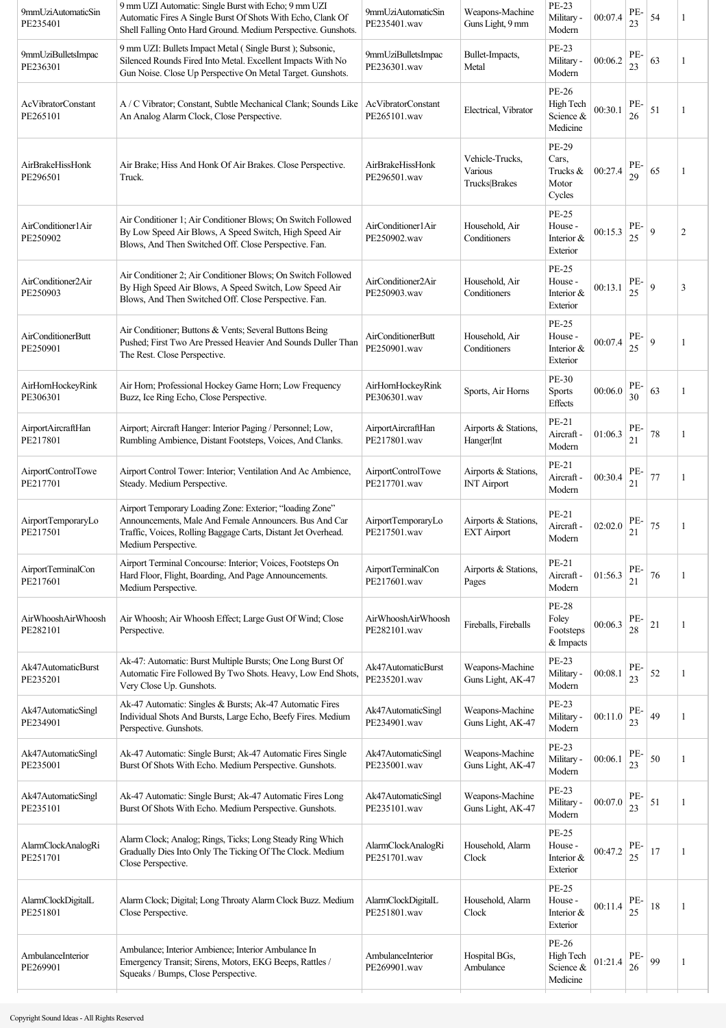| | | | | | | | | |
|---|---|---|---|---|---|---|---|---|
| 9mmUziAutomaticSin PE235401 | 9 mm UZI Automatic: Single Burst with Echo; 9 mm UZI Automatic Fires A Single Burst Of Shots With Echo, Clank Of Shell Falling Onto Hard Ground. Medium Perspective. Gunshots. | 9mmUziAutomaticSin PE235401.wav | Weapons-Machine Guns Light, 9 mm | PE-23 Military - Modern | 00:07.4 | PE-23 | 54 | 1 |
| 9mmUziBulletsImpac PE236301 | 9 mm UZI: Bullets Impact Metal ( Single Burst ); Subsonic, Silenced Rounds Fired Into Metal. Excellent Impacts With No Gun Noise. Close Up Perspective On Metal Target. Gunshots. | 9mmUziBulletsImpac PE236301.wav | Bullet-Impacts, Metal | PE-23 Military - Modern | 00:06.2 | PE-23 | 63 | 1 |
| AcVibratorConstant PE265101 | A / C Vibrator; Constant, Subtle Mechanical Clank; Sounds Like An Analog Alarm Clock, Close Perspective. | AcVibratorConstant PE265101.wav | Electrical, Vibrator | PE-26 High Tech Science & Medicine | 00:30.1 | PE-26 | 51 | 1 |
| AirBrakeHissHonk PE296501 | Air Brake; Hiss And Honk Of Air Brakes. Close Perspective. Truck. | AirBrakeHissHonk PE296501.wav | Vehicle-Trucks, Various Trucks\|Brakes | PE-29 Cars, Trucks & Motor Cycles | 00:27.4 | PE-29 | 65 | 1 |
| AirConditioner1Air PE250902 | Air Conditioner 1; Air Conditioner Blows; On Switch Followed By Low Speed Air Blows, A Speed Switch, High Speed Air Blows, And Then Switched Off. Close Perspective. Fan. | AirConditioner1Air PE250902.wav | Household, Air Conditioners | PE-25 House - Interior & Exterior | 00:15.3 | PE-25 | 9 | 2 |
| AirConditioner2Air PE250903 | Air Conditioner 2; Air Conditioner Blows; On Switch Followed By High Speed Air Blows, A Speed Switch, Low Speed Air Blows, And Then Switched Off. Close Perspective. Fan. | AirConditioner2Air PE250903.wav | Household, Air Conditioners | PE-25 House - Interior & Exterior | 00:13.1 | PE-25 | 9 | 3 |
| AirConditionerButt PE250901 | Air Conditioner; Buttons & Vents; Several Buttons Being Pushed; First Two Are Pressed Heavier And Sounds Duller Than The Rest. Close Perspective. | AirConditionerButt PE250901.wav | Household, Air Conditioners | PE-25 House - Interior & Exterior | 00:07.4 | PE-25 | 9 | 1 |
| AirHornHockeyRink PE306301 | Air Horn; Professional Hockey Game Horn; Low Frequency Buzz, Ice Ring Echo, Close Perspective. | AirHornHockeyRink PE306301.wav | Sports, Air Horns | PE-30 Sports Effects | 00:06.0 | PE-30 | 63 | 1 |
| AirportAircraftHan PE217801 | Airport; Aircraft Hanger: Interior Paging / Personnel; Low, Rumbling Ambience, Distant Footsteps, Voices, And Clanks. | AirportAircraftHan PE217801.wav | Airports & Stations, Hanger\|Int | PE-21 Aircraft - Modern | 01:06.3 | PE-21 | 78 | 1 |
| AirportControlTowe PE217701 | Airport Control Tower: Interior; Ventilation And Ac Ambience, Steady. Medium Perspective. | AirportControlTowe PE217701.wav | Airports & Stations, INT Airport | PE-21 Aircraft - Modern | 00:30.4 | PE-21 | 77 | 1 |
| AirportTemporaryLo PE217501 | Airport Temporary Loading Zone: Exterior; "loading Zone" Announcements, Male And Female Announcers. Bus And Car Traffic, Voices, Rolling Baggage Carts, Distant Jet Overhead. Medium Perspective. | AirportTemporaryLo PE217501.wav | Airports & Stations, EXT Airport | PE-21 Aircraft - Modern | 02:02.0 | PE-21 | 75 | 1 |
| AirportTerminalCon PE217601 | Airport Terminal Concourse: Interior; Voices, Footsteps On Hard Floor, Flight, Boarding, And Page Announcements. Medium Perspective. | AirportTerminalCon PE217601.wav | Airports & Stations, Pages | PE-21 Aircraft - Modern | 01:56.3 | PE-21 | 76 | 1 |
| AirWhooshAirWhoosh PE282101 | Air Whoosh; Air Whoosh Effect; Large Gust Of Wind; Close Perspective. | AirWhooshAirWhoosh PE282101.wav | Fireballs, Fireballs | PE-28 Foley Footsteps & Impacts | 00:06.3 | PE-28 | 21 | 1 |
| Ak47AutomaticBurst PE235201 | Ak-47: Automatic: Burst Multiple Bursts; One Long Burst Of Automatic Fire Followed By Two Shots. Heavy, Low End Shots, Very Close Up. Gunshots. | Ak47AutomaticBurst PE235201.wav | Weapons-Machine Guns Light, AK-47 | PE-23 Military - Modern | 00:08.1 | PE-23 | 52 | 1 |
| Ak47AutomaticSingl PE234901 | Ak-47 Automatic: Singles & Bursts; Ak-47 Automatic Fires Individual Shots And Bursts, Large Echo, Beefy Fires. Medium Perspective. Gunshots. | Ak47AutomaticSingl PE234901.wav | Weapons-Machine Guns Light, AK-47 | PE-23 Military - Modern | 00:11.0 | PE-23 | 49 | 1 |
| Ak47AutomaticSingl PE235001 | Ak-47 Automatic: Single Burst; Ak-47 Automatic Fires Single Burst Of Shots With Echo. Medium Perspective. Gunshots. | Ak47AutomaticSingl PE235001.wav | Weapons-Machine Guns Light, AK-47 | PE-23 Military - Modern | 00:06.1 | PE-23 | 50 | 1 |
| Ak47AutomaticSingl PE235101 | Ak-47 Automatic: Single Burst; Ak-47 Automatic Fires Long Burst Of Shots With Echo. Medium Perspective. Gunshots. | Ak47AutomaticSingl PE235101.wav | Weapons-Machine Guns Light, AK-47 | PE-23 Military - Modern | 00:07.0 | PE-23 | 51 | 1 |
| AlarmClockAnalogRi PE251701 | Alarm Clock; Analog; Rings, Ticks; Long Steady Ring Which Gradually Dies Into Only The Ticking Of The Clock. Medium Close Perspective. | AlarmClockAnalogRi PE251701.wav | Household, Alarm Clock | PE-25 House - Interior & Exterior | 00:47.2 | PE-25 | 17 | 1 |
| AlarmClockDigitalL PE251801 | Alarm Clock; Digital; Long Throaty Alarm Clock Buzz. Medium Close Perspective. | AlarmClockDigitalL PE251801.wav | Household, Alarm Clock | PE-25 House - Interior & Exterior | 00:11.4 | PE-25 | 18 | 1 |
| AmbulanceInterior PE269901 | Ambulance; Interior Ambience; Interior Ambulance In Emergency Transit; Sirens, Motors, EKG Beeps, Rattles / Squeaks / Bumps, Close Perspective. | AmbulanceInterior PE269901.wav | Hospital BGs, Ambulance | PE-26 High Tech Science & Medicine | 01:21.4 | PE-26 | 99 | 1 |

Copyright Sound Ideas - All Rights Reserved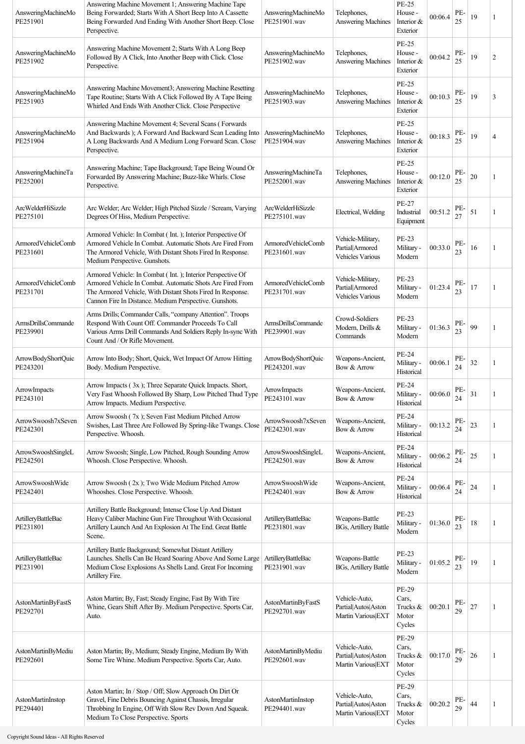| | | | | | | | | |
|---|---|---|---|---|---|---|---|---|
| AnsweringMachineMoPE251901 | Answering Machine Movement 1; Answering Machine Tape Being Forwarded; Starts With A Short Beep Into A Cassette Being Forwarded And Ending With Another Short Beep. Close Perspective. | AnsweringMachineMoPE251901.wav | Telephones, Answering Machines | PE-25 House - Interior & Exterior | 00:06.4 | PE-25 | 19 | 1 |
| AnsweringMachineMoPE251902 | Answering Machine Movement 2; Starts With A Long Beep Followed By A Click, Into Another Beep with Click. Close Perspective. | AnsweringMachineMoPE251902.wav | Telephones, Answering Machines | PE-25 House - Interior & Exterior | 00:04.2 | PE-25 | 19 | 2 |
| AnsweringMachineMoPE251903 | Answering Machine Movement3; Answering Machine Resetting Tape Routine; Starts With A Click Followed By A Tape Being Whirled And Ends With Another Click. Close Perspective | AnsweringMachineMoPE251903.wav | Telephones, Answering Machines | PE-25 House - Interior & Exterior | 00:10.3 | PE-25 | 19 | 3 |
| AnsweringMachineMoPE251904 | Answering Machine Movement 4; Several Scans ( Forwards And Backwards ); A Forward And Backward Scan Leading Into A Long Backwards And A Medium Long Forward Scan. Close Perspective. | AnsweringMachineMoPE251904.wav | Telephones, Answering Machines | PE-25 House - Interior & Exterior | 00:18.3 | PE-25 | 19 | 4 |
| AnsweringMachineTaPE252001 | Answering Machine; Tape Background; Tape Being Wound Or Forwarded By Answering Machine; Buzz-like Whirls. Close Perspective. | AnsweringMachineTaPE252001.wav | Telephones, Answering Machines | PE-25 House - Interior & Exterior | 00:12.0 | PE-25 | 20 | 1 |
| ArcWelderHiSizzlePE275101 | Arc Welder; Arc Welder; High Pitched Sizzle / Scream, Varying Degrees Of Hiss, Medium Perspective. | ArcWelderHiSizzlePE275101.wav | Electrical, Welding | PE-27 Industrial Equipment | 00:51.2 | PE-27 | 51 | 1 |
| ArmoredVehicleCombPE231601 | Armored Vehicle: In Combat ( Int. ); Interior Perspective Of Armored Vehicle In Combat. Automatic Shots Are Fired From The Armored Vehicle, With Distant Shots Fired In Response. Medium Perspective. Gunshots. | ArmoredVehicleCombPE231601.wav | Vehicle-Military, Partial\|Armored Vehicles Various | PE-23 Military - Modern | 00:33.0 | PE-23 | 16 | 1 |
| ArmoredVehicleCombPE231701 | Armored Vehicle: In Combat ( Int. ); Interior Perspective Of Armored Vehicle In Combat. Automatic Shots Are Fired From The Armored Vehicle, With Distant Shots Fired In Response. Cannon Fire In Distance. Medium Perspective. Gunshots. | ArmoredVehicleCombPE231701.wav | Vehicle-Military, Partial\|Armored Vehicles Various | PE-23 Military - Modern | 01:23.4 | PE-23 | 17 | 1 |
| ArmsDrillsCommandePE239901 | Arms Drills; Commander Calls, "company Attention". Troops Respond With Count Off. Commander Proceeds To Call Various Arms Drill Commands And Soldiers Reply In-sync With Count And / Or Rifle Movement. | ArmsDrillsCommandePE239901.wav | Crowd-Soldiers Modern, Drills & Commands | PE-23 Military - Modern | 01:36.3 | PE-23 | 99 | 1 |
| ArrowBodyShortQuicPE243201 | Arrow Into Body; Short, Quick, Wet Impact Of Arrow Hitting Body. Medium Perspective. | ArrowBodyShortQuicPE243201.wav | Weapons-Ancient, Bow & Arrow | PE-24 Military - Historical | 00:06.1 | PE-24 | 32 | 1 |
| ArrowImpactsPE243101 | Arrow Impacts ( 3x ); Three Separate Quick Impacts. Short, Very Fast Whoosh Followed By Sharp, Low Pitched Thud Type Arrow Impacts. Medium Perspective. | ArrowImpactsPE243101.wav | Weapons-Ancient, Bow & Arrow | PE-24 Military - Historical | 00:06.0 | PE-24 | 31 | 1 |
| ArrowSwoosh7xSevenPE242301 | Arrow Swoosh ( 7x ); Seven Fast Medium Pitched Arrow Swishes, Last Three Are Followed By Spring-like Twangs. Close Perspective. Whoosh. | ArrowSwoosh7xSevenPE242301.wav | Weapons-Ancient, Bow & Arrow | PE-24 Military - Historical | 00:13.2 | PE-24 | 23 | 1 |
| ArrowSwooshSingleLPE242501 | Arrow Swoosh; Single, Low Pitched, Rough Sounding Arrow Whoosh. Close Perspective. Whoosh. | ArrowSwooshSingleLPE242501.wav | Weapons-Ancient, Bow & Arrow | PE-24 Military - Historical | 00:06.2 | PE-24 | 25 | 1 |
| ArrowSwooshWidePE242401 | Arrow Swoosh ( 2x ); Two Wide Medium Pitched Arrow Whooshes. Close Perspective. Whoosh. | ArrowSwooshWidePE242401.wav | Weapons-Ancient, Bow & Arrow | PE-24 Military - Historical | 00:06.4 | PE-24 | 24 | 1 |
| ArtilleryBattleBacPE231801 | Artillery Battle Background; Intense Close Up And Distant Heavy Caliber Machine Gun Fire Throughout With Occasional Artillery Launch And An Explosion At The End. Great Battle Scene. | ArtilleryBattleBacPE231801.wav | Weapons-Battle BGs, Artillery Battle | PE-23 Military - Modern | 01:36.0 | PE-23 | 18 | 1 |
| ArtilleryBattleBacPE231901 | Artillery Battle Background; Somewhat Distant Artillery Launches. Shells Can Be Heard Soaring Above And Some Large Medium Close Explosions As Shells Land. Great For Incoming Artillery Fire. | ArtilleryBattleBacPE231901.wav | Weapons-Battle BGs, Artillery Battle | PE-23 Military - Modern | 01:05.2 | PE-23 | 19 | 1 |
| AstonMartinByFastSPE292701 | Aston Martin; By, Fast; Steady Engine, Fast By With Tire Whine, Gears Shift After By. Medium Perspective. Sports Car, Auto. | AstonMartinByFastSPE292701.wav | Vehicle-Auto, Partial\|Autos\|Aston Martin Various\|EXT | PE-29 Cars, Trucks & Motor Cycles | 00:20.1 | PE-29 | 27 | 1 |
| AstonMartinByMediuPE292601 | Aston Martin; By, Medium; Steady Engine, Medium By With Some Tire Whine. Medium Perspective. Sports Car, Auto. | AstonMartinByMediuPE292601.wav | Vehicle-Auto, Partial\|Autos\|Aston Martin Various\|EXT | PE-29 Cars, Trucks & Motor Cycles | 00:17.0 | PE-29 | 26 | 1 |
| AstonMartinInstopPE294401 | Aston Martin; In / Stop / Off; Slow Approach On Dirt Or Gravel, Fine Debris Bouncing Against Chassis, Irregular Throbbing In Engine, Off With Slow Rev Down And Squeak. Medium To Close Perspective. Sports | AstonMartinInstopPE294401.wav | Vehicle-Auto, Partial\|Autos\|Aston Martin Various\|EXT | PE-29 Cars, Trucks & Motor Cycles | 00:20.2 | PE-29 | 44 | 1 |

Copyright Sound Ideas - All Rights Reserved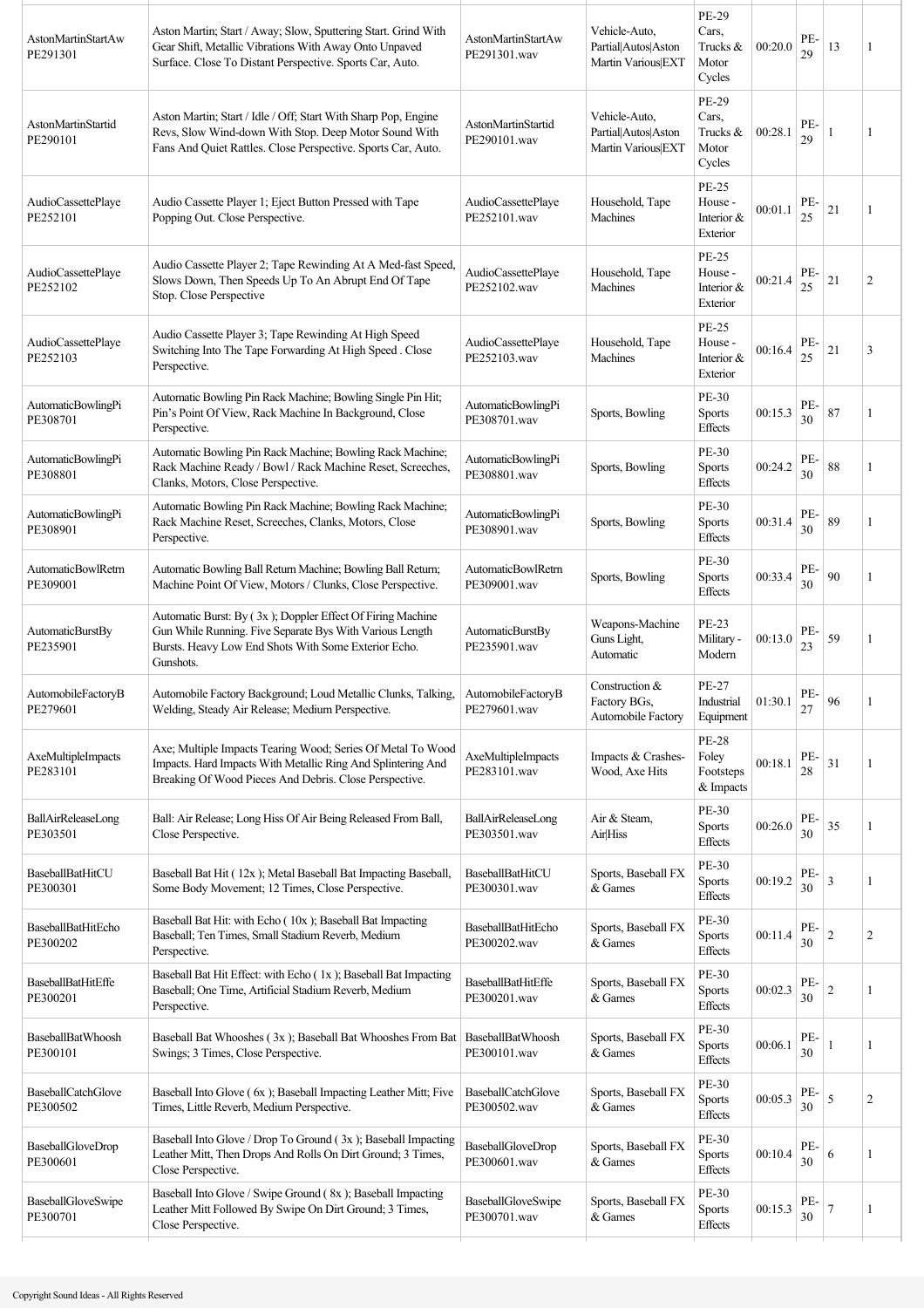| | | | | | | | | |
|---|---|---|---|---|---|---|---|---|
| AstonMartinStartAw PE291301 | Aston Martin; Start / Away; Slow, Sputtering Start. Grind With Gear Shift, Metallic Vibrations With Away Onto Unpaved Surface. Close To Distant Perspective. Sports Car, Auto. | AstonMartinStartAw PE291301.wav | Vehicle-Auto, Partial\|Autos\|Aston Martin Various\|EXT | PE-29 Cars, Trucks & Motor Cycles | 00:20.0 | PE-29 | 13 | 1 |
| AstonMartinStartid PE290101 | Aston Martin; Start / Idle / Off; Start With Sharp Pop, Engine Revs, Slow Wind-down With Stop. Deep Motor Sound With Fans And Quiet Rattles. Close Perspective. Sports Car, Auto. | AstonMartinStartid PE290101.wav | Vehicle-Auto, Partial\|Autos\|Aston Martin Various\|EXT | PE-29 Cars, Trucks & Motor Cycles | 00:28.1 | PE-29 | 1 | 1 |
| AudioCassettePlaye PE252101 | Audio Cassette Player 1; Eject Button Pressed with Tape Popping Out. Close Perspective. | AudioCassettePlaye PE252101.wav | Household, Tape Machines | PE-25 House - Interior & Exterior | 00:01.1 | PE-25 | 21 | 1 |
| AudioCassettePlaye PE252102 | Audio Cassette Player 2; Tape Rewinding At A Med-fast Speed, Slows Down, Then Speeds Up To An Abrupt End Of Tape Stop. Close Perspective | AudioCassettePlaye PE252102.wav | Household, Tape Machines | PE-25 House - Interior & Exterior | 00:21.4 | PE-25 | 21 | 2 |
| AudioCassettePlaye PE252103 | Audio Cassette Player 3; Tape Rewinding At High Speed Switching Into The Tape Forwarding At High Speed . Close Perspective. | AudioCassettePlaye PE252103.wav | Household, Tape Machines | PE-25 House - Interior & Exterior | 00:16.4 | PE-25 | 21 | 3 |
| AutomaticBowlingPi PE308701 | Automatic Bowling Pin Rack Machine; Bowling Single Pin Hit; Pin's Point Of View, Rack Machine In Background, Close Perspective. | AutomaticBowlingPi PE308701.wav | Sports, Bowling | PE-30 Sports Effects | 00:15.3 | PE-30 | 87 | 1 |
| AutomaticBowlingPi PE308801 | Automatic Bowling Pin Rack Machine; Bowling Rack Machine; Rack Machine Ready / Bowl / Rack Machine Reset, Screeches, Clanks, Motors, Close Perspective. | AutomaticBowlingPi PE308801.wav | Sports, Bowling | PE-30 Sports Effects | 00:24.2 | PE-30 | 88 | 1 |
| AutomaticBowlingPi PE308901 | Automatic Bowling Pin Rack Machine; Bowling Rack Machine; Rack Machine Reset, Screeches, Clanks, Motors, Close Perspective. | AutomaticBowlingPi PE308901.wav | Sports, Bowling | PE-30 Sports Effects | 00:31.4 | PE-30 | 89 | 1 |
| AutomaticBowlRetrn PE309001 | Automatic Bowling Ball Return Machine; Bowling Ball Return; Machine Point Of View, Motors / Clunks, Close Perspective. | AutomaticBowlRetrn PE309001.wav | Sports, Bowling | PE-30 Sports Effects | 00:33.4 | PE-30 | 90 | 1 |
| AutomaticBurstBy PE235901 | Automatic Burst: By ( 3x ); Doppler Effect Of Firing Machine Gun While Running. Five Separate Bys With Various Length Bursts. Heavy Low End Shots With Some Exterior Echo. Gunshots. | AutomaticBurstBy PE235901.wav | Weapons-Machine Guns Light, Automatic | PE-23 Military - Modern | 00:13.0 | PE-23 | 59 | 1 |
| AutomobileFactoryB PE279601 | Automobile Factory Background; Loud Metallic Clunks, Talking, Welding, Steady Air Release; Medium Perspective. | AutomobileFactoryB PE279601.wav | Construction & Factory BGs, Automobile Factory | PE-27 Industrial Equipment | 01:30.1 | PE-27 | 96 | 1 |
| AxeMultipleImpacts PE283101 | Axe; Multiple Impacts Tearing Wood; Series Of Metal To Wood Impacts. Hard Impacts With Metallic Ring And Splintering And Breaking Of Wood Pieces And Debris. Close Perspective. | AxeMultipleImpacts PE283101.wav | Impacts & Crashes-Wood, Axe Hits | PE-28 Foley Footsteps & Impacts | 00:18.1 | PE-28 | 31 | 1 |
| BallAirReleaseLong PE303501 | Ball: Air Release; Long Hiss Of Air Being Released From Ball, Close Perspective. | BallAirReleaseLong PE303501.wav | Air & Steam, Air\|Hiss | PE-30 Sports Effects | 00:26.0 | PE-30 | 35 | 1 |
| BaseballBatHitCU PE300301 | Baseball Bat Hit ( 12x ); Metal Baseball Bat Impacting Baseball, Some Body Movement; 12 Times, Close Perspective. | BaseballBatHitCU PE300301.wav | Sports, Baseball FX & Games | PE-30 Sports Effects | 00:19.2 | PE-30 | 3 | 1 |
| BaseballBatHitEcho PE300202 | Baseball Bat Hit: with Echo ( 10x ); Baseball Bat Impacting Baseball; Ten Times, Small Stadium Reverb, Medium Perspective. | BaseballBatHitEcho PE300202.wav | Sports, Baseball FX & Games | PE-30 Sports Effects | 00:11.4 | PE-30 | 2 | 2 |
| BaseballBatHitEffe PE300201 | Baseball Bat Hit Effect: with Echo ( 1x ); Baseball Bat Impacting Baseball; One Time, Artificial Stadium Reverb, Medium Perspective. | BaseballBatHitEffe PE300201.wav | Sports, Baseball FX & Games | PE-30 Sports Effects | 00:02.3 | PE-30 | 2 | 1 |
| BaseballBatWhoosh PE300101 | Baseball Bat Whooshes ( 3x ); Baseball Bat Whooshes From Bat Swings; 3 Times, Close Perspective. | BaseballBatWhoosh PE300101.wav | Sports, Baseball FX & Games | PE-30 Sports Effects | 00:06.1 | PE-30 | 1 | 1 |
| BaseballCatchGlove PE300502 | Baseball Into Glove ( 6x ); Baseball Impacting Leather Mitt; Five Times, Little Reverb, Medium Perspective. | BaseballCatchGlove PE300502.wav | Sports, Baseball FX & Games | PE-30 Sports Effects | 00:05.3 | PE-30 | 5 | 2 |
| BaseballGloveDrop PE300601 | Baseball Into Glove / Drop To Ground ( 3x ); Baseball Impacting Leather Mitt, Then Drops And Rolls On Dirt Ground; 3 Times, Close Perspective. | BaseballGloveDrop PE300601.wav | Sports, Baseball FX & Games | PE-30 Sports Effects | 00:10.4 | PE-30 | 6 | 1 |
| BaseballGloveSwipe PE300701 | Baseball Into Glove / Swipe Ground ( 8x ); Baseball Impacting Leather Mitt Followed By Swipe On Dirt Ground; 3 Times, Close Perspective. | BaseballGloveSwipe PE300701.wav | Sports, Baseball FX & Games | PE-30 Sports Effects | 00:15.3 | PE-30 | 7 | 1 |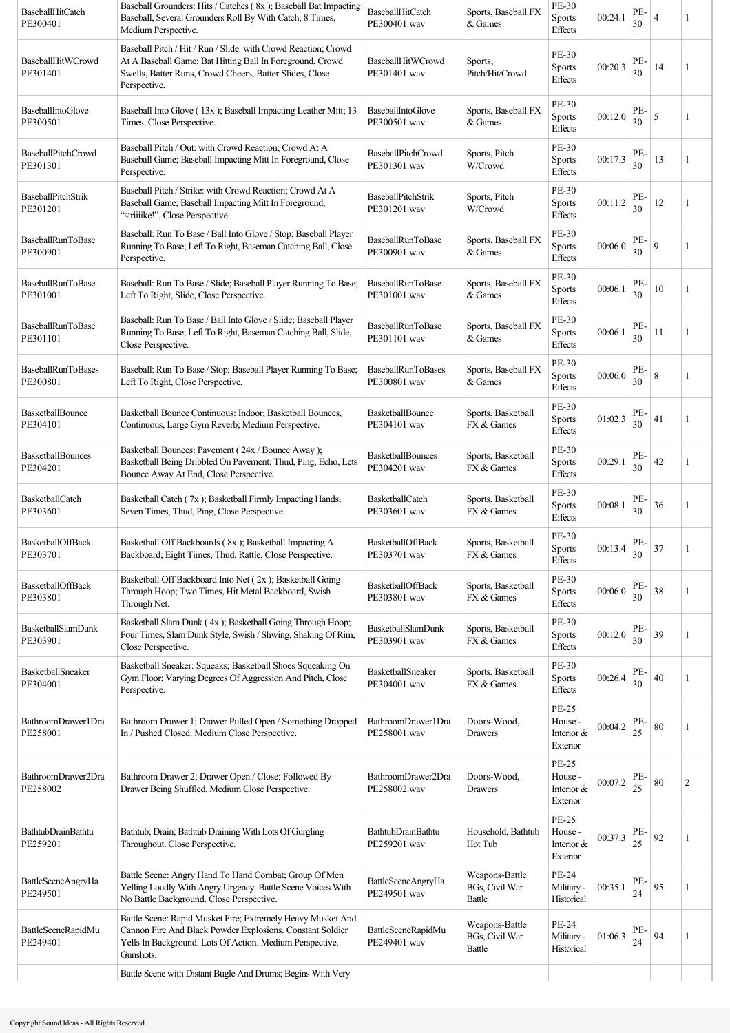| | | | | | | | | |
|---|---|---|---|---|---|---|---|---|
| BaseballHitCatch PE300401 | Baseball Grounders: Hits / Catches ( 8x ); Baseball Bat Impacting Baseball, Several Grounders Roll By With Catch; 8 Times, Medium Perspective. | BaseballHitCatch PE300401.wav | Sports, Baseball FX & Games | PE-30 Sports Effects | 00:24.1 | PE-30 | 4 | 1 |
| BaseballHitWCrowd PE301401 | Baseball Pitch / Hit / Run / Slide: with Crowd Reaction; Crowd At A Baseball Game; Bat Hitting Ball In Foreground, Crowd Swells, Batter Runs, Crowd Cheers, Batter Slides, Close Perspective. | BaseballHitWCrowd PE301401.wav | Sports, Pitch/Hit/Crowd | PE-30 Sports Effects | 00:20.3 | PE-30 | 14 | 1 |
| BaseballIntoGlove PE300501 | Baseball Into Glove ( 13x ); Baseball Impacting Leather Mitt; 13 Times, Close Perspective. | BaseballIntoGlove PE300501.wav | Sports, Baseball FX & Games | PE-30 Sports Effects | 00:12.0 | PE-30 | 5 | 1 |
| BaseballPitchCrowd PE301301 | Baseball Pitch / Out: with Crowd Reaction; Crowd At A Baseball Game; Baseball Impacting Mitt In Foreground, Close Perspective. | BaseballPitchCrowd PE301301.wav | Sports, Pitch W/Crowd | PE-30 Sports Effects | 00:17.3 | PE-30 | 13 | 1 |
| BaseballPitchStrik PE301201 | Baseball Pitch / Strike: with Crowd Reaction; Crowd At A Baseball Game; Baseball Impacting Mitt In Foreground, "striiiike!", Close Perspective. | BaseballPitchStrik PE301201.wav | Sports, Pitch W/Crowd | PE-30 Sports Effects | 00:11.2 | PE-30 | 12 | 1 |
| BaseballRunToBase PE300901 | Baseball: Run To Base / Ball Into Glove / Stop; Baseball Player Running To Base; Left To Right, Baseman Catching Ball, Close Perspective. | BaseballRunToBase PE300901.wav | Sports, Baseball FX & Games | PE-30 Sports Effects | 00:06.0 | PE-30 | 9 | 1 |
| BaseballRunToBase PE301001 | Baseball: Run To Base / Slide; Baseball Player Running To Base; Left To Right, Slide, Close Perspective. | BaseballRunToBase PE301001.wav | Sports, Baseball FX & Games | PE-30 Sports Effects | 00:06.1 | PE-30 | 10 | 1 |
| BaseballRunToBase PE301101 | Baseball: Run To Base / Ball Into Glove / Slide; Baseball Player Running To Base; Left To Right, Baseman Catching Ball, Slide, Close Perspective. | BaseballRunToBase PE301101.wav | Sports, Baseball FX & Games | PE-30 Sports Effects | 00:06.1 | PE-30 | 11 | 1 |
| BaseballRunToBases PE300801 | Baseball: Run To Base / Stop; Baseball Player Running To Base; Left To Right, Close Perspective. | BaseballRunToBases PE300801.wav | Sports, Baseball FX & Games | PE-30 Sports Effects | 00:06.0 | PE-30 | 8 | 1 |
| BasketballBounce PE304101 | Basketball Bounce Continuous: Indoor; Basketball Bounces, Continuous, Large Gym Reverb; Medium Perspective. | BasketballBounce PE304101.wav | Sports, Basketball FX & Games | PE-30 Sports Effects | 01:02.3 | PE-30 | 41 | 1 |
| BasketballBounces PE304201 | Basketball Bounces: Pavement ( 24x / Bounce Away ); Basketball Being Dribbled On Pavement; Thud, Ping, Echo, Lets Bounce Away At End, Close Perspective. | BasketballBounces PE304201.wav | Sports, Basketball FX & Games | PE-30 Sports Effects | 00:29.1 | PE-30 | 42 | 1 |
| BasketballCatch PE303601 | Basketball Catch ( 7x ); Basketball Firmly Impacting Hands; Seven Times, Thud, Ping, Close Perspective. | BasketballCatch PE303601.wav | Sports, Basketball FX & Games | PE-30 Sports Effects | 00:08.1 | PE-30 | 36 | 1 |
| BasketballOffBack PE303701 | Basketball Off Backboards ( 8x ); Basketball Impacting A Backboard; Eight Times, Thud, Rattle, Close Perspective. | BasketballOffBack PE303701.wav | Sports, Basketball FX & Games | PE-30 Sports Effects | 00:13.4 | PE-30 | 37 | 1 |
| BasketballOffBack PE303801 | Basketball Off Backboard Into Net ( 2x ); Basketball Going Through Hoop; Two Times, Hit Metal Backboard, Swish Through Net. | BasketballOffBack PE303801.wav | Sports, Basketball FX & Games | PE-30 Sports Effects | 00:06.0 | PE-30 | 38 | 1 |
| BasketballSlamDunk PE303901 | Basketball Slam Dunk ( 4x ); Basketball Going Through Hoop; Four Times, Slam Dunk Style, Swish / Shwing, Shaking Of Rim, Close Perspective. | BasketballSlamDunk PE303901.wav | Sports, Basketball FX & Games | PE-30 Sports Effects | 00:12.0 | PE-30 | 39 | 1 |
| BasketballSneaker PE304001 | Basketball Sneaker: Squeaks; Basketball Shoes Squeaking On Gym Floor; Varying Degrees Of Aggression And Pitch, Close Perspective. | BasketballSneaker PE304001.wav | Sports, Basketball FX & Games | PE-30 Sports Effects | 00:26.4 | PE-30 | 40 | 1 |
| BathroomDrawer1Dra PE258001 | Bathroom Drawer 1; Drawer Pulled Open / Something Dropped In / Pushed Closed. Medium Close Perspective. | BathroomDrawer1Dra PE258001.wav | Doors-Wood, Drawers | PE-25 House - Interior & Exterior | 00:04.2 | PE-25 | 80 | 1 |
| BathroomDrawer2Dra PE258002 | Bathroom Drawer 2; Drawer Open / Close; Followed By Drawer Being Shuffled. Medium Close Perspective. | BathroomDrawer2Dra PE258002.wav | Doors-Wood, Drawers | PE-25 House - Interior & Exterior | 00:07.2 | PE-25 | 80 | 2 |
| BathtubDrainBathtu PE259201 | Bathtub; Drain; Bathtub Draining With Lots Of Gurgling Throughout. Close Perspective. | BathtubDrainBathtu PE259201.wav | Household, Bathtub Hot Tub | PE-25 House - Interior & Exterior | 00:37.3 | PE-25 | 92 | 1 |
| BattleSceneAngryHa PE249501 | Battle Scene: Angry Hand To Hand Combat; Group Of Men Yelling Loudly With Angry Urgency. Battle Scene Voices With No Battle Background. Close Perspective. | BattleSceneAngryHa PE249501.wav | Weapons-Battle BGs, Civil War Battle | PE-24 Military - Historical | 00:35.1 | PE-24 | 95 | 1 |
| BattleSceneRapidMu PE249401 | Battle Scene: Rapid Musket Fire; Extremely Heavy Musket And Cannon Fire And Black Powder Explosions. Constant Soldier Yells In Background. Lots Of Action. Medium Perspective. Gunshots. | BattleSceneRapidMu PE249401.wav | Weapons-Battle BGs, Civil War Battle | PE-24 Military - Historical | 01:06.3 | PE-24 | 94 | 1 |
| | Battle Scene with Distant Bugle And Drums; Begins With Very | | | | | | | |

Copyright Sound Ideas - All Rights Reserved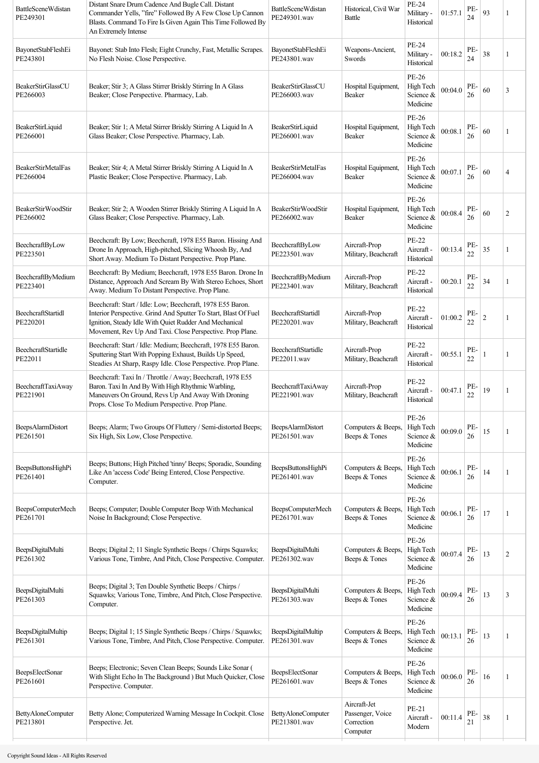| BattleSceneWdistan PE249301 | Distant Snare Drum Cadence And Bugle Call. Distant Commander Yells, "fire" Followed By A Few Close Up Cannon Blasts. Command To Fire Is Given Again This Time Followed By An Extremely Intense | BattleSceneWdistan PE249301.wav | Historical, Civil War Battle | PE-24 Military - Historical | 01:57.1 | PE-24 | 93 | 1 |
|---|---|---|---|---|---|---|---|---|
| BayonetStabFleshEi PE243801 | Bayonet: Stab Into Flesh; Eight Crunchy, Fast, Metallic Scrapes. No Flesh Noise. Close Perspective. | BayonetStabFleshEi PE243801.wav | Weapons-Ancient, Swords | PE-24 Military - Historical | 00:18.2 | PE-24 | 38 | 1 |
| BeakerStirGlassCU PE266003 | Beaker; Stir 3; A Glass Stirrer Briskly Stirring In A Glass Beaker; Close Perspective. Pharmacy, Lab. | BeakerStirGlassCU PE266003.wav | Hospital Equipment, Beaker | PE-26 High Tech Science & Medicine | 00:04.0 | PE-26 | 60 | 3 |
| BeakerStirLiquid PE266001 | Beaker; Stir 1; A Metal Stirrer Briskly Stirring A Liquid In A Glass Beaker; Close Perspective. Pharmacy, Lab. | BeakerStirLiquid PE266001.wav | Hospital Equipment, Beaker | PE-26 High Tech Science & Medicine | 00:08.1 | PE-26 | 60 | 1 |
| BeakerStirMetalFas PE266004 | Beaker; Stir 4; A Metal Stirrer Briskly Stirring A Liquid In A Plastic Beaker; Close Perspective. Pharmacy, Lab. | BeakerStirMetalFas PE266004.wav | Hospital Equipment, Beaker | PE-26 High Tech Science & Medicine | 00:07.1 | PE-26 | 60 | 4 |
| BeakerStirWoodStir PE266002 | Beaker; Stir 2; A Wooden Stirrer Briskly Stirring A Liquid In A Glass Beaker; Close Perspective. Pharmacy, Lab. | BeakerStirWoodStir PE266002.wav | Hospital Equipment, Beaker | PE-26 High Tech Science & Medicine | 00:08.4 | PE-26 | 60 | 2 |
| BeechcraftByLow PE223501 | Beechcraft: By Low; Beechcraft, 1978 E55 Baron. Hissing And Drone In Approach, High-pitched, Slicing Whoosh By, And Short Away. Medium To Distant Perspective. Prop Plane. | BeechcraftByLow PE223501.wav | Aircraft-Prop Military, Beachcraft | PE-22 Aircraft - Historical | 00:13.4 | PE-22 | 35 | 1 |
| BeechcraftByMedium PE223401 | Beechcraft: By Medium; Beechcraft, 1978 E55 Baron. Drone In Distance, Approach And Scream By With Stereo Echoes, Short Away. Medium To Distant Perspective. Prop Plane. | BeechcraftByMedium PE223401.wav | Aircraft-Prop Military, Beachcraft | PE-22 Aircraft - Historical | 00:20.1 | PE-22 | 34 | 1 |
| BeechcraftStartidl PE220201 | Beechcraft: Start / Idle: Low; Beechcraft, 1978 E55 Baron. Interior Perspective. Grind And Sputter To Start, Blast Of Fuel Ignition, Steady Idle With Quiet Rudder And Mechanical Movement, Rev Up And Taxi. Close Perspective. Prop Plane. | BeechcraftStartidl PE220201.wav | Aircraft-Prop Military, Beachcraft | PE-22 Aircraft - Historical | 01:00.2 | PE-22 | 2 | 1 |
| BeechcraftStartidle PE22011 | Beechcraft: Start / Idle: Medium; Beechcraft, 1978 E55 Baron. Sputtering Start With Popping Exhaust, Builds Up Speed, Steadies At Sharp, Raspy Idle. Close Perspective. Prop Plane. | BeechcraftStartidle PE22011.wav | Aircraft-Prop Military, Beachcraft | PE-22 Aircraft - Historical | 00:55.1 | PE-22 | 1 | 1 |
| BeechcraftTaxiAway PE221901 | Beechcraft: Taxi In / Throttle / Away; Beechcraft, 1978 E55 Baron. Taxi In And By With High Rhythmic Warbling, Maneuvers On Ground, Revs Up And Away With Droning Props. Close To Medium Perspective. Prop Plane. | BeechcraftTaxiAway PE221901.wav | Aircraft-Prop Military, Beachcraft | PE-22 Aircraft - Historical | 00:47.1 | PE-22 | 19 | 1 |
| BeepsAlarmDistort PE261501 | Beeps; Alarm; Two Groups Of Fluttery / Semi-distorted Beeps; Six High, Six Low, Close Perspective. | BeepsAlarmDistort PE261501.wav | Computers & Beeps, Beeps & Tones | PE-26 High Tech Science & Medicine | 00:09.0 | PE-26 | 15 | 1 |
| BeepsButtonsHighPi PE261401 | Beeps; Buttons; High Pitched 'tinny' Beeps; Sporadic, Sounding Like An 'access Code' Being Entered, Close Perspective. Computer. | BeepsButtonsHighPi PE261401.wav | Computers & Beeps, Beeps & Tones | PE-26 High Tech Science & Medicine | 00:06.1 | PE-26 | 14 | 1 |
| BeepsComputerMech PE261701 | Beeps; Computer; Double Computer Beep With Mechanical Noise In Background; Close Perspective. | BeepsComputerMech PE261701.wav | Computers & Beeps, Beeps & Tones | PE-26 High Tech Science & Medicine | 00:06.1 | PE-26 | 17 | 1 |
| BeepsDigitalMulti PE261302 | Beeps; Digital 2; 11 Single Synthetic Beeps / Chirps Squawks; Various Tone, Timbre, And Pitch, Close Perspective. Computer. | BeepsDigitalMulti PE261302.wav | Computers & Beeps, Beeps & Tones | PE-26 High Tech Science & Medicine | 00:07.4 | PE-26 | 13 | 2 |
| BeepsDigitalMulti PE261303 | Beeps; Digital 3; Ten Double Synthetic Beeps / Chirps / Squawks; Various Tone, Timbre, And Pitch, Close Perspective. Computer. | BeepsDigitalMulti PE261303.wav | Computers & Beeps, Beeps & Tones | PE-26 High Tech Science & Medicine | 00:09.4 | PE-26 | 13 | 3 |
| BeepsDigitalMultip PE261301 | Beeps; Digital 1; 15 Single Synthetic Beeps / Chirps / Squawks; Various Tone, Timbre, And Pitch, Close Perspective. Computer. | BeepsDigitalMultip PE261301.wav | Computers & Beeps, Beeps & Tones | PE-26 High Tech Science & Medicine | 00:13.1 | PE-26 | 13 | 1 |
| BeepsElectSonar PE261601 | Beeps; Electronic; Seven Clean Beeps; Sounds Like Sonar ( With Slight Echo In The Background ) But Much Quicker, Close Perspective. Computer. | BeepsElectSonar PE261601.wav | Computers & Beeps, Beeps & Tones | PE-26 High Tech Science & Medicine | 00:06.0 | PE-26 | 16 | 1 |
| BettyAloneComputer PE213801 | Betty Alone; Computerized Warning Message In Cockpit. Close Perspective. Jet. | BettyAloneComputer PE213801.wav | Aircraft-Jet Passenger, Voice Correction Computer | PE-21 Aircraft - Modern | 00:11.4 | PE-21 | 38 | 1 |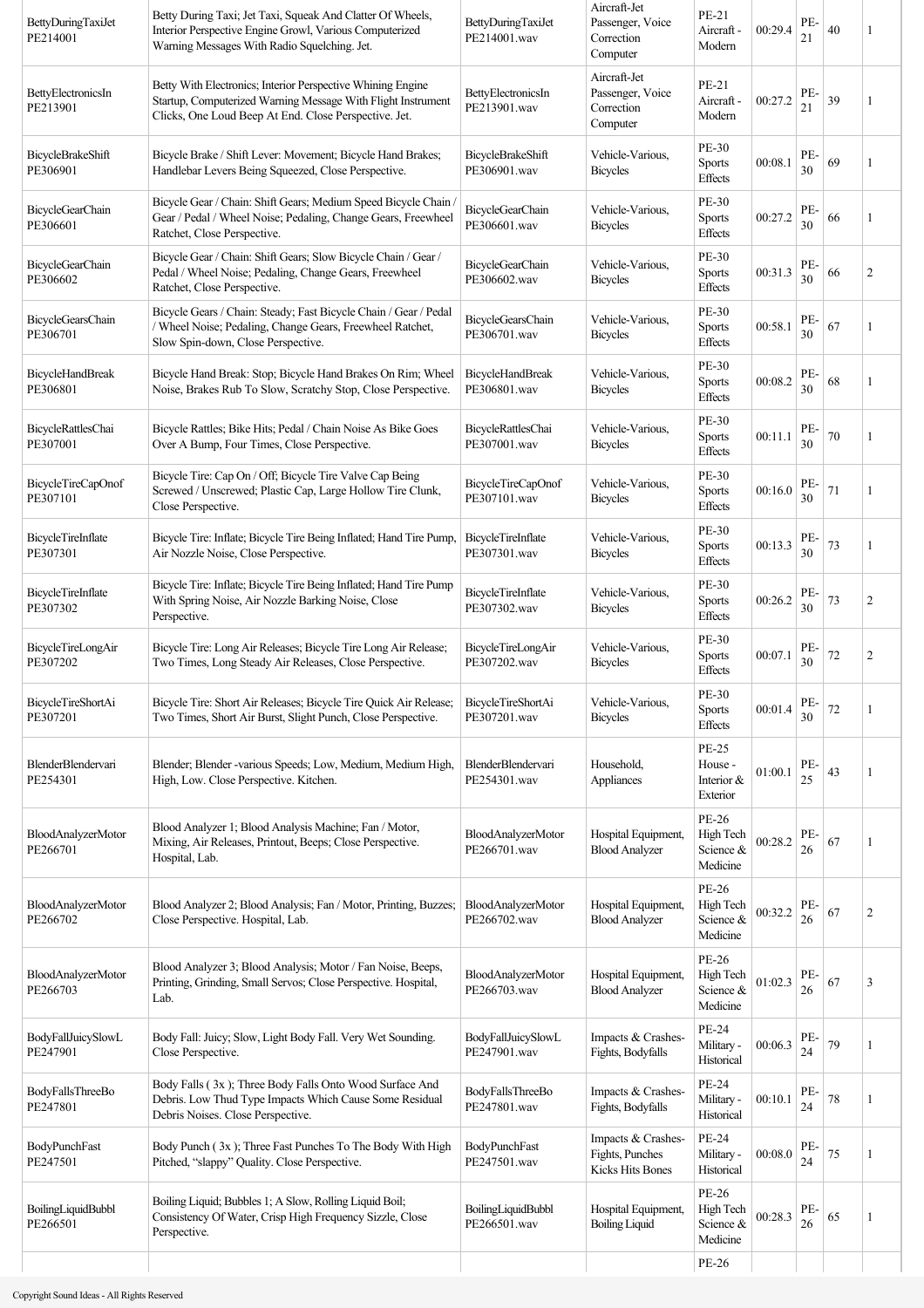| | | | | | | | | |
|---|---|---|---|---|---|---|---|---|
| BettyDuringTaxiJet PE214001 | Betty During Taxi; Jet Taxi, Squeak And Clatter Of Wheels, Interior Perspective Engine Growl, Various Computerized Warning Messages With Radio Squelching. Jet. | BettyDuringTaxiJet PE214001.wav | Aircraft-Jet Passenger, Voice Correction Computer | PE-21 Aircraft - Modern | 00:29.4 | PE-21 | 40 | 1 |
| BettyElectronicsIn PE213901 | Betty With Electronics; Interior Perspective Whining Engine Startup, Computerized Warning Message With Flight Instrument Clicks, One Loud Beep At End. Close Perspective. Jet. | BettyElectronicsIn PE213901.wav | Aircraft-Jet Passenger, Voice Correction Computer | PE-21 Aircraft - Modern | 00:27.2 | PE-21 | 39 | 1 |
| BicycleBrakeShift PE306901 | Bicycle Brake / Shift Lever: Movement; Bicycle Hand Brakes; Handlebar Levers Being Squeezed, Close Perspective. | BicycleBrakeShift PE306901.wav | Vehicle-Various, Bicycles | PE-30 Sports Effects | 00:08.1 | PE-30 | 69 | 1 |
| BicycleGearChain PE306601 | Bicycle Gear / Chain: Shift Gears; Medium Speed Bicycle Chain / Gear / Pedal / Wheel Noise; Pedaling, Change Gears, Freewheel Ratchet, Close Perspective. | BicycleGearChain PE306601.wav | Vehicle-Various, Bicycles | PE-30 Sports Effects | 00:27.2 | PE-30 | 66 | 1 |
| BicycleGearChain PE306602 | Bicycle Gear / Chain: Shift Gears; Slow Bicycle Chain / Gear / Pedal / Wheel Noise; Pedaling, Change Gears, Freewheel Ratchet, Close Perspective. | BicycleGearChain PE306602.wav | Vehicle-Various, Bicycles | PE-30 Sports Effects | 00:31.3 | PE-30 | 66 | 2 |
| BicycleGearsChain PE306701 | Bicycle Gears / Chain: Steady; Fast Bicycle Chain / Gear / Pedal / Wheel Noise; Pedaling, Change Gears, Freewheel Ratchet, Slow Spin-down, Close Perspective. | BicycleGearsChain PE306701.wav | Vehicle-Various, Bicycles | PE-30 Sports Effects | 00:58.1 | PE-30 | 67 | 1 |
| BicycleHandBreak PE306801 | Bicycle Hand Break: Stop; Bicycle Hand Brakes On Rim; Wheel Noise, Brakes Rub To Slow, Scratchy Stop, Close Perspective. | BicycleHandBreak PE306801.wav | Vehicle-Various, Bicycles | PE-30 Sports Effects | 00:08.2 | PE-30 | 68 | 1 |
| BicycleRattlesChai PE307001 | Bicycle Rattles; Bike Hits; Pedal / Chain Noise As Bike Goes Over A Bump, Four Times, Close Perspective. | BicycleRattlesChai PE307001.wav | Vehicle-Various, Bicycles | PE-30 Sports Effects | 00:11.1 | PE-30 | 70 | 1 |
| BicycleTireCapOnof PE307101 | Bicycle Tire: Cap On / Off; Bicycle Tire Valve Cap Being Screwed / Unscrewed; Plastic Cap, Large Hollow Tire Clunk, Close Perspective. | BicycleTireCapOnof PE307101.wav | Vehicle-Various, Bicycles | PE-30 Sports Effects | 00:16.0 | PE-30 | 71 | 1 |
| BicycleTireInflate PE307301 | Bicycle Tire: Inflate; Bicycle Tire Being Inflated; Hand Tire Pump, Air Nozzle Noise, Close Perspective. | BicycleTireInflate PE307301.wav | Vehicle-Various, Bicycles | PE-30 Sports Effects | 00:13.3 | PE-30 | 73 | 1 |
| BicycleTireInflate PE307302 | Bicycle Tire: Inflate; Bicycle Tire Being Inflated; Hand Tire Pump With Spring Noise, Air Nozzle Barking Noise, Close Perspective. | BicycleTireInflate PE307302.wav | Vehicle-Various, Bicycles | PE-30 Sports Effects | 00:26.2 | PE-30 | 73 | 2 |
| BicycleTireLongAir PE307202 | Bicycle Tire: Long Air Releases; Bicycle Tire Long Air Release; Two Times, Long Steady Air Releases, Close Perspective. | BicycleTireLongAir PE307202.wav | Vehicle-Various, Bicycles | PE-30 Sports Effects | 00:07.1 | PE-30 | 72 | 2 |
| BicycleTireShortAi PE307201 | Bicycle Tire: Short Air Releases; Bicycle Tire Quick Air Release; Two Times, Short Air Burst, Slight Punch, Close Perspective. | BicycleTireShortAi PE307201.wav | Vehicle-Various, Bicycles | PE-30 Sports Effects | 00:01.4 | PE-30 | 72 | 1 |
| BlenderBlendervari PE254301 | Blender; Blender -various Speeds; Low, Medium, Medium High, High, Low. Close Perspective. Kitchen. | BlenderBlendervari PE254301.wav | Household, Appliances | PE-25 House - Interior & Exterior | 01:00.1 | PE-25 | 43 | 1 |
| BloodAnalyzerMotor PE266701 | Blood Analyzer 1; Blood Analysis Machine; Fan / Motor, Mixing, Air Releases, Printout, Beeps; Close Perspective. Hospital, Lab. | BloodAnalyzerMotor PE266701.wav | Hospital Equipment, Blood Analyzer | PE-26 High Tech Science & Medicine | 00:28.2 | PE-26 | 67 | 1 |
| BloodAnalyzerMotor PE266702 | Blood Analyzer 2; Blood Analysis; Fan / Motor, Printing, Buzzes; Close Perspective. Hospital, Lab. | BloodAnalyzerMotor PE266702.wav | Hospital Equipment, Blood Analyzer | PE-26 High Tech Science & Medicine | 00:32.2 | PE-26 | 67 | 2 |
| BloodAnalyzerMotor PE266703 | Blood Analyzer 3; Blood Analysis; Motor / Fan Noise, Beeps, Printing, Grinding, Small Servos; Close Perspective. Hospital, Lab. | BloodAnalyzerMotor PE266703.wav | Hospital Equipment, Blood Analyzer | PE-26 High Tech Science & Medicine | 01:02.3 | PE-26 | 67 | 3 |
| BodyFallJuicySlowL PE247901 | Body Fall: Juicy; Slow, Light Body Fall. Very Wet Sounding. Close Perspective. | BodyFallJuicySlowL PE247901.wav | Impacts & Crashes-Fights, Bodyfalls | PE-24 Military - Historical | 00:06.3 | PE-24 | 79 | 1 |
| BodyFallsThreeBo PE247801 | Body Falls ( 3x ); Three Body Falls Onto Wood Surface And Debris. Low Thud Type Impacts Which Cause Some Residual Debris Noises. Close Perspective. | BodyFallsThreeBo PE247801.wav | Impacts & Crashes-Fights, Bodyfalls | PE-24 Military - Historical | 00:10.1 | PE-24 | 78 | 1 |
| BodyPunchFast PE247501 | Body Punch ( 3x ); Three Fast Punches To The Body With High Pitched, "slappy" Quality. Close Perspective. | BodyPunchFast PE247501.wav | Impacts & Crashes-Fights, Punches Kicks Hits Bones | PE-24 Military - Historical | 00:08.0 | PE-24 | 75 | 1 |
| BoilingLiquidBubbl PE266501 | Boiling Liquid; Bubbles 1; A Slow, Rolling Liquid Boil; Consistency Of Water, Crisp High Frequency Sizzle, Close Perspective. | BoilingLiquidBubbl PE266501.wav | Hospital Equipment, Boiling Liquid | PE-26 High Tech Science & Medicine | 00:28.3 | PE-26 | 65 | 1 |
| | | | | PE-26 | | | | |

Copyright Sound Ideas - All Rights Reserved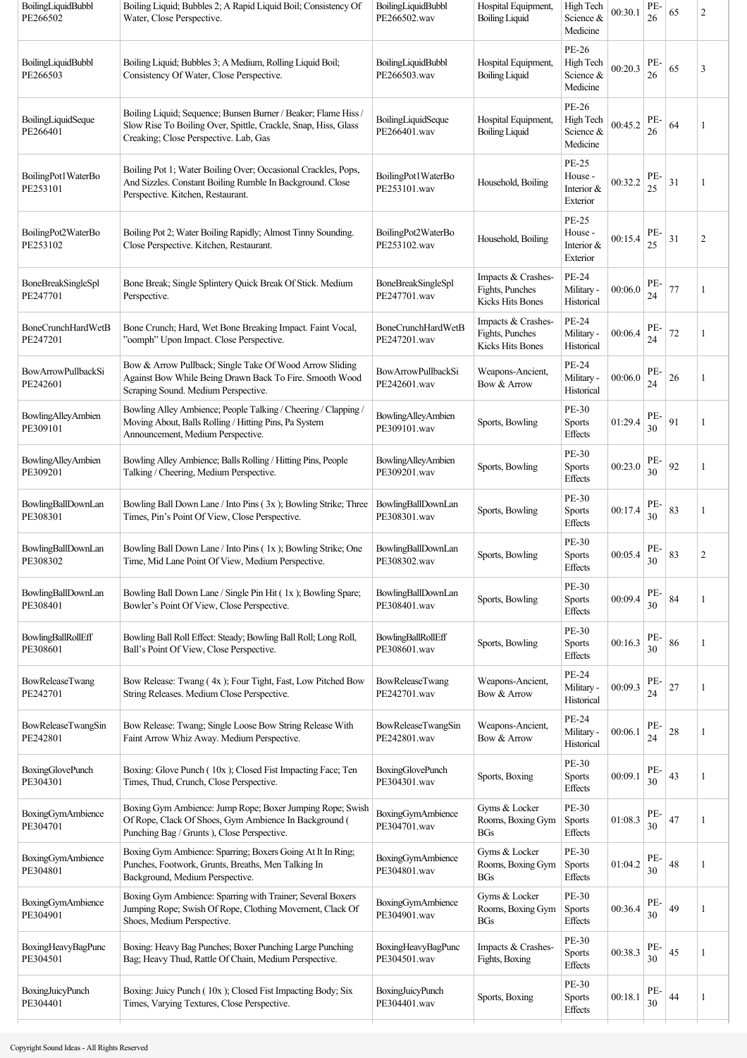| | | | | | | | | |
|---|---|---|---|---|---|---|---|---|
| BoilingLiquidBubbl PE266502 | Boiling Liquid; Bubbles 2; A Rapid Liquid Boil; Consistency Of Water, Close Perspective. | BoilingLiquidBubbl PE266502.wav | Hospital Equipment, Boiling Liquid | High Tech Science & Medicine | 00:30.1 | PE-26 | 65 | 2 |
| BoilingLiquidBubbl PE266503 | Boiling Liquid; Bubbles 3; A Medium, Rolling Liquid Boil; Consistency Of Water, Close Perspective. | BoilingLiquidBubbl PE266503.wav | Hospital Equipment, Boiling Liquid | PE-26 High Tech Science & Medicine | 00:20.3 | PE-26 | 65 | 3 |
| BoilingLiquidSeque PE266401 | Boiling Liquid; Sequence; Bunsen Burner / Beaker; Flame Hiss / Slow Rise To Boiling Over, Spittle, Crackle, Snap, Hiss, Glass Creaking; Close Perspective. Lab, Gas | BoilingLiquidSeque PE266401.wav | Hospital Equipment, Boiling Liquid | PE-26 High Tech Science & Medicine | 00:45.2 | PE-26 | 64 | 1 |
| BoilingPot1WaterBo PE253101 | Boiling Pot 1; Water Boiling Over; Occasional Crackles, Pops, And Sizzles. Constant Boiling Rumble In Background. Close Perspective. Kitchen, Restaurant. | BoilingPot1WaterBo PE253101.wav | Household, Boiling | PE-25 House - Interior & Exterior | 00:32.2 | PE-25 | 31 | 1 |
| BoilingPot2WaterBo PE253102 | Boiling Pot 2; Water Boiling Rapidly; Almost Tinny Sounding. Close Perspective. Kitchen, Restaurant. | BoilingPot2WaterBo PE253102.wav | Household, Boiling | PE-25 House - Interior & Exterior | 00:15.4 | PE-25 | 31 | 2 |
| BoneBreakSingleSpl PE247701 | Bone Break; Single Splintery Quick Break Of Stick. Medium Perspective. | BoneBreakSingleSpl PE247701.wav | Impacts & Crashes-Fights, Punches Kicks Hits Bones | PE-24 Military - Historical | 00:06.0 | PE-24 | 77 | 1 |
| BoneCrunchHardWetB PE247201 | Bone Crunch; Hard, Wet Bone Breaking Impact. Faint Vocal, "oomph" Upon Impact. Close Perspective. | BoneCrunchHardWetB PE247201.wav | Impacts & Crashes-Fights, Punches Kicks Hits Bones | PE-24 Military - Historical | 00:06.4 | PE-24 | 72 | 1 |
| BowArrowPullbackSi PE242601 | Bow & Arrow Pullback; Single Take Of Wood Arrow Sliding Against Bow While Being Drawn Back To Fire. Smooth Wood Scraping Sound. Medium Perspective. | BowArrowPullbackSi PE242601.wav | Weapons-Ancient, Bow & Arrow | PE-24 Military - Historical | 00:06.0 | PE-24 | 26 | 1 |
| BowlingAlleyAmbien PE309101 | Bowling Alley Ambience; People Talking / Cheering / Clapping / Moving About, Balls Rolling / Hitting Pins, Pa System Announcement, Medium Perspective. | BowlingAlleyAmbien PE309101.wav | Sports, Bowling | PE-30 Sports Effects | 01:29.4 | PE-30 | 91 | 1 |
| BowlingAlleyAmbien PE309201 | Bowling Alley Ambience; Balls Rolling / Hitting Pins, People Talking / Cheering, Medium Perspective. | BowlingAlleyAmbien PE309201.wav | Sports, Bowling | PE-30 Sports Effects | 00:23.0 | PE-30 | 92 | 1 |
| BowlingBallDownLan PE308301 | Bowling Ball Down Lane / Into Pins ( 3x ); Bowling Strike; Three Times, Pin's Point Of View, Close Perspective. | BowlingBallDownLan PE308301.wav | Sports, Bowling | PE-30 Sports Effects | 00:17.4 | PE-30 | 83 | 1 |
| BowlingBallDownLan PE308302 | Bowling Ball Down Lane / Into Pins ( 1x ); Bowling Strike; One Time, Mid Lane Point Of View, Medium Perspective. | BowlingBallDownLan PE308302.wav | Sports, Bowling | PE-30 Sports Effects | 00:05.4 | PE-30 | 83 | 2 |
| BowlingBallDownLan PE308401 | Bowling Ball Down Lane / Single Pin Hit ( 1x ); Bowling Spare; Bowler's Point Of View, Close Perspective. | BowlingBallDownLan PE308401.wav | Sports, Bowling | PE-30 Sports Effects | 00:09.4 | PE-30 | 84 | 1 |
| BowlingBallRollEff PE308601 | Bowling Ball Roll Effect: Steady; Bowling Ball Roll; Long Roll, Ball's Point Of View, Close Perspective. | BowlingBallRollEff PE308601.wav | Sports, Bowling | PE-30 Sports Effects | 00:16.3 | PE-30 | 86 | 1 |
| BowReleaseTwang PE242701 | Bow Release: Twang ( 4x ); Four Tight, Fast, Low Pitched Bow String Releases. Medium Close Perspective. | BowReleaseTwang PE242701.wav | Weapons-Ancient, Bow & Arrow | PE-24 Military - Historical | 00:09.3 | PE-24 | 27 | 1 |
| BowReleaseTwangSin PE242801 | Bow Release: Twang; Single Loose Bow String Release With Faint Arrow Whiz Away. Medium Perspective. | BowReleaseTwangSin PE242801.wav | Weapons-Ancient, Bow & Arrow | PE-24 Military - Historical | 00:06.1 | PE-24 | 28 | 1 |
| BoxingGlovePunch PE304301 | Boxing: Glove Punch ( 10x ); Closed Fist Impacting Face; Ten Times, Thud, Crunch, Close Perspective. | BoxingGlovePunch PE304301.wav | Sports, Boxing | PE-30 Sports Effects | 00:09.1 | PE-30 | 43 | 1 |
| BoxingGymAmbience PE304701 | Boxing Gym Ambience: Jump Rope; Boxer Jumping Rope; Swish Of Rope, Clack Of Shoes, Gym Ambience In Background ( Punching Bag / Grunts ), Close Perspective. | BoxingGymAmbience PE304701.wav | Gyms & Locker Rooms, Boxing Gym BGs | PE-30 Sports Effects | 01:08.3 | PE-30 | 47 | 1 |
| BoxingGymAmbience PE304801 | Boxing Gym Ambience: Sparring; Boxers Going At It In Ring; Punches, Footwork, Grunts, Breaths, Men Talking In Background, Medium Perspective. | BoxingGymAmbience PE304801.wav | Gyms & Locker Rooms, Boxing Gym BGs | PE-30 Sports Effects | 01:04.2 | PE-30 | 48 | 1 |
| BoxingGymAmbience PE304901 | Boxing Gym Ambience: Sparring with Trainer; Several Boxers Jumping Rope; Swish Of Rope, Clothing Movement, Clack Of Shoes, Medium Perspective. | BoxingGymAmbience PE304901.wav | Gyms & Locker Rooms, Boxing Gym BGs | PE-30 Sports Effects | 00:36.4 | PE-30 | 49 | 1 |
| BoxingHeavyBagPunc PE304501 | Boxing: Heavy Bag Punches; Boxer Punching Large Punching Bag; Heavy Thud, Rattle Of Chain, Medium Perspective. | BoxingHeavyBagPunc PE304501.wav | Impacts & Crashes-Fights, Boxing | PE-30 Sports Effects | 00:38.3 | PE-30 | 45 | 1 |
| BoxingJuicyPunch PE304401 | Boxing: Juicy Punch ( 10x ); Closed Fist Impacting Body; Six Times, Varying Textures, Close Perspective. | BoxingJuicyPunch PE304401.wav | Sports, Boxing | PE-30 Sports Effects | 00:18.1 | PE-30 | 44 | 1 |

Copyright Sound Ideas - All Rights Reserved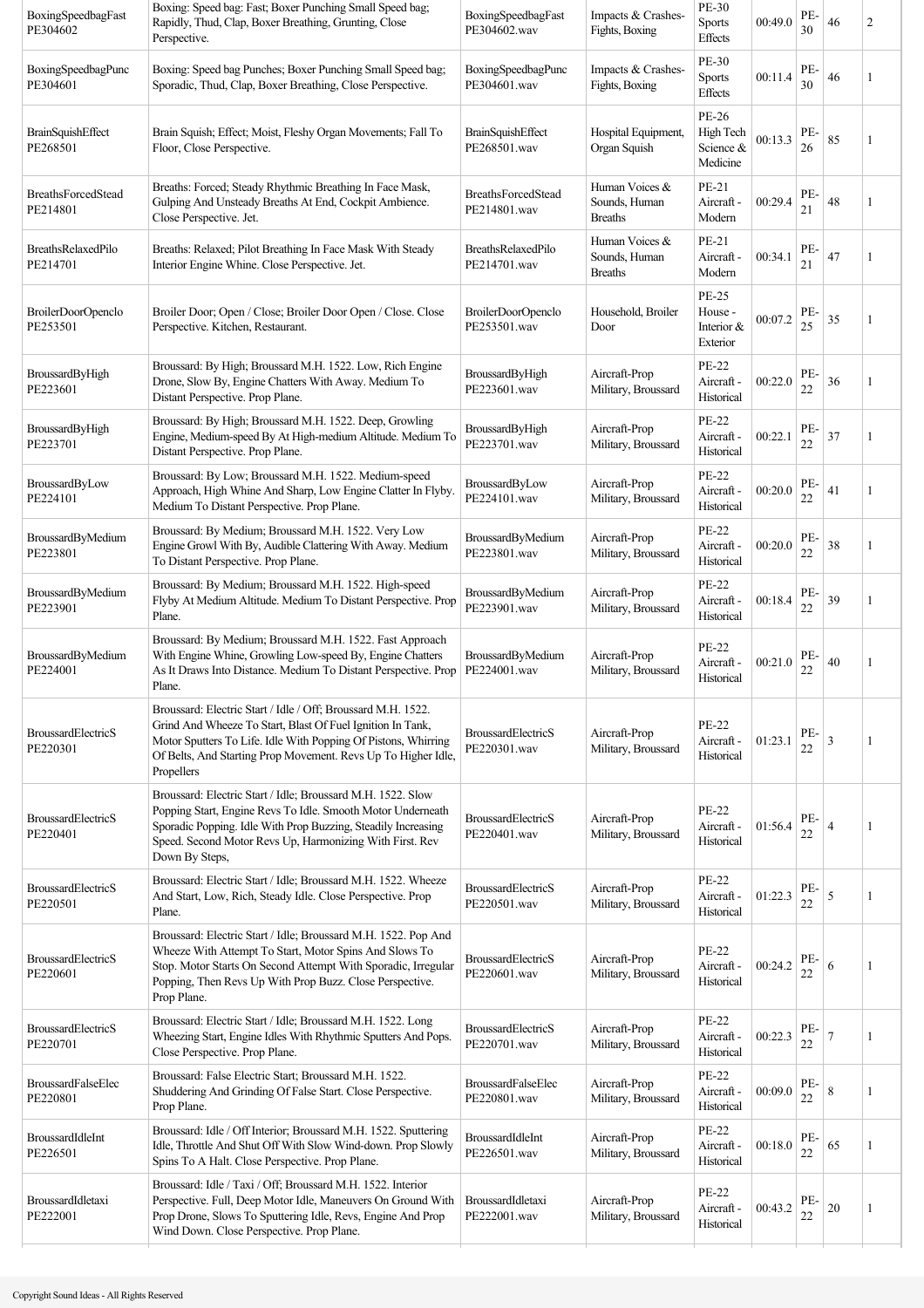| BoxingSpeedbagFast PE304602 | Boxing: Speed bag: Fast; Boxer Punching Small Speed bag; Rapidly, Thud, Clap, Boxer Breathing, Grunting, Close Perspective. | BoxingSpeedbagFast PE304602.wav | Impacts & Crashes-Fights, Boxing | PE-30 Sports Effects | 00:49.0 | PE-30 | 46 | 2 |
|---|---|---|---|---|---|---|---|---|
| BoxingSpeedbagPunc PE304601 | Boxing: Speed bag Punches; Boxer Punching Small Speed bag; Sporadic, Thud, Clap, Boxer Breathing, Close Perspective. | BoxingSpeedbagPunc PE304601.wav | Impacts & Crashes-Fights, Boxing | PE-30 Sports Effects | 00:11.4 | PE-30 | 46 | 1 |
| BrainSquishEffect PE268501 | Brain Squish; Effect; Moist, Fleshy Organ Movements; Fall To Floor, Close Perspective. | BrainSquishEffect PE268501.wav | Hospital Equipment, Organ Squish | PE-26 High Tech Science & Medicine | 00:13.3 | PE-26 | 85 | 1 |
| BreathsForcedStead PE214801 | Breaths: Forced; Steady Rhythmic Breathing In Face Mask, Gulping And Unsteady Breaths At End, Cockpit Ambience. Close Perspective. Jet. | BreathsForcedStead PE214801.wav | Human Voices & Sounds, Human Breaths | PE-21 Aircraft - Modern | 00:29.4 | PE-21 | 48 | 1 |
| BreathsRelaxedPilo PE214701 | Breaths: Relaxed; Pilot Breathing In Face Mask With Steady Interior Engine Whine. Close Perspective. Jet. | BreathsRelaxedPilo PE214701.wav | Human Voices & Sounds, Human Breaths | PE-21 Aircraft - Modern | 00:34.1 | PE-21 | 47 | 1 |
| BroilerDoorOpenclo PE253501 | Broiler Door; Open / Close; Broiler Door Open / Close. Close Perspective. Kitchen, Restaurant. | BroilerDoorOpenclo PE253501.wav | Household, Broiler Door | PE-25 House - Interior & Exterior | 00:07.2 | PE-25 | 35 | 1 |
| BroussardByHigh PE223601 | Broussard: By High; Broussard M.H. 1522. Low, Rich Engine Drone, Slow By, Engine Chatters With Away. Medium To Distant Perspective. Prop Plane. | BroussardByHigh PE223601.wav | Aircraft-Prop Military, Broussard | PE-22 Aircraft - Historical | 00:22.0 | PE-22 | 36 | 1 |
| BroussardByHigh PE223701 | Broussard: By High; Broussard M.H. 1522. Deep, Growling Engine, Medium-speed By At High-medium Altitude. Medium To Distant Perspective. Prop Plane. | BroussardByHigh PE223701.wav | Aircraft-Prop Military, Broussard | PE-22 Aircraft - Historical | 00:22.1 | PE-22 | 37 | 1 |
| BroussardByLow PE224101 | Broussard: By Low; Broussard M.H. 1522. Medium-speed Approach, High Whine And Sharp, Low Engine Clatter In Flyby. Medium To Distant Perspective. Prop Plane. | BroussardByLow PE224101.wav | Aircraft-Prop Military, Broussard | PE-22 Aircraft - Historical | 00:20.0 | PE-22 | 41 | 1 |
| BroussardByMedium PE223801 | Broussard: By Medium; Broussard M.H. 1522. Very Low Engine Growl With By, Audible Clattering With Away. Medium To Distant Perspective. Prop Plane. | BroussardByMedium PE223801.wav | Aircraft-Prop Military, Broussard | PE-22 Aircraft - Historical | 00:20.0 | PE-22 | 38 | 1 |
| BroussardByMedium PE223901 | Broussard: By Medium; Broussard M.H. 1522. High-speed Flyby At Medium Altitude. Medium To Distant Perspective. Prop Plane. | BroussardByMedium PE223901.wav | Aircraft-Prop Military, Broussard | PE-22 Aircraft - Historical | 00:18.4 | PE-22 | 39 | 1 |
| BroussardByMedium PE224001 | Broussard: By Medium; Broussard M.H. 1522. Fast Approach With Engine Whine, Growling Low-speed By, Engine Chatters As It Draws Into Distance. Medium To Distant Perspective. Prop Plane. | BroussardByMedium PE224001.wav | Aircraft-Prop Military, Broussard | PE-22 Aircraft - Historical | 00:21.0 | PE-22 | 40 | 1 |
| BroussardElectricS PE220301 | Broussard: Electric Start / Idle / Off; Broussard M.H. 1522. Grind And Wheeze To Start, Blast Of Fuel Ignition In Tank, Motor Sputters To Life. Idle With Popping Of Pistons, Whirring Of Belts, And Starting Prop Movement. Revs Up To Higher Idle, Propellers | BroussardElectricS PE220301.wav | Aircraft-Prop Military, Broussard | PE-22 Aircraft - Historical | 01:23.1 | PE-22 | 3 | 1 |
| BroussardElectricS PE220401 | Broussard: Electric Start / Idle; Broussard M.H. 1522. Slow Popping Start, Engine Revs To Idle. Smooth Motor Underneath Sporadic Popping. Idle With Prop Buzzing, Steadily Increasing Speed. Second Motor Revs Up, Harmonizing With First. Rev Down By Steps, | BroussardElectricS PE220401.wav | Aircraft-Prop Military, Broussard | PE-22 Aircraft - Historical | 01:56.4 | PE-22 | 4 | 1 |
| BroussardElectricS PE220501 | Broussard: Electric Start / Idle; Broussard M.H. 1522. Wheeze And Start, Low, Rich, Steady Idle. Close Perspective. Prop Plane. | BroussardElectricS PE220501.wav | Aircraft-Prop Military, Broussard | PE-22 Aircraft - Historical | 01:22.3 | PE-22 | 5 | 1 |
| BroussardElectricS PE220601 | Broussard: Electric Start / Idle; Broussard M.H. 1522. Pop And Wheeze With Attempt To Start, Motor Spins And Slows To Stop. Motor Starts On Second Attempt With Sporadic, Irregular Popping, Then Revs Up With Prop Buzz. Close Perspective. Prop Plane. | BroussardElectricS PE220601.wav | Aircraft-Prop Military, Broussard | PE-22 Aircraft - Historical | 00:24.2 | PE-22 | 6 | 1 |
| BroussardElectricS PE220701 | Broussard: Electric Start / Idle; Broussard M.H. 1522. Long Wheezing Start, Engine Idles With Rhythmic Sputters And Pops. Close Perspective. Prop Plane. | BroussardElectricS PE220701.wav | Aircraft-Prop Military, Broussard | PE-22 Aircraft - Historical | 00:22.3 | PE-22 | 7 | 1 |
| BroussardFalseElec PE220801 | Broussard: False Electric Start; Broussard M.H. 1522. Shuddering And Grinding Of False Start. Close Perspective. Prop Plane. | BroussardFalseElec PE220801.wav | Aircraft-Prop Military, Broussard | PE-22 Aircraft - Historical | 00:09.0 | PE-22 | 8 | 1 |
| BroussardIdleInt PE226501 | Broussard: Idle / Off Interior; Broussard M.H. 1522. Sputtering Idle, Throttle And Shut Off With Slow Wind-down. Prop Slowly Spins To A Halt. Close Perspective. Prop Plane. | BroussardIdleInt PE226501.wav | Aircraft-Prop Military, Broussard | PE-22 Aircraft - Historical | 00:18.0 | PE-22 | 65 | 1 |
| BroussardIdletaxi PE222001 | Broussard: Idle / Taxi / Off; Broussard M.H. 1522. Interior Perspective. Full, Deep Motor Idle, Maneuvers On Ground With Prop Drone, Slows To Sputtering Idle, Revs, Engine And Prop Wind Down. Close Perspective. Prop Plane. | BroussardIdletaxi PE222001.wav | Aircraft-Prop Military, Broussard | PE-22 Aircraft - Historical | 00:43.2 | PE-22 | 20 | 1 |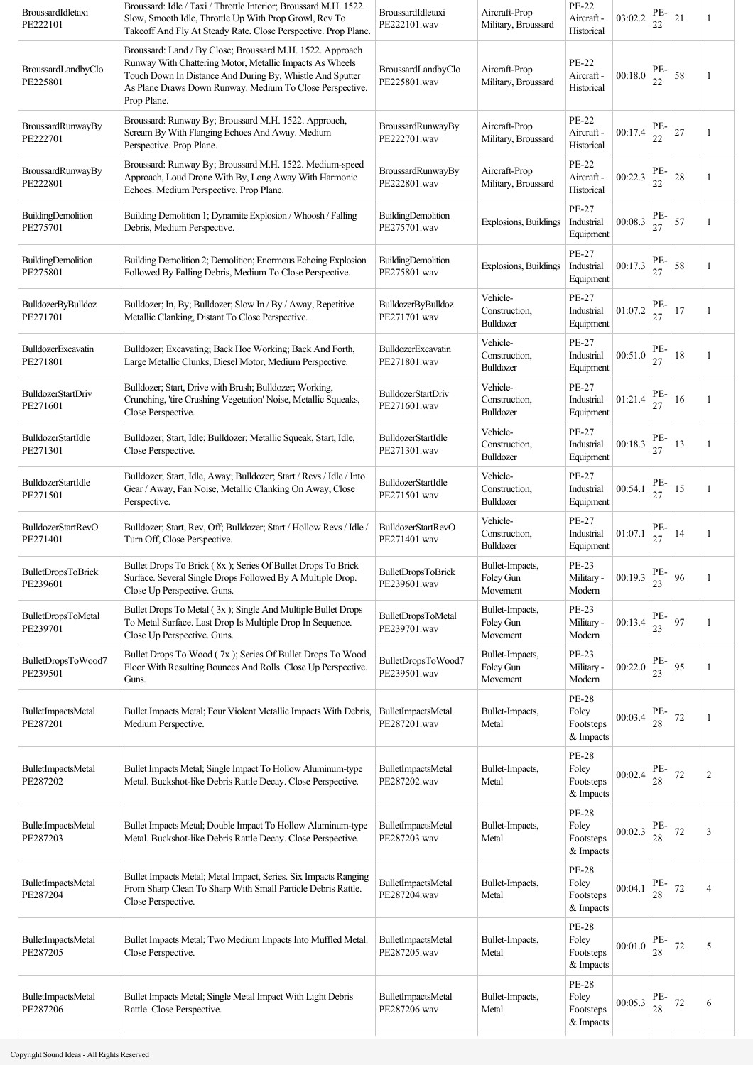| | | | | | | | | |
|---|---|---|---|---|---|---|---|---|
| BroussardIdletaxi PE222101 | Broussard: Idle / Taxi / Throttle Interior; Broussard M.H. 1522. Slow, Smooth Idle, Throttle Up With Prop Growl, Rev To Takeoff And Fly At Steady Rate. Close Perspective. Prop Plane. | BroussardIdletaxi PE222101.wav | Aircraft-Prop Military, Broussard | PE-22 Aircraft - Historical | 03:02.2 | PE-22 | 21 | 1 |
| BroussardLandbyClo PE225801 | Broussard: Land / By Close; Broussard M.H. 1522. Approach Runway With Chattering Motor, Metallic Impacts As Wheels Touch Down In Distance And During By, Whistle And Sputter As Plane Draws Down Runway. Medium To Close Perspective. Prop Plane. | BroussardLandbyClo PE225801.wav | Aircraft-Prop Military, Broussard | PE-22 Aircraft - Historical | 00:18.0 | PE-22 | 58 | 1 |
| BroussardRunwayBy PE222701 | Broussard: Runway By; Broussard M.H. 1522. Approach, Scream By With Flanging Echoes And Away. Medium Perspective. Prop Plane. | BroussardRunwayBy PE222701.wav | Aircraft-Prop Military, Broussard | PE-22 Aircraft - Historical | 00:17.4 | PE-22 | 27 | 1 |
| BroussardRunwayBy PE222801 | Broussard: Runway By; Broussard M.H. 1522. Medium-speed Approach, Loud Drone With By, Long Away With Harmonic Echoes. Medium Perspective. Prop Plane. | BroussardRunwayBy PE222801.wav | Aircraft-Prop Military, Broussard | PE-22 Aircraft - Historical | 00:22.3 | PE-22 | 28 | 1 |
| BuildingDemolition PE275701 | Building Demolition 1; Dynamite Explosion / Whoosh / Falling Debris, Medium Perspective. | BuildingDemolition PE275701.wav | Explosions, Buildings | PE-27 Industrial Equipment | 00:08.3 | PE-27 | 57 | 1 |
| BuildingDemolition PE275801 | Building Demolition 2; Demolition; Enormous Echoing Explosion Followed By Falling Debris, Medium To Close Perspective. | BuildingDemolition PE275801.wav | Explosions, Buildings | PE-27 Industrial Equipment | 00:17.3 | PE-27 | 58 | 1 |
| BulldozerByBulldoz PE271701 | Bulldozer; In, By; Bulldozer; Slow In / By / Away, Repetitive Metallic Clanking, Distant To Close Perspective. | BulldozerByBulldoz PE271701.wav | Vehicle-Construction, Bulldozer | PE-27 Industrial Equipment | 01:07.2 | PE-27 | 17 | 1 |
| BulldozerExcavatin PE271801 | Bulldozer; Excavating; Back Hoe Working; Back And Forth, Large Metallic Clunks, Diesel Motor, Medium Perspective. | BulldozerExcavatin PE271801.wav | Vehicle-Construction, Bulldozer | PE-27 Industrial Equipment | 00:51.0 | PE-27 | 18 | 1 |
| BulldozerStartDriv PE271601 | Bulldozer; Start, Drive with Brush; Bulldozer; Working, Crunching, 'tire Crushing Vegetation' Noise, Metallic Squeaks, Close Perspective. | BulldozerStartDriv PE271601.wav | Vehicle-Construction, Bulldozer | PE-27 Industrial Equipment | 01:21.4 | PE-27 | 16 | 1 |
| BulldozerStartIdle PE271301 | Bulldozer; Start, Idle; Bulldozer; Metallic Squeak, Start, Idle, Close Perspective. | BulldozerStartIdle PE271301.wav | Vehicle-Construction, Bulldozer | PE-27 Industrial Equipment | 00:18.3 | PE-27 | 13 | 1 |
| BulldozerStartIdle PE271501 | Bulldozer; Start, Idle, Away; Bulldozer; Start / Revs / Idle / Into Gear / Away, Fan Noise, Metallic Clanking On Away, Close Perspective. | BulldozerStartIdle PE271501.wav | Vehicle-Construction, Bulldozer | PE-27 Industrial Equipment | 00:54.1 | PE-27 | 15 | 1 |
| BulldozerStartRevO PE271401 | Bulldozer; Start, Rev, Off; Bulldozer; Start / Hollow Revs / Idle / Turn Off, Close Perspective. | BulldozerStartRevO PE271401.wav | Vehicle-Construction, Bulldozer | PE-27 Industrial Equipment | 01:07.1 | PE-27 | 14 | 1 |
| BulletDropsToBrick PE239601 | Bullet Drops To Brick ( 8x ); Series Of Bullet Drops To Brick Surface. Several Single Drops Followed By A Multiple Drop. Close Up Perspective. Guns. | BulletDropsToBrick PE239601.wav | Bullet-Impacts, Foley Gun Movement | PE-23 Military - Modern | 00:19.3 | PE-23 | 96 | 1 |
| BulletDropsToMetal PE239701 | Bullet Drops To Metal ( 3x ); Single And Multiple Bullet Drops To Metal Surface. Last Drop Is Multiple Drop In Sequence. Close Up Perspective. Guns. | BulletDropsToMetal PE239701.wav | Bullet-Impacts, Foley Gun Movement | PE-23 Military - Modern | 00:13.4 | PE-23 | 97 | 1 |
| BulletDropsToWood7 PE239501 | Bullet Drops To Wood ( 7x ); Series Of Bullet Drops To Wood Floor With Resulting Bounces And Rolls. Close Up Perspective. Guns. | BulletDropsToWood7 PE239501.wav | Bullet-Impacts, Foley Gun Movement | PE-23 Military - Modern | 00:22.0 | PE-23 | 95 | 1 |
| BulletImpactsMetal PE287201 | Bullet Impacts Metal; Four Violent Metallic Impacts With Debris, Medium Perspective. | BulletImpactsMetal PE287201.wav | Bullet-Impacts, Metal | PE-28 Foley Footsteps & Impacts | 00:03.4 | PE-28 | 72 | 1 |
| BulletImpactsMetal PE287202 | Bullet Impacts Metal; Single Impact To Hollow Aluminum-type Metal. Buckshot-like Debris Rattle Decay. Close Perspective. | BulletImpactsMetal PE287202.wav | Bullet-Impacts, Metal | PE-28 Foley Footsteps & Impacts | 00:02.4 | PE-28 | 72 | 2 |
| BulletImpactsMetal PE287203 | Bullet Impacts Metal; Double Impact To Hollow Aluminum-type Metal. Buckshot-like Debris Rattle Decay. Close Perspective. | BulletImpactsMetal PE287203.wav | Bullet-Impacts, Metal | PE-28 Foley Footsteps & Impacts | 00:02.3 | PE-28 | 72 | 3 |
| BulletImpactsMetal PE287204 | Bullet Impacts Metal; Metal Impact, Series. Six Impacts Ranging From Sharp Clean To Sharp With Small Particle Debris Rattle. Close Perspective. | BulletImpactsMetal PE287204.wav | Bullet-Impacts, Metal | PE-28 Foley Footsteps & Impacts | 00:04.1 | PE-28 | 72 | 4 |
| BulletImpactsMetal PE287205 | Bullet Impacts Metal; Two Medium Impacts Into Muffled Metal. Close Perspective. | BulletImpactsMetal PE287205.wav | Bullet-Impacts, Metal | PE-28 Foley Footsteps & Impacts | 00:01.0 | PE-28 | 72 | 5 |
| BulletImpactsMetal PE287206 | Bullet Impacts Metal; Single Metal Impact With Light Debris Rattle. Close Perspective. | BulletImpactsMetal PE287206.wav | Bullet-Impacts, Metal | PE-28 Foley Footsteps & Impacts | 00:05.3 | PE-28 | 72 | 6 |

Copyright Sound Ideas - All Rights Reserved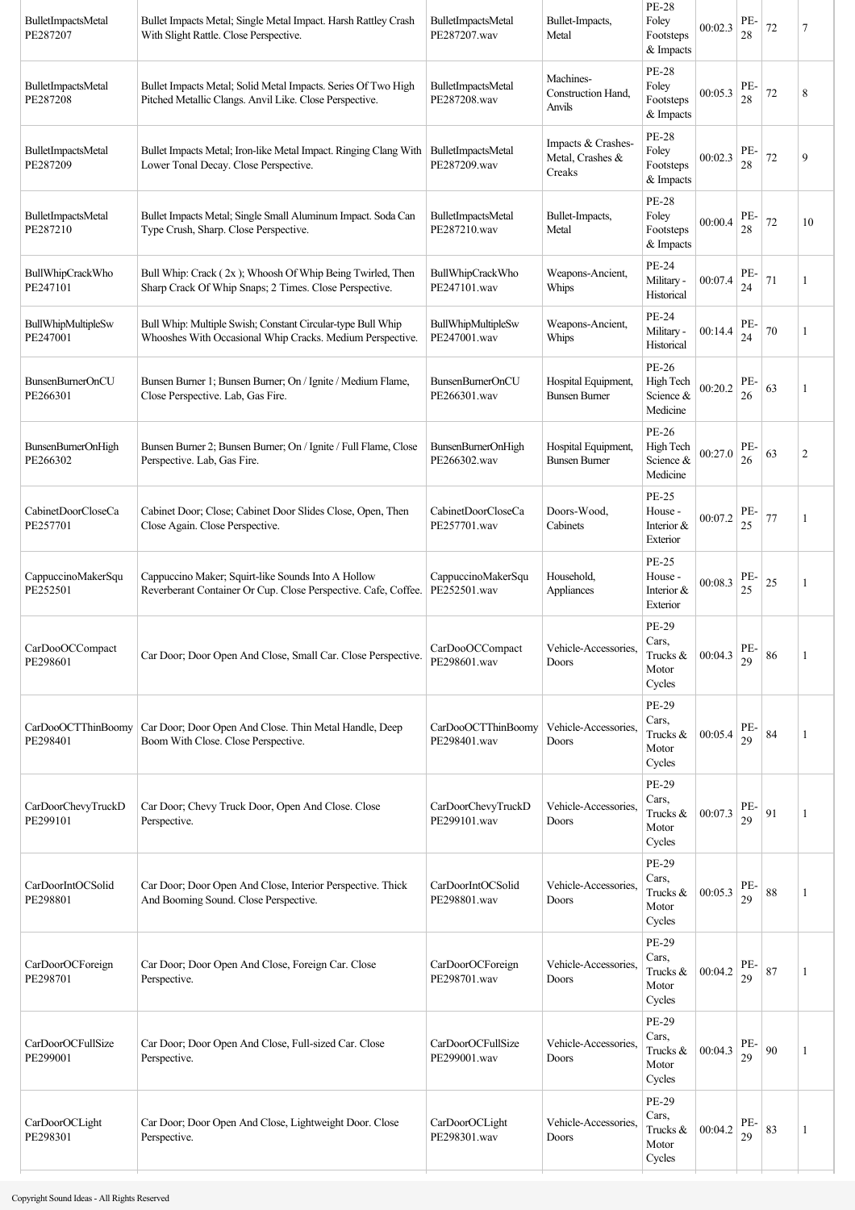| BulletImpactsMetal PE287207 | Bullet Impacts Metal; Single Metal Impact. Harsh Rattley Crash With Slight Rattle. Close Perspective. | BulletImpactsMetal PE287207.wav | Bullet-Impacts, Metal | PE-28 Foley Footsteps & Impacts | 00:02.3 | PE-28 | 72 | 7 |
|---|---|---|---|---|---|---|---|---|
| BulletImpactsMetal PE287208 | Bullet Impacts Metal; Solid Metal Impacts. Series Of Two High Pitched Metallic Clangs. Anvil Like. Close Perspective. | BulletImpactsMetal PE287208.wav | Machines-Construction Hand, Anvils | PE-28 Foley Footsteps & Impacts | 00:05.3 | PE-28 | 72 | 8 |
| BulletImpactsMetal PE287209 | Bullet Impacts Metal; Iron-like Metal Impact. Ringing Clang With Lower Tonal Decay. Close Perspective. | BulletImpactsMetal PE287209.wav | Impacts & Crashes-Metal, Crashes & Creaks | PE-28 Foley Footsteps & Impacts | 00:02.3 | PE-28 | 72 | 9 |
| BulletImpactsMetal PE287210 | Bullet Impacts Metal; Single Small Aluminum Impact. Soda Can Type Crush, Sharp. Close Perspective. | BulletImpactsMetal PE287210.wav | Bullet-Impacts, Metal | PE-28 Foley Footsteps & Impacts | 00:00.4 | PE-28 | 72 | 10 |
| BullWhipCrackWho PE247101 | Bull Whip: Crack ( 2x ); Whoosh Of Whip Being Twirled, Then Sharp Crack Of Whip Snaps; 2 Times. Close Perspective. | BullWhipCrackWho PE247101.wav | Weapons-Ancient, Whips | PE-24 Military - Historical | 00:07.4 | PE-24 | 71 | 1 |
| BullWhipMultipleSw PE247001 | Bull Whip: Multiple Swish; Constant Circular-type Bull Whip Whooshes With Occasional Whip Cracks. Medium Perspective. | BullWhipMultipleSw PE247001.wav | Weapons-Ancient, Whips | PE-24 Military - Historical | 00:14.4 | PE-24 | 70 | 1 |
| BunsenBurnerOnCU PE266301 | Bunsen Burner 1; Bunsen Burner; On / Ignite / Medium Flame, Close Perspective. Lab, Gas Fire. | BunsenBurnerOnCU PE266301.wav | Hospital Equipment, Bunsen Burner | PE-26 High Tech Science & Medicine | 00:20.2 | PE-26 | 63 | 1 |
| BunsenBurnerOnHigh PE266302 | Bunsen Burner 2; Bunsen Burner; On / Ignite / Full Flame, Close Perspective. Lab, Gas Fire. | BunsenBurnerOnHigh PE266302.wav | Hospital Equipment, Bunsen Burner | PE-26 High Tech Science & Medicine | 00:27.0 | PE-26 | 63 | 2 |
| CabinetDoorCloseCa PE257701 | Cabinet Door; Close; Cabinet Door Slides Close, Open, Then Close Again. Close Perspective. | CabinetDoorCloseCa PE257701.wav | Doors-Wood, Cabinets | PE-25 House - Interior & Exterior | 00:07.2 | PE-25 | 77 | 1 |
| CappuccinoMakerSqu PE252501 | Cappuccino Maker; Squirt-like Sounds Into A Hollow Reverberant Container Or Cup. Close Perspective. Cafe, Coffee. | CappuccinoMakerSqu PE252501.wav | Household, Appliances | PE-25 House - Interior & Exterior | 00:08.3 | PE-25 | 25 | 1 |
| CarDooOCCompact PE298601 | Car Door; Door Open And Close, Small Car. Close Perspective. | CarDooOCCompact PE298601.wav | Vehicle-Accessories, Doors | PE-29 Cars, Trucks & Motor Cycles | 00:04.3 | PE-29 | 86 | 1 |
| CarDooOCTThinBoomy PE298401 | Car Door; Door Open And Close. Thin Metal Handle, Deep Boom With Close. Close Perspective. | CarDooOCTThinBoomy PE298401.wav | Vehicle-Accessories, Doors | PE-29 Cars, Trucks & Motor Cycles | 00:05.4 | PE-29 | 84 | 1 |
| CarDoorChevyTruckD PE299101 | Car Door; Chevy Truck Door, Open And Close. Close Perspective. | CarDoorChevyTruckD PE299101.wav | Vehicle-Accessories, Doors | PE-29 Cars, Trucks & Motor Cycles | 00:07.3 | PE-29 | 91 | 1 |
| CarDoorIntOCSolid PE298801 | Car Door; Door Open And Close, Interior Perspective. Thick And Booming Sound. Close Perspective. | CarDoorIntOCSolid PE298801.wav | Vehicle-Accessories, Doors | PE-29 Cars, Trucks & Motor Cycles | 00:05.3 | PE-29 | 88 | 1 |
| CarDoorOCForeign PE298701 | Car Door; Door Open And Close, Foreign Car. Close Perspective. | CarDoorOCForeign PE298701.wav | Vehicle-Accessories, Doors | PE-29 Cars, Trucks & Motor Cycles | 00:04.2 | PE-29 | 87 | 1 |
| CarDoorOCFullSize PE299001 | Car Door; Door Open And Close, Full-sized Car. Close Perspective. | CarDoorOCFullSize PE299001.wav | Vehicle-Accessories, Doors | PE-29 Cars, Trucks & Motor Cycles | 00:04.3 | PE-29 | 90 | 1 |
| CarDoorOCLight PE298301 | Car Door; Door Open And Close, Lightweight Door. Close Perspective. | CarDoorOCLight PE298301.wav | Vehicle-Accessories, Doors | PE-29 Cars, Trucks & Motor Cycles | 00:04.2 | PE-29 | 83 | 1 |

Copyright Sound Ideas - All Rights Reserved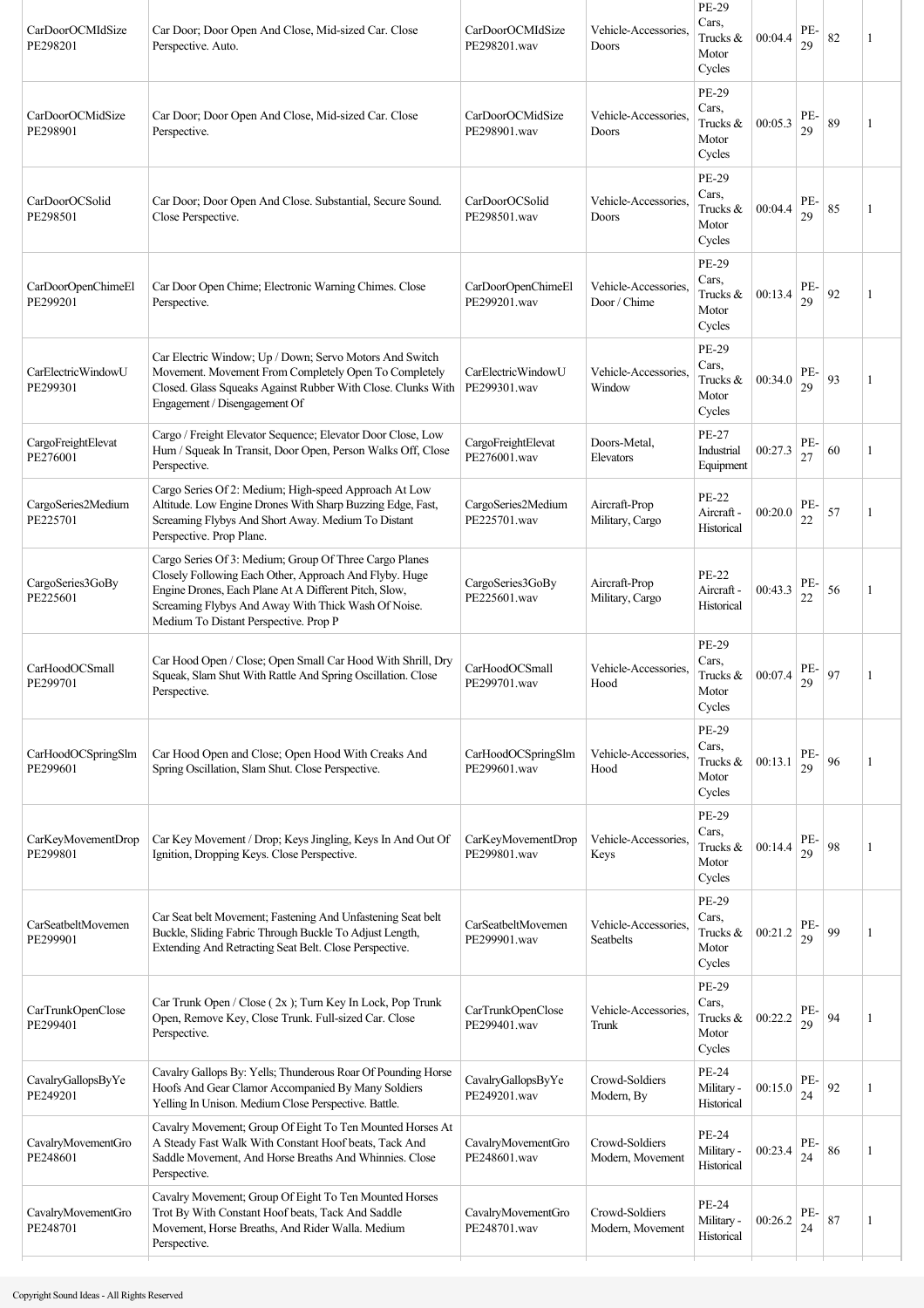| | | | | | | | | |
|---|---|---|---|---|---|---|---|---|
| CarDoorOCMIdSize PE298201 | Car Door; Door Open And Close, Mid-sized Car. Close Perspective. Auto. | CarDoorOCMIdSize PE298201.wav | Vehicle-Accessories, Doors | PE-29 Cars, Trucks & Motor Cycles | 00:04.4 | PE-29 | 82 | 1 |
| CarDoorOCMidSize PE298901 | Car Door; Door Open And Close, Mid-sized Car. Close Perspective. | CarDoorOCMidSize PE298901.wav | Vehicle-Accessories, Doors | PE-29 Cars, Trucks & Motor Cycles | 00:05.3 | PE-29 | 89 | 1 |
| CarDoorOCSolid PE298501 | Car Door; Door Open And Close. Substantial, Secure Sound. Close Perspective. | CarDoorOCSolid PE298501.wav | Vehicle-Accessories, Doors | PE-29 Cars, Trucks & Motor Cycles | 00:04.4 | PE-29 | 85 | 1 |
| CarDoorOpenChimeEl PE299201 | Car Door Open Chime; Electronic Warning Chimes. Close Perspective. | CarDoorOpenChimeEl PE299201.wav | Vehicle-Accessories, Door / Chime | PE-29 Cars, Trucks & Motor Cycles | 00:13.4 | PE-29 | 92 | 1 |
| CarElectricWindowU PE299301 | Car Electric Window; Up / Down; Servo Motors And Switch Movement. Movement From Completely Open To Completely Closed. Glass Squeaks Against Rubber With Close. Clunks With Engagement / Disengagement Of | CarElectricWindowU PE299301.wav | Vehicle-Accessories, Window | PE-29 Cars, Trucks & Motor Cycles | 00:34.0 | PE-29 | 93 | 1 |
| CargoFreightElevat PE276001 | Cargo / Freight Elevator Sequence; Elevator Door Close, Low Hum / Squeak In Transit, Door Open, Person Walks Off, Close Perspective. | CargoFreightElevat PE276001.wav | Doors-Metal, Elevators | PE-27 Industrial Equipment | 00:27.3 | PE-27 | 60 | 1 |
| CargoSeries2Medium PE225701 | Cargo Series Of 2: Medium; High-speed Approach At Low Altitude. Low Engine Drones With Sharp Buzzing Edge, Fast, Screaming Flybys And Short Away. Medium To Distant Perspective. Prop Plane. | CargoSeries2Medium PE225701.wav | Aircraft-Prop Military, Cargo | PE-22 Aircraft - Historical | 00:20.0 | PE-22 | 57 | 1 |
| CargoSeries3GoBy PE225601 | Cargo Series Of 3: Medium; Group Of Three Cargo Planes Closely Following Each Other, Approach And Flyby. Huge Engine Drones, Each Plane At A Different Pitch, Slow, Screaming Flybys And Away With Thick Wash Of Noise. Medium To Distant Perspective. Prop P | CargoSeries3GoBy PE225601.wav | Aircraft-Prop Military, Cargo | PE-22 Aircraft - Historical | 00:43.3 | PE-22 | 56 | 1 |
| CarHoodOCSmall PE299701 | Car Hood Open / Close; Open Small Car Hood With Shrill, Dry Squeak, Slam Shut With Rattle And Spring Oscillation. Close Perspective. | CarHoodOCSmall PE299701.wav | Vehicle-Accessories, Hood | PE-29 Cars, Trucks & Motor Cycles | 00:07.4 | PE-29 | 97 | 1 |
| CarHoodOCSpringSlm PE299601 | Car Hood Open and Close; Open Hood With Creaks And Spring Oscillation, Slam Shut. Close Perspective. | CarHoodOCSpringSlm PE299601.wav | Vehicle-Accessories, Hood | PE-29 Cars, Trucks & Motor Cycles | 00:13.1 | PE-29 | 96 | 1 |
| CarKeyMovementDrop PE299801 | Car Key Movement / Drop; Keys Jingling, Keys In And Out Of Ignition, Dropping Keys. Close Perspective. | CarKeyMovementDrop PE299801.wav | Vehicle-Accessories, Keys | PE-29 Cars, Trucks & Motor Cycles | 00:14.4 | PE-29 | 98 | 1 |
| CarSeatbeltMovemen PE299901 | Car Seat belt Movement; Fastening And Unfastening Seat belt Buckle, Sliding Fabric Through Buckle To Adjust Length, Extending And Retracting Seat Belt. Close Perspective. | CarSeatbeltMovemen PE299901.wav | Vehicle-Accessories, Seatbelts | PE-29 Cars, Trucks & Motor Cycles | 00:21.2 | PE-29 | 99 | 1 |
| CarTrunkOpenClose PE299401 | Car Trunk Open / Close ( 2x ); Turn Key In Lock, Pop Trunk Open, Remove Key, Close Trunk. Full-sized Car. Close Perspective. | CarTrunkOpenClose PE299401.wav | Vehicle-Accessories, Trunk | PE-29 Cars, Trucks & Motor Cycles | 00:22.2 | PE-29 | 94 | 1 |
| CavalryGallopsByYe PE249201 | Cavalry Gallops By: Yells; Thunderous Roar Of Pounding Horse Hoofs And Gear Clamor Accompanied By Many Soldiers Yelling In Unison. Medium Close Perspective. Battle. | CavalryGallopsByYe PE249201.wav | Crowd-Soldiers Modern, By | PE-24 Military - Historical | 00:15.0 | PE-24 | 92 | 1 |
| CavalryMovementGro PE248601 | Cavalry Movement; Group Of Eight To Ten Mounted Horses At A Steady Fast Walk With Constant Hoof beats, Tack And Saddle Movement, And Horse Breaths And Whinnies. Close Perspective. | CavalryMovementGro PE248601.wav | Crowd-Soldiers Modern, Movement | PE-24 Military - Historical | 00:23.4 | PE-24 | 86 | 1 |
| CavalryMovementGro PE248701 | Cavalry Movement; Group Of Eight To Ten Mounted Horses Trot By With Constant Hoof beats, Tack And Saddle Movement, Horse Breaths, And Rider Walla. Medium Perspective. | CavalryMovementGro PE248701.wav | Crowd-Soldiers Modern, Movement | PE-24 Military - Historical | 00:26.2 | PE-24 | 87 | 1 |

Copyright Sound Ideas - All Rights Reserved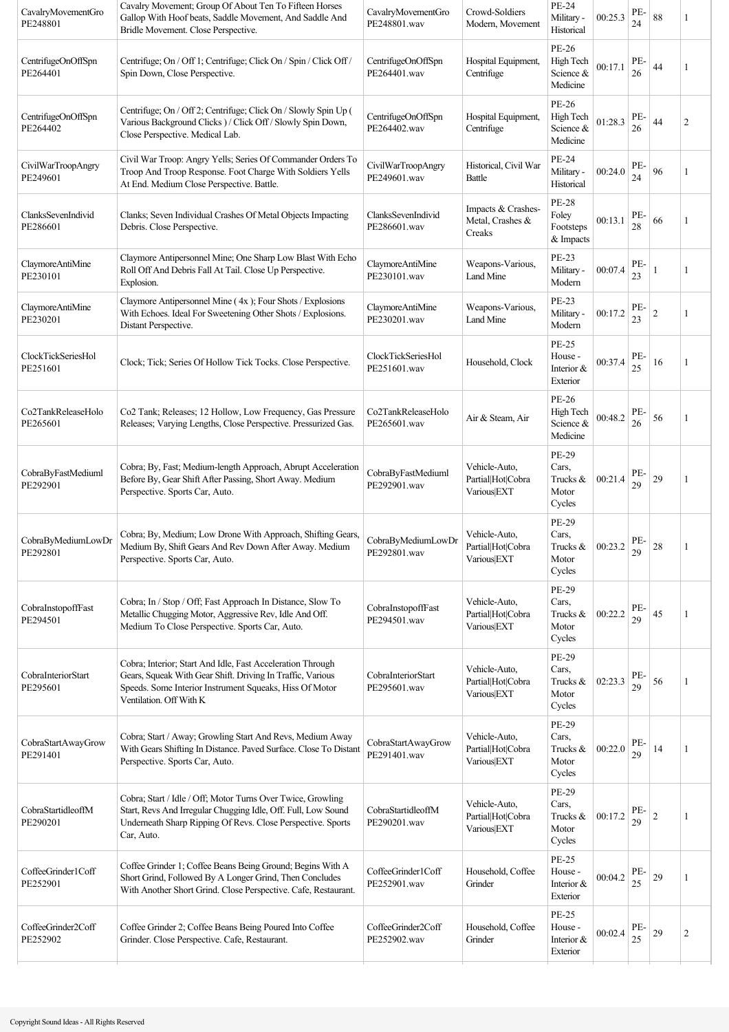| | | | | | | | | |
|---|---|---|---|---|---|---|---|---|
| CavalryMovementGroPE248801 | Cavalry Movement; Group Of About Ten To Fifteen Horses Gallop With Hoof beats, Saddle Movement, And Saddle And Bridle Movement. Close Perspective. | CavalryMovementGroPE248801.wav | Crowd-Soldiers Modern, Movement | PE-24 Military - Historical | 00:25.3 | PE-24 | 88 | 1 |
| CentrifugeOnOffSpnPE264401 | Centrifuge; On / Off 1; Centrifuge; Click On / Spin / Click Off / Spin Down, Close Perspective. | CentrifugeOnOffSpnPE264401.wav | Hospital Equipment, Centrifuge | PE-26 High Tech Science & Medicine | 00:17.1 | PE-26 | 44 | 1 |
| CentrifugeOnOffSpnPE264402 | Centrifuge; On / Off 2; Centrifuge; Click On / Slowly Spin Up ( Various Background Clicks ) / Click Off / Slowly Spin Down, Close Perspective. Medical Lab. | CentrifugeOnOffSpnPE264402.wav | Hospital Equipment, Centrifuge | PE-26 High Tech Science & Medicine | 01:28.3 | PE-26 | 44 | 2 |
| CivilWarTroopAngryPE249601 | Civil War Troop: Angry Yells; Series Of Commander Orders To Troop And Troop Response. Foot Charge With Soldiers Yells At End. Medium Close Perspective. Battle. | CivilWarTroopAngryPE249601.wav | Historical, Civil War Battle | PE-24 Military - Historical | 00:24.0 | PE-24 | 96 | 1 |
| ClanksSevenIndividPE286601 | Clanks; Seven Individual Crashes Of Metal Objects Impacting Debris. Close Perspective. | ClanksSevenIndividPE286601.wav | Impacts & Crashes-Metal, Crashes & Creaks | PE-28 Foley Footsteps & Impacts | 00:13.1 | PE-28 | 66 | 1 |
| ClaymoreAntiMinePE230101 | Claymore Antipersonnel Mine; One Sharp Low Blast With Echo Roll Off And Debris Fall At Tail. Close Up Perspective. Explosion. | ClaymoreAntiMinePE230101.wav | Weapons-Various, Land Mine | PE-23 Military - Modern | 00:07.4 | PE-23 | 1 | 1 |
| ClaymoreAntiMinePE230201 | Claymore Antipersonnel Mine ( 4x ); Four Shots / Explosions With Echoes. Ideal For Sweetening Other Shots / Explosions. Distant Perspective. | ClaymoreAntiMinePE230201.wav | Weapons-Various, Land Mine | PE-23 Military - Modern | 00:17.2 | PE-23 | 2 | 1 |
| ClockTickSeriesHolPE251601 | Clock; Tick; Series Of Hollow Tick Tocks. Close Perspective. | ClockTickSeriesHolPE251601.wav | Household, Clock | PE-25 House - Interior & Exterior | 00:37.4 | PE-25 | 16 | 1 |
| Co2TankReleaseHoloPE265601 | Co2 Tank; Releases; 12 Hollow, Low Frequency, Gas Pressure Releases; Varying Lengths, Close Perspective. Pressurized Gas. | Co2TankReleaseHoloPE265601.wav | Air & Steam, Air | PE-26 High Tech Science & Medicine | 00:48.2 | PE-26 | 56 | 1 |
| CobraByFastMediumlPE292901 | Cobra; By, Fast; Medium-length Approach, Abrupt Acceleration Before By, Gear Shift After Passing, Short Away. Medium Perspective. Sports Car, Auto. | CobraByFastMediumlPE292901.wav | Vehicle-Auto, Partial\|Hot\|Cobra Various\|EXT | PE-29 Cars, Trucks & Motor Cycles | 00:21.4 | PE-29 | 29 | 1 |
| CobraByMediumLowDrPE292801 | Cobra; By, Medium; Low Drone With Approach, Shifting Gears, Medium By, Shift Gears And Rev Down After Away. Medium Perspective. Sports Car, Auto. | CobraByMediumLowDrPE292801.wav | Vehicle-Auto, Partial\|Hot\|Cobra Various\|EXT | PE-29 Cars, Trucks & Motor Cycles | 00:23.2 | PE-29 | 28 | 1 |
| CobraInstopoffFastPE294501 | Cobra; In / Stop / Off; Fast Approach In Distance, Slow To Metallic Chugging Motor, Aggressive Rev, Idle And Off. Medium To Close Perspective. Sports Car, Auto. | CobraInstopoffFastPE294501.wav | Vehicle-Auto, Partial\|Hot\|Cobra Various\|EXT | PE-29 Cars, Trucks & Motor Cycles | 00:22.2 | PE-29 | 45 | 1 |
| CobraInteriorStartPE295601 | Cobra; Interior; Start And Idle, Fast Acceleration Through Gears, Squeak With Gear Shift. Driving In Traffic, Various Speeds. Some Interior Instrument Squeaks, Hiss Of Motor Ventilation. Off With K | CobraInteriorStartPE295601.wav | Vehicle-Auto, Partial\|Hot\|Cobra Various\|EXT | PE-29 Cars, Trucks & Motor Cycles | 02:23.3 | PE-29 | 56 | 1 |
| CobraStartAwayGrowPE291401 | Cobra; Start / Away; Growling Start And Revs, Medium Away With Gears Shifting In Distance. Paved Surface. Close To Distant Perspective. Sports Car, Auto. | CobraStartAwayGrowPE291401.wav | Vehicle-Auto, Partial\|Hot\|Cobra Various\|EXT | PE-29 Cars, Trucks & Motor Cycles | 00:22.0 | PE-29 | 14 | 1 |
| CobraStartidleoffMPE290201 | Cobra; Start / Idle / Off; Motor Turns Over Twice, Growling Start, Revs And Irregular Chugging Idle, Off. Full, Low Sound Underneath Sharp Ripping Of Revs. Close Perspective. Sports Car, Auto. | CobraStartidleoffMPE290201.wav | Vehicle-Auto, Partial\|Hot\|Cobra Various\|EXT | PE-29 Cars, Trucks & Motor Cycles | 00:17.2 | PE-29 | 2 | 1 |
| CoffeeGrinder1CoffPE252901 | Coffee Grinder 1; Coffee Beans Being Ground; Begins With A Short Grind, Followed By A Longer Grind, Then Concludes With Another Short Grind. Close Perspective. Cafe, Restaurant. | CoffeeGrinder1CoffPE252901.wav | Household, Coffee Grinder | PE-25 House - Interior & Exterior | 00:04.2 | PE-25 | 29 | 1 |
| CoffeeGrinder2CoffPE252902 | Coffee Grinder 2; Coffee Beans Being Poured Into Coffee Grinder. Close Perspective. Cafe, Restaurant. | CoffeeGrinder2CoffPE252902.wav | Household, Coffee Grinder | PE-25 House - Interior & Exterior | 00:02.4 | PE-25 | 29 | 2 |

Copyright Sound Ideas - All Rights Reserved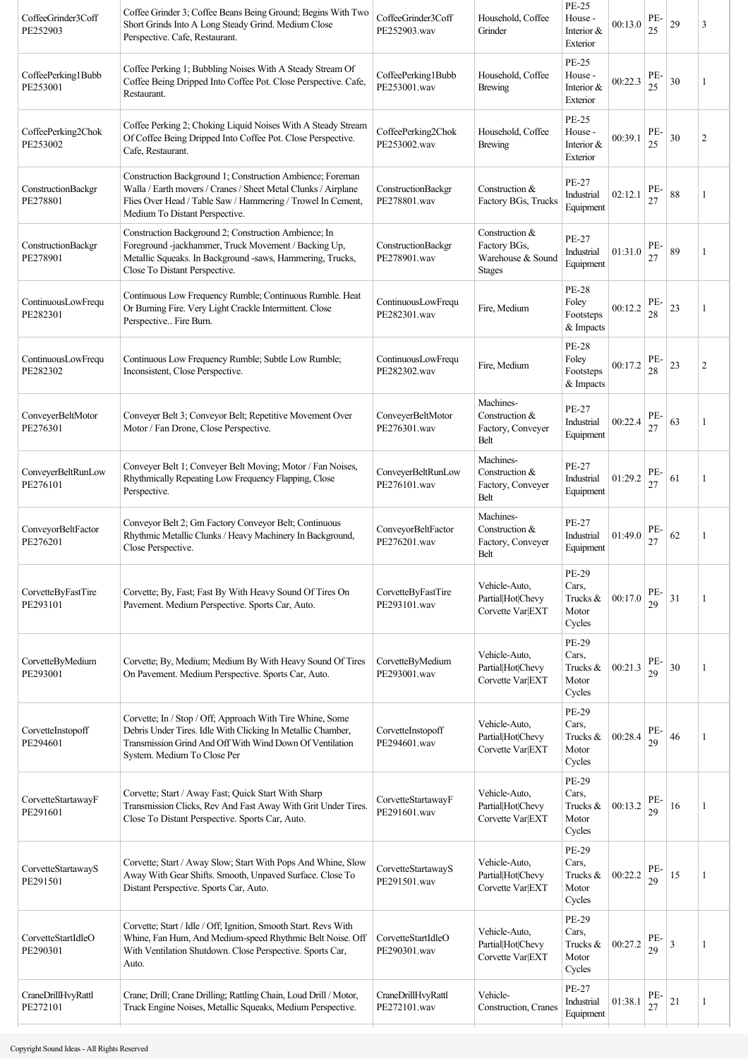| | | | | | | | | |
|---|---|---|---|---|---|---|---|---|
| CoffeeGrinder3Coff PE252903 | Coffee Grinder 3; Coffee Beans Being Ground; Begins With Two Short Grinds Into A Long Steady Grind. Medium Close Perspective. Cafe, Restaurant. | CoffeeGrinder3Coff PE252903.wav | Household, Coffee Grinder | PE-25 House - Interior & Exterior | 00:13.0 | PE-25 | 29 | 3 |
| CoffeePerking1Bubb PE253001 | Coffee Perking 1; Bubbling Noises With A Steady Stream Of Coffee Being Dripped Into Coffee Pot. Close Perspective. Cafe, Restaurant. | CoffeePerking1Bubb PE253001.wav | Household, Coffee Brewing | PE-25 House - Interior & Exterior | 00:22.3 | PE-25 | 30 | 1 |
| CoffeePerking2Chok PE253002 | Coffee Perking 2; Choking Liquid Noises With A Steady Stream Of Coffee Being Dripped Into Coffee Pot. Close Perspective. Cafe, Restaurant. | CoffeePerking2Chok PE253002.wav | Household, Coffee Brewing | PE-25 House - Interior & Exterior | 00:39.1 | PE-25 | 30 | 2 |
| ConstructionBackgr PE278801 | Construction Background 1; Construction Ambience; Foreman Walla / Earth movers / Cranes / Sheet Metal Clunks / Airplane Flies Over Head / Table Saw / Hammering / Trowel In Cement, Medium To Distant Perspective. | ConstructionBackgr PE278801.wav | Construction & Factory BGs, Trucks | PE-27 Industrial Equipment | 02:12.1 | PE-27 | 88 | 1 |
| ConstructionBackgr PE278901 | Construction Background 2; Construction Ambience; In Foreground -jackhammer, Truck Movement / Backing Up, Metallic Squeaks. In Background -saws, Hammering, Trucks, Close To Distant Perspective. | ConstructionBackgr PE278901.wav | Construction & Factory BGs, Warehouse & Sound Stages | PE-27 Industrial Equipment | 01:31.0 | PE-27 | 89 | 1 |
| ContinuousLowFrequ PE282301 | Continuous Low Frequency Rumble; Continuous Rumble. Heat Or Burning Fire. Very Light Crackle Intermittent. Close Perspective.. Fire Burn. | ContinuousLowFrequ PE282301.wav | Fire, Medium | PE-28 Foley Footsteps & Impacts | 00:12.2 | PE-28 | 23 | 1 |
| ContinuousLowFrequ PE282302 | Continuous Low Frequency Rumble; Subtle Low Rumble; Inconsistent, Close Perspective. | ContinuousLowFrequ PE282302.wav | Fire, Medium | PE-28 Foley Footsteps & Impacts | 00:17.2 | PE-28 | 23 | 2 |
| ConveyerBeltMotor PE276301 | Conveyer Belt 3; Conveyor Belt; Repetitive Movement Over Motor / Fan Drone, Close Perspective. | ConveyerBeltMotor PE276301.wav | Machines-Construction & Factory, Conveyer Belt | PE-27 Industrial Equipment | 00:22.4 | PE-27 | 63 | 1 |
| ConveyerBeltRunLow PE276101 | Conveyer Belt 1; Conveyer Belt Moving; Motor / Fan Noises, Rhythmically Repeating Low Frequency Flapping, Close Perspective. | ConveyerBeltRunLow PE276101.wav | Machines-Construction & Factory, Conveyer Belt | PE-27 Industrial Equipment | 01:29.2 | PE-27 | 61 | 1 |
| ConveyorBeltFactor PE276201 | Conveyor Belt 2; Gm Factory Conveyor Belt; Continuous Rhythmic Metallic Clunks / Heavy Machinery In Background, Close Perspective. | ConveyorBeltFactor PE276201.wav | Machines-Construction & Factory, Conveyer Belt | PE-27 Industrial Equipment | 01:49.0 | PE-27 | 62 | 1 |
| CorvetteByFastTire PE293101 | Corvette; By, Fast; Fast By With Heavy Sound Of Tires On Pavement. Medium Perspective. Sports Car, Auto. | CorvetteByFastTire PE293101.wav | Vehicle-Auto, Partial\|Hot\|Chevy Corvette Var\|EXT | PE-29 Cars, Trucks & Motor Cycles | 00:17.0 | PE-29 | 31 | 1 |
| CorvetteByMedium PE293001 | Corvette; By, Medium; Medium By With Heavy Sound Of Tires On Pavement. Medium Perspective. Sports Car, Auto. | CorvetteByMedium PE293001.wav | Vehicle-Auto, Partial\|Hot\|Chevy Corvette Var\|EXT | PE-29 Cars, Trucks & Motor Cycles | 00:21.3 | PE-29 | 30 | 1 |
| CorvetteInstopoff PE294601 | Corvette; In / Stop / Off; Approach With Tire Whine, Some Debris Under Tires. Idle With Clicking In Metallic Chamber, Transmission Grind And Off With Wind Down Of Ventilation System. Medium To Close Per | CorvetteInstopoff PE294601.wav | Vehicle-Auto, Partial\|Hot\|Chevy Corvette Var\|EXT | PE-29 Cars, Trucks & Motor Cycles | 00:28.4 | PE-29 | 46 | 1 |
| CorvetteStartawayF PE291601 | Corvette; Start / Away Fast; Quick Start With Sharp Transmission Clicks, Rev And Fast Away With Grit Under Tires. Close To Distant Perspective. Sports Car, Auto. | CorvetteStartawayF PE291601.wav | Vehicle-Auto, Partial\|Hot\|Chevy Corvette Var\|EXT | PE-29 Cars, Trucks & Motor Cycles | 00:13.2 | PE-29 | 16 | 1 |
| CorvetteStartawayS PE291501 | Corvette; Start / Away Slow; Start With Pops And Whine, Slow Away With Gear Shifts. Smooth, Unpaved Surface. Close To Distant Perspective. Sports Car, Auto. | CorvetteStartawayS PE291501.wav | Vehicle-Auto, Partial\|Hot\|Chevy Corvette Var\|EXT | PE-29 Cars, Trucks & Motor Cycles | 00:22.2 | PE-29 | 15 | 1 |
| CorvetteStartIdleO PE290301 | Corvette; Start / Idle / Off; Ignition, Smooth Start. Revs With Whine, Fan Hum, And Medium-speed Rhythmic Belt Noise. Off With Ventilation Shutdown. Close Perspective. Sports Car, Auto. | CorvetteStartIdleO PE290301.wav | Vehicle-Auto, Partial\|Hot\|Chevy Corvette Var\|EXT | PE-29 Cars, Trucks & Motor Cycles | 00:27.2 | PE-29 | 3 | 1 |
| CraneDrillHvyRattl PE272101 | Crane; Drill; Crane Drilling; Rattling Chain, Loud Drill / Motor, Truck Engine Noises, Metallic Squeaks, Medium Perspective. | CraneDrillHvyRattl PE272101.wav | Vehicle-Construction, Cranes | PE-27 Industrial Equipment | 01:38.1 | PE-27 | 21 | 1 |

Copyright Sound Ideas - All Rights Reserved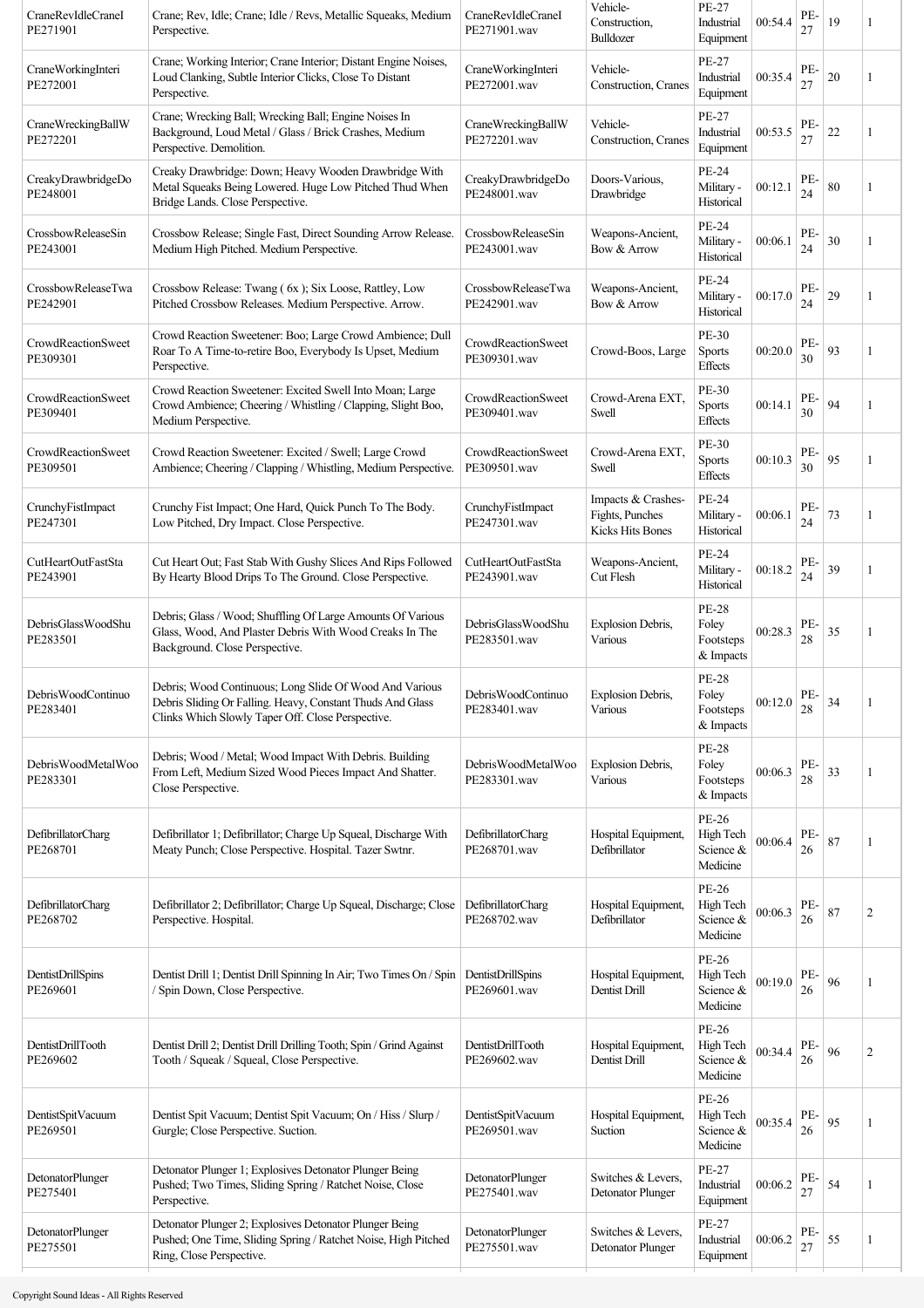| CraneRevIdleCraneI PE271901 | Crane; Rev, Idle; Crane; Idle / Revs, Metallic Squeaks, Medium Perspective. | CraneRevIdleCraneI PE271901.wav | Vehicle-Construction, Bulldozer | PE-27 Industrial Equipment | 00:54.4 | PE-27 | 19 | 1 |
|---|---|---|---|---|---|---|---|---|
| CraneWorkingInteri PE272001 | Crane; Working Interior; Crane Interior; Distant Engine Noises, Loud Clanking, Subtle Interior Clicks, Close To Distant Perspective. | CraneWorkingInteri PE272001.wav | Vehicle-Construction, Cranes | PE-27 Industrial Equipment | 00:35.4 | PE-27 | 20 | 1 |
| CraneWreckingBallW PE272201 | Crane; Wrecking Ball; Wrecking Ball; Engine Noises In Background, Loud Metal / Glass / Brick Crashes, Medium Perspective. Demolition. | CraneWreckingBallW PE272201.wav | Vehicle-Construction, Cranes | PE-27 Industrial Equipment | 00:53.5 | PE-27 | 22 | 1 |
| CreakyDrawbridgeDo PE248001 | Creaky Drawbridge: Down; Heavy Wooden Drawbridge With Metal Squeaks Being Lowered. Huge Low Pitched Thud When Bridge Lands. Close Perspective. | CreakyDrawbridgeDo PE248001.wav | Doors-Various, Drawbridge | PE-24 Military - Historical | 00:12.1 | PE-24 | 80 | 1 |
| CrossbowReleaseSin PE243001 | Crossbow Release; Single Fast, Direct Sounding Arrow Release. Medium High Pitched. Medium Perspective. | CrossbowReleaseSin PE243001.wav | Weapons-Ancient, Bow & Arrow | PE-24 Military - Historical | 00:06.1 | PE-24 | 30 | 1 |
| CrossbowReleaseTwa PE242901 | Crossbow Release: Twang ( 6x ); Six Loose, Rattley, Low Pitched Crossbow Releases. Medium Perspective. Arrow. | CrossbowReleaseTwa PE242901.wav | Weapons-Ancient, Bow & Arrow | PE-24 Military - Historical | 00:17.0 | PE-24 | 29 | 1 |
| CrowdReactionSweet PE309301 | Crowd Reaction Sweetener: Boo; Large Crowd Ambience; Dull Roar To A Time-to-retire Boo, Everybody Is Upset, Medium Perspective. | CrowdReactionSweet PE309301.wav | Crowd-Boos, Large | PE-30 Sports Effects | 00:20.0 | PE-30 | 93 | 1 |
| CrowdReactionSweet PE309401 | Crowd Reaction Sweetener: Excited Swell Into Moan; Large Crowd Ambience; Cheering / Whistling / Clapping, Slight Boo, Medium Perspective. | CrowdReactionSweet PE309401.wav | Crowd-Arena EXT, Swell | PE-30 Sports Effects | 00:14.1 | PE-30 | 94 | 1 |
| CrowdReactionSweet PE309501 | Crowd Reaction Sweetener: Excited / Swell; Large Crowd Ambience; Cheering / Clapping / Whistling, Medium Perspective. | CrowdReactionSweet PE309501.wav | Crowd-Arena EXT, Swell | PE-30 Sports Effects | 00:10.3 | PE-30 | 95 | 1 |
| CrunchyFistImpact PE247301 | Crunchy Fist Impact; One Hard, Quick Punch To The Body. Low Pitched, Dry Impact. Close Perspective. | CrunchyFistImpact PE247301.wav | Impacts & Crashes-Fights, Punches Kicks Hits Bones | PE-24 Military - Historical | 00:06.1 | PE-24 | 73 | 1 |
| CutHeartOutFastSta PE243901 | Cut Heart Out; Fast Stab With Gushy Slices And Rips Followed By Hearty Blood Drips To The Ground. Close Perspective. | CutHeartOutFastSta PE243901.wav | Weapons-Ancient, Cut Flesh | PE-24 Military - Historical | 00:18.2 | PE-24 | 39 | 1 |
| DebrisGlassWoodShu PE283501 | Debris; Glass / Wood; Shuffling Of Large Amounts Of Various Glass, Wood, And Plaster Debris With Wood Creaks In The Background. Close Perspective. | DebrisGlassWoodShu PE283501.wav | Explosion Debris, Various | PE-28 Foley Footsteps & Impacts | 00:28.3 | PE-28 | 35 | 1 |
| DebrisWoodContinuo PE283401 | Debris; Wood Continuous; Long Slide Of Wood And Various Debris Sliding Or Falling. Heavy, Constant Thuds And Glass Clinks Which Slowly Taper Off. Close Perspective. | DebrisWoodContinuo PE283401.wav | Explosion Debris, Various | PE-28 Foley Footsteps & Impacts | 00:12.0 | PE-28 | 34 | 1 |
| DebrisWoodMetalWoo PE283301 | Debris; Wood / Metal; Wood Impact With Debris. Building From Left, Medium Sized Wood Pieces Impact And Shatter. Close Perspective. | DebrisWoodMetalWoo PE283301.wav | Explosion Debris, Various | PE-28 Foley Footsteps & Impacts | 00:06.3 | PE-28 | 33 | 1 |
| DefibrillatorCharg PE268701 | Defibrillator 1; Defibrillator; Charge Up Squeal, Discharge With Meaty Punch; Close Perspective. Hospital. Tazer Swtnr. | DefibrillatorCharg PE268701.wav | Hospital Equipment, Defibrillator | PE-26 High Tech Science & Medicine | 00:06.4 | PE-26 | 87 | 1 |
| DefibrillatorCharg PE268702 | Defibrillator 2; Defibrillator; Charge Up Squeal, Discharge; Close Perspective. Hospital. | DefibrillatorCharg PE268702.wav | Hospital Equipment, Defibrillator | PE-26 High Tech Science & Medicine | 00:06.3 | PE-26 | 87 | 2 |
| DentistDrillSpins PE269601 | Dentist Drill 1; Dentist Drill Spinning In Air; Two Times On / Spin / Spin Down, Close Perspective. | DentistDrillSpins PE269601.wav | Hospital Equipment, Dentist Drill | PE-26 High Tech Science & Medicine | 00:19.0 | PE-26 | 96 | 1 |
| DentistDrillTooth PE269602 | Dentist Drill 2; Dentist Drill Drilling Tooth; Spin / Grind Against Tooth / Squeak / Squeal, Close Perspective. | DentistDrillTooth PE269602.wav | Hospital Equipment, Dentist Drill | PE-26 High Tech Science & Medicine | 00:34.4 | PE-26 | 96 | 2 |
| DentistSpitVacuum PE269501 | Dentist Spit Vacuum; Dentist Spit Vacuum; On / Hiss / Slurp / Gurgle; Close Perspective. Suction. | DentistSpitVacuum PE269501.wav | Hospital Equipment, Suction | PE-26 High Tech Science & Medicine | 00:35.4 | PE-26 | 95 | 1 |
| DetonatorPlunger PE275401 | Detonator Plunger 1; Explosives Detonator Plunger Being Pushed; Two Times, Sliding Spring / Ratchet Noise, Close Perspective. | DetonatorPlunger PE275401.wav | Switches & Levers, Detonator Plunger | PE-27 Industrial Equipment | 00:06.2 | PE-27 | 54 | 1 |
| DetonatorPlunger PE275501 | Detonator Plunger 2; Explosives Detonator Plunger Being Pushed; One Time, Sliding Spring / Ratchet Noise, High Pitched Ring, Close Perspective. | DetonatorPlunger PE275501.wav | Switches & Levers, Detonator Plunger | PE-27 Industrial Equipment | 00:06.2 | PE-27 | 55 | 1 |

Copyright Sound Ideas - All Rights Reserved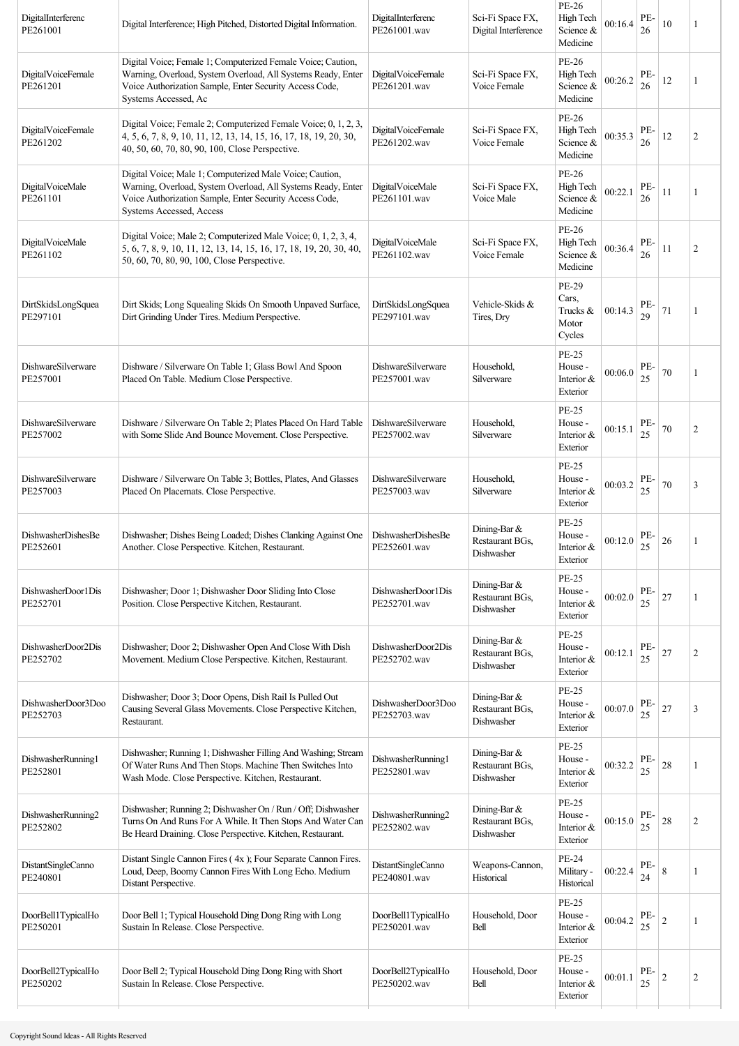| | | | | | | | | |
|---|---|---|---|---|---|---|---|---|
| DigitalInterferenc PE261001 | Digital Interference; High Pitched, Distorted Digital Information. | DigitalInterferenc PE261001.wav | Sci-Fi Space FX, Digital Interference | PE-26 High Tech Science & Medicine | 00:16.4 | PE-26 | 10 | 1 |
| DigitalVoiceFemale PE261201 | Digital Voice; Female 1; Computerized Female Voice; Caution, Warning, Overload, System Overload, All Systems Ready, Enter Voice Authorization Sample, Enter Security Access Code, Systems Accessed, Ac | DigitalVoiceFemale PE261201.wav | Sci-Fi Space FX, Voice Female | PE-26 High Tech Science & Medicine | 00:26.2 | PE-26 | 12 | 1 |
| DigitalVoiceFemale PE261202 | Digital Voice; Female 2; Computerized Female Voice; 0, 1, 2, 3, 4, 5, 6, 7, 8, 9, 10, 11, 12, 13, 14, 15, 16, 17, 18, 19, 20, 30, 40, 50, 60, 70, 80, 90, 100, Close Perspective. | DigitalVoiceFemale PE261202.wav | Sci-Fi Space FX, Voice Female | PE-26 High Tech Science & Medicine | 00:35.3 | PE-26 | 12 | 2 |
| DigitalVoiceMale PE261101 | Digital Voice; Male 1; Computerized Male Voice; Caution, Warning, Overload, System Overload, All Systems Ready, Enter Voice Authorization Sample, Enter Security Access Code, Systems Accessed, Access | DigitalVoiceMale PE261101.wav | Sci-Fi Space FX, Voice Male | PE-26 High Tech Science & Medicine | 00:22.1 | PE-26 | 11 | 1 |
| DigitalVoiceMale PE261102 | Digital Voice; Male 2; Computerized Male Voice; 0, 1, 2, 3, 4, 5, 6, 7, 8, 9, 10, 11, 12, 13, 14, 15, 16, 17, 18, 19, 20, 30, 40, 50, 60, 70, 80, 90, 100, Close Perspective. | DigitalVoiceMale PE261102.wav | Sci-Fi Space FX, Voice Female | PE-26 High Tech Science & Medicine | 00:36.4 | PE-26 | 11 | 2 |
| DirtSkidsLongSquea PE297101 | Dirt Skids; Long Squealing Skids On Smooth Unpaved Surface, Dirt Grinding Under Tires. Medium Perspective. | DirtSkidsLongSquea PE297101.wav | Vehicle-Skids & Tires, Dry | PE-29 Cars, Trucks & Motor Cycles | 00:14.3 | PE-29 | 71 | 1 |
| DishwareSilverware PE257001 | Dishware / Silverware On Table 1; Glass Bowl And Spoon Placed On Table. Medium Close Perspective. | DishwareSilverware PE257001.wav | Household, Silverware | PE-25 House - Interior & Exterior | 00:06.0 | PE-25 | 70 | 1 |
| DishwareSilverware PE257002 | Dishware / Silverware On Table 2; Plates Placed On Hard Table with Some Slide And Bounce Movement. Close Perspective. | DishwareSilverware PE257002.wav | Household, Silverware | PE-25 House - Interior & Exterior | 00:15.1 | PE-25 | 70 | 2 |
| DishwareSilverware PE257003 | Dishware / Silverware On Table 3; Bottles, Plates, And Glasses Placed On Placemats. Close Perspective. | DishwareSilverware PE257003.wav | Household, Silverware | PE-25 House - Interior & Exterior | 00:03.2 | PE-25 | 70 | 3 |
| DishwasherDishesBe PE252601 | Dishwasher; Dishes Being Loaded; Dishes Clanking Against One Another. Close Perspective. Kitchen, Restaurant. | DishwasherDishesBe PE252601.wav | Dining-Bar & Restaurant BGs, Dishwasher | PE-25 House - Interior & Exterior | 00:12.0 | PE-25 | 26 | 1 |
| DishwasherDoor1Dis PE252701 | Dishwasher; Door 1; Dishwasher Door Sliding Into Close Position. Close Perspective Kitchen, Restaurant. | DishwasherDoor1Dis PE252701.wav | Dining-Bar & Restaurant BGs, Dishwasher | PE-25 House - Interior & Exterior | 00:02.0 | PE-25 | 27 | 1 |
| DishwasherDoor2Dis PE252702 | Dishwasher; Door 2; Dishwasher Open And Close With Dish Movement. Medium Close Perspective. Kitchen, Restaurant. | DishwasherDoor2Dis PE252702.wav | Dining-Bar & Restaurant BGs, Dishwasher | PE-25 House - Interior & Exterior | 00:12.1 | PE-25 | 27 | 2 |
| DishwasherDoor3Doo PE252703 | Dishwasher; Door 3; Door Opens, Dish Rail Is Pulled Out Causing Several Glass Movements. Close Perspective Kitchen, Restaurant. | DishwasherDoor3Doo PE252703.wav | Dining-Bar & Restaurant BGs, Dishwasher | PE-25 House - Interior & Exterior | 00:07.0 | PE-25 | 27 | 3 |
| DishwasherRunning1 PE252801 | Dishwasher; Running 1; Dishwasher Filling And Washing; Stream Of Water Runs And Then Stops. Machine Then Switches Into Wash Mode. Close Perspective. Kitchen, Restaurant. | DishwasherRunning1 PE252801.wav | Dining-Bar & Restaurant BGs, Dishwasher | PE-25 House - Interior & Exterior | 00:32.2 | PE-25 | 28 | 1 |
| DishwasherRunning2 PE252802 | Dishwasher; Running 2; Dishwasher On / Run / Off; Dishwasher Turns On And Runs For A While. It Then Stops And Water Can Be Heard Draining. Close Perspective. Kitchen, Restaurant. | DishwasherRunning2 PE252802.wav | Dining-Bar & Restaurant BGs, Dishwasher | PE-25 House - Interior & Exterior | 00:15.0 | PE-25 | 28 | 2 |
| DistantSingleCanno PE240801 | Distant Single Cannon Fires ( 4x ); Four Separate Cannon Fires. Loud, Deep, Boomy Cannon Fires With Long Echo. Medium Distant Perspective. | DistantSingleCanno PE240801.wav | Weapons-Cannon, Historical | PE-24 Military - Historical | 00:22.4 | PE-24 | 8 | 1 |
| DoorBell1TypicalHo PE250201 | Door Bell 1; Typical Household Ding Dong Ring with Long Sustain In Release. Close Perspective. | DoorBell1TypicalHo PE250201.wav | Household, Door Bell | PE-25 House - Interior & Exterior | 00:04.2 | PE-25 | 2 | 1 |
| DoorBell2TypicalHo PE250202 | Door Bell 2; Typical Household Ding Dong Ring with Short Sustain In Release. Close Perspective. | DoorBell2TypicalHo PE250202.wav | Household, Door Bell | PE-25 House - Interior & Exterior | 00:01.1 | PE-25 | 2 | 2 |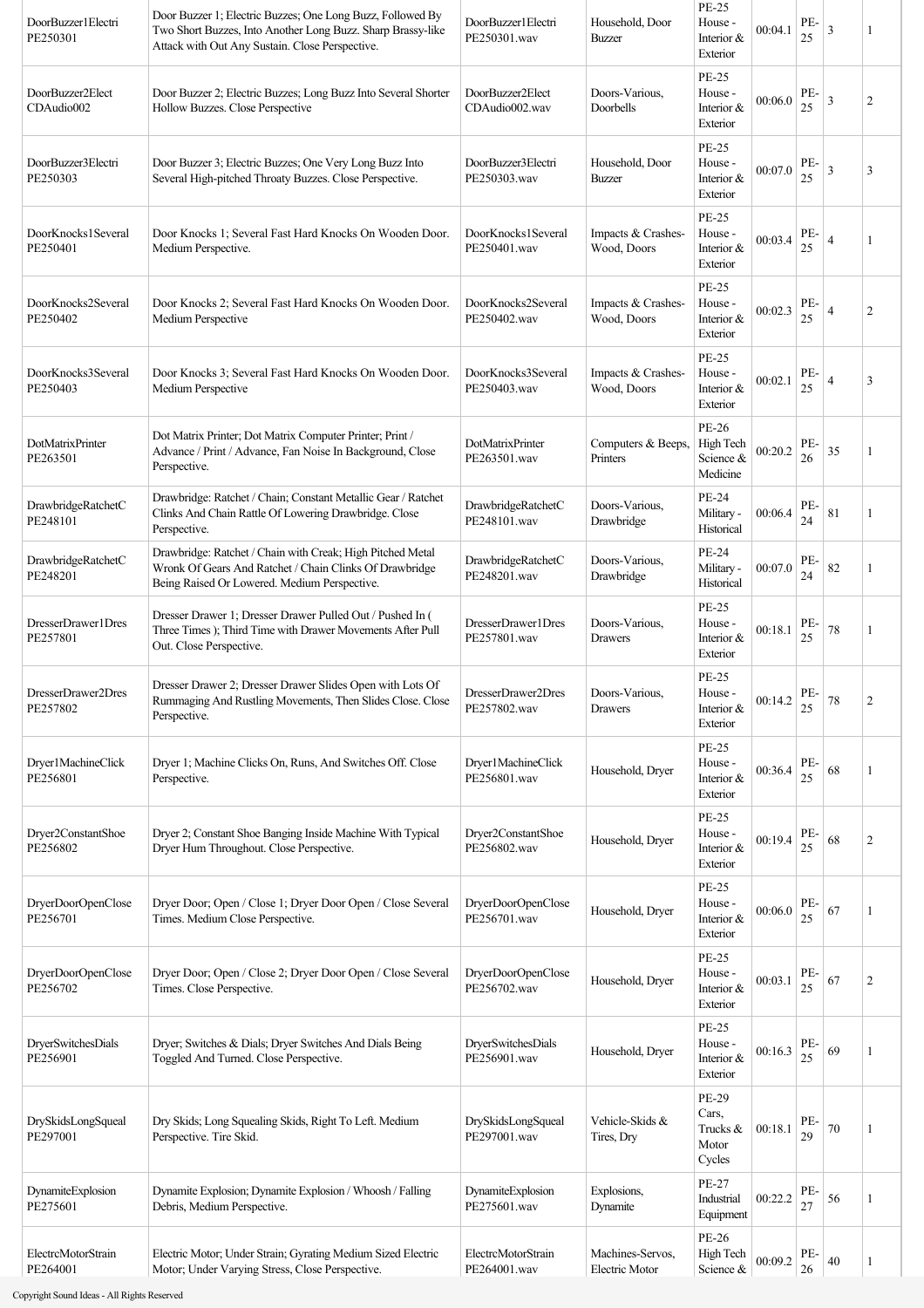| | | | | | | | | |
|---|---|---|---|---|---|---|---|---|
| DoorBuzzer1Electri PE250301 | Door Buzzer 1; Electric Buzzes; One Long Buzz, Followed By Two Short Buzzes, Into Another Long Buzz. Sharp Brassy-like Attack with Out Any Sustain. Close Perspective. | DoorBuzzer1Electri PE250301.wav | Household, Door Buzzer | PE-25 House - Interior & Exterior | 00:04.1 | PE-25 | 3 | 1 |
| DoorBuzzer2Elect CDAudio002 | Door Buzzer 2; Electric Buzzes; Long Buzz Into Several Shorter Hollow Buzzes. Close Perspective | DoorBuzzer2Elect CDAudio002.wav | Doors-Various, Doorbells | PE-25 House - Interior & Exterior | 00:06.0 | PE-25 | 3 | 2 |
| DoorBuzzer3Electri PE250303 | Door Buzzer 3; Electric Buzzes; One Very Long Buzz Into Several High-pitched Throaty Buzzes. Close Perspective. | DoorBuzzer3Electri PE250303.wav | Household, Door Buzzer | PE-25 House - Interior & Exterior | 00:07.0 | PE-25 | 3 | 3 |
| DoorKnocks1Several PE250401 | Door Knocks 1; Several Fast Hard Knocks On Wooden Door. Medium Perspective. | DoorKnocks1Several PE250401.wav | Impacts & Crashes-Wood, Doors | PE-25 House - Interior & Exterior | 00:03.4 | PE-25 | 4 | 1 |
| DoorKnocks2Several PE250402 | Door Knocks 2; Several Fast Hard Knocks On Wooden Door. Medium Perspective | DoorKnocks2Several PE250402.wav | Impacts & Crashes-Wood, Doors | PE-25 House - Interior & Exterior | 00:02.3 | PE-25 | 4 | 2 |
| DoorKnocks3Several PE250403 | Door Knocks 3; Several Fast Hard Knocks On Wooden Door. Medium Perspective | DoorKnocks3Several PE250403.wav | Impacts & Crashes-Wood, Doors | PE-25 House - Interior & Exterior | 00:02.1 | PE-25 | 4 | 3 |
| DotMatrixPrinter PE263501 | Dot Matrix Printer; Dot Matrix Computer Printer; Print / Advance / Print / Advance, Fan Noise In Background, Close Perspective. | DotMatrixPrinter PE263501.wav | Computers & Beeps, Printers | PE-26 High Tech Science & Medicine | 00:20.2 | PE-26 | 35 | 1 |
| DrawbridgeRatchetC PE248101 | Drawbridge: Ratchet / Chain; Constant Metallic Gear / Ratchet Clinks And Chain Rattle Of Lowering Drawbridge. Close Perspective. | DrawbridgeRatchetC PE248101.wav | Doors-Various, Drawbridge | PE-24 Military - Historical | 00:06.4 | PE-24 | 81 | 1 |
| DrawbridgeRatchetC PE248201 | Drawbridge: Ratchet / Chain with Creak; High Pitched Metal Wronk Of Gears And Ratchet / Chain Clinks Of Drawbridge Being Raised Or Lowered. Medium Perspective. | DrawbridgeRatchetC PE248201.wav | Doors-Various, Drawbridge | PE-24 Military - Historical | 00:07.0 | PE-24 | 82 | 1 |
| DresserDrawer1Dres PE257801 | Dresser Drawer 1; Dresser Drawer Pulled Out / Pushed In ( Three Times ); Third Time with Drawer Movements After Pull Out. Close Perspective. | DresserDrawer1Dres PE257801.wav | Doors-Various, Drawers | PE-25 House - Interior & Exterior | 00:18.1 | PE-25 | 78 | 1 |
| DresserDrawer2Dres PE257802 | Dresser Drawer 2; Dresser Drawer Slides Open with Lots Of Rummaging And Rustling Movements, Then Slides Close. Close Perspective. | DresserDrawer2Dres PE257802.wav | Doors-Various, Drawers | PE-25 House - Interior & Exterior | 00:14.2 | PE-25 | 78 | 2 |
| Dryer1MachineClick PE256801 | Dryer 1; Machine Clicks On, Runs, And Switches Off. Close Perspective. | Dryer1MachineClick PE256801.wav | Household, Dryer | PE-25 House - Interior & Exterior | 00:36.4 | PE-25 | 68 | 1 |
| Dryer2ConstantShoe PE256802 | Dryer 2; Constant Shoe Banging Inside Machine With Typical Dryer Hum Throughout. Close Perspective. | Dryer2ConstantShoe PE256802.wav | Household, Dryer | PE-25 House - Interior & Exterior | 00:19.4 | PE-25 | 68 | 2 |
| DryerDoorOpenClose PE256701 | Dryer Door; Open / Close 1; Dryer Door Open / Close Several Times. Medium Close Perspective. | DryerDoorOpenClose PE256701.wav | Household, Dryer | PE-25 House - Interior & Exterior | 00:06.0 | PE-25 | 67 | 1 |
| DryerDoorOpenClose PE256702 | Dryer Door; Open / Close 2; Dryer Door Open / Close Several Times. Close Perspective. | DryerDoorOpenClose PE256702.wav | Household, Dryer | PE-25 House - Interior & Exterior | 00:03.1 | PE-25 | 67 | 2 |
| DryerSwitchesDials PE256901 | Dryer; Switches & Dials; Dryer Switches And Dials Being Toggled And Turned. Close Perspective. | DryerSwitchesDials PE256901.wav | Household, Dryer | PE-25 House - Interior & Exterior | 00:16.3 | PE-25 | 69 | 1 |
| DrySkidsLongSqueal PE297001 | Dry Skids; Long Squealing Skids, Right To Left. Medium Perspective. Tire Skid. | DrySkidsLongSqueal PE297001.wav | Vehicle-Skids & Tires, Dry | PE-29 Cars, Trucks & Motor Cycles | 00:18.1 | PE-29 | 70 | 1 |
| DynamiteExplosion PE275601 | Dynamite Explosion; Dynamite Explosion / Whoosh / Falling Debris, Medium Perspective. | DynamiteExplosion PE275601.wav | Explosions, Dynamite | PE-27 Industrial Equipment | 00:22.2 | PE-27 | 56 | 1 |
| ElectrcMotorStrain PE264001 | Electric Motor; Under Strain; Gyrating Medium Sized Electric Motor; Under Varying Stress, Close Perspective. | ElectrcMotorStrain PE264001.wav | Machines-Servos, Electric Motor | PE-26 High Tech Science & | 00:09.2 | PE-26 | 40 | 1 |

Copyright Sound Ideas - All Rights Reserved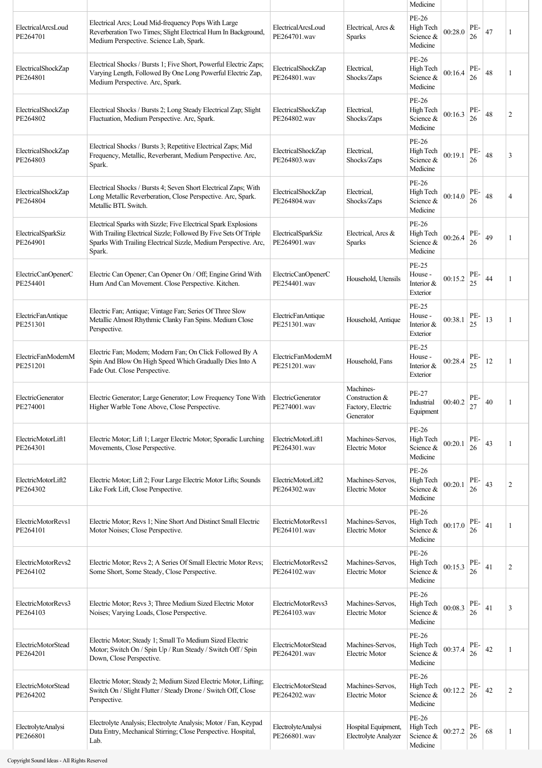| | | | | Medicine | | | | |
|---|---|---|---|---|---|---|---|---|
| ElectricalArcsLoud PE264701 | Electrical Arcs; Loud Mid-frequency Pops With Large Reverberation Two Times; Slight Electrical Hum In Background, Medium Perspective. Science Lab, Spark. | ElectricalArcsLoud PE264701.wav | Electrical, Arcs & Sparks | PE-26 High Tech Science & Medicine | 00:28.0 | PE-26 | 47 | 1 |
| ElectricalShockZap PE264801 | Electrical Shocks / Bursts 1; Five Short, Powerful Electric Zaps; Varying Length, Followed By One Long Powerful Electric Zap, Medium Perspective. Arc, Spark. | ElectricalShockZap PE264801.wav | Electrical, Shocks/Zaps | PE-26 High Tech Science & Medicine | 00:16.4 | PE-26 | 48 | 1 |
| ElectricalShockZap PE264802 | Electrical Shocks / Bursts 2; Long Steady Electrical Zap; Slight Fluctuation, Medium Perspective. Arc, Spark. | ElectricalShockZap PE264802.wav | Electrical, Shocks/Zaps | PE-26 High Tech Science & Medicine | 00:16.3 | PE-26 | 48 | 2 |
| ElectricalShockZap PE264803 | Electrical Shocks / Bursts 3; Repetitive Electrical Zaps; Mid Frequency, Metallic, Reverberant, Medium Perspective. Arc, Spark. | ElectricalShockZap PE264803.wav | Electrical, Shocks/Zaps | PE-26 High Tech Science & Medicine | 00:19.1 | PE-26 | 48 | 3 |
| ElectricalShockZap PE264804 | Electrical Shocks / Bursts 4; Seven Short Electrical Zaps; With Long Metallic Reverberation, Close Perspective. Arc, Spark. Metallic BTL Switch. | ElectricalShockZap PE264804.wav | Electrical, Shocks/Zaps | PE-26 High Tech Science & Medicine | 00:14.0 | PE-26 | 48 | 4 |
| ElectricalSparkSiz PE264901 | Electrical Sparks with Sizzle; Five Electrical Spark Explosions With Trailing Electrical Sizzle; Followed By Five Sets Of Triple Sparks With Trailing Electrical Sizzle, Medium Perspective. Arc, Spark. | ElectricalSparkSiz PE264901.wav | Electrical, Arcs & Sparks | PE-26 High Tech Science & Medicine | 00:26.4 | PE-26 | 49 | 1 |
| ElectricCanOpenerC PE254401 | Electric Can Opener; Can Opener On / Off; Engine Grind With Hum And Can Movement. Close Perspective. Kitchen. | ElectricCanOpenerC PE254401.wav | Household, Utensils | PE-25 House - Interior & Exterior | 00:15.2 | PE-25 | 44 | 1 |
| ElectricFanAntique PE251301 | Electric Fan; Antique; Vintage Fan; Series Of Three Slow Metallic Almost Rhythmic Clanky Fan Spins. Medium Close Perspective. | ElectricFanAntique PE251301.wav | Household, Antique | PE-25 House - Interior & Exterior | 00:38.1 | PE-25 | 13 | 1 |
| ElectricFanModernM PE251201 | Electric Fan; Modern; Modern Fan; On Click Followed By A Spin And Blow On High Speed Which Gradually Dies Into A Fade Out. Close Perspective. | ElectricFanModernM PE251201.wav | Household, Fans | PE-25 House - Interior & Exterior | 00:28.4 | PE-25 | 12 | 1 |
| ElectricGenerator PE274001 | Electric Generator; Large Generator; Low Frequency Tone With Higher Warble Tone Above, Close Perspective. | ElectricGenerator PE274001.wav | Machines-Construction & Factory, Electric Generator | PE-27 Industrial Equipment | 00:40.2 | PE-27 | 40 | 1 |
| ElectricMotorLift1 PE264301 | Electric Motor; Lift 1; Larger Electric Motor; Sporadic Lurching Movements, Close Perspective. | ElectricMotorLift1 PE264301.wav | Machines-Servos, Electric Motor | PE-26 High Tech Science & Medicine | 00:20.1 | PE-26 | 43 | 1 |
| ElectricMotorLift2 PE264302 | Electric Motor; Lift 2; Four Large Electric Motor Lifts; Sounds Like Fork Lift, Close Perspective. | ElectricMotorLift2 PE264302.wav | Machines-Servos, Electric Motor | PE-26 High Tech Science & Medicine | 00:20.1 | PE-26 | 43 | 2 |
| ElectricMotorRevs1 PE264101 | Electric Motor; Revs 1; Nine Short And Distinct Small Electric Motor Noises; Close Perspective. | ElectricMotorRevs1 PE264101.wav | Machines-Servos, Electric Motor | PE-26 High Tech Science & Medicine | 00:17.0 | PE-26 | 41 | 1 |
| ElectricMotorRevs2 PE264102 | Electric Motor; Revs 2; A Series Of Small Electric Motor Revs; Some Short, Some Steady, Close Perspective. | ElectricMotorRevs2 PE264102.wav | Machines-Servos, Electric Motor | PE-26 High Tech Science & Medicine | 00:15.3 | PE-26 | 41 | 2 |
| ElectricMotorRevs3 PE264103 | Electric Motor; Revs 3; Three Medium Sized Electric Motor Noises; Varying Loads, Close Perspective. | ElectricMotorRevs3 PE264103.wav | Machines-Servos, Electric Motor | PE-26 High Tech Science & Medicine | 00:08.3 | PE-26 | 41 | 3 |
| ElectricMotorStead PE264201 | Electric Motor; Steady 1; Small To Medium Sized Electric Motor; Switch On / Spin Up / Run Steady / Switch Off / Spin Down, Close Perspective. | ElectricMotorStead PE264201.wav | Machines-Servos, Electric Motor | PE-26 High Tech Science & Medicine | 00:37.4 | PE-26 | 42 | 1 |
| ElectricMotorStead PE264202 | Electric Motor; Steady 2; Medium Sized Electric Motor, Lifting; Switch On / Slight Flutter / Steady Drone / Switch Off, Close Perspective. | ElectricMotorStead PE264202.wav | Machines-Servos, Electric Motor | PE-26 High Tech Science & Medicine | 00:12.2 | PE-26 | 42 | 2 |
| ElectrolyteAnalysi PE266801 | Electrolyte Analysis; Electrolyte Analysis; Motor / Fan, Keypad Data Entry, Mechanical Stirring; Close Perspective. Hospital, Lab. | ElectrolyteAnalysi PE266801.wav | Hospital Equipment, Electrolyte Analyzer | PE-26 High Tech Science & Medicine | 00:27.2 | PE-26 | 68 | 1 |

Copyright Sound Ideas - All Rights Reserved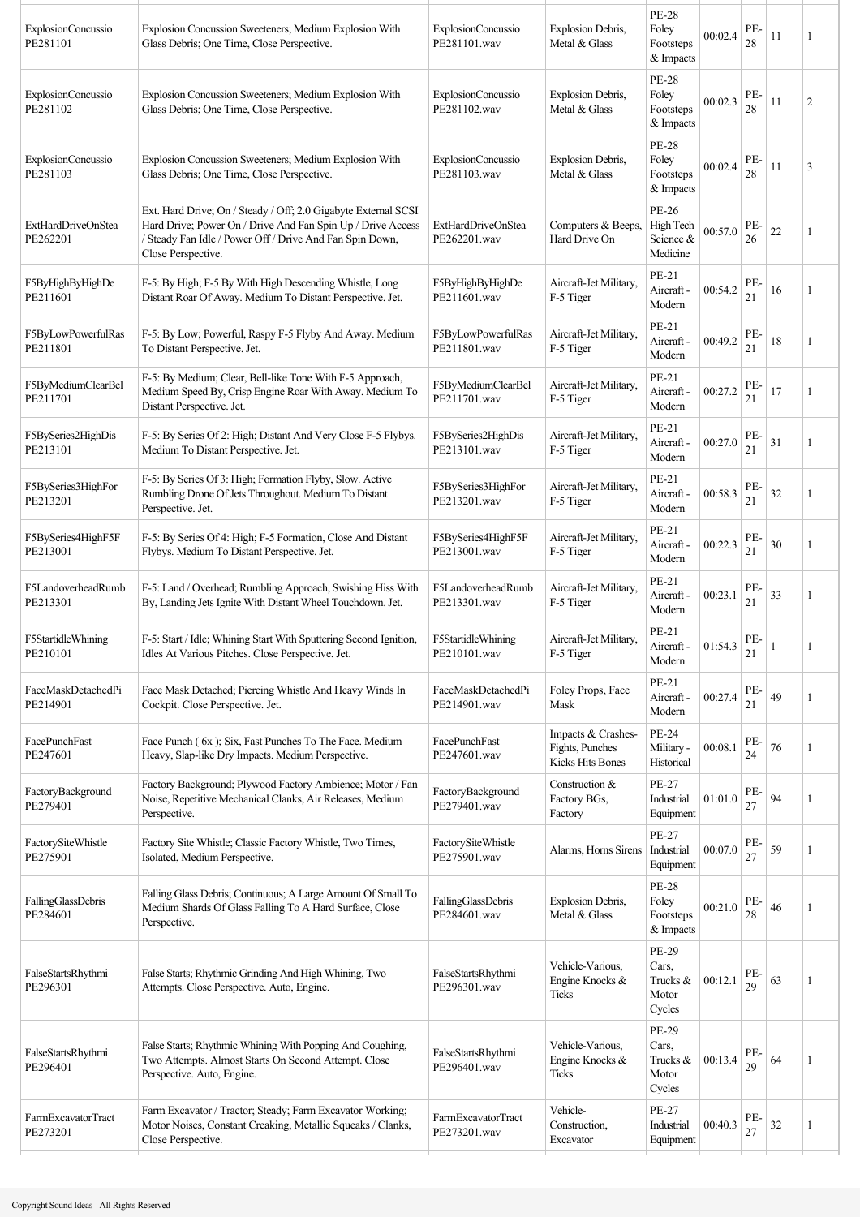| | | | | | | | | |
|---|---|---|---|---|---|---|---|---|
| ExplosionConcussio PE281101 | Explosion Concussion Sweeteners; Medium Explosion With Glass Debris; One Time, Close Perspective. | ExplosionConcussio PE281101.wav | Explosion Debris, Metal & Glass | PE-28 Foley Footsteps & Impacts | 00:02.4 | PE-28 | 11 | 1 |
| ExplosionConcussio PE281102 | Explosion Concussion Sweeteners; Medium Explosion With Glass Debris; One Time, Close Perspective. | ExplosionConcussio PE281102.wav | Explosion Debris, Metal & Glass | PE-28 Foley Footsteps & Impacts | 00:02.3 | PE-28 | 11 | 2 |
| ExplosionConcussio PE281103 | Explosion Concussion Sweeteners; Medium Explosion With Glass Debris; One Time, Close Perspective. | ExplosionConcussio PE281103.wav | Explosion Debris, Metal & Glass | PE-28 Foley Footsteps & Impacts | 00:02.4 | PE-28 | 11 | 3 |
| ExtHardDriveOnStea PE262201 | Ext. Hard Drive; On / Steady / Off; 2.0 Gigabyte External SCSI Hard Drive; Power On / Drive And Fan Spin Up / Drive Access / Steady Fan Idle / Power Off / Drive And Fan Spin Down, Close Perspective. | ExtHardDriveOnStea PE262201.wav | Computers & Beeps, Hard Drive On | PE-26 High Tech Science & Medicine | 00:57.0 | PE-26 | 22 | 1 |
| F5ByHighByHighDe PE211601 | F-5: By High; F-5 By With High Descending Whistle, Long Distant Roar Of Away. Medium To Distant Perspective. Jet. | F5ByHighByHighDe PE211601.wav | Aircraft-Jet Military, F-5 Tiger | PE-21 Aircraft - Modern | 00:54.2 | PE-21 | 16 | 1 |
| F5ByLowPowerfulRas PE211801 | F-5: By Low; Powerful, Raspy F-5 Flyby And Away. Medium To Distant Perspective. Jet. | F5ByLowPowerfulRas PE211801.wav | Aircraft-Jet Military, F-5 Tiger | PE-21 Aircraft - Modern | 00:49.2 | PE-21 | 18 | 1 |
| F5ByMediumClearBel PE211701 | F-5: By Medium; Clear, Bell-like Tone With F-5 Approach, Medium Speed By, Crisp Engine Roar With Away. Medium To Distant Perspective. Jet. | F5ByMediumClearBel PE211701.wav | Aircraft-Jet Military, F-5 Tiger | PE-21 Aircraft - Modern | 00:27.2 | PE-21 | 17 | 1 |
| F5BySeries2HighDis PE213101 | F-5: By Series Of 2: High; Distant And Very Close F-5 Flybys. Medium To Distant Perspective. Jet. | F5BySeries2HighDis PE213101.wav | Aircraft-Jet Military, F-5 Tiger | PE-21 Aircraft - Modern | 00:27.0 | PE-21 | 31 | 1 |
| F5BySeries3HighFor PE213201 | F-5: By Series Of 3: High; Formation Flyby, Slow. Active Rumbling Drone Of Jets Throughout. Medium To Distant Perspective. Jet. | F5BySeries3HighFor PE213201.wav | Aircraft-Jet Military, F-5 Tiger | PE-21 Aircraft - Modern | 00:58.3 | PE-21 | 32 | 1 |
| F5BySeries4HighF5F PE213001 | F-5: By Series Of 4: High; F-5 Formation, Close And Distant Flybys. Medium To Distant Perspective. Jet. | F5BySeries4HighF5F PE213001.wav | Aircraft-Jet Military, F-5 Tiger | PE-21 Aircraft - Modern | 00:22.3 | PE-21 | 30 | 1 |
| F5LandoverheadRumb PE213301 | F-5: Land / Overhead; Rumbling Approach, Swishing Hiss With By, Landing Jets Ignite With Distant Wheel Touchdown. Jet. | F5LandoverheadRumb PE213301.wav | Aircraft-Jet Military, F-5 Tiger | PE-21 Aircraft - Modern | 00:23.1 | PE-21 | 33 | 1 |
| F5StartidleWhining PE210101 | F-5: Start / Idle; Whining Start With Sputtering Second Ignition, Idles At Various Pitches. Close Perspective. Jet. | F5StartidleWhining PE210101.wav | Aircraft-Jet Military, F-5 Tiger | PE-21 Aircraft - Modern | 01:54.3 | PE-21 | 1 | 1 |
| FaceMaskDetachedPi PE214901 | Face Mask Detached; Piercing Whistle And Heavy Winds In Cockpit. Close Perspective. Jet. | FaceMaskDetachedPi PE214901.wav | Foley Props, Face Mask | PE-21 Aircraft - Modern | 00:27.4 | PE-21 | 49 | 1 |
| FacePunchFast PE247601 | Face Punch ( 6x ); Six, Fast Punches To The Face. Medium Heavy, Slap-like Dry Impacts. Medium Perspective. | FacePunchFast PE247601.wav | Impacts & Crashes-Fights, Punches Kicks Hits Bones | PE-24 Military - Historical | 00:08.1 | PE-24 | 76 | 1 |
| FactoryBackground PE279401 | Factory Background; Plywood Factory Ambience; Motor / Fan Noise, Repetitive Mechanical Clanks, Air Releases, Medium Perspective. | FactoryBackground PE279401.wav | Construction & Factory BGs, Factory | PE-27 Industrial Equipment | 01:01.0 | PE-27 | 94 | 1 |
| FactorySiteWhistle PE275901 | Factory Site Whistle; Classic Factory Whistle, Two Times, Isolated, Medium Perspective. | FactorySiteWhistle PE275901.wav | Alarms, Horns Sirens | PE-27 Industrial Equipment | 00:07.0 | PE-27 | 59 | 1 |
| FallingGlassDebris PE284601 | Falling Glass Debris; Continuous; A Large Amount Of Small To Medium Shards Of Glass Falling To A Hard Surface, Close Perspective. | FallingGlassDebris PE284601.wav | Explosion Debris, Metal & Glass | PE-28 Foley Footsteps & Impacts | 00:21.0 | PE-28 | 46 | 1 |
| FalseStartsRhythmi PE296301 | False Starts; Rhythmic Grinding And High Whining, Two Attempts. Close Perspective. Auto, Engine. | FalseStartsRhythmi PE296301.wav | Vehicle-Various, Engine Knocks & Ticks | PE-29 Cars, Trucks & Motor Cycles | 00:12.1 | PE-29 | 63 | 1 |
| FalseStartsRhythmi PE296401 | False Starts; Rhythmic Whining With Popping And Coughing, Two Attempts. Almost Starts On Second Attempt. Close Perspective. Auto, Engine. | FalseStartsRhythmi PE296401.wav | Vehicle-Various, Engine Knocks & Ticks | PE-29 Cars, Trucks & Motor Cycles | 00:13.4 | PE-29 | 64 | 1 |
| FarmExcavatorTract PE273201 | Farm Excavator / Tractor; Steady; Farm Excavator Working; Motor Noises, Constant Creaking, Metallic Squeaks / Clanks, Close Perspective. | FarmExcavatorTract PE273201.wav | Vehicle-Construction, Excavator | PE-27 Industrial Equipment | 00:40.3 | PE-27 | 32 | 1 |

Copyright Sound Ideas - All Rights Reserved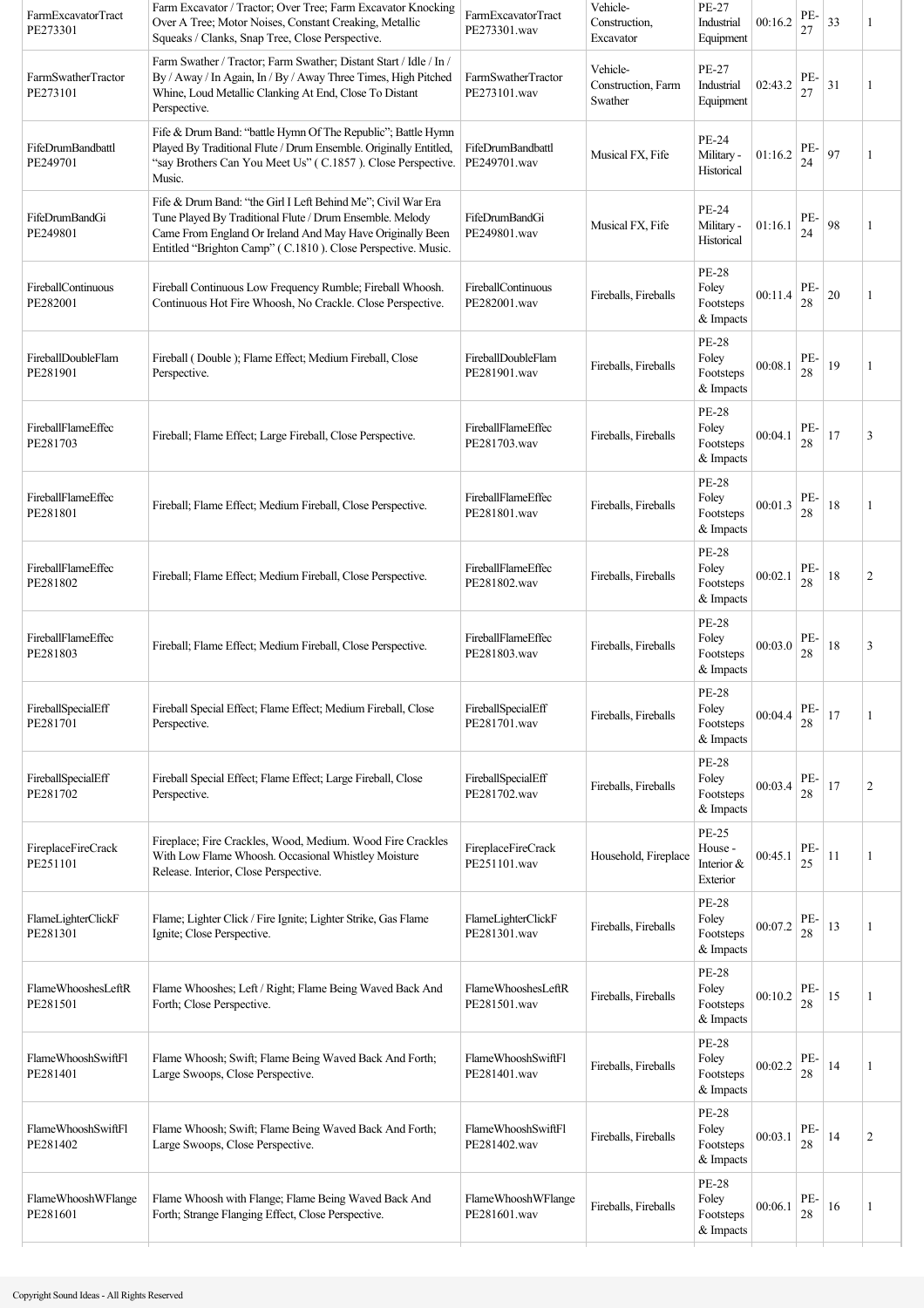| FarmExcavatorTract PE273301 | Farm Excavator / Tractor; Over Tree; Farm Excavator Knocking Over A Tree; Motor Noises, Constant Creaking, Metallic Squeaks / Clanks, Snap Tree, Close Perspective. | FarmExcavatorTract PE273301.wav | Vehicle-Construction, Excavator | PE-27 Industrial Equipment | 00:16.2 | PE-27 | 33 | 1 |
|---|---|---|---|---|---|---|---|---|
| FarmSwatherTractor PE273101 | Farm Swather / Tractor; Farm Swather; Distant Start / Idle / In / By / Away / In Again, In / By / Away Three Times, High Pitched Whine, Loud Metallic Clanking At End, Close To Distant Perspective. | FarmSwatherTractor PE273101.wav | Vehicle-Construction, Farm Swather | PE-27 Industrial Equipment | 02:43.2 | PE-27 | 31 | 1 |
| FifeDrumBandbattl PE249701 | Fife & Drum Band: "battle Hymn Of The Republic"; Battle Hymn Played By Traditional Flute / Drum Ensemble. Originally Entitled, "say Brothers Can You Meet Us" ( C.1857 ). Close Perspective. Music. | FifeDrumBandbattl PE249701.wav | Musical FX, Fife | PE-24 Military - Historical | 01:16.2 | PE-24 | 97 | 1 |
| FifeDrumBandGi PE249801 | Fife & Drum Band: "the Girl I Left Behind Me"; Civil War Era Tune Played By Traditional Flute / Drum Ensemble. Melody Came From England Or Ireland And May Have Originally Been Entitled "Brighton Camp" ( C.1810 ). Close Perspective. Music. | FifeDrumBandGi PE249801.wav | Musical FX, Fife | PE-24 Military - Historical | 01:16.1 | PE-24 | 98 | 1 |
| FireballContinuous PE282001 | Fireball Continuous Low Frequency Rumble; Fireball Whoosh. Continuous Hot Fire Whoosh, No Crackle. Close Perspective. | FireballContinuous PE282001.wav | Fireballs, Fireballs | PE-28 Foley Footsteps & Impacts | 00:11.4 | PE-28 | 20 | 1 |
| FireballDoubleFlam PE281901 | Fireball ( Double ); Flame Effect; Medium Fireball, Close Perspective. | FireballDoubleFlam PE281901.wav | Fireballs, Fireballs | PE-28 Foley Footsteps & Impacts | 00:08.1 | PE-28 | 19 | 1 |
| FireballFlameEffec PE281703 | Fireball; Flame Effect; Large Fireball, Close Perspective. | FireballFlameEffec PE281703.wav | Fireballs, Fireballs | PE-28 Foley Footsteps & Impacts | 00:04.1 | PE-28 | 17 | 3 |
| FireballFlameEffec PE281801 | Fireball; Flame Effect; Medium Fireball, Close Perspective. | FireballFlameEffec PE281801.wav | Fireballs, Fireballs | PE-28 Foley Footsteps & Impacts | 00:01.3 | PE-28 | 18 | 1 |
| FireballFlameEffec PE281802 | Fireball; Flame Effect; Medium Fireball, Close Perspective. | FireballFlameEffec PE281802.wav | Fireballs, Fireballs | PE-28 Foley Footsteps & Impacts | 00:02.1 | PE-28 | 18 | 2 |
| FireballFlameEffec PE281803 | Fireball; Flame Effect; Medium Fireball, Close Perspective. | FireballFlameEffec PE281803.wav | Fireballs, Fireballs | PE-28 Foley Footsteps & Impacts | 00:03.0 | PE-28 | 18 | 3 |
| FireballSpecialEff PE281701 | Fireball Special Effect; Flame Effect; Medium Fireball, Close Perspective. | FireballSpecialEff PE281701.wav | Fireballs, Fireballs | PE-28 Foley Footsteps & Impacts | 00:04.4 | PE-28 | 17 | 1 |
| FireballSpecialEff PE281702 | Fireball Special Effect; Flame Effect; Large Fireball, Close Perspective. | FireballSpecialEff PE281702.wav | Fireballs, Fireballs | PE-28 Foley Footsteps & Impacts | 00:03.4 | PE-28 | 17 | 2 |
| FireplaceFireCrack PE251101 | Fireplace; Fire Crackles, Wood, Medium. Wood Fire Crackles With Low Flame Whoosh. Occasional Whistley Moisture Release. Interior, Close Perspective. | FireplaceFireCrack PE251101.wav | Household, Fireplace | PE-25 House - Interior & Exterior | 00:45.1 | PE-25 | 11 | 1 |
| FlameLighterClickF PE281301 | Flame; Lighter Click / Fire Ignite; Lighter Strike, Gas Flame Ignite; Close Perspective. | FlameLighterClickF PE281301.wav | Fireballs, Fireballs | PE-28 Foley Footsteps & Impacts | 00:07.2 | PE-28 | 13 | 1 |
| FlameWhooshesLeftR PE281501 | Flame Whooshes; Left / Right; Flame Being Waved Back And Forth; Close Perspective. | FlameWhooshesLeftR PE281501.wav | Fireballs, Fireballs | PE-28 Foley Footsteps & Impacts | 00:10.2 | PE-28 | 15 | 1 |
| FlameWhooshSwiftFl PE281401 | Flame Whoosh; Swift; Flame Being Waved Back And Forth; Large Swoops, Close Perspective. | FlameWhooshSwiftFl PE281401.wav | Fireballs, Fireballs | PE-28 Foley Footsteps & Impacts | 00:02.2 | PE-28 | 14 | 1 |
| FlameWhooshSwiftFl PE281402 | Flame Whoosh; Swift; Flame Being Waved Back And Forth; Large Swoops, Close Perspective. | FlameWhooshSwiftFl PE281402.wav | Fireballs, Fireballs | PE-28 Foley Footsteps & Impacts | 00:03.1 | PE-28 | 14 | 2 |
| FlameWhooshWFlange PE281601 | Flame Whoosh with Flange; Flame Being Waved Back And Forth; Strange Flanging Effect, Close Perspective. | FlameWhooshWFlange PE281601.wav | Fireballs, Fireballs | PE-28 Foley Footsteps & Impacts | 00:06.1 | PE-28 | 16 | 1 |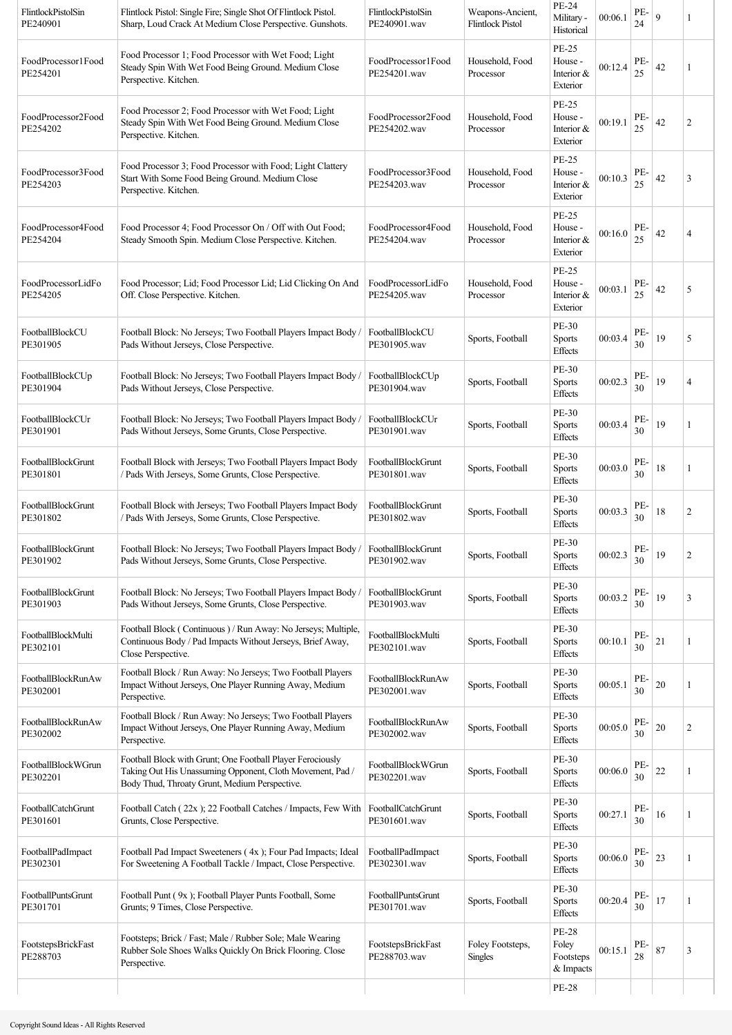| | | | | | | | | |
|---|---|---|---|---|---|---|---|---|
| FlintlockPistolSin PE240901 | Flintlock Pistol: Single Fire; Single Shot Of Flintlock Pistol. Sharp, Loud Crack At Medium Close Perspective. Gunshots. | FlintlockPistolSin PE240901.wav | Weapons-Ancient, Flintlock Pistol | PE-24 Military - Historical | 00:06.1 | PE-24 | 9 | 1 |
| FoodProcessor1Food PE254201 | Food Processor 1; Food Processor with Wet Food; Light Steady Spin With Wet Food Being Ground. Medium Close Perspective. Kitchen. | FoodProcessor1Food PE254201.wav | Household, Food Processor | PE-25 House - Interior & Exterior | 00:12.4 | PE-25 | 42 | 1 |
| FoodProcessor2Food PE254202 | Food Processor 2; Food Processor with Wet Food; Light Steady Spin With Wet Food Being Ground. Medium Close Perspective. Kitchen. | FoodProcessor2Food PE254202.wav | Household, Food Processor | PE-25 House - Interior & Exterior | 00:19.1 | PE-25 | 42 | 2 |
| FoodProcessor3Food PE254203 | Food Processor 3; Food Processor with Food; Light Clattery Start With Some Food Being Ground. Medium Close Perspective. Kitchen. | FoodProcessor3Food PE254203.wav | Household, Food Processor | PE-25 House - Interior & Exterior | 00:10.3 | PE-25 | 42 | 3 |
| FoodProcessor4Food PE254204 | Food Processor 4; Food Processor On / Off with Out Food; Steady Smooth Spin. Medium Close Perspective. Kitchen. | FoodProcessor4Food PE254204.wav | Household, Food Processor | PE-25 House - Interior & Exterior | 00:16.0 | PE-25 | 42 | 4 |
| FoodProcessorLidFo PE254205 | Food Processor; Lid; Food Processor Lid; Lid Clicking On And Off. Close Perspective. Kitchen. | FoodProcessorLidFo PE254205.wav | Household, Food Processor | PE-25 House - Interior & Exterior | 00:03.1 | PE-25 | 42 | 5 |
| FootballBlockCU PE301905 | Football Block: No Jerseys; Two Football Players Impact Body / Pads Without Jerseys, Close Perspective. | FootballBlockCU PE301905.wav | Sports, Football | PE-30 Sports Effects | 00:03.4 | PE-30 | 19 | 5 |
| FootballBlockCUp PE301904 | Football Block: No Jerseys; Two Football Players Impact Body / Pads Without Jerseys, Close Perspective. | FootballBlockCUp PE301904.wav | Sports, Football | PE-30 Sports Effects | 00:02.3 | PE-30 | 19 | 4 |
| FootballBlockCUr PE301901 | Football Block: No Jerseys; Two Football Players Impact Body / Pads Without Jerseys, Some Grunts, Close Perspective. | FootballBlockCUr PE301901.wav | Sports, Football | PE-30 Sports Effects | 00:03.4 | PE-30 | 19 | 1 |
| FootballBlockGrunt PE301801 | Football Block with Jerseys; Two Football Players Impact Body / Pads With Jerseys, Some Grunts, Close Perspective. | FootballBlockGrunt PE301801.wav | Sports, Football | PE-30 Sports Effects | 00:03.0 | PE-30 | 18 | 1 |
| FootballBlockGrunt PE301802 | Football Block with Jerseys; Two Football Players Impact Body / Pads With Jerseys, Some Grunts, Close Perspective. | FootballBlockGrunt PE301802.wav | Sports, Football | PE-30 Sports Effects | 00:03.3 | PE-30 | 18 | 2 |
| FootballBlockGrunt PE301902 | Football Block: No Jerseys; Two Football Players Impact Body / Pads Without Jerseys, Some Grunts, Close Perspective. | FootballBlockGrunt PE301902.wav | Sports, Football | PE-30 Sports Effects | 00:02.3 | PE-30 | 19 | 2 |
| FootballBlockGrunt PE301903 | Football Block: No Jerseys; Two Football Players Impact Body / Pads Without Jerseys, Some Grunts, Close Perspective. | FootballBlockGrunt PE301903.wav | Sports, Football | PE-30 Sports Effects | 00:03.2 | PE-30 | 19 | 3 |
| FootballBlockMulti PE302101 | Football Block ( Continuous ) / Run Away: No Jerseys; Multiple, Continuous Body / Pad Impacts Without Jerseys, Brief Away, Close Perspective. | FootballBlockMulti PE302101.wav | Sports, Football | PE-30 Sports Effects | 00:10.1 | PE-30 | 21 | 1 |
| FootballBlockRunAw PE302001 | Football Block / Run Away: No Jerseys; Two Football Players Impact Without Jerseys, One Player Running Away, Medium Perspective. | FootballBlockRunAw PE302001.wav | Sports, Football | PE-30 Sports Effects | 00:05.1 | PE-30 | 20 | 1 |
| FootballBlockRunAw PE302002 | Football Block / Run Away: No Jerseys; Two Football Players Impact Without Jerseys, One Player Running Away, Medium Perspective. | FootballBlockRunAw PE302002.wav | Sports, Football | PE-30 Sports Effects | 00:05.0 | PE-30 | 20 | 2 |
| FootballBlockWGrun PE302201 | Football Block with Grunt; One Football Player Ferociously Taking Out His Unassuming Opponent, Cloth Movement, Pad / Body Thud, Throaty Grunt, Medium Perspective. | FootballBlockWGrun PE302201.wav | Sports, Football | PE-30 Sports Effects | 00:06.0 | PE-30 | 22 | 1 |
| FootballCatchGrunt PE301601 | Football Catch ( 22x ); 22 Football Catches / Impacts, Few With Grunts, Close Perspective. | FootballCatchGrunt PE301601.wav | Sports, Football | PE-30 Sports Effects | 00:27.1 | PE-30 | 16 | 1 |
| FootballPadImpact PE302301 | Football Pad Impact Sweeteners ( 4x ); Four Pad Impacts; Ideal For Sweetening A Football Tackle / Impact, Close Perspective. | FootballPadImpact PE302301.wav | Sports, Football | PE-30 Sports Effects | 00:06.0 | PE-30 | 23 | 1 |
| FootballPuntsGrunt PE301701 | Football Punt ( 9x ); Football Player Punts Football, Some Grunts; 9 Times, Close Perspective. | FootballPuntsGrunt PE301701.wav | Sports, Football | PE-30 Sports Effects | 00:20.4 | PE-30 | 17 | 1 |
| FootstepsBrickFast PE288703 | Footsteps; Brick / Fast; Male / Rubber Sole; Male Wearing Rubber Sole Shoes Walks Quickly On Brick Flooring. Close Perspective. | FootstepsBrickFast PE288703.wav | Foley Footsteps, Singles | PE-28 Foley Footsteps & Impacts | 00:15.1 | PE-28 | 87 | 3 |
| | | | | PE-28 | | | | |

Copyright Sound Ideas - All Rights Reserved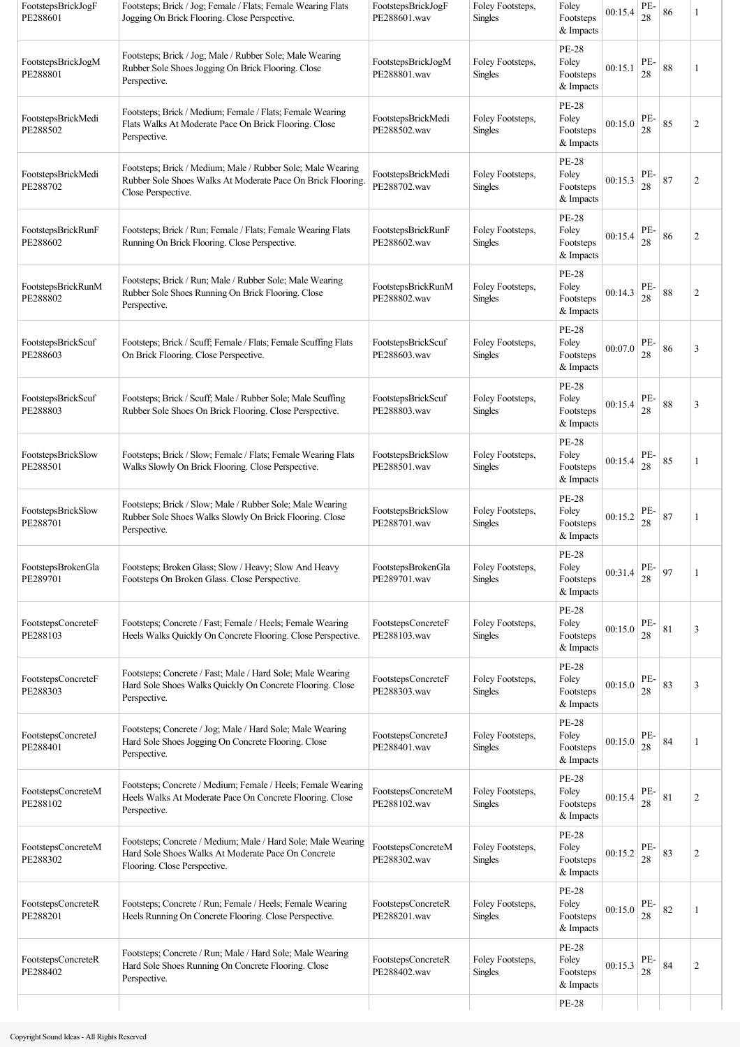| | | | | | | | | |
|---|---|---|---|---|---|---|---|---|
| FootstepsBrickJogF PE288601 | Footsteps; Brick / Jog; Female / Flats; Female Wearing Flats Jogging On Brick Flooring. Close Perspective. | FootstepsBrickJogF PE288601.wav | Foley Footsteps, Singles | Foley Footsteps & Impacts | 00:15.4 | PE-28 | 86 | 1 |
| FootstepsBrickJogM PE288801 | Footsteps; Brick / Jog; Male / Rubber Sole; Male Wearing Rubber Sole Shoes Jogging On Brick Flooring. Close Perspective. | FootstepsBrickJogM PE288801.wav | Foley Footsteps, Singles | PE-28 Foley Footsteps & Impacts | 00:15.1 | PE-28 | 88 | 1 |
| FootstepsBrickMedi PE288502 | Footsteps; Brick / Medium; Female / Flats; Female Wearing Flats Walks At Moderate Pace On Brick Flooring. Close Perspective. | FootstepsBrickMedi PE288502.wav | Foley Footsteps, Singles | PE-28 Foley Footsteps & Impacts | 00:15.0 | PE-28 | 85 | 2 |
| FootstepsBrickMedi PE288702 | Footsteps; Brick / Medium; Male / Rubber Sole; Male Wearing Rubber Sole Shoes Walks At Moderate Pace On Brick Flooring. Close Perspective. | FootstepsBrickMedi PE288702.wav | Foley Footsteps, Singles | PE-28 Foley Footsteps & Impacts | 00:15.3 | PE-28 | 87 | 2 |
| FootstepsBrickRunF PE288602 | Footsteps; Brick / Run; Female / Flats; Female Wearing Flats Running On Brick Flooring. Close Perspective. | FootstepsBrickRunF PE288602.wav | Foley Footsteps, Singles | PE-28 Foley Footsteps & Impacts | 00:15.4 | PE-28 | 86 | 2 |
| FootstepsBrickRunM PE288802 | Footsteps; Brick / Run; Male / Rubber Sole; Male Wearing Rubber Sole Shoes Running On Brick Flooring. Close Perspective. | FootstepsBrickRunM PE288802.wav | Foley Footsteps, Singles | PE-28 Foley Footsteps & Impacts | 00:14.3 | PE-28 | 88 | 2 |
| FootstepsBrickScuf PE288603 | Footsteps; Brick / Scuff; Female / Flats; Female Scuffing Flats On Brick Flooring. Close Perspective. | FootstepsBrickScuf PE288603.wav | Foley Footsteps, Singles | PE-28 Foley Footsteps & Impacts | 00:07.0 | PE-28 | 86 | 3 |
| FootstepsBrickScuf PE288803 | Footsteps; Brick / Scuff; Male / Rubber Sole; Male Scuffing Rubber Sole Shoes On Brick Flooring. Close Perspective. | FootstepsBrickScuf PE288803.wav | Foley Footsteps, Singles | PE-28 Foley Footsteps & Impacts | 00:15.4 | PE-28 | 88 | 3 |
| FootstepsBrickSlow PE288501 | Footsteps; Brick / Slow; Female / Flats; Female Wearing Flats Walks Slowly On Brick Flooring. Close Perspective. | FootstepsBrickSlow PE288501.wav | Foley Footsteps, Singles | PE-28 Foley Footsteps & Impacts | 00:15.4 | PE-28 | 85 | 1 |
| FootstepsBrickSlow PE288701 | Footsteps; Brick / Slow; Male / Rubber Sole; Male Wearing Rubber Sole Shoes Walks Slowly On Brick Flooring. Close Perspective. | FootstepsBrickSlow PE288701.wav | Foley Footsteps, Singles | PE-28 Foley Footsteps & Impacts | 00:15.2 | PE-28 | 87 | 1 |
| FootstepsBrokenGla PE289701 | Footsteps; Broken Glass; Slow / Heavy; Slow And Heavy Footsteps On Broken Glass. Close Perspective. | FootstepsBrokenGla PE289701.wav | Foley Footsteps, Singles | PE-28 Foley Footsteps & Impacts | 00:31.4 | PE-28 | 97 | 1 |
| FootstepsConcreteF PE288103 | Footsteps; Concrete / Fast; Female / Heels; Female Wearing Heels Walks Quickly On Concrete Flooring. Close Perspective. | FootstepsConcreteF PE288103.wav | Foley Footsteps, Singles | PE-28 Foley Footsteps & Impacts | 00:15.0 | PE-28 | 81 | 3 |
| FootstepsConcreteF PE288303 | Footsteps; Concrete / Fast; Male / Hard Sole; Male Wearing Hard Sole Shoes Walks Quickly On Concrete Flooring. Close Perspective. | FootstepsConcreteF PE288303.wav | Foley Footsteps, Singles | PE-28 Foley Footsteps & Impacts | 00:15.0 | PE-28 | 83 | 3 |
| FootstepsConcreteJ PE288401 | Footsteps; Concrete / Jog; Male / Hard Sole; Male Wearing Hard Sole Shoes Jogging On Concrete Flooring. Close Perspective. | FootstepsConcreteJ PE288401.wav | Foley Footsteps, Singles | PE-28 Foley Footsteps & Impacts | 00:15.0 | PE-28 | 84 | 1 |
| FootstepsConcreteM PE288102 | Footsteps; Concrete / Medium; Female / Heels; Female Wearing Heels Walks At Moderate Pace On Concrete Flooring. Close Perspective. | FootstepsConcreteM PE288102.wav | Foley Footsteps, Singles | PE-28 Foley Footsteps & Impacts | 00:15.4 | PE-28 | 81 | 2 |
| FootstepsConcreteM PE288302 | Footsteps; Concrete / Medium; Male / Hard Sole; Male Wearing Hard Sole Shoes Walks At Moderate Pace On Concrete Flooring. Close Perspective. | FootstepsConcreteM PE288302.wav | Foley Footsteps, Singles | PE-28 Foley Footsteps & Impacts | 00:15.2 | PE-28 | 83 | 2 |
| FootstepsConcreteR PE288201 | Footsteps; Concrete / Run; Female / Heels; Female Wearing Heels Running On Concrete Flooring. Close Perspective. | FootstepsConcreteR PE288201.wav | Foley Footsteps, Singles | PE-28 Foley Footsteps & Impacts | 00:15.0 | PE-28 | 82 | 1 |
| FootstepsConcreteR PE288402 | Footsteps; Concrete / Run; Male / Hard Sole; Male Wearing Hard Sole Shoes Running On Concrete Flooring. Close Perspective. | FootstepsConcreteR PE288402.wav | Foley Footsteps, Singles | PE-28 Foley Footsteps & Impacts | 00:15.3 | PE-28 | 84 | 2 |
| | | | | PE-28 | | | | |

Copyright Sound Ideas - All Rights Reserved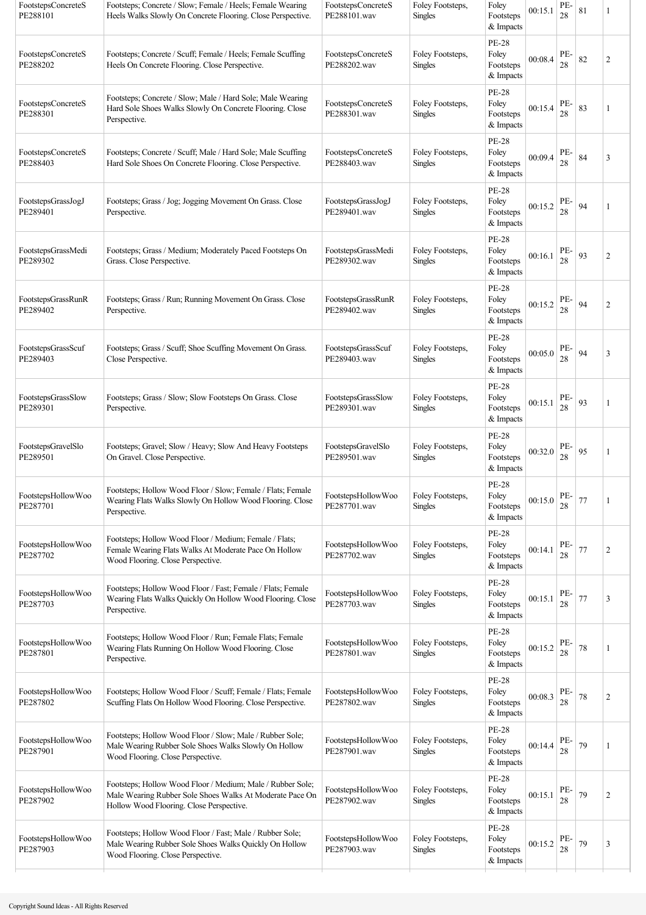| | | | | | | | | |
|---|---|---|---|---|---|---|---|---|
| FootstepsConcreteSPE288101 | Footsteps; Concrete / Slow; Female / Heels; Female Wearing Heels Walks Slowly On Concrete Flooring. Close Perspective. | FootstepsConcreteSPE288101.wav | Foley Footsteps, Singles | Foley Footsteps & Impacts | 00:15.1 | PE-28 | 81 | 1 |
| FootstepsConcreteSPE288202 | Footsteps; Concrete / Scuff; Female / Heels; Female Scuffing Heels On Concrete Flooring. Close Perspective. | FootstepsConcreteSPE288202.wav | Foley Footsteps, Singles | PE-28 Foley Footsteps & Impacts | 00:08.4 | PE-28 | 82 | 2 |
| FootstepsConcreteSPE288301 | Footsteps; Concrete / Slow; Male / Hard Sole; Male Wearing Hard Sole Shoes Walks Slowly On Concrete Flooring. Close Perspective. | FootstepsConcreteSPE288301.wav | Foley Footsteps, Singles | PE-28 Foley Footsteps & Impacts | 00:15.4 | PE-28 | 83 | 1 |
| FootstepsConcreteSPE288403 | Footsteps; Concrete / Scuff; Male / Hard Sole; Male Scuffing Hard Sole Shoes On Concrete Flooring. Close Perspective. | FootstepsConcreteSPE288403.wav | Foley Footsteps, Singles | PE-28 Foley Footsteps & Impacts | 00:09.4 | PE-28 | 84 | 3 |
| FootstepsGrassJogJPE289401 | Footsteps; Grass / Jog; Jogging Movement On Grass. Close Perspective. | FootstepsGrassJogJPE289401.wav | Foley Footsteps, Singles | PE-28 Foley Footsteps & Impacts | 00:15.2 | PE-28 | 94 | 1 |
| FootstepsGrassMediPE289302 | Footsteps; Grass / Medium; Moderately Paced Footsteps On Grass. Close Perspective. | FootstepsGrassMediPE289302.wav | Foley Footsteps, Singles | PE-28 Foley Footsteps & Impacts | 00:16.1 | PE-28 | 93 | 2 |
| FootstepsGrassRunRPE289402 | Footsteps; Grass / Run; Running Movement On Grass. Close Perspective. | FootstepsGrassRunRPE289402.wav | Foley Footsteps, Singles | PE-28 Foley Footsteps & Impacts | 00:15.2 | PE-28 | 94 | 2 |
| FootstepsGrassScufPE289403 | Footsteps; Grass / Scuff; Shoe Scuffing Movement On Grass. Close Perspective. | FootstepsGrassScufPE289403.wav | Foley Footsteps, Singles | PE-28 Foley Footsteps & Impacts | 00:05.0 | PE-28 | 94 | 3 |
| FootstepsGrassSlowPE289301 | Footsteps; Grass / Slow; Slow Footsteps On Grass. Close Perspective. | FootstepsGrassSlowPE289301.wav | Foley Footsteps, Singles | PE-28 Foley Footsteps & Impacts | 00:15.1 | PE-28 | 93 | 1 |
| FootstepsGravelSloPE289501 | Footsteps; Gravel; Slow / Heavy; Slow And Heavy Footsteps On Gravel. Close Perspective. | FootstepsGravelSloPE289501.wav | Foley Footsteps, Singles | PE-28 Foley Footsteps & Impacts | 00:32.0 | PE-28 | 95 | 1 |
| FootstepsHollowWooPE287701 | Footsteps; Hollow Wood Floor / Slow; Female / Flats; Female Wearing Flats Walks Slowly On Hollow Wood Flooring. Close Perspective. | FootstepsHollowWooPE287701.wav | Foley Footsteps, Singles | PE-28 Foley Footsteps & Impacts | 00:15.0 | PE-28 | 77 | 1 |
| FootstepsHollowWooPE287702 | Footsteps; Hollow Wood Floor / Medium; Female / Flats; Female Wearing Flats Walks At Moderate Pace On Hollow Wood Flooring. Close Perspective. | FootstepsHollowWooPE287702.wav | Foley Footsteps, Singles | PE-28 Foley Footsteps & Impacts | 00:14.1 | PE-28 | 77 | 2 |
| FootstepsHollowWooPE287703 | Footsteps; Hollow Wood Floor / Fast; Female / Flats; Female Wearing Flats Walks Quickly On Hollow Wood Flooring. Close Perspective. | FootstepsHollowWooPE287703.wav | Foley Footsteps, Singles | PE-28 Foley Footsteps & Impacts | 00:15.1 | PE-28 | 77 | 3 |
| FootstepsHollowWooPE287801 | Footsteps; Hollow Wood Floor / Run; Female Flats; Female Wearing Flats Running On Hollow Wood Flooring. Close Perspective. | FootstepsHollowWooPE287801.wav | Foley Footsteps, Singles | PE-28 Foley Footsteps & Impacts | 00:15.2 | PE-28 | 78 | 1 |
| FootstepsHollowWooPE287802 | Footsteps; Hollow Wood Floor / Scuff; Female / Flats; Female Scuffing Flats On Hollow Wood Flooring. Close Perspective. | FootstepsHollowWooPE287802.wav | Foley Footsteps, Singles | PE-28 Foley Footsteps & Impacts | 00:08.3 | PE-28 | 78 | 2 |
| FootstepsHollowWooPE287901 | Footsteps; Hollow Wood Floor / Slow; Male / Rubber Sole; Male Wearing Rubber Sole Shoes Walks Slowly On Hollow Wood Flooring. Close Perspective. | FootstepsHollowWooPE287901.wav | Foley Footsteps, Singles | PE-28 Foley Footsteps & Impacts | 00:14.4 | PE-28 | 79 | 1 |
| FootstepsHollowWooPE287902 | Footsteps; Hollow Wood Floor / Medium; Male / Rubber Sole; Male Wearing Rubber Sole Shoes Walks At Moderate Pace On Hollow Wood Flooring. Close Perspective. | FootstepsHollowWooPE287902.wav | Foley Footsteps, Singles | PE-28 Foley Footsteps & Impacts | 00:15.1 | PE-28 | 79 | 2 |
| FootstepsHollowWooPE287903 | Footsteps; Hollow Wood Floor / Fast; Male / Rubber Sole; Male Wearing Rubber Sole Shoes Walks Quickly On Hollow Wood Flooring. Close Perspective. | FootstepsHollowWooPE287903.wav | Foley Footsteps, Singles | PE-28 Foley Footsteps & Impacts | 00:15.2 | PE-28 | 79 | 3 |

Copyright Sound Ideas - All Rights Reserved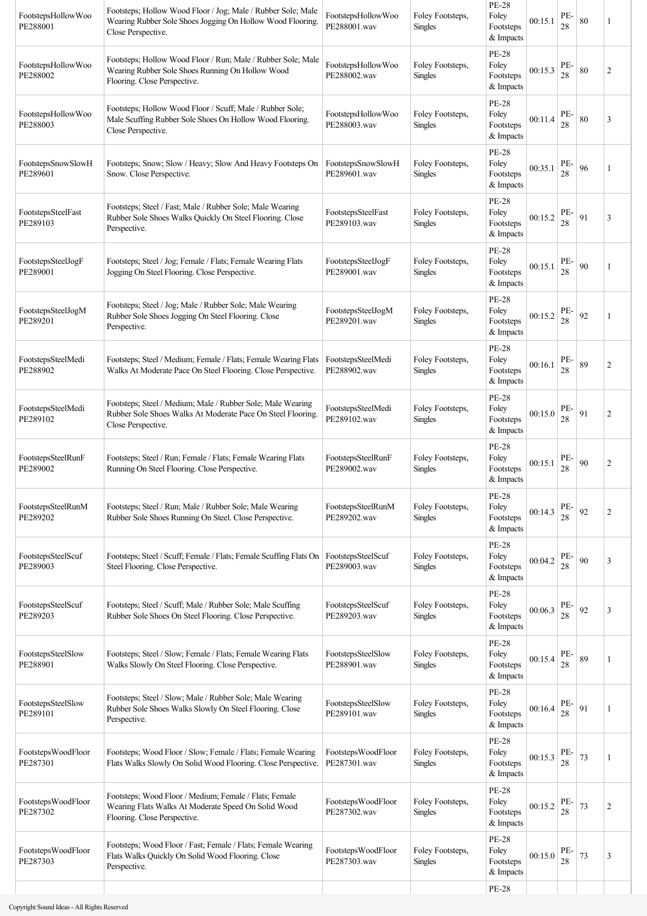| | | | | | | | | |
|---|---|---|---|---|---|---|---|---|
| FootstepsHollowWoo PE288001 | Footsteps; Hollow Wood Floor / Jog; Male / Rubber Sole; Male Wearing Rubber Sole Shoes Jogging On Hollow Wood Flooring. Close Perspective. | FootstepsHollowWoo PE288001.wav | Foley Footsteps, Singles | PE-28 Foley Footsteps & Impacts | 00:15.1 | PE-28 | 80 | 1 |
| FootstepsHollowWoo PE288002 | Footsteps; Hollow Wood Floor / Run; Male / Rubber Sole; Male Wearing Rubber Sole Shoes Running On Hollow Wood Flooring. Close Perspective. | FootstepsHollowWoo PE288002.wav | Foley Footsteps, Singles | PE-28 Foley Footsteps & Impacts | 00:15.3 | PE-28 | 80 | 2 |
| FootstepsHollowWoo PE288003 | Footsteps; Hollow Wood Floor / Scuff; Male / Rubber Sole; Male Scuffing Rubber Sole Shoes On Hollow Wood Flooring. Close Perspective. | FootstepsHollowWoo PE288003.wav | Foley Footsteps, Singles | PE-28 Foley Footsteps & Impacts | 00:11.4 | PE-28 | 80 | 3 |
| FootstepsSnowSlowH PE289601 | Footsteps; Snow; Slow / Heavy; Slow And Heavy Footsteps On Snow. Close Perspective. | FootstepsSnowSlowH PE289601.wav | Foley Footsteps, Singles | PE-28 Foley Footsteps & Impacts | 00:35.1 | PE-28 | 96 | 1 |
| FootstepsSteelFast PE289103 | Footsteps; Steel / Fast; Male / Rubber Sole; Male Wearing Rubber Sole Shoes Walks Quickly On Steel Flooring. Close Perspective. | FootstepsSteelFast PE289103.wav | Foley Footsteps, Singles | PE-28 Foley Footsteps & Impacts | 00:15.2 | PE-28 | 91 | 3 |
| FootstepsSteelJogF PE289001 | Footsteps; Steel / Jog; Female / Flats; Female Wearing Flats Jogging On Steel Flooring. Close Perspective. | FootstepsSteelJogF PE289001.wav | Foley Footsteps, Singles | PE-28 Foley Footsteps & Impacts | 00:15.1 | PE-28 | 90 | 1 |
| FootstepsSteelJogM PE289201 | Footsteps; Steel / Jog; Male / Rubber Sole; Male Wearing Rubber Sole Shoes Jogging On Steel Flooring. Close Perspective. | FootstepsSteelJogM PE289201.wav | Foley Footsteps, Singles | PE-28 Foley Footsteps & Impacts | 00:15.2 | PE-28 | 92 | 1 |
| FootstepsSteelMedi PE288902 | Footsteps; Steel / Medium; Female / Flats; Female Wearing Flats Walks At Moderate Pace On Steel Flooring. Close Perspective. | FootstepsSteelMedi PE288902.wav | Foley Footsteps, Singles | PE-28 Foley Footsteps & Impacts | 00:16.1 | PE-28 | 89 | 2 |
| FootstepsSteelMedi PE289102 | Footsteps; Steel / Medium; Male / Rubber Sole; Male Wearing Rubber Sole Shoes Walks At Moderate Pace On Steel Flooring. Close Perspective. | FootstepsSteelMedi PE289102.wav | Foley Footsteps, Singles | PE-28 Foley Footsteps & Impacts | 00:15.0 | PE-28 | 91 | 2 |
| FootstepsSteelRunF PE289002 | Footsteps; Steel / Run; Female / Flats; Female Wearing Flats Running On Steel Flooring. Close Perspective. | FootstepsSteelRunF PE289002.wav | Foley Footsteps, Singles | PE-28 Foley Footsteps & Impacts | 00:15.1 | PE-28 | 90 | 2 |
| FootstepsSteelRunM PE289202 | Footsteps; Steel / Run; Male / Rubber Sole; Male Wearing Rubber Sole Shoes Running On Steel. Close Perspective. | FootstepsSteelRunM PE289202.wav | Foley Footsteps, Singles | PE-28 Foley Footsteps & Impacts | 00:14.3 | PE-28 | 92 | 2 |
| FootstepsSteelScuf PE289003 | Footsteps; Steel / Scuff; Female / Flats; Female Scuffing Flats On Steel Flooring. Close Perspective. | FootstepsSteelScuf PE289003.wav | Foley Footsteps, Singles | PE-28 Foley Footsteps & Impacts | 00:04.2 | PE-28 | 90 | 3 |
| FootstepsSteelScuf PE289203 | Footsteps; Steel / Scuff; Male / Rubber Sole; Male Scuffing Rubber Sole Shoes On Steel Flooring. Close Perspective. | FootstepsSteelScuf PE289203.wav | Foley Footsteps, Singles | PE-28 Foley Footsteps & Impacts | 00:06.3 | PE-28 | 92 | 3 |
| FootstepsSteelSlow PE288901 | Footsteps; Steel / Slow; Female / Flats; Female Wearing Flats Walks Slowly On Steel Flooring. Close Perspective. | FootstepsSteelSlow PE288901.wav | Foley Footsteps, Singles | PE-28 Foley Footsteps & Impacts | 00:15.4 | PE-28 | 89 | 1 |
| FootstepsSteelSlow PE289101 | Footsteps; Steel / Slow; Male / Rubber Sole; Male Wearing Rubber Sole Shoes Walks Slowly On Steel Flooring. Close Perspective. | FootstepsSteelSlow PE289101.wav | Foley Footsteps, Singles | PE-28 Foley Footsteps & Impacts | 00:16.4 | PE-28 | 91 | 1 |
| FootstepsWoodFloor PE287301 | Footsteps; Wood Floor / Slow; Female / Flats; Female Wearing Flats Walks Slowly On Solid Wood Flooring. Close Perspective. | FootstepsWoodFloor PE287301.wav | Foley Footsteps, Singles | PE-28 Foley Footsteps & Impacts | 00:15.3 | PE-28 | 73 | 1 |
| FootstepsWoodFloor PE287302 | Footsteps; Wood Floor / Medium; Female / Flats; Female Wearing Flats Walks At Moderate Speed On Solid Wood Flooring. Close Perspective. | FootstepsWoodFloor PE287302.wav | Foley Footsteps, Singles | PE-28 Foley Footsteps & Impacts | 00:15.2 | PE-28 | 73 | 2 |
| FootstepsWoodFloor PE287303 | Footsteps; Wood Floor / Fast; Female / Flats; Female Wearing Flats Walks Quickly On Solid Wood Flooring. Close Perspective. | FootstepsWoodFloor PE287303.wav | Foley Footsteps, Singles | PE-28 Foley Footsteps & Impacts | 00:15.0 | PE-28 | 73 | 3 |
| | | | | PE-28 | | | | |

Copyright Sound Ideas - All Rights Reserved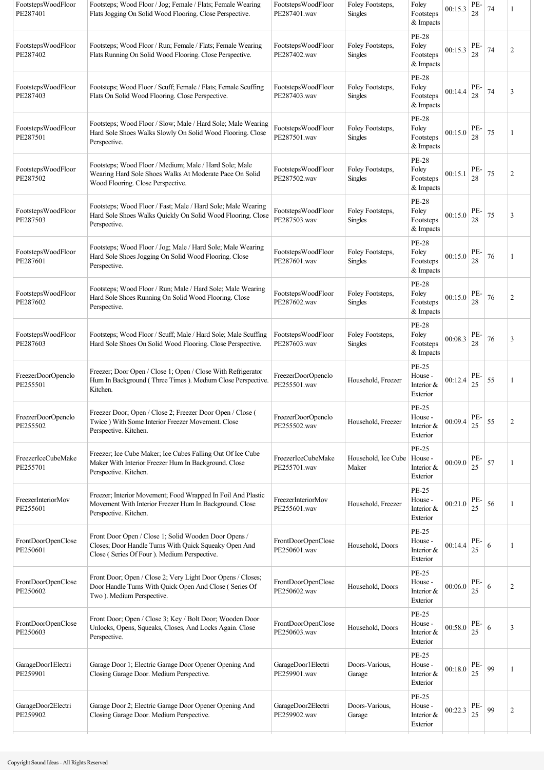| | | | | | | | | |
|---|---|---|---|---|---|---|---|---|
| FootstepsWoodFloor PE287401 | Footsteps; Wood Floor / Jog; Female / Flats; Female Wearing Flats Jogging On Solid Wood Flooring. Close Perspective. | FootstepsWoodFloor PE287401.wav | Foley Footsteps, Singles | Foley Footsteps & Impacts | 00:15.3 | PE-28 | 74 | 1 |
| FootstepsWoodFloor PE287402 | Footsteps; Wood Floor / Run; Female / Flats; Female Wearing Flats Running On Solid Wood Flooring. Close Perspective. | FootstepsWoodFloor PE287402.wav | Foley Footsteps, Singles | PE-28 Foley Footsteps & Impacts | 00:15.3 | PE-28 | 74 | 2 |
| FootstepsWoodFloor PE287403 | Footsteps; Wood Floor / Scuff; Female / Flats; Female Scuffing Flats On Solid Wood Flooring. Close Perspective. | FootstepsWoodFloor PE287403.wav | Foley Footsteps, Singles | PE-28 Foley Footsteps & Impacts | 00:14.4 | PE-28 | 74 | 3 |
| FootstepsWoodFloor PE287501 | Footsteps; Wood Floor / Slow; Male / Hard Sole; Male Wearing Hard Sole Shoes Walks Slowly On Solid Wood Flooring. Close Perspective. | FootstepsWoodFloor PE287501.wav | Foley Footsteps, Singles | PE-28 Foley Footsteps & Impacts | 00:15.0 | PE-28 | 75 | 1 |
| FootstepsWoodFloor PE287502 | Footsteps; Wood Floor / Medium; Male / Hard Sole; Male Wearing Hard Sole Shoes Walks At Moderate Pace On Solid Wood Flooring. Close Perspective. | FootstepsWoodFloor PE287502.wav | Foley Footsteps, Singles | PE-28 Foley Footsteps & Impacts | 00:15.1 | PE-28 | 75 | 2 |
| FootstepsWoodFloor PE287503 | Footsteps; Wood Floor / Fast; Male / Hard Sole; Male Wearing Hard Sole Shoes Walks Quickly On Solid Wood Flooring. Close Perspective. | FootstepsWoodFloor PE287503.wav | Foley Footsteps, Singles | PE-28 Foley Footsteps & Impacts | 00:15.0 | PE-28 | 75 | 3 |
| FootstepsWoodFloor PE287601 | Footsteps; Wood Floor / Jog; Male / Hard Sole; Male Wearing Hard Sole Shoes Jogging On Solid Wood Flooring. Close Perspective. | FootstepsWoodFloor PE287601.wav | Foley Footsteps, Singles | PE-28 Foley Footsteps & Impacts | 00:15.0 | PE-28 | 76 | 1 |
| FootstepsWoodFloor PE287602 | Footsteps; Wood Floor / Run; Male / Hard Sole; Male Wearing Hard Sole Shoes Running On Solid Wood Flooring. Close Perspective. | FootstepsWoodFloor PE287602.wav | Foley Footsteps, Singles | PE-28 Foley Footsteps & Impacts | 00:15.0 | PE-28 | 76 | 2 |
| FootstepsWoodFloor PE287603 | Footsteps; Wood Floor / Scuff; Male / Hard Sole; Male Scuffing Hard Sole Shoes On Solid Wood Flooring. Close Perspective. | FootstepsWoodFloor PE287603.wav | Foley Footsteps, Singles | PE-28 Foley Footsteps & Impacts | 00:08.3 | PE-28 | 76 | 3 |
| FreezerDoorOpenclo PE255501 | Freezer; Door Open / Close 1; Open / Close With Refrigerator Hum In Background ( Three Times ). Medium Close Perspective. Kitchen. | FreezerDoorOpenclo PE255501.wav | Household, Freezer | PE-25 House - Interior & Exterior | 00:12.4 | PE-25 | 55 | 1 |
| FreezerDoorOpenclo PE255502 | Freezer Door; Open / Close 2; Freezer Door Open / Close ( Twice ) With Some Interior Freezer Movement. Close Perspective. Kitchen. | FreezerDoorOpenclo PE255502.wav | Household, Freezer | PE-25 House - Interior & Exterior | 00:09.4 | PE-25 | 55 | 2 |
| FreezerIceCubeMake PE255701 | Freezer; Ice Cube Maker; Ice Cubes Falling Out Of Ice Cube Maker With Interior Freezer Hum In Background. Close Perspective. Kitchen. | FreezerIceCubeMake PE255701.wav | Household, Ice Cube Maker | PE-25 House - Interior & Exterior | 00:09.0 | PE-25 | 57 | 1 |
| FreezerInteriorMov PE255601 | Freezer; Interior Movement; Food Wrapped In Foil And Plastic Movement With Interior Freezer Hum In Background. Close Perspective. Kitchen. | FreezerInteriorMov PE255601.wav | Household, Freezer | PE-25 House - Interior & Exterior | 00:21.0 | PE-25 | 56 | 1 |
| FrontDoorOpenClose PE250601 | Front Door Open / Close 1; Solid Wooden Door Opens / Closes; Door Handle Turns With Quick Squeaky Open And Close ( Series Of Four ). Medium Perspective. | FrontDoorOpenClose PE250601.wav | Household, Doors | PE-25 House - Interior & Exterior | 00:14.4 | PE-25 | 6 | 1 |
| FrontDoorOpenClose PE250602 | Front Door; Open / Close 2; Very Light Door Opens / Closes; Door Handle Turns With Quick Open And Close ( Series Of Two ). Medium Perspective. | FrontDoorOpenClose PE250602.wav | Household, Doors | PE-25 House - Interior & Exterior | 00:06.0 | PE-25 | 6 | 2 |
| FrontDoorOpenClose PE250603 | Front Door; Open / Close 3; Key / Bolt Door; Wooden Door Unlocks, Opens, Squeaks, Closes, And Locks Again. Close Perspective. | FrontDoorOpenClose PE250603.wav | Household, Doors | PE-25 House - Interior & Exterior | 00:58.0 | PE-25 | 6 | 3 |
| GarageDoor1Electri PE259901 | Garage Door 1; Electric Garage Door Opener Opening And Closing Garage Door. Medium Perspective. | GarageDoor1Electri PE259901.wav | Doors-Various, Garage | PE-25 House - Interior & Exterior | 00:18.0 | PE-25 | 99 | 1 |
| GarageDoor2Electri PE259902 | Garage Door 2; Electric Garage Door Opener Opening And Closing Garage Door. Medium Perspective. | GarageDoor2Electri PE259902.wav | Doors-Various, Garage | PE-25 House - Interior & Exterior | 00:22.3 | PE-25 | 99 | 2 |

Copyright Sound Ideas - All Rights Reserved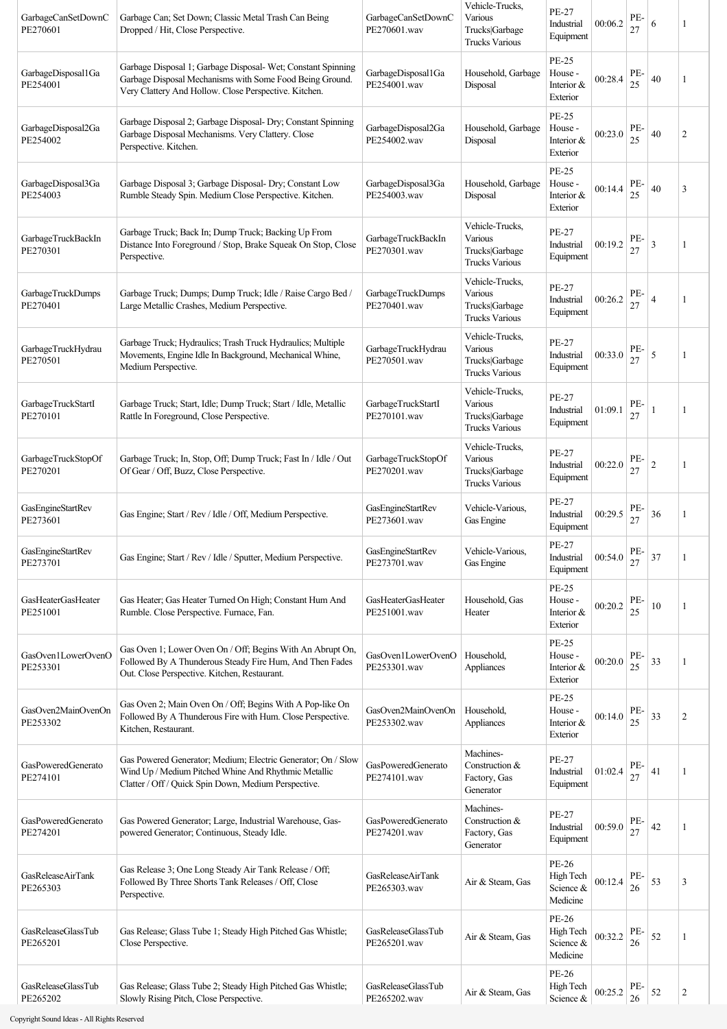| | | | | | | | | |
|---|---|---|---|---|---|---|---|---|
| GarbageCanSetDownCPE270601 | Garbage Can; Set Down; Classic Metal Trash Can Being Dropped / Hit, Close Perspective. | GarbageCanSetDownCPE270601.wav | Vehicle-Trucks, Various Trucks\|Garbage Trucks Various | PE-27 Industrial Equipment | 00:06.2 | PE-27 | 6 | 1 |
| GarbageDisposal1GaPE254001 | Garbage Disposal 1; Garbage Disposal- Wet; Constant Spinning Garbage Disposal Mechanisms with Some Food Being Ground. Very Clattery And Hollow. Close Perspective. Kitchen. | GarbageDisposal1GaPE254001.wav | Household, Garbage Disposal | PE-25 House - Interior & Exterior | 00:28.4 | PE-25 | 40 | 1 |
| GarbageDisposal2GaPE254002 | Garbage Disposal 2; Garbage Disposal- Dry; Constant Spinning Garbage Disposal Mechanisms. Very Clattery. Close Perspective. Kitchen. | GarbageDisposal2GaPE254002.wav | Household, Garbage Disposal | PE-25 House - Interior & Exterior | 00:23.0 | PE-25 | 40 | 2 |
| GarbageDisposal3GaPE254003 | Garbage Disposal 3; Garbage Disposal- Dry; Constant Low Rumble Steady Spin. Medium Close Perspective. Kitchen. | GarbageDisposal3GaPE254003.wav | Household, Garbage Disposal | PE-25 House - Interior & Exterior | 00:14.4 | PE-25 | 40 | 3 |
| GarbageTruckBackInPE270301 | Garbage Truck; Back In; Dump Truck; Backing Up From Distance Into Foreground / Stop, Brake Squeak On Stop, Close Perspective. | GarbageTruckBackInPE270301.wav | Vehicle-Trucks, Various Trucks\|Garbage Trucks Various | PE-27 Industrial Equipment | 00:19.2 | PE-27 | 3 | 1 |
| GarbageTruckDumpsPE270401 | Garbage Truck; Dumps; Dump Truck; Idle / Raise Cargo Bed / Large Metallic Crashes, Medium Perspective. | GarbageTruckDumpsPE270401.wav | Vehicle-Trucks, Various Trucks\|Garbage Trucks Various | PE-27 Industrial Equipment | 00:26.2 | PE-27 | 4 | 1 |
| GarbageTruckHydrauPE270501 | Garbage Truck; Hydraulics; Trash Truck Hydraulics; Multiple Movements, Engine Idle In Background, Mechanical Whine, Medium Perspective. | GarbageTruckHydrauPE270501.wav | Vehicle-Trucks, Various Trucks\|Garbage Trucks Various | PE-27 Industrial Equipment | 00:33.0 | PE-27 | 5 | 1 |
| GarbageTruckStartIPE270101 | Garbage Truck; Start, Idle; Dump Truck; Start / Idle, Metallic Rattle In Foreground, Close Perspective. | GarbageTruckStartIPE270101.wav | Vehicle-Trucks, Various Trucks\|Garbage Trucks Various | PE-27 Industrial Equipment | 01:09.1 | PE-27 | 1 | 1 |
| GarbageTruckStopOfPE270201 | Garbage Truck; In, Stop, Off; Dump Truck; Fast In / Idle / Out Of Gear / Off, Buzz, Close Perspective. | GarbageTruckStopOfPE270201.wav | Vehicle-Trucks, Various Trucks\|Garbage Trucks Various | PE-27 Industrial Equipment | 00:22.0 | PE-27 | 2 | 1 |
| GasEngineStartRevPE273601 | Gas Engine; Start / Rev / Idle / Off, Medium Perspective. | GasEngineStartRevPE273601.wav | Vehicle-Various, Gas Engine | PE-27 Industrial Equipment | 00:29.5 | PE-27 | 36 | 1 |
| GasEngineStartRevPE273701 | Gas Engine; Start / Rev / Idle / Sputter, Medium Perspective. | GasEngineStartRevPE273701.wav | Vehicle-Various, Gas Engine | PE-27 Industrial Equipment | 00:54.0 | PE-27 | 37 | 1 |
| GasHeaterGasHeaterPE251001 | Gas Heater; Gas Heater Turned On High; Constant Hum And Rumble. Close Perspective. Furnace, Fan. | GasHeaterGasHeaterPE251001.wav | Household, Gas Heater | PE-25 House - Interior & Exterior | 00:20.2 | PE-25 | 10 | 1 |
| GasOven1LowerOvenOPE253301 | Gas Oven 1; Lower Oven On / Off; Begins With An Abrupt On, Followed By A Thunderous Steady Fire Hum, And Then Fades Out. Close Perspective. Kitchen, Restaurant. | GasOven1LowerOvenOPE253301.wav | Household, Appliances | PE-25 House - Interior & Exterior | 00:20.0 | PE-25 | 33 | 1 |
| GasOven2MainOvenOnPE253302 | Gas Oven 2; Main Oven On / Off; Begins With A Pop-like On Followed By A Thunderous Fire with Hum. Close Perspective. Kitchen, Restaurant. | GasOven2MainOvenOnPE253302.wav | Household, Appliances | PE-25 House - Interior & Exterior | 00:14.0 | PE-25 | 33 | 2 |
| GasPoweredGeneratoPE274101 | Gas Powered Generator; Medium; Electric Generator; On / Slow Wind Up / Medium Pitched Whine And Rhythmic Metallic Clatter / Off / Quick Spin Down, Medium Perspective. | GasPoweredGeneratoPE274101.wav | Machines-Construction & Factory, Gas Generator | PE-27 Industrial Equipment | 01:02.4 | PE-27 | 41 | 1 |
| GasPoweredGeneratoPE274201 | Gas Powered Generator; Large, Industrial Warehouse, Gas-powered Generator; Continuous, Steady Idle. | GasPoweredGeneratoPE274201.wav | Machines-Construction & Factory, Gas Generator | PE-27 Industrial Equipment | 00:59.0 | PE-27 | 42 | 1 |
| GasReleaseAirTankPE265303 | Gas Release 3; One Long Steady Air Tank Release / Off; Followed By Three Shorts Tank Releases / Off, Close Perspective. | GasReleaseAirTankPE265303.wav | Air & Steam, Gas | PE-26 High Tech Science & Medicine | 00:12.4 | PE-26 | 53 | 3 |
| GasReleaseGlassTubPE265201 | Gas Release; Glass Tube 1; Steady High Pitched Gas Whistle; Close Perspective. | GasReleaseGlassTubPE265201.wav | Air & Steam, Gas | PE-26 High Tech Science & Medicine | 00:32.2 | PE-26 | 52 | 1 |
| GasReleaseGlassTubPE265202 | Gas Release; Glass Tube 2; Steady High Pitched Gas Whistle; Slowly Rising Pitch, Close Perspective. | GasReleaseGlassTubPE265202.wav | Air & Steam, Gas | PE-26 High Tech Science & | 00:25.2 | PE-26 | 52 | 2 |

Copyright Sound Ideas - All Rights Reserved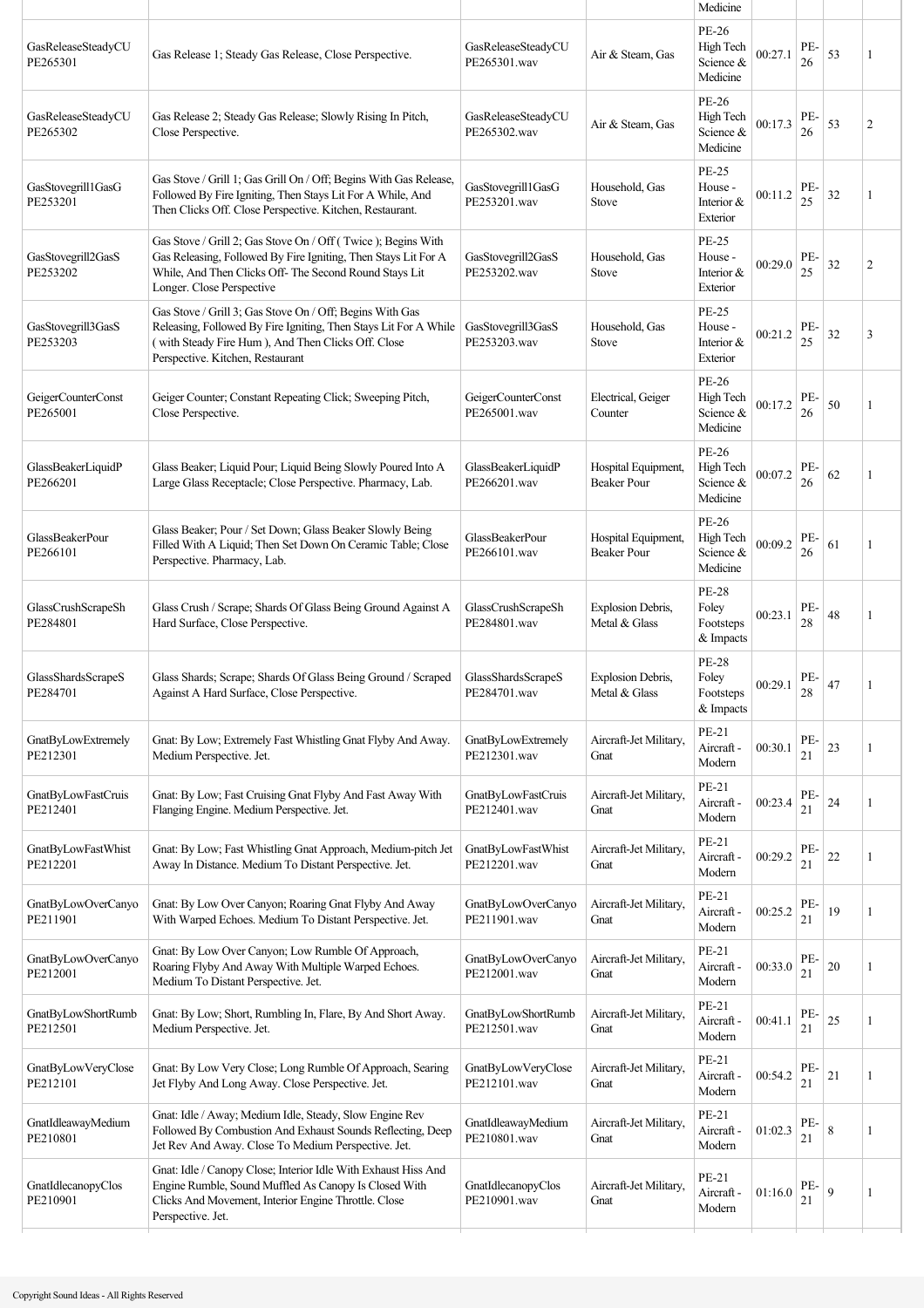| | | | | Medicine | | | | |
|---|---|---|---|---|---|---|---|---|
| GasReleaseSteadyCU PE265301 | Gas Release 1; Steady Gas Release, Close Perspective. | GasReleaseSteadyCU PE265301.wav | Air & Steam, Gas | PE-26 High Tech Science & Medicine | 00:27.1 | PE-26 | 53 | 1 |
| GasReleaseSteadyCU PE265302 | Gas Release 2; Steady Gas Release; Slowly Rising In Pitch, Close Perspective. | GasReleaseSteadyCU PE265302.wav | Air & Steam, Gas | PE-26 High Tech Science & Medicine | 00:17.3 | PE-26 | 53 | 2 |
| GasStovegrill1GasG PE253201 | Gas Stove / Grill 1; Gas Grill On / Off; Begins With Gas Release, Followed By Fire Igniting, Then Stays Lit For A While, And Then Clicks Off. Close Perspective. Kitchen, Restaurant. | GasStovegrill1GasG PE253201.wav | Household, Gas Stove | PE-25 House - Interior & Exterior | 00:11.2 | PE-25 | 32 | 1 |
| GasStovegrill2GasS PE253202 | Gas Stove / Grill 2; Gas Stove On / Off ( Twice ); Begins With Gas Releasing, Followed By Fire Igniting, Then Stays Lit For A While, And Then Clicks Off- The Second Round Stays Lit Longer. Close Perspective | GasStovegrill2GasS PE253202.wav | Household, Gas Stove | PE-25 House - Interior & Exterior | 00:29.0 | PE-25 | 32 | 2 |
| GasStovegrill3GasS PE253203 | Gas Stove / Grill 3; Gas Stove On / Off; Begins With Gas Releasing, Followed By Fire Igniting, Then Stays Lit For A While ( with Steady Fire Hum ), And Then Clicks Off. Close Perspective. Kitchen, Restaurant | GasStovegrill3GasS PE253203.wav | Household, Gas Stove | PE-25 House - Interior & Exterior | 00:21.2 | PE-25 | 32 | 3 |
| GeigerCounterConst PE265001 | Geiger Counter; Constant Repeating Click; Sweeping Pitch, Close Perspective. | GeigerCounterConst PE265001.wav | Electrical, Geiger Counter | PE-26 High Tech Science & Medicine | 00:17.2 | PE-26 | 50 | 1 |
| GlassBeakerLiquidP PE266201 | Glass Beaker; Liquid Pour; Liquid Being Slowly Poured Into A Large Glass Receptacle; Close Perspective. Pharmacy, Lab. | GlassBeakerLiquidP PE266201.wav | Hospital Equipment, Beaker Pour | PE-26 High Tech Science & Medicine | 00:07.2 | PE-26 | 62 | 1 |
| GlassBeakerPour PE266101 | Glass Beaker; Pour / Set Down; Glass Beaker Slowly Being Filled With A Liquid; Then Set Down On Ceramic Table; Close Perspective. Pharmacy, Lab. | GlassBeakerPour PE266101.wav | Hospital Equipment, Beaker Pour | PE-26 High Tech Science & Medicine | 00:09.2 | PE-26 | 61 | 1 |
| GlassCrushScrapeSh PE284801 | Glass Crush / Scrape; Shards Of Glass Being Ground Against A Hard Surface, Close Perspective. | GlassCrushScrapeSh PE284801.wav | Explosion Debris, Metal & Glass | PE-28 Foley Footsteps & Impacts | 00:23.1 | PE-28 | 48 | 1 |
| GlassShardsScrapeS PE284701 | Glass Shards; Scrape; Shards Of Glass Being Ground / Scraped Against A Hard Surface, Close Perspective. | GlassShardsScrapeS PE284701.wav | Explosion Debris, Metal & Glass | PE-28 Foley Footsteps & Impacts | 00:29.1 | PE-28 | 47 | 1 |
| GnatByLowExtremely PE212301 | Gnat: By Low; Extremely Fast Whistling Gnat Flyby And Away. Medium Perspective. Jet. | GnatByLowExtremely PE212301.wav | Aircraft-Jet Military, Gnat | PE-21 Aircraft - Modern | 00:30.1 | PE-21 | 23 | 1 |
| GnatByLowFastCruis PE212401 | Gnat: By Low; Fast Cruising Gnat Flyby And Fast Away With Flanging Engine. Medium Perspective. Jet. | GnatByLowFastCruis PE212401.wav | Aircraft-Jet Military, Gnat | PE-21 Aircraft - Modern | 00:23.4 | PE-21 | 24 | 1 |
| GnatByLowFastWhist PE212201 | Gnat: By Low; Fast Whistling Gnat Approach, Medium-pitch Jet Away In Distance. Medium To Distant Perspective. Jet. | GnatByLowFastWhist PE212201.wav | Aircraft-Jet Military, Gnat | PE-21 Aircraft - Modern | 00:29.2 | PE-21 | 22 | 1 |
| GnatByLowOverCanyo PE211901 | Gnat: By Low Over Canyon; Roaring Gnat Flyby And Away With Warped Echoes. Medium To Distant Perspective. Jet. | GnatByLowOverCanyo PE211901.wav | Aircraft-Jet Military, Gnat | PE-21 Aircraft - Modern | 00:25.2 | PE-21 | 19 | 1 |
| GnatByLowOverCanyo PE212001 | Gnat: By Low Over Canyon; Low Rumble Of Approach, Roaring Flyby And Away With Multiple Warped Echoes. Medium To Distant Perspective. Jet. | GnatByLowOverCanyo PE212001.wav | Aircraft-Jet Military, Gnat | PE-21 Aircraft - Modern | 00:33.0 | PE-21 | 20 | 1 |
| GnatByLowShortRumb PE212501 | Gnat: By Low; Short, Rumbling In, Flare, By And Short Away. Medium Perspective. Jet. | GnatByLowShortRumb PE212501.wav | Aircraft-Jet Military, Gnat | PE-21 Aircraft - Modern | 00:41.1 | PE-21 | 25 | 1 |
| GnatByLowVeryClose PE212101 | Gnat: By Low Very Close; Long Rumble Of Approach, Searing Jet Flyby And Long Away. Close Perspective. Jet. | GnatByLowVeryClose PE212101.wav | Aircraft-Jet Military, Gnat | PE-21 Aircraft - Modern | 00:54.2 | PE-21 | 21 | 1 |
| GnatIdleawayMedium PE210801 | Gnat: Idle / Away; Medium Idle, Steady, Slow Engine Rev Followed By Combustion And Exhaust Sounds Reflecting, Deep Jet Rev And Away. Close To Medium Perspective. Jet. | GnatIdleawayMedium PE210801.wav | Aircraft-Jet Military, Gnat | PE-21 Aircraft - Modern | 01:02.3 | PE-21 | 8 | 1 |
| GnatIdlecanopyClos PE210901 | Gnat: Idle / Canopy Close; Interior Idle With Exhaust Hiss And Engine Rumble, Sound Muffled As Canopy Is Closed With Clicks And Movement, Interior Engine Throttle. Close Perspective. Jet. | GnatIdlecanopyClos PE210901.wav | Aircraft-Jet Military, Gnat | PE-21 Aircraft - Modern | 01:16.0 | PE-21 | 9 | 1 |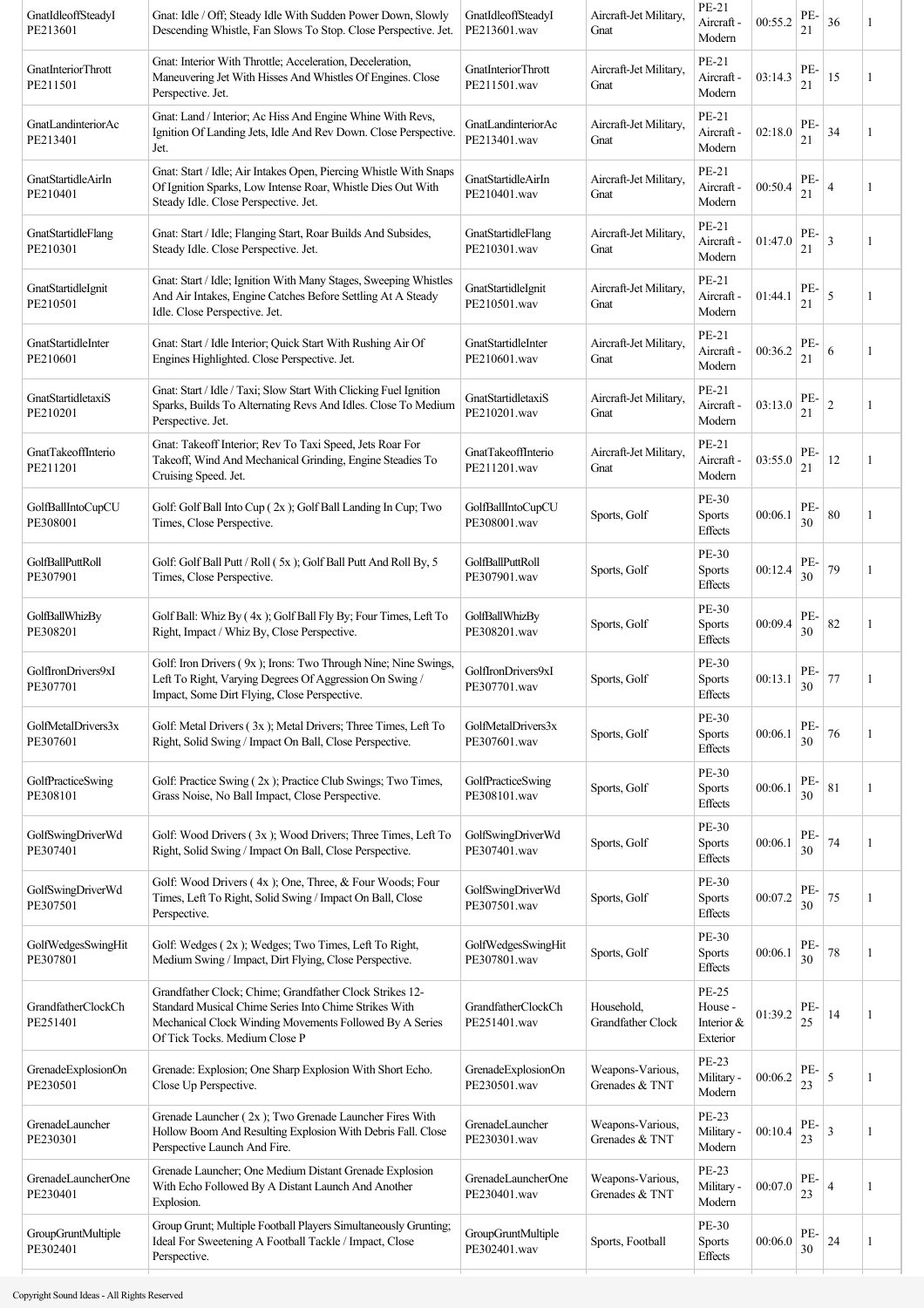| | | | | | | | | |
|---|---|---|---|---|---|---|---|---|
| GnatIdleoffSteadyI PE213601 | Gnat: Idle / Off; Steady Idle With Sudden Power Down, Slowly Descending Whistle, Fan Slows To Stop. Close Perspective. Jet. | GnatIdleoffSteadyI PE213601.wav | Aircraft-Jet Military, Gnat | PE-21 Aircraft - Modern | 00:55.2 | PE-21 | 36 | 1 |
| GnatInteriorThrott PE211501 | Gnat: Interior With Throttle; Acceleration, Deceleration, Maneuvering Jet With Hisses And Whistles Of Engines. Close Perspective. Jet. | GnatInteriorThrott PE211501.wav | Aircraft-Jet Military, Gnat | PE-21 Aircraft - Modern | 03:14.3 | PE-21 | 15 | 1 |
| GnatLandinteriorAc PE213401 | Gnat: Land / Interior; Ac Hiss And Engine Whine With Revs, Ignition Of Landing Jets, Idle And Rev Down. Close Perspective. Jet. | GnatLandinteriorAc PE213401.wav | Aircraft-Jet Military, Gnat | PE-21 Aircraft - Modern | 02:18.0 | PE-21 | 34 | 1 |
| GnatStartidleAirIn PE210401 | Gnat: Start / Idle; Air Intakes Open, Piercing Whistle With Snaps Of Ignition Sparks, Low Intense Roar, Whistle Dies Out With Steady Idle. Close Perspective. Jet. | GnatStartidleAirIn PE210401.wav | Aircraft-Jet Military, Gnat | PE-21 Aircraft - Modern | 00:50.4 | PE-21 | 4 | 1 |
| GnatStartidleFlang PE210301 | Gnat: Start / Idle; Flanging Start, Roar Builds And Subsides, Steady Idle. Close Perspective. Jet. | GnatStartidleFlang PE210301.wav | Aircraft-Jet Military, Gnat | PE-21 Aircraft - Modern | 01:47.0 | PE-21 | 3 | 1 |
| GnatStartidleIgnit PE210501 | Gnat: Start / Idle; Ignition With Many Stages, Sweeping Whistles And Air Intakes, Engine Catches Before Settling At A Steady Idle. Close Perspective. Jet. | GnatStartidleIgnit PE210501.wav | Aircraft-Jet Military, Gnat | PE-21 Aircraft - Modern | 01:44.1 | PE-21 | 5 | 1 |
| GnatStartidleInter PE210601 | Gnat: Start / Idle Interior; Quick Start With Rushing Air Of Engines Highlighted. Close Perspective. Jet. | GnatStartidleInter PE210601.wav | Aircraft-Jet Military, Gnat | PE-21 Aircraft - Modern | 00:36.2 | PE-21 | 6 | 1 |
| GnatStartidletaxiS PE210201 | Gnat: Start / Idle / Taxi; Slow Start With Clicking Fuel Ignition Sparks, Builds To Alternating Revs And Idles. Close To Medium Perspective. Jet. | GnatStartidletaxiS PE210201.wav | Aircraft-Jet Military, Gnat | PE-21 Aircraft - Modern | 03:13.0 | PE-21 | 2 | 1 |
| GnatTakeoffInterio PE211201 | Gnat: Takeoff Interior; Rev To Taxi Speed, Jets Roar For Takeoff, Wind And Mechanical Grinding, Engine Steadies To Cruising Speed. Jet. | GnatTakeoffInterio PE211201.wav | Aircraft-Jet Military, Gnat | PE-21 Aircraft - Modern | 03:55.0 | PE-21 | 12 | 1 |
| GolfBallIntoCupCU PE308001 | Golf: Golf Ball Into Cup ( 2x ); Golf Ball Landing In Cup; Two Times, Close Perspective. | GolfBallIntoCupCU PE308001.wav | Sports, Golf | PE-30 Sports Effects | 00:06.1 | PE-30 | 80 | 1 |
| GolfBallPuttRoll PE307901 | Golf: Golf Ball Putt / Roll ( 5x ); Golf Ball Putt And Roll By, 5 Times, Close Perspective. | GolfBallPuttRoll PE307901.wav | Sports, Golf | PE-30 Sports Effects | 00:12.4 | PE-30 | 79 | 1 |
| GolfBallWhizBy PE308201 | Golf Ball: Whiz By ( 4x ); Golf Ball Fly By; Four Times, Left To Right, Impact / Whiz By, Close Perspective. | GolfBallWhizBy PE308201.wav | Sports, Golf | PE-30 Sports Effects | 00:09.4 | PE-30 | 82 | 1 |
| GolfIronDrivers9xI PE307701 | Golf: Iron Drivers ( 9x ); Irons: Two Through Nine; Nine Swings, Left To Right, Varying Degrees Of Aggression On Swing / Impact, Some Dirt Flying, Close Perspective. | GolfIronDrivers9xI PE307701.wav | Sports, Golf | PE-30 Sports Effects | 00:13.1 | PE-30 | 77 | 1 |
| GolfMetalDrivers3x PE307601 | Golf: Metal Drivers ( 3x ); Metal Drivers; Three Times, Left To Right, Solid Swing / Impact On Ball, Close Perspective. | GolfMetalDrivers3x PE307601.wav | Sports, Golf | PE-30 Sports Effects | 00:06.1 | PE-30 | 76 | 1 |
| GolfPracticeSwing PE308101 | Golf: Practice Swing ( 2x ); Practice Club Swings; Two Times, Grass Noise, No Ball Impact, Close Perspective. | GolfPracticeSwing PE308101.wav | Sports, Golf | PE-30 Sports Effects | 00:06.1 | PE-30 | 81 | 1 |
| GolfSwingDriverWd PE307401 | Golf: Wood Drivers ( 3x ); Wood Drivers; Three Times, Left To Right, Solid Swing / Impact On Ball, Close Perspective. | GolfSwingDriverWd PE307401.wav | Sports, Golf | PE-30 Sports Effects | 00:06.1 | PE-30 | 74 | 1 |
| GolfSwingDriverWd PE307501 | Golf: Wood Drivers ( 4x ); One, Three, & Four Woods; Four Times, Left To Right, Solid Swing / Impact On Ball, Close Perspective. | GolfSwingDriverWd PE307501.wav | Sports, Golf | PE-30 Sports Effects | 00:07.2 | PE-30 | 75 | 1 |
| GolfWedgesSwingHit PE307801 | Golf: Wedges ( 2x ); Wedges; Two Times, Left To Right, Medium Swing / Impact, Dirt Flying, Close Perspective. | GolfWedgesSwingHit PE307801.wav | Sports, Golf | PE-30 Sports Effects | 00:06.1 | PE-30 | 78 | 1 |
| GrandfatherClockCh PE251401 | Grandfather Clock; Chime; Grandfather Clock Strikes 12-Standard Musical Chime Series Into Chime Strikes With Mechanical Clock Winding Movements Followed By A Series Of Tick Tocks. Medium Close P | GrandfatherClockCh PE251401.wav | Household, Grandfather Clock | PE-25 House - Interior & Exterior | 01:39.2 | PE-25 | 14 | 1 |
| GrenadeExplosionOn PE230501 | Grenade: Explosion; One Sharp Explosion With Short Echo. Close Up Perspective. | GrenadeExplosionOn PE230501.wav | Weapons-Various, Grenades & TNT | PE-23 Military - Modern | 00:06.2 | PE-23 | 5 | 1 |
| GrenadeLauncher PE230301 | Grenade Launcher ( 2x ); Two Grenade Launcher Fires With Hollow Boom And Resulting Explosion With Debris Fall. Close Perspective Launch And Fire. | GrenadeLauncher PE230301.wav | Weapons-Various, Grenades & TNT | PE-23 Military - Modern | 00:10.4 | PE-23 | 3 | 1 |
| GrenadeLauncherOne PE230401 | Grenade Launcher; One Medium Distant Grenade Explosion With Echo Followed By A Distant Launch And Another Explosion. | GrenadeLauncherOne PE230401.wav | Weapons-Various, Grenades & TNT | PE-23 Military - Modern | 00:07.0 | PE-23 | 4 | 1 |
| GroupGruntMultiple PE302401 | Group Grunt; Multiple Football Players Simultaneously Grunting; Ideal For Sweetening A Football Tackle / Impact, Close Perspective. | GroupGruntMultiple PE302401.wav | Sports, Football | PE-30 Sports Effects | 00:06.0 | PE-30 | 24 | 1 |

Copyright Sound Ideas - All Rights Reserved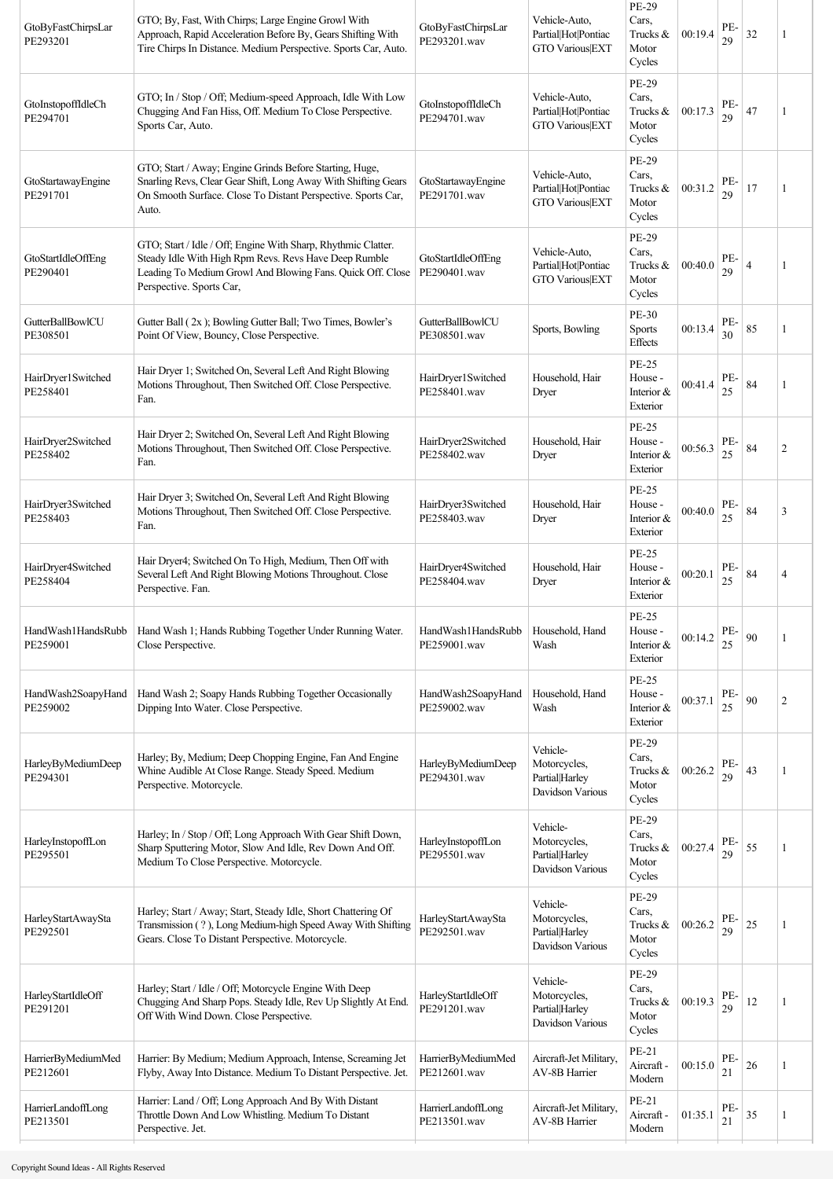| | | | | | | | | |
|---|---|---|---|---|---|---|---|---|
| GtoByFastChirpsLar PE293201 | GTO; By, Fast, With Chirps; Large Engine Growl With Approach, Rapid Acceleration Before By, Gears Shifting With Tire Chirps In Distance. Medium Perspective. Sports Car, Auto. | GtoByFastChirpsLar PE293201.wav | Vehicle-Auto, Partial\|Hot\|Pontiac GTO Various\|EXT | PE-29 Cars, Trucks & Motor Cycles | 00:19.4 | PE-29 | 32 | 1 |
| GtoInstopoffIdleCh PE294701 | GTO; In / Stop / Off; Medium-speed Approach, Idle With Low Chugging And Fan Hiss, Off. Medium To Close Perspective. Sports Car, Auto. | GtoInstopoffIdleCh PE294701.wav | Vehicle-Auto, Partial\|Hot\|Pontiac GTO Various\|EXT | PE-29 Cars, Trucks & Motor Cycles | 00:17.3 | PE-29 | 47 | 1 |
| GtoStartawayEngine PE291701 | GTO; Start / Away; Engine Grinds Before Starting, Huge, Snarling Revs, Clear Gear Shift, Long Away With Shifting Gears On Smooth Surface. Close To Distant Perspective. Sports Car, Auto. | GtoStartawayEngine PE291701.wav | Vehicle-Auto, Partial\|Hot\|Pontiac GTO Various\|EXT | PE-29 Cars, Trucks & Motor Cycles | 00:31.2 | PE-29 | 17 | 1 |
| GtoStartIdleOffEng PE290401 | GTO; Start / Idle / Off; Engine With Sharp, Rhythmic Clatter. Steady Idle With High Rpm Revs. Revs Have Deep Rumble Leading To Medium Growl And Blowing Fans. Quick Off. Close Perspective. Sports Car, | GtoStartIdleOffEng PE290401.wav | Vehicle-Auto, Partial\|Hot\|Pontiac GTO Various\|EXT | PE-29 Cars, Trucks & Motor Cycles | 00:40.0 | PE-29 | 4 | 1 |
| GutterBallBowlCU PE308501 | Gutter Ball ( 2x ); Bowling Gutter Ball; Two Times, Bowler's Point Of View, Bouncy, Close Perspective. | GutterBallBowlCU PE308501.wav | Sports, Bowling | PE-30 Sports Effects | 00:13.4 | PE-30 | 85 | 1 |
| HairDryer1Switched PE258401 | Hair Dryer 1; Switched On, Several Left And Right Blowing Motions Throughout, Then Switched Off. Close Perspective. Fan. | HairDryer1Switched PE258401.wav | Household, Hair Dryer | PE-25 House - Interior & Exterior | 00:41.4 | PE-25 | 84 | 1 |
| HairDryer2Switched PE258402 | Hair Dryer 2; Switched On, Several Left And Right Blowing Motions Throughout, Then Switched Off. Close Perspective. Fan. | HairDryer2Switched PE258402.wav | Household, Hair Dryer | PE-25 House - Interior & Exterior | 00:56.3 | PE-25 | 84 | 2 |
| HairDryer3Switched PE258403 | Hair Dryer 3; Switched On, Several Left And Right Blowing Motions Throughout, Then Switched Off. Close Perspective. Fan. | HairDryer3Switched PE258403.wav | Household, Hair Dryer | PE-25 House - Interior & Exterior | 00:40.0 | PE-25 | 84 | 3 |
| HairDryer4Switched PE258404 | Hair Dryer4; Switched On To High, Medium, Then Off with Several Left And Right Blowing Motions Throughout. Close Perspective. Fan. | HairDryer4Switched PE258404.wav | Household, Hair Dryer | PE-25 House - Interior & Exterior | 00:20.1 | PE-25 | 84 | 4 |
| HandWash1HandsRubb PE259001 | Hand Wash 1; Hands Rubbing Together Under Running Water. Close Perspective. | HandWash1HandsRubb PE259001.wav | Household, Hand Wash | PE-25 House - Interior & Exterior | 00:14.2 | PE-25 | 90 | 1 |
| HandWash2SoapyHand PE259002 | Hand Wash 2; Soapy Hands Rubbing Together Occasionally Dipping Into Water. Close Perspective. | HandWash2SoapyHand PE259002.wav | Household, Hand Wash | PE-25 House - Interior & Exterior | 00:37.1 | PE-25 | 90 | 2 |
| HarleyByMediumDeep PE294301 | Harley; By, Medium; Deep Chopping Engine, Fan And Engine Whine Audible At Close Range. Steady Speed. Medium Perspective. Motorcycle. | HarleyByMediumDeep PE294301.wav | Vehicle-Motorcycles, Partial\|Harley Davidson Various | PE-29 Cars, Trucks & Motor Cycles | 00:26.2 | PE-29 | 43 | 1 |
| HarleyInstopoffLon PE295501 | Harley; In / Stop / Off; Long Approach With Gear Shift Down, Sharp Sputtering Motor, Slow And Idle, Rev Down And Off. Medium To Close Perspective. Motorcycle. | HarleyInstopoffLon PE295501.wav | Vehicle-Motorcycles, Partial\|Harley Davidson Various | PE-29 Cars, Trucks & Motor Cycles | 00:27.4 | PE-29 | 55 | 1 |
| HarleyStartAwaySta PE292501 | Harley; Start / Away; Start, Steady Idle, Short Chattering Of Transmission ( ? ), Long Medium-high Speed Away With Shifting Gears. Close To Distant Perspective. Motorcycle. | HarleyStartAwaySta PE292501.wav | Vehicle-Motorcycles, Partial\|Harley Davidson Various | PE-29 Cars, Trucks & Motor Cycles | 00:26.2 | PE-29 | 25 | 1 |
| HarleyStartIdleOff PE291201 | Harley; Start / Idle / Off; Motorcycle Engine With Deep Chugging And Sharp Pops. Steady Idle, Rev Up Slightly At End. Off With Wind Down. Close Perspective. | HarleyStartIdleOff PE291201.wav | Vehicle-Motorcycles, Partial\|Harley Davidson Various | PE-29 Cars, Trucks & Motor Cycles | 00:19.3 | PE-29 | 12 | 1 |
| HarrierByMediumMed PE212601 | Harrier: By Medium; Medium Approach, Intense, Screaming Jet Flyby, Away Into Distance. Medium To Distant Perspective. Jet. | HarrierByMediumMed PE212601.wav | Aircraft-Jet Military, AV-8B Harrier | PE-21 Aircraft - Modern | 00:15.0 | PE-21 | 26 | 1 |
| HarrierLandoffLong PE213501 | Harrier: Land / Off; Long Approach And By With Distant Throttle Down And Low Whistling. Medium To Distant Perspective. Jet. | HarrierLandoffLong PE213501.wav | Aircraft-Jet Military, AV-8B Harrier | PE-21 Aircraft - Modern | 01:35.1 | PE-21 | 35 | 1 |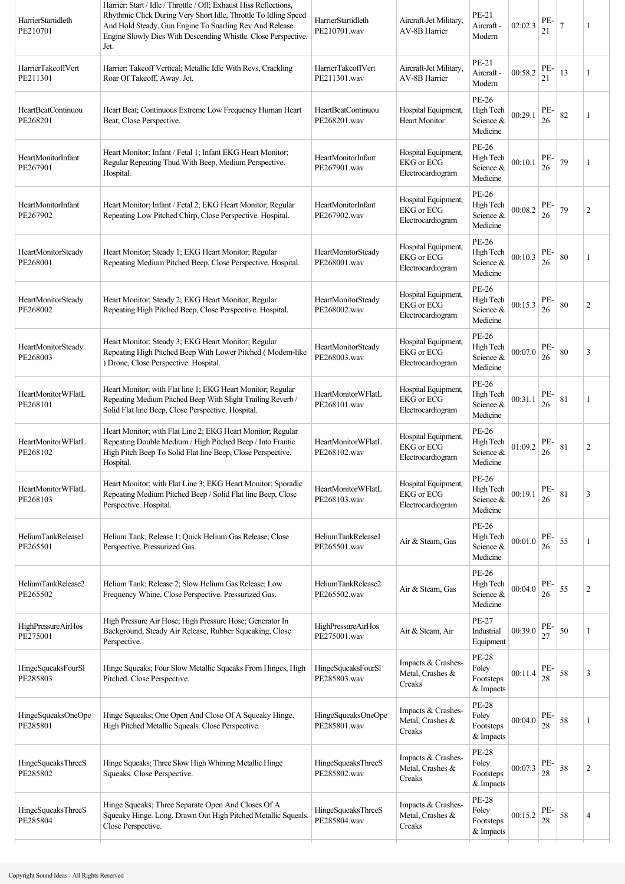| | | | | | | | | |
|---|---|---|---|---|---|---|---|---|
| HarrierStartidleth PE210701 | Harrier: Start / Idle / Throttle / Off; Exhaust Hiss Reflections, Rhythmic Click During Very Short Idle, Throttle To Idling Speed And Hold Steady, Gun Engine To Snarling Rev And Release. Engine Slowly Dies With Descending Whistle. Close Perspective. Jet. | HarrierStartidleth PE210701.wav | Aircraft-Jet Military, AV-8B Harrier | PE-21 Aircraft - Modern | 02:02.3 | PE-21 | 7 | 1 |
| HarrierTakeoffVert PE211301 | Harrier: Takeoff Vertical; Metallic Idle With Revs, Crackling Roar Of Takeoff, Away. Jet. | HarrierTakeoffVert PE211301.wav | Aircraft-Jet Military, AV-8B Harrier | PE-21 Aircraft - Modern | 00:58.2 | PE-21 | 13 | 1 |
| HeartBeatContinuou PE268201 | Heart Beat; Continuous Extreme Low Frequency Human Heart Beat; Close Perspective. | HeartBeatContinuou PE268201.wav | Hospital Equipment, Heart Monitor | PE-26 High Tech Science & Medicine | 00:29.1 | PE-26 | 82 | 1 |
| HeartMonitorInfant PE267901 | Heart Monitor; Infant / Fetal 1; Infant EKG Heart Monitor; Regular Repeating Thud With Beep, Medium Perspective. Hospital. | HeartMonitorInfant PE267901.wav | Hospital Equipment, EKG or ECG Electrocardiogram | PE-26 High Tech Science & Medicine | 00:10.1 | PE-26 | 79 | 1 |
| HeartMonitorInfant PE267902 | Heart Monitor; Infant / Fetal 2; EKG Heart Monitor; Regular Repeating Low Pitched Chirp, Close Perspective. Hospital. | HeartMonitorInfant PE267902.wav | Hospital Equipment, EKG or ECG Electrocardiogram | PE-26 High Tech Science & Medicine | 00:08.2 | PE-26 | 79 | 2 |
| HeartMonitorSteady PE268001 | Heart Monitor; Steady 1; EKG Heart Monitor; Regular Repeating Medium Pitched Beep, Close Perspective. Hospital. | HeartMonitorSteady PE268001.wav | Hospital Equipment, EKG or ECG Electrocardiogram | PE-26 High Tech Science & Medicine | 00:10.3 | PE-26 | 80 | 1 |
| HeartMonitorSteady PE268002 | Heart Monitor; Steady 2; EKG Heart Monitor; Regular Repeating High Pitched Beep, Close Perspective. Hospital. | HeartMonitorSteady PE268002.wav | Hospital Equipment, EKG or ECG Electrocardiogram | PE-26 High Tech Science & Medicine | 00:15.3 | PE-26 | 80 | 2 |
| HeartMonitorSteady PE268003 | Heart Monitor; Steady 3; EKG Heart Monitor; Regular Repeating High Pitched Beep With Lower Pitched ( Modem-like ) Drone, Close Perspective. Hospital. | HeartMonitorSteady PE268003.wav | Hospital Equipment, EKG or ECG Electrocardiogram | PE-26 High Tech Science & Medicine | 00:07.0 | PE-26 | 80 | 3 |
| HeartMonitorWFlatL PE268101 | Heart Monitor; with Flat line 1; EKG Heart Monitor; Regular Repeating Medium Pitched Beep With Slight Trailing Reverb / Solid Flat line Beep, Close Perspective. Hospital. | HeartMonitorWFlatL PE268101.wav | Hospital Equipment, EKG or ECG Electrocardiogram | PE-26 High Tech Science & Medicine | 00:31.1 | PE-26 | 81 | 1 |
| HeartMonitorWFlatL PE268102 | Heart Monitor; with Flat Line 2; EKG Heart Monitor; Regular Repeating Double Medium / High Pitched Beep / Into Frantic High Pitch Beep To Solid Flat line Beep, Close Perspective. Hospital. | HeartMonitorWFlatL PE268102.wav | Hospital Equipment, EKG or ECG Electrocardiogram | PE-26 High Tech Science & Medicine | 01:09.2 | PE-26 | 81 | 2 |
| HeartMonitorWFlatL PE268103 | Heart Monitor; with Flat Line 3; EKG Heart Monitor; Sporadic Repeating Medium Pitched Beep / Solid Flat line Beep, Close Perspective. Hospital. | HeartMonitorWFlatL PE268103.wav | Hospital Equipment, EKG or ECG Electrocardiogram | PE-26 High Tech Science & Medicine | 00:19.1 | PE-26 | 81 | 3 |
| HeliumTankRelease1 PE265501 | Helium Tank; Release 1; Quick Helium Gas Release; Close Perspective. Pressurized Gas. | HeliumTankRelease1 PE265501.wav | Air & Steam, Gas | PE-26 High Tech Science & Medicine | 00:01.0 | PE-26 | 55 | 1 |
| HeliumTankRelease2 PE265502 | Helium Tank; Release 2; Slow Helium Gas Release; Low Frequency Whine, Close Perspective. Pressurized Gas. | HeliumTankRelease2 PE265502.wav | Air & Steam, Gas | PE-26 High Tech Science & Medicine | 00:04.0 | PE-26 | 55 | 2 |
| HighPressureAirHos PE275001 | High Pressure Air Hose; High Pressure Hose; Generator In Background, Steady Air Release, Rubber Squeaking, Close Perspective. | HighPressureAirHos PE275001.wav | Air & Steam, Air | PE-27 Industrial Equipment | 00:39.0 | PE-27 | 50 | 1 |
| HingeSqueaksFourSl PE285803 | Hinge Squeaks; Four Slow Metallic Squeaks From Hinges, High Pitched. Close Perspective. | HingeSqueaksFourSl PE285803.wav | Impacts & Crashes-Metal, Crashes & Creaks | PE-28 Foley Footsteps & Impacts | 00:11.4 | PE-28 | 58 | 3 |
| HingeSqueaksOneOpe PE285801 | Hinge Squeaks; One Open And Close Of A Squeaky Hinge. High Pitched Metallic Squeals. Close Perspective. | HingeSqueaksOneOpe PE285801.wav | Impacts & Crashes-Metal, Crashes & Creaks | PE-28 Foley Footsteps & Impacts | 00:04.0 | PE-28 | 58 | 1 |
| HingeSqueaksThreeS PE285802 | Hinge Squeaks; Three Slow High Whining Metallic Hinge Squeaks. Close Perspective. | HingeSqueaksThreeS PE285802.wav | Impacts & Crashes-Metal, Crashes & Creaks | PE-28 Foley Footsteps & Impacts | 00:07.3 | PE-28 | 58 | 2 |
| HingeSqueaksThreeS PE285804 | Hinge Squeaks; Three Separate Open And Closes Of A Squeaky Hinge. Long, Drawn Out High Pitched Metallic Squeals. Close Perspective. | HingeSqueaksThreeS PE285804.wav | Impacts & Crashes-Metal, Crashes & Creaks | PE-28 Foley Footsteps & Impacts | 00:15.2 | PE-28 | 58 | 4 |

Copyright Sound Ideas - All Rights Reserved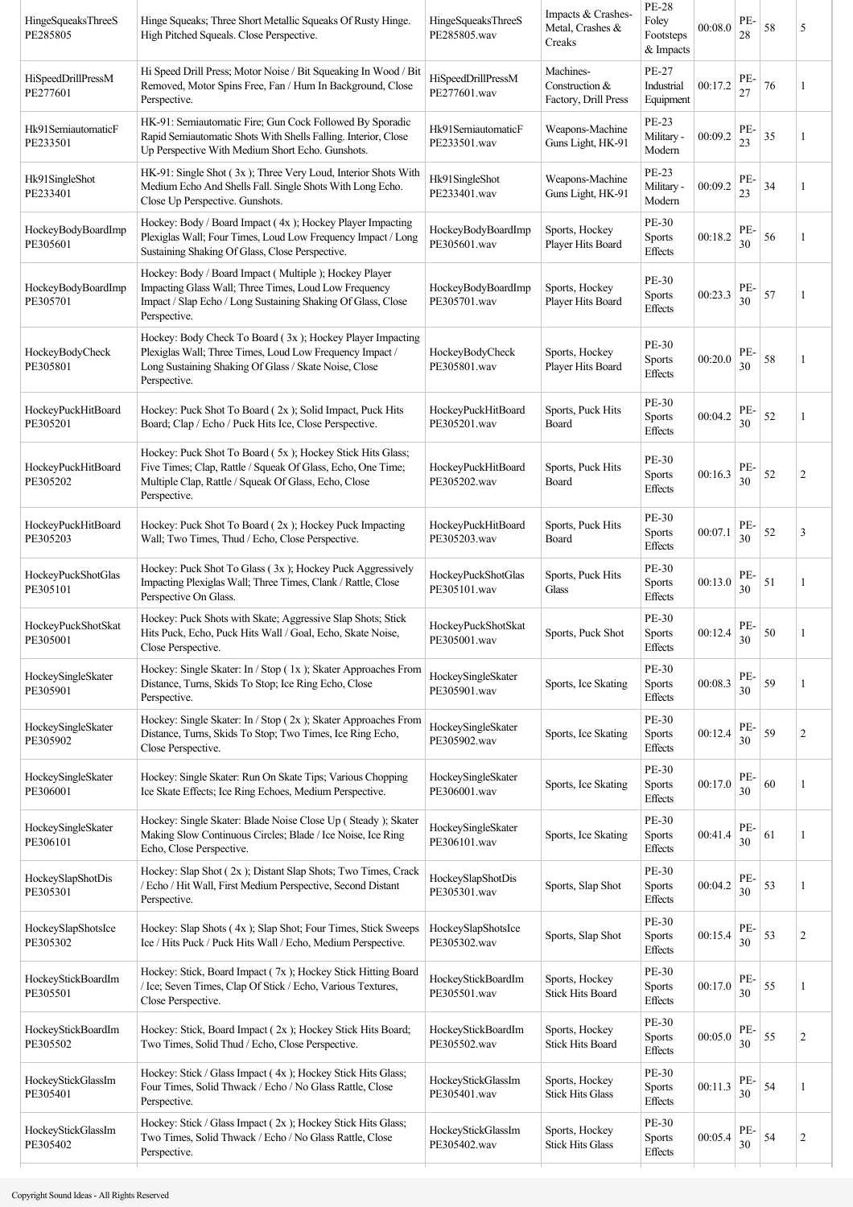| HingeSqueaksThreeSPE285805 | Hinge Squeaks; Three Short Metallic Squeaks Of Rusty Hinge. High Pitched Squeals. Close Perspective. | HingeSqueaksThreeSPE285805.wav | Impacts & Crashes-Metal, Crashes & Creaks | PE-28 Foley Footsteps & Impacts | 00:08.0 | PE-28 | 58 | 5 |
|---|---|---|---|---|---|---|---|---|
| HiSpeedDrillPressMPE277601 | Hi Speed Drill Press; Motor Noise / Bit Squeaking In Wood / Bit Removed, Motor Spins Free, Fan / Hum In Background, Close Perspective. | HiSpeedDrillPressMPE277601.wav | Machines-Construction & Factory, Drill Press | PE-27 Industrial Equipment | 00:17.2 | PE-27 | 76 | 1 |
| Hk91SemiautomaticFPE233501 | HK-91: Semiautomatic Fire; Gun Cock Followed By Sporadic Rapid Semiautomatic Shots With Shells Falling. Interior, Close Up Perspective With Medium Short Echo. Gunshots. | Hk91SemiautomaticFPE233501.wav | Weapons-Machine Guns Light, HK-91 | PE-23 Military - Modern | 00:09.2 | PE-23 | 35 | 1 |
| Hk91SingleShotPE233401 | HK-91: Single Shot ( 3x ); Three Very Loud, Interior Shots With Medium Echo And Shells Fall. Single Shots With Long Echo. Close Up Perspective. Gunshots. | Hk91SingleShotPE233401.wav | Weapons-Machine Guns Light, HK-91 | PE-23 Military - Modern | 00:09.2 | PE-23 | 34 | 1 |
| HockeyBodyBoardImpPE305601 | Hockey: Body / Board Impact ( 4x ); Hockey Player Impacting Plexiglas Wall; Four Times, Loud Low Frequency Impact / Long Sustaining Shaking Of Glass, Close Perspective. | HockeyBodyBoardImpPE305601.wav | Sports, Hockey Player Hits Board | PE-30 Sports Effects | 00:18.2 | PE-30 | 56 | 1 |
| HockeyBodyBoardImpPE305701 | Hockey: Body / Board Impact ( Multiple ); Hockey Player Impacting Glass Wall; Three Times, Loud Low Frequency Impact / Slap Echo / Long Sustaining Shaking Of Glass, Close Perspective. | HockeyBodyBoardImpPE305701.wav | Sports, Hockey Player Hits Board | PE-30 Sports Effects | 00:23.3 | PE-30 | 57 | 1 |
| HockeyBodyCheckPE305801 | Hockey: Body Check To Board ( 3x ); Hockey Player Impacting Plexiglas Wall; Three Times, Loud Low Frequency Impact / Long Sustaining Shaking Of Glass / Skate Noise, Close Perspective. | HockeyBodyCheckPE305801.wav | Sports, Hockey Player Hits Board | PE-30 Sports Effects | 00:20.0 | PE-30 | 58 | 1 |
| HockeyPuckHitBoardPE305201 | Hockey: Puck Shot To Board ( 2x ); Solid Impact, Puck Hits Board; Clap / Echo / Puck Hits Ice, Close Perspective. | HockeyPuckHitBoardPE305201.wav | Sports, Puck Hits Board | PE-30 Sports Effects | 00:04.2 | PE-30 | 52 | 1 |
| HockeyPuckHitBoardPE305202 | Hockey: Puck Shot To Board ( 5x ); Hockey Stick Hits Glass; Five Times; Clap, Rattle / Squeak Of Glass, Echo, One Time; Multiple Clap, Rattle / Squeak Of Glass, Echo, Close Perspective. | HockeyPuckHitBoardPE305202.wav | Sports, Puck Hits Board | PE-30 Sports Effects | 00:16.3 | PE-30 | 52 | 2 |
| HockeyPuckHitBoardPE305203 | Hockey: Puck Shot To Board ( 2x ); Hockey Puck Impacting Wall; Two Times, Thud / Echo, Close Perspective. | HockeyPuckHitBoardPE305203.wav | Sports, Puck Hits Board | PE-30 Sports Effects | 00:07.1 | PE-30 | 52 | 3 |
| HockeyPuckShotGlasPE305101 | Hockey: Puck Shot To Glass ( 3x ); Hockey Puck Aggressively Impacting Plexiglas Wall; Three Times, Clank / Rattle, Close Perspective On Glass. | HockeyPuckShotGlasPE305101.wav | Sports, Puck Hits Glass | PE-30 Sports Effects | 00:13.0 | PE-30 | 51 | 1 |
| HockeyPuckShotSkatPE305001 | Hockey: Puck Shots with Skate; Aggressive Slap Shots; Stick Hits Puck, Echo, Puck Hits Wall / Goal, Echo, Skate Noise, Close Perspective. | HockeyPuckShotSkatPE305001.wav | Sports, Puck Shot | PE-30 Sports Effects | 00:12.4 | PE-30 | 50 | 1 |
| HockeySingleSkaterPE305901 | Hockey: Single Skater: In / Stop ( 1x ); Skater Approaches From Distance, Turns, Skids To Stop; Ice Ring Echo, Close Perspective. | HockeySingleSkaterPE305901.wav | Sports, Ice Skating | PE-30 Sports Effects | 00:08.3 | PE-30 | 59 | 1 |
| HockeySingleSkaterPE305902 | Hockey: Single Skater: In / Stop ( 2x ); Skater Approaches From Distance, Turns, Skids To Stop; Two Times, Ice Ring Echo, Close Perspective. | HockeySingleSkaterPE305902.wav | Sports, Ice Skating | PE-30 Sports Effects | 00:12.4 | PE-30 | 59 | 2 |
| HockeySingleSkaterPE306001 | Hockey: Single Skater: Run On Skate Tips; Various Chopping Ice Skate Effects; Ice Ring Echoes, Medium Perspective. | HockeySingleSkaterPE306001.wav | Sports, Ice Skating | PE-30 Sports Effects | 00:17.0 | PE-30 | 60 | 1 |
| HockeySingleSkaterPE306101 | Hockey: Single Skater: Blade Noise Close Up ( Steady ); Skater Making Slow Continuous Circles; Blade / Ice Noise, Ice Ring Echo, Close Perspective. | HockeySingleSkaterPE306101.wav | Sports, Ice Skating | PE-30 Sports Effects | 00:41.4 | PE-30 | 61 | 1 |
| HockeySlapShotDisPE305301 | Hockey: Slap Shot ( 2x ); Distant Slap Shots; Two Times, Crack / Echo / Hit Wall, First Medium Perspective, Second Distant Perspective. | HockeySlapShotDisPE305301.wav | Sports, Slap Shot | PE-30 Sports Effects | 00:04.2 | PE-30 | 53 | 1 |
| HockeySlapShotsIcePE305302 | Hockey: Slap Shots ( 4x ); Slap Shot; Four Times, Stick Sweeps Ice / Hits Puck / Puck Hits Wall / Echo, Medium Perspective. | HockeySlapShotsIcePE305302.wav | Sports, Slap Shot | PE-30 Sports Effects | 00:15.4 | PE-30 | 53 | 2 |
| HockeyStickBoardImPE305501 | Hockey: Stick, Board Impact ( 7x ); Hockey Stick Hitting Board / Ice; Seven Times, Clap Of Stick / Echo, Various Textures, Close Perspective. | HockeyStickBoardImPE305501.wav | Sports, Hockey Stick Hits Board | PE-30 Sports Effects | 00:17.0 | PE-30 | 55 | 1 |
| HockeyStickBoardImPE305502 | Hockey: Stick, Board Impact ( 2x ); Hockey Stick Hits Board; Two Times, Solid Thud / Echo, Close Perspective. | HockeyStickBoardImPE305502.wav | Sports, Hockey Stick Hits Board | PE-30 Sports Effects | 00:05.0 | PE-30 | 55 | 2 |
| HockeyStickGlassImPE305401 | Hockey: Stick / Glass Impact ( 4x ); Hockey Stick Hits Glass; Four Times, Solid Thwack / Echo / No Glass Rattle, Close Perspective. | HockeyStickGlassImPE305401.wav | Sports, Hockey Stick Hits Glass | PE-30 Sports Effects | 00:11.3 | PE-30 | 54 | 1 |
| HockeyStickGlassImPE305402 | Hockey: Stick / Glass Impact ( 2x ); Hockey Stick Hits Glass; Two Times, Solid Thwack / Echo / No Glass Rattle, Close Perspective. | HockeyStickGlassImPE305402.wav | Sports, Hockey Stick Hits Glass | PE-30 Sports Effects | 00:05.4 | PE-30 | 54 | 2 |

Copyright Sound Ideas - All Rights Reserved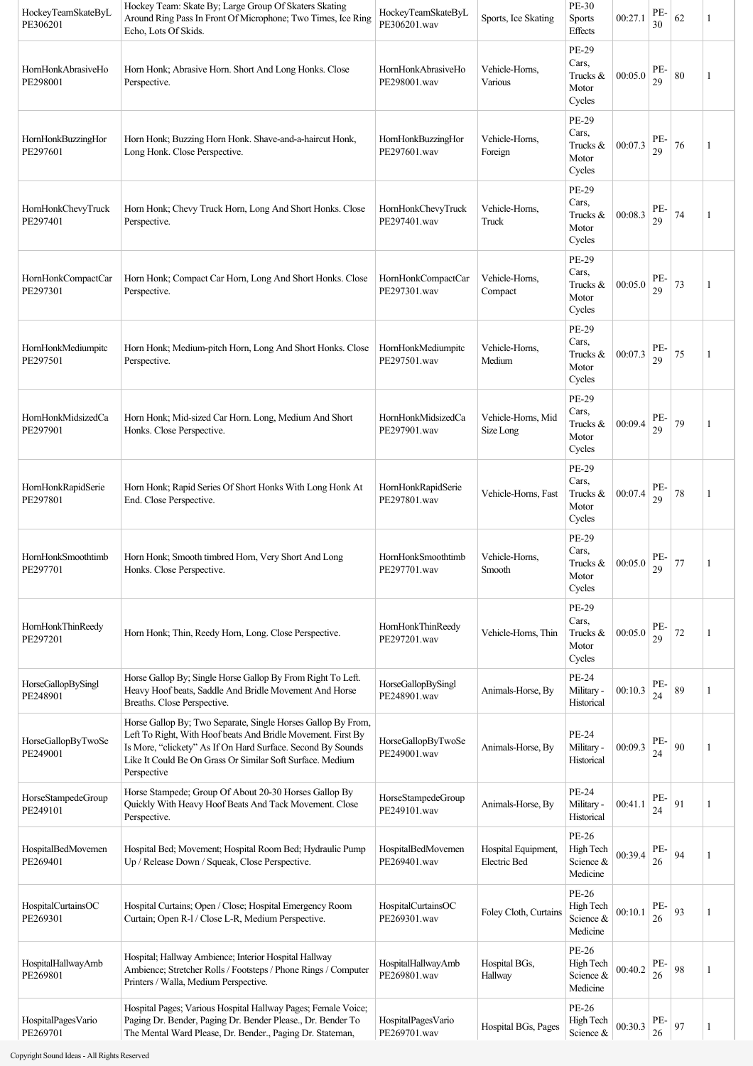| | | | | | | | | |
|---|---|---|---|---|---|---|---|---|
| HockeyTeamSkateByL PE306201 | Hockey Team: Skate By; Large Group Of Skaters Skating Around Ring Pass In Front Of Microphone; Two Times, Ice Ring Echo, Lots Of Skids. | HockeyTeamSkateByL PE306201.wav | Sports, Ice Skating | PE-30 Sports Effects | 00:27.1 | PE-30 | 62 | 1 |
| HornHonkAbrasiveHo PE298001 | Horn Honk; Abrasive Horn. Short And Long Honks. Close Perspective. | HornHonkAbrasiveHo PE298001.wav | Vehicle-Horns, Various | PE-29 Cars, Trucks & Motor Cycles | 00:05.0 | PE-29 | 80 | 1 |
| HornHonkBuzzingHor PE297601 | Horn Honk; Buzzing Horn Honk. Shave-and-a-haircut Honk, Long Honk. Close Perspective. | HornHonkBuzzingHor PE297601.wav | Vehicle-Horns, Foreign | PE-29 Cars, Trucks & Motor Cycles | 00:07.3 | PE-29 | 76 | 1 |
| HornHonkChevyTruck PE297401 | Horn Honk; Chevy Truck Horn, Long And Short Honks. Close Perspective. | HornHonkChevyTruck PE297401.wav | Vehicle-Horns, Truck | PE-29 Cars, Trucks & Motor Cycles | 00:08.3 | PE-29 | 74 | 1 |
| HornHonkCompactCar PE297301 | Horn Honk; Compact Car Horn, Long And Short Honks. Close Perspective. | HornHonkCompactCar PE297301.wav | Vehicle-Horns, Compact | PE-29 Cars, Trucks & Motor Cycles | 00:05.0 | PE-29 | 73 | 1 |
| HornHonkMediumpitc PE297501 | Horn Honk; Medium-pitch Horn, Long And Short Honks. Close Perspective. | HornHonkMediumpitc PE297501.wav | Vehicle-Horns, Medium | PE-29 Cars, Trucks & Motor Cycles | 00:07.3 | PE-29 | 75 | 1 |
| HornHonkMidsizedCa PE297901 | Horn Honk; Mid-sized Car Horn. Long, Medium And Short Honks. Close Perspective. | HornHonkMidsizedCa PE297901.wav | Vehicle-Horns, Mid Size Long | PE-29 Cars, Trucks & Motor Cycles | 00:09.4 | PE-29 | 79 | 1 |
| HornHonkRapidSerie PE297801 | Horn Honk; Rapid Series Of Short Honks With Long Honk At End. Close Perspective. | HornHonkRapidSerie PE297801.wav | Vehicle-Horns, Fast | PE-29 Cars, Trucks & Motor Cycles | 00:07.4 | PE-29 | 78 | 1 |
| HornHonkSmoothtimb PE297701 | Horn Honk; Smooth timbred Horn, Very Short And Long Honks. Close Perspective. | HornHonkSmoothtimb PE297701.wav | Vehicle-Horns, Smooth | PE-29 Cars, Trucks & Motor Cycles | 00:05.0 | PE-29 | 77 | 1 |
| HornHonkThinReedy PE297201 | Horn Honk; Thin, Reedy Horn, Long. Close Perspective. | HornHonkThinReedy PE297201.wav | Vehicle-Horns, Thin | PE-29 Cars, Trucks & Motor Cycles | 00:05.0 | PE-29 | 72 | 1 |
| HorseGallopBySingl PE248901 | Horse Gallop By; Single Horse Gallop By From Right To Left. Heavy Hoof beats, Saddle And Bridle Movement And Horse Breaths. Close Perspective. | HorseGallopBySingl PE248901.wav | Animals-Horse, By | PE-24 Military - Historical | 00:10.3 | PE-24 | 89 | 1 |
| HorseGallopByTwoSe PE249001 | Horse Gallop By; Two Separate, Single Horses Gallop By From, Left To Right, With Hoof beats And Bridle Movement. First By Is More, "clickety" As If On Hard Surface. Second By Sounds Like It Could Be On Grass Or Similar Soft Surface. Medium Perspective | HorseGallopByTwoSe PE249001.wav | Animals-Horse, By | PE-24 Military - Historical | 00:09.3 | PE-24 | 90 | 1 |
| HorseStampedeGroup PE249101 | Horse Stampede; Group Of About 20-30 Horses Gallop By Quickly With Heavy Hoof Beats And Tack Movement. Close Perspective. | HorseStampedeGroup PE249101.wav | Animals-Horse, By | PE-24 Military - Historical | 00:41.1 | PE-24 | 91 | 1 |
| HospitalBedMovemen PE269401 | Hospital Bed; Movement; Hospital Room Bed; Hydraulic Pump Up / Release Down / Squeak, Close Perspective. | HospitalBedMovemen PE269401.wav | Hospital Equipment, Electric Bed | PE-26 High Tech Science & Medicine | 00:39.4 | PE-26 | 94 | 1 |
| HospitalCurtainsOC PE269301 | Hospital Curtains; Open / Close; Hospital Emergency Room Curtain; Open R-l / Close L-R, Medium Perspective. | HospitalCurtainsOC PE269301.wav | Foley Cloth, Curtains | PE-26 High Tech Science & Medicine | 00:10.1 | PE-26 | 93 | 1 |
| HospitalHallwayAmb PE269801 | Hospital; Hallway Ambience; Interior Hospital Hallway Ambience; Stretcher Rolls / Footsteps / Phone Rings / Computer Printers / Walla, Medium Perspective. | HospitalHallwayAmb PE269801.wav | Hospital BGs, Hallway | PE-26 High Tech Science & Medicine | 00:40.2 | PE-26 | 98 | 1 |
| HospitalPagesVario PE269701 | Hospital Pages; Various Hospital Hallway Pages; Female Voice; Paging Dr. Bender, Paging Dr. Bender Please., Dr. Bender To The Mental Ward Please, Dr. Bender., Paging Dr. Stateman, | HospitalPagesVario PE269701.wav | Hospital BGs, Pages | PE-26 High Tech Science & | 00:30.3 | PE-26 | 97 | 1 |

Copyright Sound Ideas - All Rights Reserved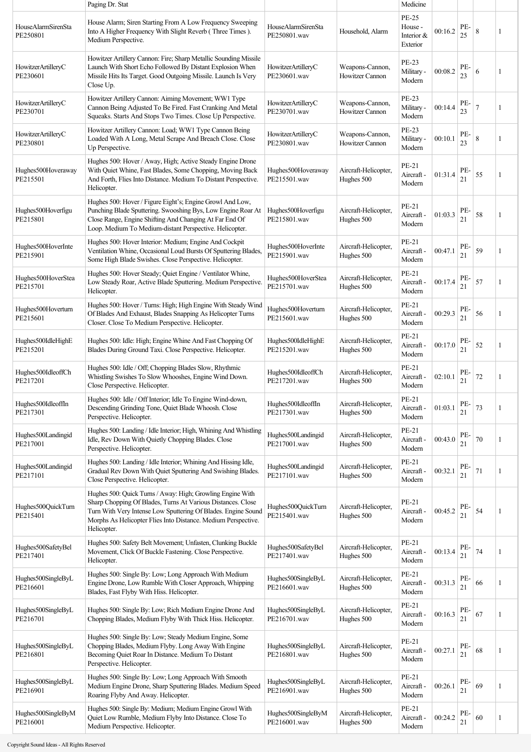| | Paging Dr. Stat | | | Medicine | | | | |
|---|---|---|---|---|---|---|---|---|
| HouseAlarmSirenSta PE250801 | House Alarm; Siren Starting From A Low Frequency Sweeping Into A Higher Frequency With Slight Reverb ( Three Times ). Medium Perspective. | HouseAlarmSirenSta PE250801.wav | Household, Alarm | PE-25 House - Interior & Exterior | 00:16.2 | PE-25 | 8 | 1 |
| HowitzerArtilleryC PE230601 | Howitzer Artillery Cannon: Fire; Sharp Metallic Sounding Missile Launch With Short Echo Followed By Distant Explosion When Missile Hits Its Target. Good Outgoing Missile. Launch Is Very Close Up. | HowitzerArtilleryC PE230601.wav | Weapons-Cannon, Howitzer Cannon | PE-23 Military - Modern | 00:08.2 | PE-23 | 6 | 1 |
| HowitzerArtilleryC PE230701 | Howitzer Artillery Cannon: Aiming Movement; WW1 Type Cannon Being Adjusted To Be Fired. Fast Cranking And Metal Squeaks. Starts And Stops Two Times. Close Up Perspective. | HowitzerArtilleryC PE230701.wav | Weapons-Cannon, Howitzer Cannon | PE-23 Military - Modern | 00:14.4 | PE-23 | 7 | 1 |
| HowitzerArtilleryC PE230801 | Howitzer Artillery Cannon: Load; WW1 Type Cannon Being Loaded With A Long, Metal Scrape And Breach Close. Close Up Perspective. | HowitzerArtilleryC PE230801.wav | Weapons-Cannon, Howitzer Cannon | PE-23 Military - Modern | 00:10.1 | PE-23 | 8 | 1 |
| Hughes500Hoveraway PE215501 | Hughes 500: Hover / Away, High; Active Steady Engine Drone With Quiet Whine, Fast Blades, Some Chopping, Moving Back And Forth, Flies Into Distance. Medium To Distant Perspective. Helicopter. | Hughes500Hoveraway PE215501.wav | Aircraft-Helicopter, Hughes 500 | PE-21 Aircraft - Modern | 01:31.4 | PE-21 | 55 | 1 |
| Hughes500Hoverfigu PE215801 | Hughes 500: Hover / Figure Eight's; Engine Growl And Low, Punching Blade Sputtering. Swooshing Bys, Low Engine Roar At Close Range, Engine Shifting And Changing At Far End Of Loop. Medium To Medium-distant Perspective. Helicopter. | Hughes500Hoverfigu PE215801.wav | Aircraft-Helicopter, Hughes 500 | PE-21 Aircraft - Modern | 01:03.3 | PE-21 | 58 | 1 |
| Hughes500HoverInte PE215901 | Hughes 500: Hover Interior: Medium; Engine And Cockpit Ventilation Whine, Occasional Loud Bursts Of Sputtering Blades, Some High Blade Swishes. Close Perspective. Helicopter. | Hughes500HoverInte PE215901.wav | Aircraft-Helicopter, Hughes 500 | PE-21 Aircraft - Modern | 00:47.1 | PE-21 | 59 | 1 |
| Hughes500HoverStea PE215701 | Hughes 500: Hover Steady; Quiet Engine / Ventilator Whine, Low Steady Roar, Active Blade Sputtering. Medium Perspective. Helicopter. | Hughes500HoverStea PE215701.wav | Aircraft-Helicopter, Hughes 500 | PE-21 Aircraft - Modern | 00:17.4 | PE-21 | 57 | 1 |
| Hughes500Hoverturn PE215601 | Hughes 500: Hover / Turns: High; High Engine With Steady Wind Of Blades And Exhaust, Blades Snapping As Helicopter Turns Closer. Close To Medium Perspective. Helicopter. | Hughes500Hoverturn PE215601.wav | Aircraft-Helicopter, Hughes 500 | PE-21 Aircraft - Modern | 00:29.3 | PE-21 | 56 | 1 |
| Hughes500IdleHighE PE215201 | Hughes 500: Idle: High; Engine Whine And Fast Chopping Of Blades During Ground Taxi. Close Perspective. Helicopter. | Hughes500IdleHighE PE215201.wav | Aircraft-Helicopter, Hughes 500 | PE-21 Aircraft - Modern | 00:17.0 | PE-21 | 52 | 1 |
| Hughes500IdleoffCh PE217201 | Hughes 500: Idle / Off; Chopping Blades Slow, Rhythmic Whistling Swishes To Slow Whooshes, Engine Wind Down. Close Perspective. Helicopter. | Hughes500IdleoffCh PE217201.wav | Aircraft-Helicopter, Hughes 500 | PE-21 Aircraft - Modern | 02:10.1 | PE-21 | 72 | 1 |
| Hughes500IdleoffIn PE217301 | Hughes 500: Idle / Off Interior; Idle To Engine Wind-down, Descending Grinding Tone, Quiet Blade Whoosh. Close Perspective. Helicopter. | Hughes500IdleoffIn PE217301.wav | Aircraft-Helicopter, Hughes 500 | PE-21 Aircraft - Modern | 01:03.1 | PE-21 | 73 | 1 |
| Hughes500Landingid PE217001 | Hughes 500: Landing / Idle Interior; High, Whining And Whistling Idle, Rev Down With Quietly Chopping Blades. Close Perspective. Helicopter. | Hughes500Landingid PE217001.wav | Aircraft-Helicopter, Hughes 500 | PE-21 Aircraft - Modern | 00:43.0 | PE-21 | 70 | 1 |
| Hughes500Landingid PE217101 | Hughes 500: Landing / Idle Interior; Whining And Hissing Idle, Gradual Rev Down With Quiet Sputtering And Swishing Blades. Close Perspective. Helicopter. | Hughes500Landingid PE217101.wav | Aircraft-Helicopter, Hughes 500 | PE-21 Aircraft - Modern | 00:32.1 | PE-21 | 71 | 1 |
| Hughes500QuickTurn PE215401 | Hughes 500: Quick Turns / Away: High; Growling Engine With Sharp Chopping Of Blades, Turns At Various Distances. Close Turn With Very Intense Low Sputtering Of Blades. Engine Sound Morphs As Helicopter Flies Into Distance. Medium Perspective. Helicopter. | Hughes500QuickTurn PE215401.wav | Aircraft-Helicopter, Hughes 500 | PE-21 Aircraft - Modern | 00:45.2 | PE-21 | 54 | 1 |
| Hughes500SafetyBel PE217401 | Hughes 500: Safety Belt Movement; Unfasten, Clunking Buckle Movement, Click Of Buckle Fastening. Close Perspective. Helicopter. | Hughes500SafetyBel PE217401.wav | Aircraft-Helicopter, Hughes 500 | PE-21 Aircraft - Modern | 00:13.4 | PE-21 | 74 | 1 |
| Hughes500SingleByL PE216601 | Hughes 500: Single By: Low; Long Approach With Medium Engine Drone, Low Rumble With Closer Approach, Whipping Blades, Fast Flyby With Hiss. Helicopter. | Hughes500SingleByL PE216601.wav | Aircraft-Helicopter, Hughes 500 | PE-21 Aircraft - Modern | 00:31.3 | PE-21 | 66 | 1 |
| Hughes500SingleByL PE216701 | Hughes 500: Single By: Low; Rich Medium Engine Drone And Chopping Blades, Medium Flyby With Thick Hiss. Helicopter. | Hughes500SingleByL PE216701.wav | Aircraft-Helicopter, Hughes 500 | PE-21 Aircraft - Modern | 00:16.3 | PE-21 | 67 | 1 |
| Hughes500SingleByL PE216801 | Hughes 500: Single By: Low; Steady Medium Engine, Some Chopping Blades, Medium Flyby. Long Away With Engine Becoming Quiet Roar In Distance. Medium To Distant Perspective. Helicopter. | Hughes500SingleByL PE216801.wav | Aircraft-Helicopter, Hughes 500 | PE-21 Aircraft - Modern | 00:27.1 | PE-21 | 68 | 1 |
| Hughes500SingleByL PE216901 | Hughes 500: Single By: Low; Long Approach With Smooth Medium Engine Drone, Sharp Sputtering Blades. Medium Speed Roaring Flyby And Away. Helicopter. | Hughes500SingleByL PE216901.wav | Aircraft-Helicopter, Hughes 500 | PE-21 Aircraft - Modern | 00:26.1 | PE-21 | 69 | 1 |
| Hughes500SingleByM PE216001 | Hughes 500: Single By: Medium; Medium Engine Growl With Quiet Low Rumble, Medium Flyby Into Distance. Close To Medium Perspective. Helicopter. | Hughes500SingleByM PE216001.wav | Aircraft-Helicopter, Hughes 500 | PE-21 Aircraft - Modern | 00:24.2 | PE-21 | 60 | 1 |

Copyright Sound Ideas - All Rights Reserved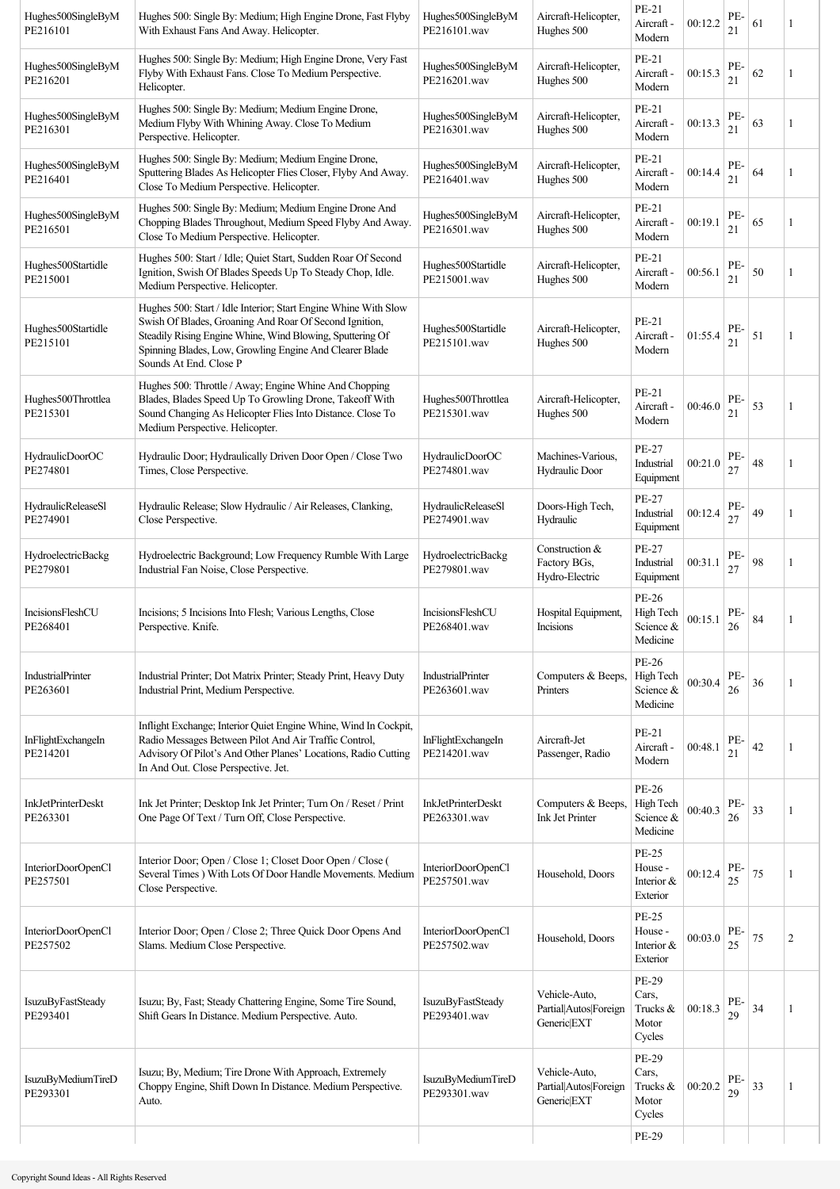| | | | | | | | | |
|---|---|---|---|---|---|---|---|---|
| Hughes500SingleByM PE216101 | Hughes 500: Single By: Medium; High Engine Drone, Fast Flyby With Exhaust Fans And Away. Helicopter. | Hughes500SingleByM PE216101.wav | Aircraft-Helicopter, Hughes 500 | PE-21 Aircraft - Modern | 00:12.2 | PE-21 | 61 | 1 |
| Hughes500SingleByM PE216201 | Hughes 500: Single By: Medium; High Engine Drone, Very Fast Flyby With Exhaust Fans. Close To Medium Perspective. Helicopter. | Hughes500SingleByM PE216201.wav | Aircraft-Helicopter, Hughes 500 | PE-21 Aircraft - Modern | 00:15.3 | PE-21 | 62 | 1 |
| Hughes500SingleByM PE216301 | Hughes 500: Single By: Medium; Medium Engine Drone, Medium Flyby With Whining Away. Close To Medium Perspective. Helicopter. | Hughes500SingleByM PE216301.wav | Aircraft-Helicopter, Hughes 500 | PE-21 Aircraft - Modern | 00:13.3 | PE-21 | 63 | 1 |
| Hughes500SingleByM PE216401 | Hughes 500: Single By: Medium; Medium Engine Drone, Sputtering Blades As Helicopter Flies Closer, Flyby And Away. Close To Medium Perspective. Helicopter. | Hughes500SingleByM PE216401.wav | Aircraft-Helicopter, Hughes 500 | PE-21 Aircraft - Modern | 00:14.4 | PE-21 | 64 | 1 |
| Hughes500SingleByM PE216501 | Hughes 500: Single By: Medium; Medium Engine Drone And Chopping Blades Throughout, Medium Speed Flyby And Away. Close To Medium Perspective. Helicopter. | Hughes500SingleByM PE216501.wav | Aircraft-Helicopter, Hughes 500 | PE-21 Aircraft - Modern | 00:19.1 | PE-21 | 65 | 1 |
| Hughes500StartIdle PE215001 | Hughes 500: Start / Idle; Quiet Start, Sudden Roar Of Second Ignition, Swish Of Blades Speeds Up To Steady Chop, Idle. Medium Perspective. Helicopter. | Hughes500StartIdle PE215001.wav | Aircraft-Helicopter, Hughes 500 | PE-21 Aircraft - Modern | 00:56.1 | PE-21 | 50 | 1 |
| Hughes500StartIdle PE215101 | Hughes 500: Start / Idle Interior; Start Engine Whine With Slow Swish Of Blades, Groaning And Roar Of Second Ignition, Steadily Rising Engine Whine, Wind Blowing, Sputtering Of Spinning Blades, Low, Growling Engine And Clearer Blade Sounds At End. Close P | Hughes500StartIdle PE215101.wav | Aircraft-Helicopter, Hughes 500 | PE-21 Aircraft - Modern | 01:55.4 | PE-21 | 51 | 1 |
| Hughes500Throttlea PE215301 | Hughes 500: Throttle / Away; Engine Whine And Chopping Blades, Blades Speed Up To Growling Drone, Takeoff With Sound Changing As Helicopter Flies Into Distance. Close To Medium Perspective. Helicopter. | Hughes500Throttlea PE215301.wav | Aircraft-Helicopter, Hughes 500 | PE-21 Aircraft - Modern | 00:46.0 | PE-21 | 53 | 1 |
| HydraulicDoorOC PE274801 | Hydraulic Door; Hydraulically Driven Door Open / Close Two Times, Close Perspective. | HydraulicDoorOC PE274801.wav | Machines-Various, Hydraulic Door | PE-27 Industrial Equipment | 00:21.0 | PE-27 | 48 | 1 |
| HydraulicReleaseSl PE274901 | Hydraulic Release; Slow Hydraulic / Air Releases, Clanking, Close Perspective. | HydraulicReleaseSl PE274901.wav | Doors-High Tech, Hydraulic | PE-27 Industrial Equipment | 00:12.4 | PE-27 | 49 | 1 |
| HydroelectricBackg PE279801 | Hydroelectric Background; Low Frequency Rumble With Large Industrial Fan Noise, Close Perspective. | HydroelectricBackg PE279801.wav | Construction & Factory BGs, Hydro-Electric | PE-27 Industrial Equipment | 00:31.1 | PE-27 | 98 | 1 |
| IncisionsFleshCU PE268401 | Incisions; 5 Incisions Into Flesh; Various Lengths, Close Perspective. Knife. | IncisionsFleshCU PE268401.wav | Hospital Equipment, Incisions | PE-26 High Tech Science & Medicine | 00:15.1 | PE-26 | 84 | 1 |
| IndustrialPrinter PE263601 | Industrial Printer; Dot Matrix Printer; Steady Print, Heavy Duty Industrial Print, Medium Perspective. | IndustrialPrinter PE263601.wav | Computers & Beeps, Printers | PE-26 High Tech Science & Medicine | 00:30.4 | PE-26 | 36 | 1 |
| InFlightExchangeIn PE214201 | Inflight Exchange; Interior Quiet Engine Whine, Wind In Cockpit, Radio Messages Between Pilot And Air Traffic Control, Advisory Of Pilot's And Other Planes' Locations, Radio Cutting In And Out. Close Perspective. Jet. | InFlightExchangeIn PE214201.wav | Aircraft-Jet Passenger, Radio | PE-21 Aircraft - Modern | 00:48.1 | PE-21 | 42 | 1 |
| InkJetPrinterDeskt PE263301 | Ink Jet Printer; Desktop Ink Jet Printer; Turn On / Reset / Print One Page Of Text / Turn Off, Close Perspective. | InkJetPrinterDeskt PE263301.wav | Computers & Beeps, Ink Jet Printer | PE-26 High Tech Science & Medicine | 00:40.3 | PE-26 | 33 | 1 |
| InteriorDoorOpenCl PE257501 | Interior Door; Open / Close 1; Closet Door Open / Close ( Several Times ) With Lots Of Door Handle Movements. Medium Close Perspective. | InteriorDoorOpenCl PE257501.wav | Household, Doors | PE-25 House - Interior & Exterior | 00:12.4 | PE-25 | 75 | 1 |
| InteriorDoorOpenCl PE257502 | Interior Door; Open / Close 2; Three Quick Door Opens And Slams. Medium Close Perspective. | InteriorDoorOpenCl PE257502.wav | Household, Doors | PE-25 House - Interior & Exterior | 00:03.0 | PE-25 | 75 | 2 |
| IsuzuByFastSteady PE293401 | Isuzu; By, Fast; Steady Chattering Engine, Some Tire Sound, Shift Gears In Distance. Medium Perspective. Auto. | IsuzuByFastSteady PE293401.wav | Vehicle-Auto, Partial\|Autos\|Foreign Generic\|EXT | PE-29 Cars, Trucks & Motor Cycles | 00:18.3 | PE-29 | 34 | 1 |
| IsuzuByMediumTireD PE293301 | Isuzu; By, Medium; Tire Drone With Approach, Extremely Choppy Engine, Shift Down In Distance. Medium Perspective. Auto. | IsuzuByMediumTireD PE293301.wav | Vehicle-Auto, Partial\|Autos\|Foreign Generic\|EXT | PE-29 Cars, Trucks & Motor Cycles | 00:20.2 | PE-29 | 33 | 1 |
| | | | | PE-29 | | | | |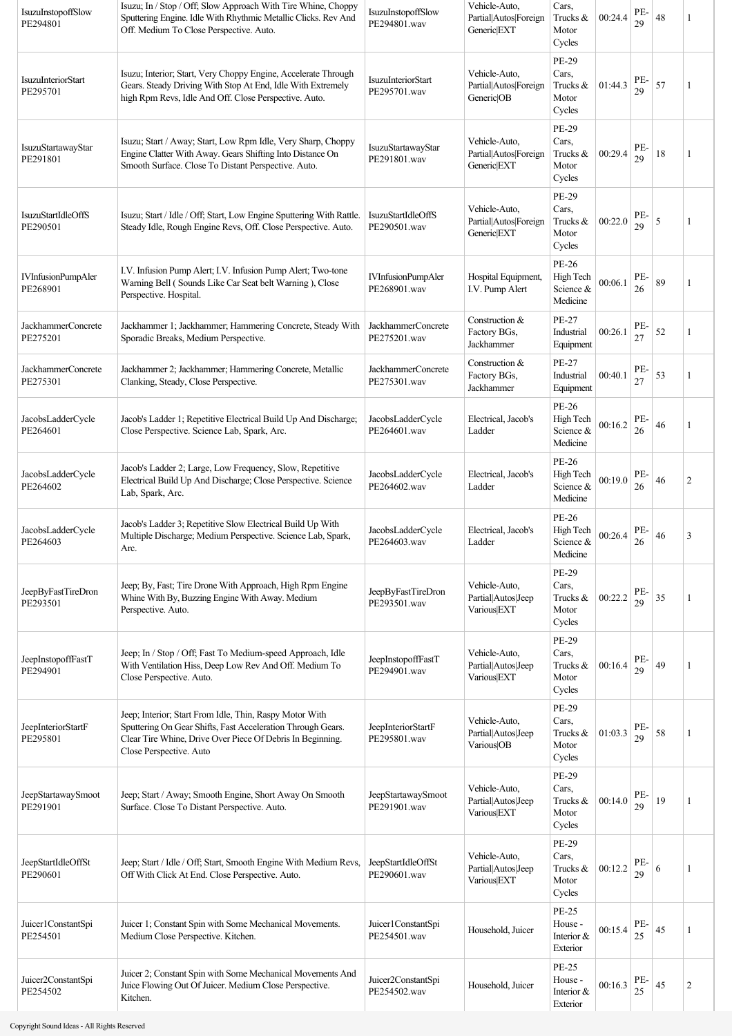| IsuzuInstopoffSlow PE294801 | Isuzu; In / Stop / Off; Slow Approach With Tire Whine, Choppy Sputtering Engine. Idle With Rhythmic Metallic Clicks. Rev And Off. Medium To Close Perspective. Auto. | IsuzuInstopoffSlow PE294801.wav | Vehicle-Auto, Partial\|Autos\|Foreign Generic\|EXT | Cars, Trucks & Motor Cycles | 00:24.4 | PE-29 | 48 | 1 |
|---|---|---|---|---|---|---|---|---|
| IsuzuInteriorStart PE295701 | Isuzu; Interior; Start, Very Choppy Engine, Accelerate Through Gears. Steady Driving With Stop At End, Idle With Extremely high Rpm Revs, Idle And Off. Close Perspective. Auto. | IsuzuInteriorStart PE295701.wav | Vehicle-Auto, Partial\|Autos\|Foreign Generic\|OB | PE-29 Cars, Trucks & Motor Cycles | 01:44.3 | PE-29 | 57 | 1 |
| IsuzuStartawayStar PE291801 | Isuzu; Start / Away; Start, Low Rpm Idle, Very Sharp, Choppy Engine Clatter With Away. Gears Shifting Into Distance On Smooth Surface. Close To Distant Perspective. Auto. | IsuzuStartawayStar PE291801.wav | Vehicle-Auto, Partial\|Autos\|Foreign Generic\|EXT | PE-29 Cars, Trucks & Motor Cycles | 00:29.4 | PE-29 | 18 | 1 |
| IsuzuStartIdleOffS PE290501 | Isuzu; Start / Idle / Off; Start, Low Engine Sputtering With Rattle. Steady Idle, Rough Engine Revs, Off. Close Perspective. Auto. | IsuzuStartIdleOffS PE290501.wav | Vehicle-Auto, Partial\|Autos\|Foreign Generic\|EXT | PE-29 Cars, Trucks & Motor Cycles | 00:22.0 | PE-29 | 5 | 1 |
| IVInfusionPumpAler PE268901 | I.V. Infusion Pump Alert; I.V. Infusion Pump Alert; Two-tone Warning Bell ( Sounds Like Car Seat belt Warning ), Close Perspective. Hospital. | IVInfusionPumpAler PE268901.wav | Hospital Equipment, I.V. Pump Alert | PE-26 High Tech Science & Medicine | 00:06.1 | PE-26 | 89 | 1 |
| JackhammerConcrete PE275201 | Jackhammer 1; Jackhammer; Hammering Concrete, Steady With Sporadic Breaks, Medium Perspective. | JackhammerConcrete PE275201.wav | Construction & Factory BGs, Jackhammer | PE-27 Industrial Equipment | 00:26.1 | PE-27 | 52 | 1 |
| JackhammerConcrete PE275301 | Jackhammer 2; Jackhammer; Hammering Concrete, Metallic Clanking, Steady, Close Perspective. | JackhammerConcrete PE275301.wav | Construction & Factory BGs, Jackhammer | PE-27 Industrial Equipment | 00:40.1 | PE-27 | 53 | 1 |
| JacobsLadderCycle PE264601 | Jacob's Ladder 1; Repetitive Electrical Build Up And Discharge; Close Perspective. Science Lab, Spark, Arc. | JacobsLadderCycle PE264601.wav | Electrical, Jacob's Ladder | PE-26 High Tech Science & Medicine | 00:16.2 | PE-26 | 46 | 1 |
| JacobsLadderCycle PE264602 | Jacob's Ladder 2; Large, Low Frequency, Slow, Repetitive Electrical Build Up And Discharge; Close Perspective. Science Lab, Spark, Arc. | JacobsLadderCycle PE264602.wav | Electrical, Jacob's Ladder | PE-26 High Tech Science & Medicine | 00:19.0 | PE-26 | 46 | 2 |
| JacobsLadderCycle PE264603 | Jacob's Ladder 3; Repetitive Slow Electrical Build Up With Multiple Discharge; Medium Perspective. Science Lab, Spark, Arc. | JacobsLadderCycle PE264603.wav | Electrical, Jacob's Ladder | PE-26 High Tech Science & Medicine | 00:26.4 | PE-26 | 46 | 3 |
| JeepByFastTireDron PE293501 | Jeep; By, Fast; Tire Drone With Approach, High Rpm Engine Whine With By, Buzzing Engine With Away. Medium Perspective. Auto. | JeepByFastTireDron PE293501.wav | Vehicle-Auto, Partial\|Autos\|Jeep Various\|EXT | PE-29 Cars, Trucks & Motor Cycles | 00:22.2 | PE-29 | 35 | 1 |
| JeepInstopoffFastT PE294901 | Jeep; In / Stop / Off; Fast To Medium-speed Approach, Idle With Ventilation Hiss, Deep Low Rev And Off. Medium To Close Perspective. Auto. | JeepInstopoffFastT PE294901.wav | Vehicle-Auto, Partial\|Autos\|Jeep Various\|EXT | PE-29 Cars, Trucks & Motor Cycles | 00:16.4 | PE-29 | 49 | 1 |
| JeepInteriorStartF PE295801 | Jeep; Interior; Start From Idle, Thin, Raspy Motor With Sputtering On Gear Shifts, Fast Acceleration Through Gears. Clear Tire Whine, Drive Over Piece Of Debris In Beginning. Close Perspective. Auto | JeepInteriorStartF PE295801.wav | Vehicle-Auto, Partial\|Autos\|Jeep Various\|OB | PE-29 Cars, Trucks & Motor Cycles | 01:03.3 | PE-29 | 58 | 1 |
| JeepStartawaySmoot PE291901 | Jeep; Start / Away; Smooth Engine, Short Away On Smooth Surface. Close To Distant Perspective. Auto. | JeepStartawaySmoot PE291901.wav | Vehicle-Auto, Partial\|Autos\|Jeep Various\|EXT | PE-29 Cars, Trucks & Motor Cycles | 00:14.0 | PE-29 | 19 | 1 |
| JeepStartIdleOffSt PE290601 | Jeep; Start / Idle / Off; Start, Smooth Engine With Medium Revs, Off With Click At End. Close Perspective. Auto. | JeepStartIdleOffSt PE290601.wav | Vehicle-Auto, Partial\|Autos\|Jeep Various\|EXT | PE-29 Cars, Trucks & Motor Cycles | 00:12.2 | PE-29 | 6 | 1 |
| Juicer1ConstantSpi PE254501 | Juicer 1; Constant Spin with Some Mechanical Movements. Medium Close Perspective. Kitchen. | Juicer1ConstantSpi PE254501.wav | Household, Juicer | PE-25 House - Interior & Exterior | 00:15.4 | PE-25 | 45 | 1 |
| Juicer2ConstantSpi PE254502 | Juicer 2; Constant Spin with Some Mechanical Movements And Juice Flowing Out Of Juicer. Medium Close Perspective. Kitchen. | Juicer2ConstantSpi PE254502.wav | Household, Juicer | PE-25 House - Interior & Exterior | 00:16.3 | PE-25 | 45 | 2 |

Copyright Sound Ideas - All Rights Reserved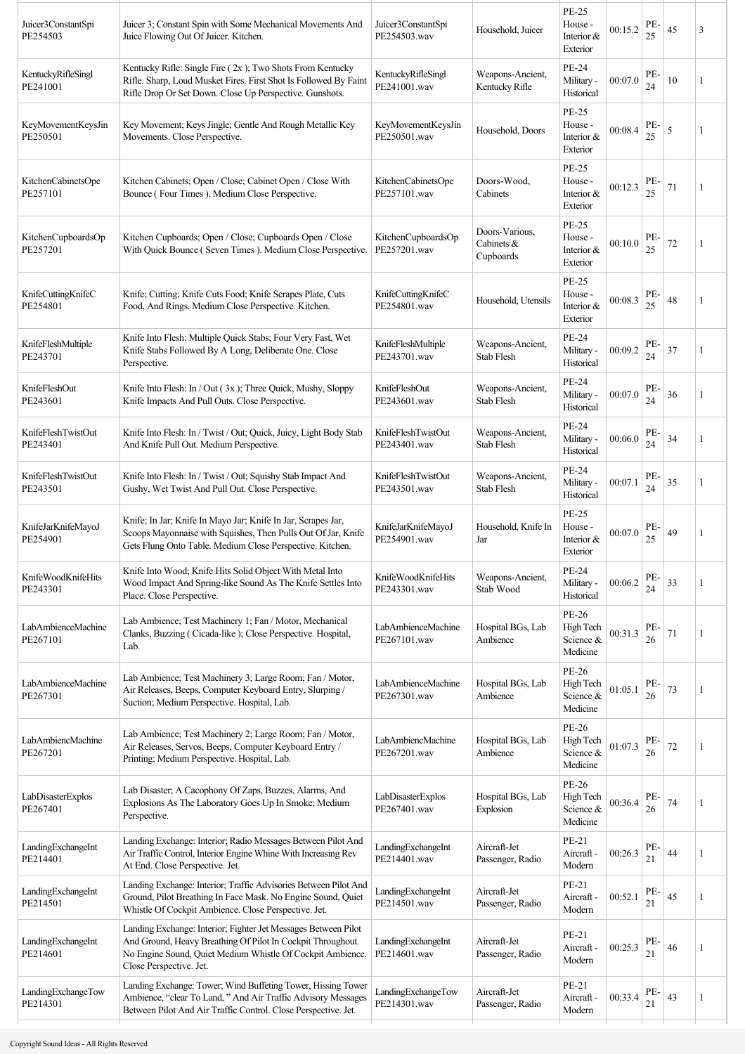| | | | | | | | | |
|---|---|---|---|---|---|---|---|---|
| Juicer3ConstantSpi PE254503 | Juicer 3; Constant Spin with Some Mechanical Movements And Juice Flowing Out Of Juicer. Kitchen. | Juicer3ConstantSpi PE254503.wav | Household, Juicer | PE-25 House - Interior & Exterior | 00:15.2 | PE-25 | 45 | 3 |
| KentuckyRifleSingl PE241001 | Kentucky Rifle: Single Fire ( 2x ); Two Shots From Kentucky Rifle. Sharp, Loud Musket Fires. First Shot Is Followed By Faint Rifle Drop Or Set Down. Close Up Perspective. Gunshots. | KentuckyRifleSingl PE241001.wav | Weapons-Ancient, Kentucky Rifle | PE-24 Military - Historical | 00:07.0 | PE-24 | 10 | 1 |
| KeyMovementKeysJin PE250501 | Key Movement; Keys Jingle; Gentle And Rough Metallic Key Movements. Close Perspective. | KeyMovementKeysJin PE250501.wav | Household, Doors | PE-25 House - Interior & Exterior | 00:08.4 | PE-25 | 5 | 1 |
| KitchenCabinetsOpe PE257101 | Kitchen Cabinets; Open / Close; Cabinet Open / Close With Bounce ( Four Times ). Medium Close Perspective. | KitchenCabinetsOpe PE257101.wav | Doors-Wood, Cabinets | PE-25 House - Interior & Exterior | 00:12.3 | PE-25 | 71 | 1 |
| KitchenCupboardsOp PE257201 | Kitchen Cupboards; Open / Close; Cupboards Open / Close With Quick Bounce ( Seven Times ). Medium Close Perspective. | KitchenCupboardsOp PE257201.wav | Doors-Various, Cabinets & Cupboards | PE-25 House - Interior & Exterior | 00:10.0 | PE-25 | 72 | 1 |
| KnifeCuttingKnifeC PE254801 | Knife; Cutting; Knife Cuts Food; Knife Scrapes Plate, Cuts Food, And Rings. Medium Close Perspective. Kitchen. | KnifeCuttingKnifeC PE254801.wav | Household, Utensils | PE-25 House - Interior & Exterior | 00:08.3 | PE-25 | 48 | 1 |
| KnifeFleshMultiple PE243701 | Knife Into Flesh: Multiple Quick Stabs; Four Very Fast, Wet Knife Stabs Followed By A Long, Deliberate One. Close Perspective. | KnifeFleshMultiple PE243701.wav | Weapons-Ancient, Stab Flesh | PE-24 Military - Historical | 00:09.2 | PE-24 | 37 | 1 |
| KnifeFleshOut PE243601 | Knife Into Flesh: In / Out ( 3x ); Three Quick, Mushy, Sloppy Knife Impacts And Pull Outs. Close Perspective. | KnifeFleshOut PE243601.wav | Weapons-Ancient, Stab Flesh | PE-24 Military - Historical | 00:07.0 | PE-24 | 36 | 1 |
| KnifeFleshTwistOut PE243401 | Knife Into Flesh: In / Twist / Out; Quick, Juicy, Light Body Stab And Knife Pull Out. Medium Perspective. | KnifeFleshTwistOut PE243401.wav | Weapons-Ancient, Stab Flesh | PE-24 Military - Historical | 00:06.0 | PE-24 | 34 | 1 |
| KnifeFleshTwistOut PE243501 | Knife Into Flesh: In / Twist / Out; Squishy Stab Impact And Gushy, Wet Twist And Pull Out. Close Perspective. | KnifeFleshTwistOut PE243501.wav | Weapons-Ancient, Stab Flesh | PE-24 Military - Historical | 00:07.1 | PE-24 | 35 | 1 |
| KnifeJarKnifeMayoJ PE254901 | Knife; In Jar; Knife In Mayo Jar; Knife In Jar, Scrapes Jar, Scoops Mayonnaise with Squishes, Then Pulls Out Of Jar, Knife Gets Flung Onto Table. Medium Close Perspective. Kitchen. | KnifeJarKnifeMayoJ PE254901.wav | Household, Knife In Jar | PE-25 House - Interior & Exterior | 00:07.0 | PE-25 | 49 | 1 |
| KnifeWoodKnifeHits PE243301 | Knife Into Wood; Knife Hits Solid Object With Metal Into Wood Impact And Spring-like Sound As The Knife Settles Into Place. Close Perspective. | KnifeWoodKnifeHits PE243301.wav | Weapons-Ancient, Stab Wood | PE-24 Military - Historical | 00:06.2 | PE-24 | 33 | 1 |
| LabAmbienceMachine PE267101 | Lab Ambience; Test Machinery 1; Fan / Motor, Mechanical Clanks, Buzzing ( Cicada-like ); Close Perspective. Hospital, Lab. | LabAmbienceMachine PE267101.wav | Hospital BGs, Lab Ambience | PE-26 High Tech Science & Medicine | 00:31.3 | PE-26 | 71 | 1 |
| LabAmbienceMachine PE267301 | Lab Ambience; Test Machinery 3; Large Room; Fan / Motor, Air Releases, Beeps, Computer Keyboard Entry, Slurping / Suction; Medium Perspective. Hospital, Lab. | LabAmbienceMachine PE267301.wav | Hospital BGs, Lab Ambience | PE-26 High Tech Science & Medicine | 01:05.1 | PE-26 | 73 | 1 |
| LabAmbiencMachine PE267201 | Lab Ambience; Test Machinery 2; Large Room; Fan / Motor, Air Releases, Servos, Beeps, Computer Keyboard Entry / Printing; Medium Perspective. Hospital, Lab. | LabAmbiencMachine PE267201.wav | Hospital BGs, Lab Ambience | PE-26 High Tech Science & Medicine | 01:07.3 | PE-26 | 72 | 1 |
| LabDisasterExplos PE267401 | Lab Disaster; A Cacophony Of Zaps, Buzzes, Alarms, And Explosions As The Laboratory Goes Up In Smoke; Medium Perspective. | LabDisasterExplos PE267401.wav | Hospital BGs, Lab Explosion | PE-26 High Tech Science & Medicine | 00:36.4 | PE-26 | 74 | 1 |
| LandingExchangeInt PE214401 | Landing Exchange: Interior; Radio Messages Between Pilot And Air Traffic Control, Interior Engine Whine With Increasing Rev At End. Close Perspective. Jet. | LandingExchangeInt PE214401.wav | Aircraft-Jet Passenger, Radio | PE-21 Aircraft - Modern | 00:26.3 | PE-21 | 44 | 1 |
| LandingExchangeInt PE214501 | Landing Exchange: Interior; Traffic Advisories Between Pilot And Ground, Pilot Breathing In Face Mask. No Engine Sound, Quiet Whistle Of Cockpit Ambience. Close Perspective. Jet. | LandingExchangeInt PE214501.wav | Aircraft-Jet Passenger, Radio | PE-21 Aircraft - Modern | 00:52.1 | PE-21 | 45 | 1 |
| LandingExchangeInt PE214601 | Landing Exchange: Interior; Fighter Jet Messages Between Pilot And Ground, Heavy Breathing Of Pilot In Cockpit Throughout. No Engine Sound, Quiet Medium Whistle Of Cockpit Ambience. Close Perspective. Jet. | LandingExchangeInt PE214601.wav | Aircraft-Jet Passenger, Radio | PE-21 Aircraft - Modern | 00:25.3 | PE-21 | 46 | 1 |
| LandingExchangeTow PE214301 | Landing Exchange: Tower; Wind Buffeting Tower, Hissing Tower Ambience, "clear To Land, " And Air Traffic Advisory Messages Between Pilot And Air Traffic Control. Close Perspective. Jet. | LandingExchangeTow PE214301.wav | Aircraft-Jet Passenger, Radio | PE-21 Aircraft - Modern | 00:33.4 | PE-21 | 43 | 1 |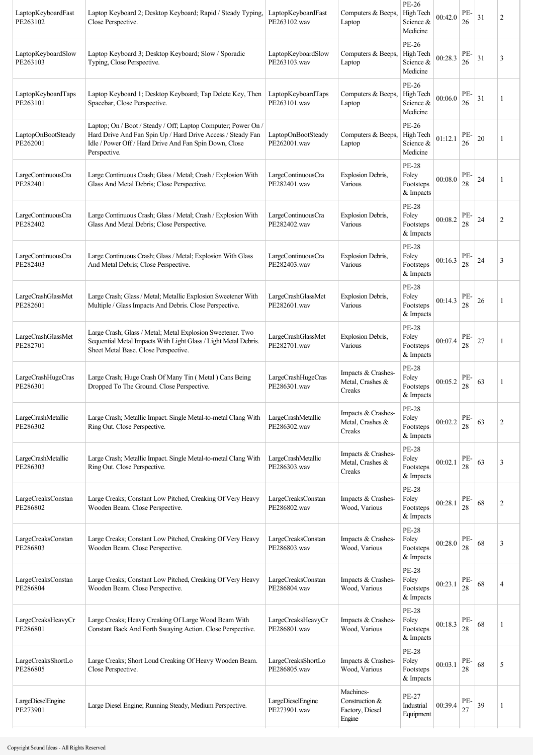| | | | | | | | | |
|---|---|---|---|---|---|---|---|---|
| LaptopKeyboardFast PE263102 | Laptop Keyboard 2; Desktop Keyboard; Rapid / Steady Typing, Close Perspective. | LaptopKeyboardFast PE263102.wav | Computers & Beeps, Laptop | PE-26 High Tech Science & Medicine | 00:42.0 | PE-26 | 31 | 2 |
| LaptopKeyboardSlow PE263103 | Laptop Keyboard 3; Desktop Keyboard; Slow / Sporadic Typing, Close Perspective. | LaptopKeyboardSlow PE263103.wav | Computers & Beeps, Laptop | PE-26 High Tech Science & Medicine | 00:28.3 | PE-26 | 31 | 3 |
| LaptopKeyboardTaps PE263101 | Laptop Keyboard 1; Desktop Keyboard; Tap Delete Key, Then Spacebar, Close Perspective. | LaptopKeyboardTaps PE263101.wav | Computers & Beeps, Laptop | PE-26 High Tech Science & Medicine | 00:06.0 | PE-26 | 31 | 1 |
| LaptopOnBootSteady PE262001 | Laptop; On / Boot / Steady / Off; Laptop Computer; Power On / Hard Drive And Fan Spin Up / Hard Drive Access / Steady Fan Idle / Power Off / Hard Drive And Fan Spin Down, Close Perspective. | LaptopOnBootSteady PE262001.wav | Computers & Beeps, Laptop | PE-26 High Tech Science & Medicine | 01:12.1 | PE-26 | 20 | 1 |
| LargeContinuousCra PE282401 | Large Continuous Crash; Glass / Metal; Crash / Explosion With Glass And Metal Debris; Close Perspective. | LargeContinuousCra PE282401.wav | Explosion Debris, Various | PE-28 Foley Footsteps & Impacts | 00:08.0 | PE-28 | 24 | 1 |
| LargeContinuousCra PE282402 | Large Continuous Crash; Glass / Metal; Crash / Explosion With Glass And Metal Debris; Close Perspective. | LargeContinuousCra PE282402.wav | Explosion Debris, Various | PE-28 Foley Footsteps & Impacts | 00:08.2 | PE-28 | 24 | 2 |
| LargeContinuousCra PE282403 | Large Continuous Crash; Glass / Metal; Explosion With Glass And Metal Debris; Close Perspective. | LargeContinuousCra PE282403.wav | Explosion Debris, Various | PE-28 Foley Footsteps & Impacts | 00:16.3 | PE-28 | 24 | 3 |
| LargeCrashGlassMet PE282601 | Large Crash; Glass / Metal; Metallic Explosion Sweetener With Multiple / Glass Impacts And Debris. Close Perspective. | LargeCrashGlassMet PE282601.wav | Explosion Debris, Various | PE-28 Foley Footsteps & Impacts | 00:14.3 | PE-28 | 26 | 1 |
| LargeCrashGlassMet PE282701 | Large Crash; Glass / Metal; Metal Explosion Sweetener. Two Sequential Metal Impacts With Light Glass / Light Metal Debris. Sheet Metal Base. Close Perspective. | LargeCrashGlassMet PE282701.wav | Explosion Debris, Various | PE-28 Foley Footsteps & Impacts | 00:07.4 | PE-28 | 27 | 1 |
| LargeCrashHugeCras PE286301 | Large Crash; Huge Crash Of Many Tin ( Metal ) Cans Being Dropped To The Ground. Close Perspective. | LargeCrashHugeCras PE286301.wav | Impacts & Crashes-Metal, Crashes & Creaks | PE-28 Foley Footsteps & Impacts | 00:05.2 | PE-28 | 63 | 1 |
| LargeCrashMetallic PE286302 | Large Crash; Metallic Impact. Single Metal-to-metal Clang With Ring Out. Close Perspective. | LargeCrashMetallic PE286302.wav | Impacts & Crashes-Metal, Crashes & Creaks | PE-28 Foley Footsteps & Impacts | 00:02.2 | PE-28 | 63 | 2 |
| LargeCrashMetallic PE286303 | Large Crash; Metallic Impact. Single Metal-to-metal Clang With Ring Out. Close Perspective. | LargeCrashMetallic PE286303.wav | Impacts & Crashes-Metal, Crashes & Creaks | PE-28 Foley Footsteps & Impacts | 00:02.1 | PE-28 | 63 | 3 |
| LargeCreaksConstan PE286802 | Large Creaks; Constant Low Pitched, Creaking Of Very Heavy Wooden Beam. Close Perspective. | LargeCreaksConstan PE286802.wav | Impacts & Crashes-Wood, Various | PE-28 Foley Footsteps & Impacts | 00:28.1 | PE-28 | 68 | 2 |
| LargeCreaksConstan PE286803 | Large Creaks; Constant Low Pitched, Creaking Of Very Heavy Wooden Beam. Close Perspective. | LargeCreaksConstan PE286803.wav | Impacts & Crashes-Wood, Various | PE-28 Foley Footsteps & Impacts | 00:28.0 | PE-28 | 68 | 3 |
| LargeCreaksConstan PE286804 | Large Creaks; Constant Low Pitched, Creaking Of Very Heavy Wooden Beam. Close Perspective. | LargeCreaksConstan PE286804.wav | Impacts & Crashes-Wood, Various | PE-28 Foley Footsteps & Impacts | 00:23.1 | PE-28 | 68 | 4 |
| LargeCreaksHeavyCr PE286801 | Large Creaks; Heavy Creaking Of Large Wood Beam With Constant Back And Forth Swaying Action. Close Perspective. | LargeCreaksHeavyCr PE286801.wav | Impacts & Crashes-Wood, Various | PE-28 Foley Footsteps & Impacts | 00:18.3 | PE-28 | 68 | 1 |
| LargeCreaksShortLo PE286805 | Large Creaks; Short Loud Creaking Of Heavy Wooden Beam. Close Perspective. | LargeCreaksShortLo PE286805.wav | Impacts & Crashes-Wood, Various | PE-28 Foley Footsteps & Impacts | 00:03.1 | PE-28 | 68 | 5 |
| LargeDieselEngine PE273901 | Large Diesel Engine; Running Steady, Medium Perspective. | LargeDieselEngine PE273901.wav | Machines-Construction & Factory, Diesel Engine | PE-27 Industrial Equipment | 00:39.4 | PE-27 | 39 | 1 |

Copyright Sound Ideas - All Rights Reserved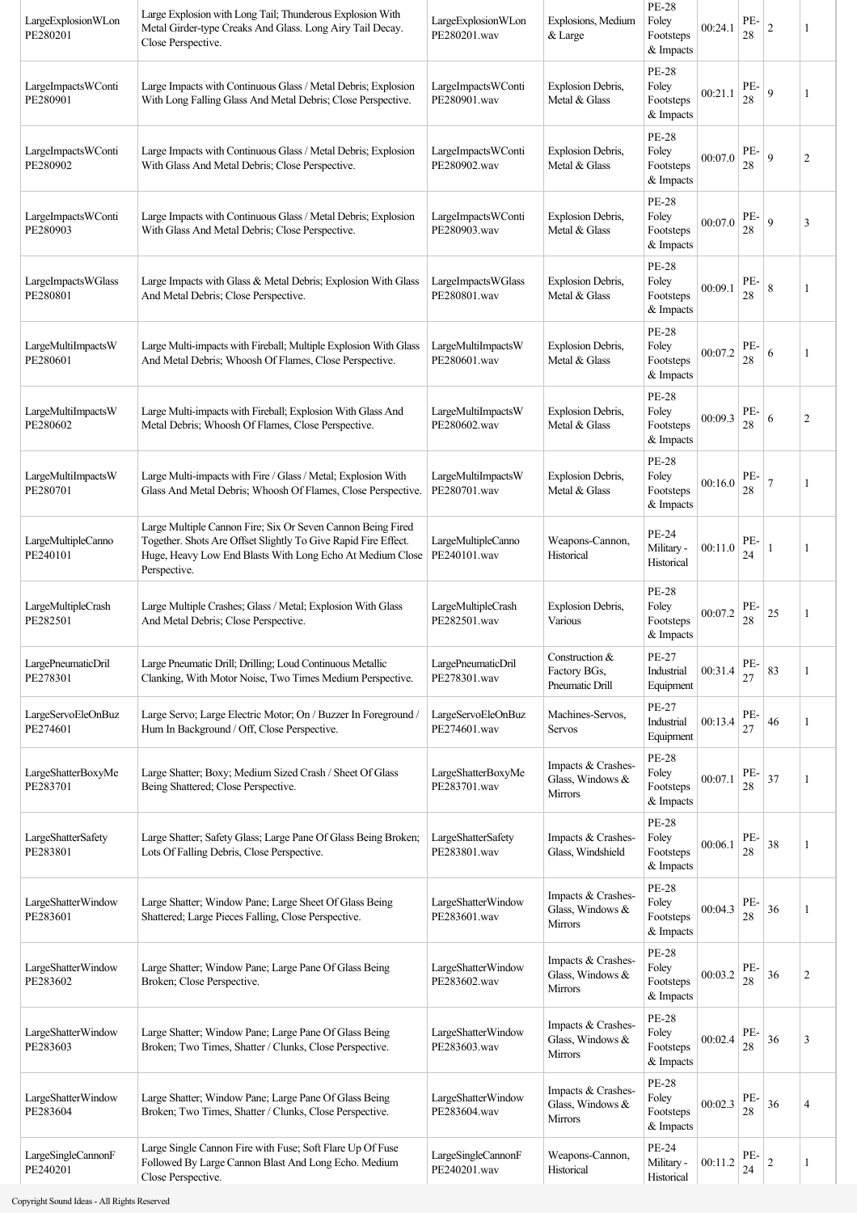| LargeExplosionWLon PE280201 | Large Explosion with Long Tail; Thunderous Explosion With Metal Girder-type Creaks And Glass. Long Airy Tail Decay. Close Perspective. | LargeExplosionWLon PE280201.wav | Explosions, Medium & Large | PE-28 Foley Footsteps & Impacts | 00:24.1 | PE-28 | 2 | 1 |
|---|---|---|---|---|---|---|---|---|
| LargeImpactsWConti PE280901 | Large Impacts with Continuous Glass / Metal Debris; Explosion With Long Falling Glass And Metal Debris; Close Perspective. | LargeImpactsWConti PE280901.wav | Explosion Debris, Metal & Glass | PE-28 Foley Footsteps & Impacts | 00:21.1 | PE-28 | 9 | 1 |
| LargeImpactsWConti PE280902 | Large Impacts with Continuous Glass / Metal Debris; Explosion With Glass And Metal Debris; Close Perspective. | LargeImpactsWConti PE280902.wav | Explosion Debris, Metal & Glass | PE-28 Foley Footsteps & Impacts | 00:07.0 | PE-28 | 9 | 2 |
| LargeImpactsWConti PE280903 | Large Impacts with Continuous Glass / Metal Debris; Explosion With Glass And Metal Debris; Close Perspective. | LargeImpactsWConti PE280903.wav | Explosion Debris, Metal & Glass | PE-28 Foley Footsteps & Impacts | 00:07.0 | PE-28 | 9 | 3 |
| LargeImpactsWGlass PE280801 | Large Impacts with Glass & Metal Debris; Explosion With Glass And Metal Debris; Close Perspective. | LargeImpactsWGlass PE280801.wav | Explosion Debris, Metal & Glass | PE-28 Foley Footsteps & Impacts | 00:09.1 | PE-28 | 8 | 1 |
| LargeMultiImpactsW PE280601 | Large Multi-impacts with Fireball; Multiple Explosion With Glass And Metal Debris; Whoosh Of Flames, Close Perspective. | LargeMultiImpactsW PE280601.wav | Explosion Debris, Metal & Glass | PE-28 Foley Footsteps & Impacts | 00:07.2 | PE-28 | 6 | 1 |
| LargeMultiImpactsW PE280602 | Large Multi-impacts with Fireball; Explosion With Glass And Metal Debris; Whoosh Of Flames, Close Perspective. | LargeMultiImpactsW PE280602.wav | Explosion Debris, Metal & Glass | PE-28 Foley Footsteps & Impacts | 00:09.3 | PE-28 | 6 | 2 |
| LargeMultiImpactsW PE280701 | Large Multi-impacts with Fire / Glass / Metal; Explosion With Glass And Metal Debris; Whoosh Of Flames, Close Perspective. | LargeMultiImpactsW PE280701.wav | Explosion Debris, Metal & Glass | PE-28 Foley Footsteps & Impacts | 00:16.0 | PE-28 | 7 | 1 |
| LargeMultipleCanno PE240101 | Large Multiple Cannon Fire; Six Or Seven Cannon Being Fired Together. Shots Are Offset Slightly To Give Rapid Fire Effect. Huge, Heavy Low End Blasts With Long Echo At Medium Close Perspective. | LargeMultipleCanno PE240101.wav | Weapons-Cannon, Historical | PE-24 Military - Historical | 00:11.0 | PE-24 | 1 | 1 |
| LargeMultipleCrash PE282501 | Large Multiple Crashes; Glass / Metal; Explosion With Glass And Metal Debris; Close Perspective. | LargeMultipleCrash PE282501.wav | Explosion Debris, Various | PE-28 Foley Footsteps & Impacts | 00:07.2 | PE-28 | 25 | 1 |
| LargePneumaticDril PE278301 | Large Pneumatic Drill; Drilling; Loud Continuous Metallic Clanking, With Motor Noise, Two Times Medium Perspective. | LargePneumaticDril PE278301.wav | Construction & Factory BGs, Pneumatic Drill | PE-27 Industrial Equipment | 00:31.4 | PE-27 | 83 | 1 |
| LargeServoEleOnBuz PE274601 | Large Servo; Large Electric Motor; On / Buzzer In Foreground / Hum In Background / Off, Close Perspective. | LargeServoEleOnBuz PE274601.wav | Machines-Servos, Servos | PE-27 Industrial Equipment | 00:13.4 | PE-27 | 46 | 1 |
| LargeShatterBoxyMe PE283701 | Large Shatter; Boxy; Medium Sized Crash / Sheet Of Glass Being Shattered; Close Perspective. | LargeShatterBoxyMe PE283701.wav | Impacts & Crashes-Glass, Windows & Mirrors | PE-28 Foley Footsteps & Impacts | 00:07.1 | PE-28 | 37 | 1 |
| LargeShatterSafety PE283801 | Large Shatter; Safety Glass; Large Pane Of Glass Being Broken; Lots Of Falling Debris, Close Perspective. | LargeShatterSafety PE283801.wav | Impacts & Crashes-Glass, Windshield | PE-28 Foley Footsteps & Impacts | 00:06.1 | PE-28 | 38 | 1 |
| LargeShatterWindow PE283601 | Large Shatter; Window Pane; Large Sheet Of Glass Being Shattered; Large Pieces Falling, Close Perspective. | LargeShatterWindow PE283601.wav | Impacts & Crashes-Glass, Windows & Mirrors | PE-28 Foley Footsteps & Impacts | 00:04.3 | PE-28 | 36 | 1 |
| LargeShatterWindow PE283602 | Large Shatter; Window Pane; Large Pane Of Glass Being Broken; Close Perspective. | LargeShatterWindow PE283602.wav | Impacts & Crashes-Glass, Windows & Mirrors | PE-28 Foley Footsteps & Impacts | 00:03.2 | PE-28 | 36 | 2 |
| LargeShatterWindow PE283603 | Large Shatter; Window Pane; Large Pane Of Glass Being Broken; Two Times, Shatter / Clunks, Close Perspective. | LargeShatterWindow PE283603.wav | Impacts & Crashes-Glass, Windows & Mirrors | PE-28 Foley Footsteps & Impacts | 00:02.4 | PE-28 | 36 | 3 |
| LargeShatterWindow PE283604 | Large Shatter; Window Pane; Large Pane Of Glass Being Broken; Two Times, Shatter / Clunks, Close Perspective. | LargeShatterWindow PE283604.wav | Impacts & Crashes-Glass, Windows & Mirrors | PE-28 Foley Footsteps & Impacts | 00:02.3 | PE-28 | 36 | 4 |
| LargeSingleCannonF PE240201 | Large Single Cannon Fire with Fuse; Soft Flare Up Of Fuse Followed By Large Cannon Blast And Long Echo. Medium Close Perspective. | LargeSingleCannonF PE240201.wav | Weapons-Cannon, Historical | PE-24 Military - Historical | 00:11.2 | PE-24 | 2 | 1 |

Copyright Sound Ideas - All Rights Reserved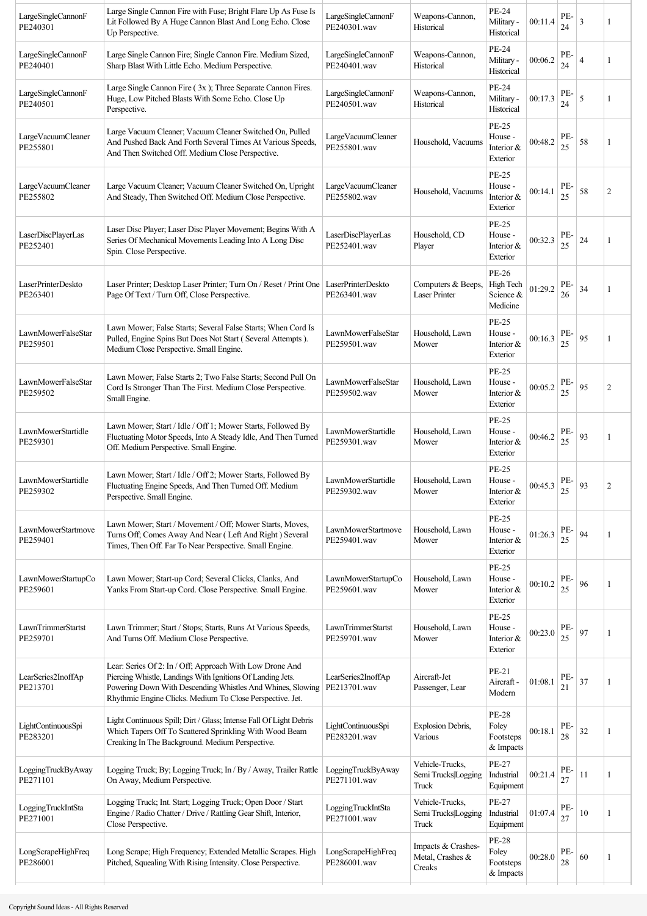| | | | | | | | | |
|---|---|---|---|---|---|---|---|---|
| LargeSingleCannonF PE240301 | Large Single Cannon Fire with Fuse; Bright Flare Up As Fuse Is Lit Followed By A Huge Cannon Blast And Long Echo. Close Up Perspective. | LargeSingleCannonF PE240301.wav | Weapons-Cannon, Historical | PE-24 Military - Historical | 00:11.4 | PE-24 | 3 | 1 |
| LargeSingleCannonF PE240401 | Large Single Cannon Fire; Single Cannon Fire. Medium Sized, Sharp Blast With Little Echo. Medium Perspective. | LargeSingleCannonF PE240401.wav | Weapons-Cannon, Historical | PE-24 Military - Historical | 00:06.2 | PE-24 | 4 | 1 |
| LargeSingleCannonF PE240501 | Large Single Cannon Fire ( 3x ); Three Separate Cannon Fires. Huge, Low Pitched Blasts With Some Echo. Close Up Perspective. | LargeSingleCannonF PE240501.wav | Weapons-Cannon, Historical | PE-24 Military - Historical | 00:17.3 | PE-24 | 5 | 1 |
| LargeVacuumCleaner PE255801 | Large Vacuum Cleaner; Vacuum Cleaner Switched On, Pulled And Pushed Back And Forth Several Times At Various Speeds, And Then Switched Off. Medium Close Perspective. | LargeVacuumCleaner PE255801.wav | Household, Vacuums | PE-25 House - Interior & Exterior | 00:48.2 | PE-25 | 58 | 1 |
| LargeVacuumCleaner PE255802 | Large Vacuum Cleaner; Vacuum Cleaner Switched On, Upright And Steady, Then Switched Off. Medium Close Perspective. | LargeVacuumCleaner PE255802.wav | Household, Vacuums | PE-25 House - Interior & Exterior | 00:14.1 | PE-25 | 58 | 2 |
| LaserDiscPlayerLas PE252401 | Laser Disc Player; Laser Disc Player Movement; Begins With A Series Of Mechanical Movements Leading Into A Long Disc Spin. Close Perspective. | LaserDiscPlayerLas PE252401.wav | Household, CD Player | PE-25 House - Interior & Exterior | 00:32.3 | PE-25 | 24 | 1 |
| LaserPrinterDeskto PE263401 | Laser Printer; Desktop Laser Printer; Turn On / Reset / Print One Page Of Text / Turn Off, Close Perspective. | LaserPrinterDeskto PE263401.wav | Computers & Beeps, Laser Printer | PE-26 High Tech Science & Medicine | 01:29.2 | PE-26 | 34 | 1 |
| LawnMowerFalseStar PE259501 | Lawn Mower; False Starts; Several False Starts; When Cord Is Pulled, Engine Spins But Does Not Start ( Several Attempts ). Medium Close Perspective. Small Engine. | LawnMowerFalseStar PE259501.wav | Household, Lawn Mower | PE-25 House - Interior & Exterior | 00:16.3 | PE-25 | 95 | 1 |
| LawnMowerFalseStar PE259502 | Lawn Mower; False Starts 2; Two False Starts; Second Pull On Cord Is Stronger Than The First. Medium Close Perspective. Small Engine. | LawnMowerFalseStar PE259502.wav | Household, Lawn Mower | PE-25 House - Interior & Exterior | 00:05.2 | PE-25 | 95 | 2 |
| LawnMowerStartidle PE259301 | Lawn Mower; Start / Idle / Off 1; Mower Starts, Followed By Fluctuating Motor Speeds, Into A Steady Idle, And Then Turned Off. Medium Perspective. Small Engine. | LawnMowerStartidle PE259301.wav | Household, Lawn Mower | PE-25 House - Interior & Exterior | 00:46.2 | PE-25 | 93 | 1 |
| LawnMowerStartidle PE259302 | Lawn Mower; Start / Idle / Off 2; Mower Starts, Followed By Fluctuating Engine Speeds, And Then Turned Off. Medium Perspective. Small Engine. | LawnMowerStartidle PE259302.wav | Household, Lawn Mower | PE-25 House - Interior & Exterior | 00:45.3 | PE-25 | 93 | 2 |
| LawnMowerStartmove PE259401 | Lawn Mower; Start / Movement / Off; Mower Starts, Moves, Turns Off; Comes Away And Near ( Left And Right ) Several Times, Then Off. Far To Near Perspective. Small Engine. | LawnMowerStartmove PE259401.wav | Household, Lawn Mower | PE-25 House - Interior & Exterior | 01:26.3 | PE-25 | 94 | 1 |
| LawnMowerStartupCo PE259601 | Lawn Mower; Start-up Cord; Several Clicks, Clanks, And Yanks From Start-up Cord. Close Perspective. Small Engine. | LawnMowerStartupCo PE259601.wav | Household, Lawn Mower | PE-25 House - Interior & Exterior | 00:10.2 | PE-25 | 96 | 1 |
| LawnTrimmerStartst PE259701 | Lawn Trimmer; Start / Stops; Starts, Runs At Various Speeds, And Turns Off. Medium Close Perspective. | LawnTrimmerStartst PE259701.wav | Household, Lawn Mower | PE-25 House - Interior & Exterior | 00:23.0 | PE-25 | 97 | 1 |
| LearSeries2InoffAp PE213701 | Lear: Series Of 2: In / Off; Approach With Low Drone And Piercing Whistle, Landings With Ignitions Of Landing Jets. Powering Down With Descending Whistles And Whines, Slowing Rhythmic Engine Clicks. Medium To Close Perspective. Jet. | LearSeries2InoffAp PE213701.wav | Aircraft-Jet Passenger, Lear | PE-21 Aircraft - Modern | 01:08.1 | PE-21 | 37 | 1 |
| LightContinuousSpi PE283201 | Light Continuous Spill; Dirt / Glass; Intense Fall Of Light Debris Which Tapers Off To Scattered Sprinkling With Wood Beam Creaking In The Background. Medium Perspective. | LightContinuousSpi PE283201.wav | Explosion Debris, Various | PE-28 Foley Footsteps & Impacts | 00:18.1 | PE-28 | 32 | 1 |
| LoggingTruckByAway PE271101 | Logging Truck; By; Logging Truck; In / By / Away, Trailer Rattle On Away, Medium Perspective. | LoggingTruckByAway PE271101.wav | Vehicle-Trucks, Semi Trucks\|Logging Truck | PE-27 Industrial Equipment | 00:21.4 | PE-27 | 11 | 1 |
| LoggingTruckIntSta PE271001 | Logging Truck; Int. Start; Logging Truck; Open Door / Start Engine / Radio Chatter / Drive / Rattling Gear Shift, Interior, Close Perspective. | LoggingTruckIntSta PE271001.wav | Vehicle-Trucks, Semi Trucks\|Logging Truck | PE-27 Industrial Equipment | 01:07.4 | PE-27 | 10 | 1 |
| LongScrapeHighFreq PE286001 | Long Scrape; High Frequency; Extended Metallic Scrapes. High Pitched, Squealing With Rising Intensity. Close Perspective. | LongScrapeHighFreq PE286001.wav | Impacts & Crashes-Metal, Crashes & Creaks | PE-28 Foley Footsteps & Impacts | 00:28.0 | PE-28 | 60 | 1 |

Copyright Sound Ideas - All Rights Reserved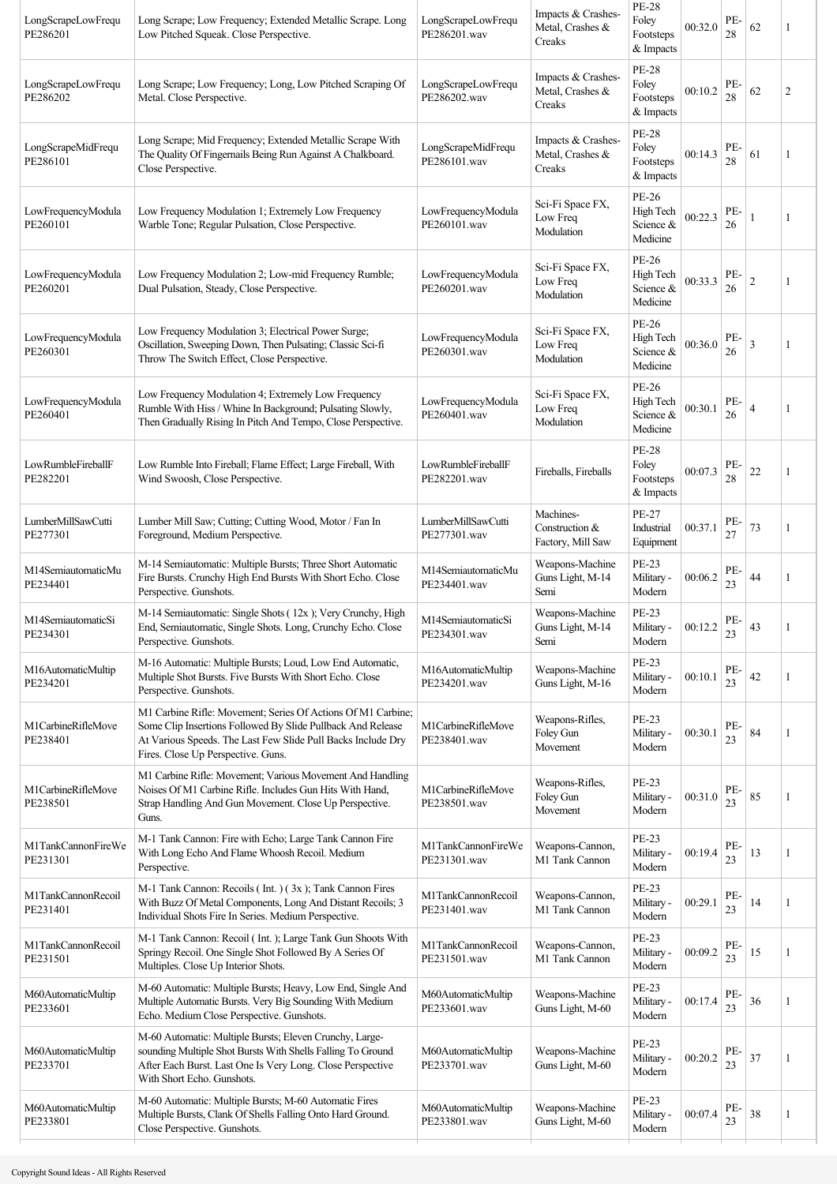| LongScrapeLowFrequ PE286201 | Long Scrape; Low Frequency; Extended Metallic Scrape. Long Low Pitched Squeak. Close Perspective. | LongScrapeLowFrequ PE286201.wav | Impacts & Crashes- Metal, Crashes & Creaks | PE-28 Foley Footsteps & Impacts | 00:32.0 | PE-28 | 62 | 1 |
|---|---|---|---|---|---|---|---|---|
| LongScrapeLowFrequ PE286202 | Long Scrape; Low Frequency; Long, Low Pitched Scraping Of Metal. Close Perspective. | LongScrapeLowFrequ PE286202.wav | Impacts & Crashes- Metal, Crashes & Creaks | PE-28 Foley Footsteps & Impacts | 00:10.2 | PE-28 | 62 | 2 |
| LongScrapeMidFrequ PE286101 | Long Scrape; Mid Frequency; Extended Metallic Scrape With The Quality Of Fingernails Being Run Against A Chalkboard. Close Perspective. | LongScrapeMidFrequ PE286101.wav | Impacts & Crashes- Metal, Crashes & Creaks | PE-28 Foley Footsteps & Impacts | 00:14.3 | PE-28 | 61 | 1 |
| LowFrequencyModula PE260101 | Low Frequency Modulation 1; Extremely Low Frequency Warble Tone; Regular Pulsation, Close Perspective. | LowFrequencyModula PE260101.wav | Sci-Fi Space FX, Low Freq Modulation | PE-26 High Tech Science & Medicine | 00:22.3 | PE-26 | 1 | 1 |
| LowFrequencyModula PE260201 | Low Frequency Modulation 2; Low-mid Frequency Rumble; Dual Pulsation, Steady, Close Perspective. | LowFrequencyModula PE260201.wav | Sci-Fi Space FX, Low Freq Modulation | PE-26 High Tech Science & Medicine | 00:33.3 | PE-26 | 2 | 1 |
| LowFrequencyModula PE260301 | Low Frequency Modulation 3; Electrical Power Surge; Oscillation, Sweeping Down, Then Pulsating; Classic Sci-fi Throw The Switch Effect, Close Perspective. | LowFrequencyModula PE260301.wav | Sci-Fi Space FX, Low Freq Modulation | PE-26 High Tech Science & Medicine | 00:36.0 | PE-26 | 3 | 1 |
| LowFrequencyModula PE260401 | Low Frequency Modulation 4; Extremely Low Frequency Rumble With Hiss / Whine In Background; Pulsating Slowly, Then Gradually Rising In Pitch And Tempo, Close Perspective. | LowFrequencyModula PE260401.wav | Sci-Fi Space FX, Low Freq Modulation | PE-26 High Tech Science & Medicine | 00:30.1 | PE-26 | 4 | 1 |
| LowRumbleFireballF PE282201 | Low Rumble Into Fireball; Flame Effect; Large Fireball, With Wind Swoosh, Close Perspective. | LowRumbleFireballF PE282201.wav | Fireballs, Fireballs | PE-28 Foley Footsteps & Impacts | 00:07.3 | PE-28 | 22 | 1 |
| LumberMillSawCutti PE277301 | Lumber Mill Saw; Cutting; Cutting Wood, Motor / Fan In Foreground, Medium Perspective. | LumberMillSawCutti PE277301.wav | Machines- Construction & Factory, Mill Saw | PE-27 Industrial Equipment | 00:37.1 | PE-27 | 73 | 1 |
| M14SemiautomaticMu PE234401 | M-14 Semiautomatic: Multiple Bursts; Three Short Automatic Fire Bursts. Crunchy High End Bursts With Short Echo. Close Perspective. Gunshots. | M14SemiautomaticMu PE234401.wav | Weapons-Machine Guns Light, M-14 Semi | PE-23 Military - Modern | 00:06.2 | PE-23 | 44 | 1 |
| M14SemiautomaticSi PE234301 | M-14 Semiautomatic: Single Shots ( 12x ); Very Crunchy, High End, Semiautomatic, Single Shots. Long, Crunchy Echo. Close Perspective. Gunshots. | M14SemiautomaticSi PE234301.wav | Weapons-Machine Guns Light, M-14 Semi | PE-23 Military - Modern | 00:12.2 | PE-23 | 43 | 1 |
| M16AutomaticMultip PE234201 | M-16 Automatic: Multiple Bursts; Loud, Low End Automatic, Multiple Shot Bursts. Five Bursts With Short Echo. Close Perspective. Gunshots. | M16AutomaticMultip PE234201.wav | Weapons-Machine Guns Light, M-16 | PE-23 Military - Modern | 00:10.1 | PE-23 | 42 | 1 |
| M1CarbineRifleMove PE238401 | M1 Carbine Rifle: Movement; Series Of Actions Of M1 Carbine; Some Clip Insertions Followed By Slide Pullback And Release At Various Speeds. The Last Few Slide Pull Backs Include Dry Fires. Close Up Perspective. Guns. | M1CarbineRifleMove PE238401.wav | Weapons-Rifles, Foley Gun Movement | PE-23 Military - Modern | 00:30.1 | PE-23 | 84 | 1 |
| M1CarbineRifleMove PE238501 | M1 Carbine Rifle: Movement; Various Movement And Handling Noises Of M1 Carbine Rifle. Includes Gun Hits With Hand, Strap Handling And Gun Movement. Close Up Perspective. Guns. | M1CarbineRifleMove PE238501.wav | Weapons-Rifles, Foley Gun Movement | PE-23 Military - Modern | 00:31.0 | PE-23 | 85 | 1 |
| M1TankCannonFireWe PE231301 | M-1 Tank Cannon: Fire with Echo; Large Tank Cannon Fire With Long Echo And Flame Whoosh Recoil. Medium Perspective. | M1TankCannonFireWe PE231301.wav | Weapons-Cannon, M1 Tank Cannon | PE-23 Military - Modern | 00:19.4 | PE-23 | 13 | 1 |
| M1TankCannonRecoil PE231401 | M-1 Tank Cannon: Recoils ( Int. ) ( 3x ); Tank Cannon Fires With Buzz Of Metal Components, Long And Distant Recoils; 3 Individual Shots Fire In Series. Medium Perspective. | M1TankCannonRecoil PE231401.wav | Weapons-Cannon, M1 Tank Cannon | PE-23 Military - Modern | 00:29.1 | PE-23 | 14 | 1 |
| M1TankCannonRecoil PE231501 | M-1 Tank Cannon: Recoil ( Int. ); Large Tank Gun Shoots With Springy Recoil. One Single Shot Followed By A Series Of Multiples. Close Up Interior Shots. | M1TankCannonRecoil PE231501.wav | Weapons-Cannon, M1 Tank Cannon | PE-23 Military - Modern | 00:09.2 | PE-23 | 15 | 1 |
| M60AutomaticMultip PE233601 | M-60 Automatic: Multiple Bursts; Heavy, Low End, Single And Multiple Automatic Bursts. Very Big Sounding With Medium Echo. Medium Close Perspective. Gunshots. | M60AutomaticMultip PE233601.wav | Weapons-Machine Guns Light, M-60 | PE-23 Military - Modern | 00:17.4 | PE-23 | 36 | 1 |
| M60AutomaticMultip PE233701 | M-60 Automatic: Multiple Bursts; Eleven Crunchy, Large-sounding Multiple Shot Bursts With Shells Falling To Ground After Each Burst. Last One Is Very Long. Close Perspective With Short Echo. Gunshots. | M60AutomaticMultip PE233701.wav | Weapons-Machine Guns Light, M-60 | PE-23 Military - Modern | 00:20.2 | PE-23 | 37 | 1 |
| M60AutomaticMultip PE233801 | M-60 Automatic: Multiple Bursts; M-60 Automatic Fires Multiple Bursts, Clank Of Shells Falling Onto Hard Ground. Close Perspective. Gunshots. | M60AutomaticMultip PE233801.wav | Weapons-Machine Guns Light, M-60 | PE-23 Military - Modern | 00:07.4 | PE-23 | 38 | 1 |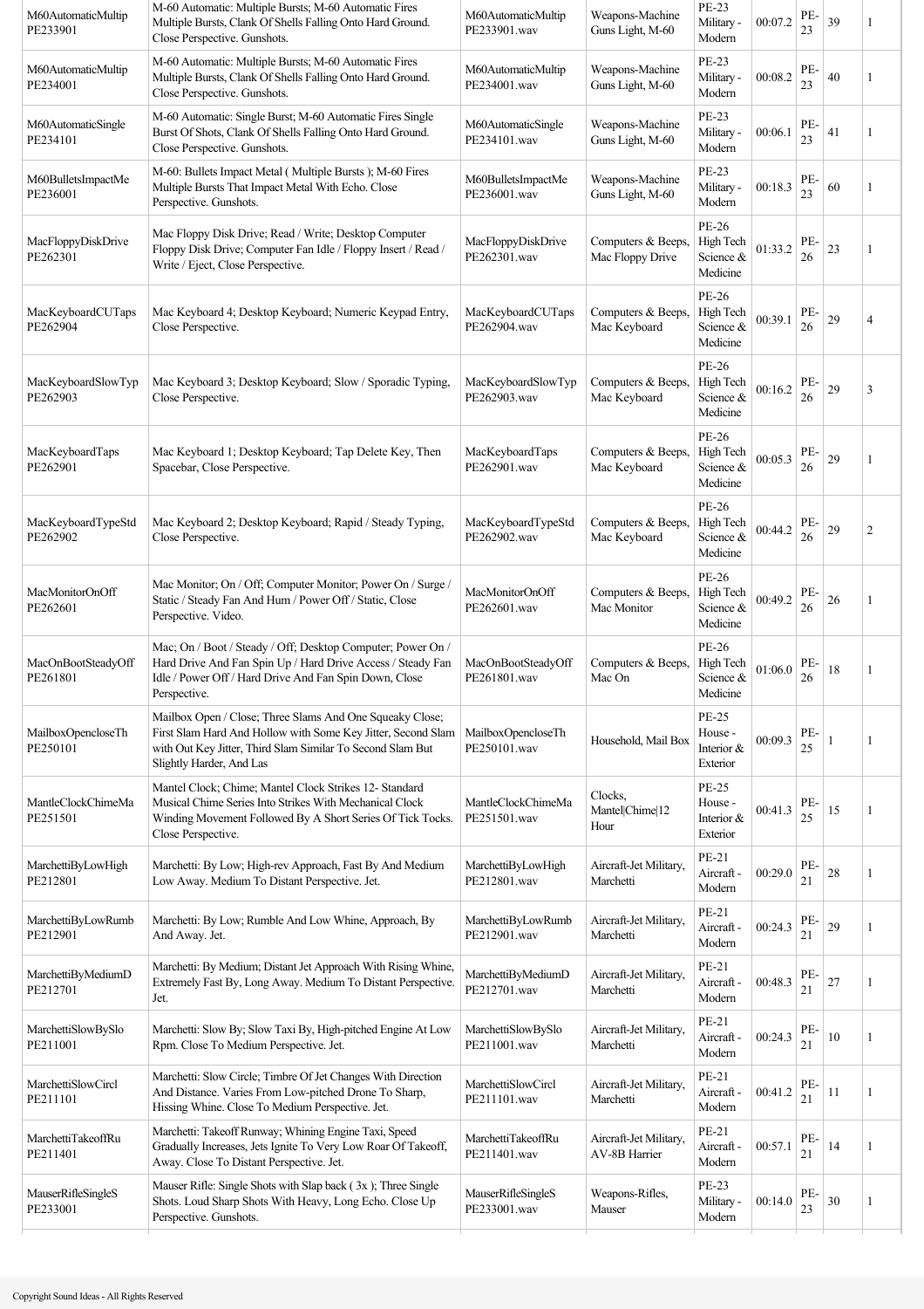| | | | | | | | | |
|---|---|---|---|---|---|---|---|---|
| M60AutomaticMultip PE233901 | M-60 Automatic: Multiple Bursts; M-60 Automatic Fires Multiple Bursts, Clank Of Shells Falling Onto Hard Ground. Close Perspective. Gunshots. | M60AutomaticMultip PE233901.wav | Weapons-Machine Guns Light, M-60 | PE-23 Military - Modern | 00:07.2 | PE-23 | 39 | 1 |
| M60AutomaticMultip PE234001 | M-60 Automatic: Multiple Bursts; M-60 Automatic Fires Multiple Bursts, Clank Of Shells Falling Onto Hard Ground. Close Perspective. Gunshots. | M60AutomaticMultip PE234001.wav | Weapons-Machine Guns Light, M-60 | PE-23 Military - Modern | 00:08.2 | PE-23 | 40 | 1 |
| M60AutomaticSingle PE234101 | M-60 Automatic: Single Burst; M-60 Automatic Fires Single Burst Of Shots, Clank Of Shells Falling Onto Hard Ground. Close Perspective. Gunshots. | M60AutomaticSingle PE234101.wav | Weapons-Machine Guns Light, M-60 | PE-23 Military - Modern | 00:06.1 | PE-23 | 41 | 1 |
| M60BulletsImpactMe PE236001 | M-60: Bullets Impact Metal ( Multiple Bursts ); M-60 Fires Multiple Bursts That Impact Metal With Echo. Close Perspective. Gunshots. | M60BulletsImpactMe PE236001.wav | Weapons-Machine Guns Light, M-60 | PE-23 Military - Modern | 00:18.3 | PE-23 | 60 | 1 |
| MacFloppyDiskDrive PE262301 | Mac Floppy Disk Drive; Read / Write; Desktop Computer Floppy Disk Drive; Computer Fan Idle / Floppy Insert / Read / Write / Eject, Close Perspective. | MacFloppyDiskDrive PE262301.wav | Computers & Beeps, Mac Floppy Drive | PE-26 High Tech Science & Medicine | 01:33.2 | PE-26 | 23 | 1 |
| MacKeyboardCUTaps PE262904 | Mac Keyboard 4; Desktop Keyboard; Numeric Keypad Entry, Close Perspective. | MacKeyboardCUTaps PE262904.wav | Computers & Beeps, Mac Keyboard | PE-26 High Tech Science & Medicine | 00:39.1 | PE-26 | 29 | 4 |
| MacKeyboardSlowTyp PE262903 | Mac Keyboard 3; Desktop Keyboard; Slow / Sporadic Typing, Close Perspective. | MacKeyboardSlowTyp PE262903.wav | Computers & Beeps, Mac Keyboard | PE-26 High Tech Science & Medicine | 00:16.2 | PE-26 | 29 | 3 |
| MacKeyboardTaps PE262901 | Mac Keyboard 1; Desktop Keyboard; Tap Delete Key, Then Spacebar, Close Perspective. | MacKeyboardTaps PE262901.wav | Computers & Beeps, Mac Keyboard | PE-26 High Tech Science & Medicine | 00:05.3 | PE-26 | 29 | 1 |
| MacKeyboardTypeStd PE262902 | Mac Keyboard 2; Desktop Keyboard; Rapid / Steady Typing, Close Perspective. | MacKeyboardTypeStd PE262902.wav | Computers & Beeps, Mac Keyboard | PE-26 High Tech Science & Medicine | 00:44.2 | PE-26 | 29 | 2 |
| MacMonitorOnOff PE262601 | Mac Monitor; On / Off; Computer Monitor; Power On / Surge / Static / Steady Fan And Hum / Power Off / Static, Close Perspective. Video. | MacMonitorOnOff PE262601.wav | Computers & Beeps, Mac Monitor | PE-26 High Tech Science & Medicine | 00:49.2 | PE-26 | 26 | 1 |
| MacOnBootSteadyOff PE261801 | Mac; On / Boot / Steady / Off; Desktop Computer; Power On / Hard Drive And Fan Spin Up / Hard Drive Access / Steady Fan Idle / Power Off / Hard Drive And Fan Spin Down, Close Perspective. | MacOnBootSteadyOff PE261801.wav | Computers & Beeps, Mac On | PE-26 High Tech Science & Medicine | 01:06.0 | PE-26 | 18 | 1 |
| MailboxOpencloseTh PE250101 | Mailbox Open / Close; Three Slams And One Squeaky Close; First Slam Hard And Hollow with Some Key Jitter, Second Slam with Out Key Jitter, Third Slam Similar To Second Slam But Slightly Harder, And Las | MailboxOpencloseTh PE250101.wav | Household, Mail Box | PE-25 House - Interior & Exterior | 00:09.3 | PE-25 | 1 | 1 |
| MantleClockChimeMa PE251501 | Mantel Clock; Chime; Mantel Clock Strikes 12- Standard Musical Chime Series Into Strikes With Mechanical Clock Winding Movement Followed By A Short Series Of Tick Tocks. Close Perspective. | MantleClockChimeMa PE251501.wav | Clocks, Mantel\|Chime\|12 Hour | PE-25 House - Interior & Exterior | 00:41.3 | PE-25 | 15 | 1 |
| MarchettiByLowHigh PE212801 | Marchetti: By Low; High-rev Approach, Fast By And Medium Low Away. Medium To Distant Perspective. Jet. | MarchettiByLowHigh PE212801.wav | Aircraft-Jet Military, Marchetti | PE-21 Aircraft - Modern | 00:29.0 | PE-21 | 28 | 1 |
| MarchettiByLowRumb PE212901 | Marchetti: By Low; Rumble And Low Whine, Approach, By And Away. Jet. | MarchettiByLowRumb PE212901.wav | Aircraft-Jet Military, Marchetti | PE-21 Aircraft - Modern | 00:24.3 | PE-21 | 29 | 1 |
| MarchettiByMediumD PE212701 | Marchetti: By Medium; Distant Jet Approach With Rising Whine, Extremely Fast By, Long Away. Medium To Distant Perspective. Jet. | MarchettiByMediumD PE212701.wav | Aircraft-Jet Military, Marchetti | PE-21 Aircraft - Modern | 00:48.3 | PE-21 | 27 | 1 |
| MarchettiSlowBySlo PE211001 | Marchetti: Slow By; Slow Taxi By, High-pitched Engine At Low Rpm. Close To Medium Perspective. Jet. | MarchettiSlowBySlo PE211001.wav | Aircraft-Jet Military, Marchetti | PE-21 Aircraft - Modern | 00:24.3 | PE-21 | 10 | 1 |
| MarchettiSlowCircl PE211101 | Marchetti: Slow Circle; Timbre Of Jet Changes With Direction And Distance. Varies From Low-pitched Drone To Sharp, Hissing Whine. Close To Medium Perspective. Jet. | MarchettiSlowCircl PE211101.wav | Aircraft-Jet Military, Marchetti | PE-21 Aircraft - Modern | 00:41.2 | PE-21 | 11 | 1 |
| MarchettiTakeoffRu PE211401 | Marchetti: Takeoff Runway; Whining Engine Taxi, Speed Gradually Increases, Jets Ignite To Very Low Roar Of Takeoff, Away. Close To Distant Perspective. Jet. | MarchettiTakeoffRu PE211401.wav | Aircraft-Jet Military, AV-8B Harrier | PE-21 Aircraft - Modern | 00:57.1 | PE-21 | 14 | 1 |
| MauserRifleSingleS PE233001 | Mauser Rifle: Single Shots with Slap back ( 3x ); Three Single Shots. Loud Sharp Shots With Heavy, Long Echo. Close Up Perspective. Gunshots. | MauserRifleSingleS PE233001.wav | Weapons-Rifles, Mauser | PE-23 Military - Modern | 00:14.0 | PE-23 | 30 | 1 |

Copyright Sound Ideas - All Rights Reserved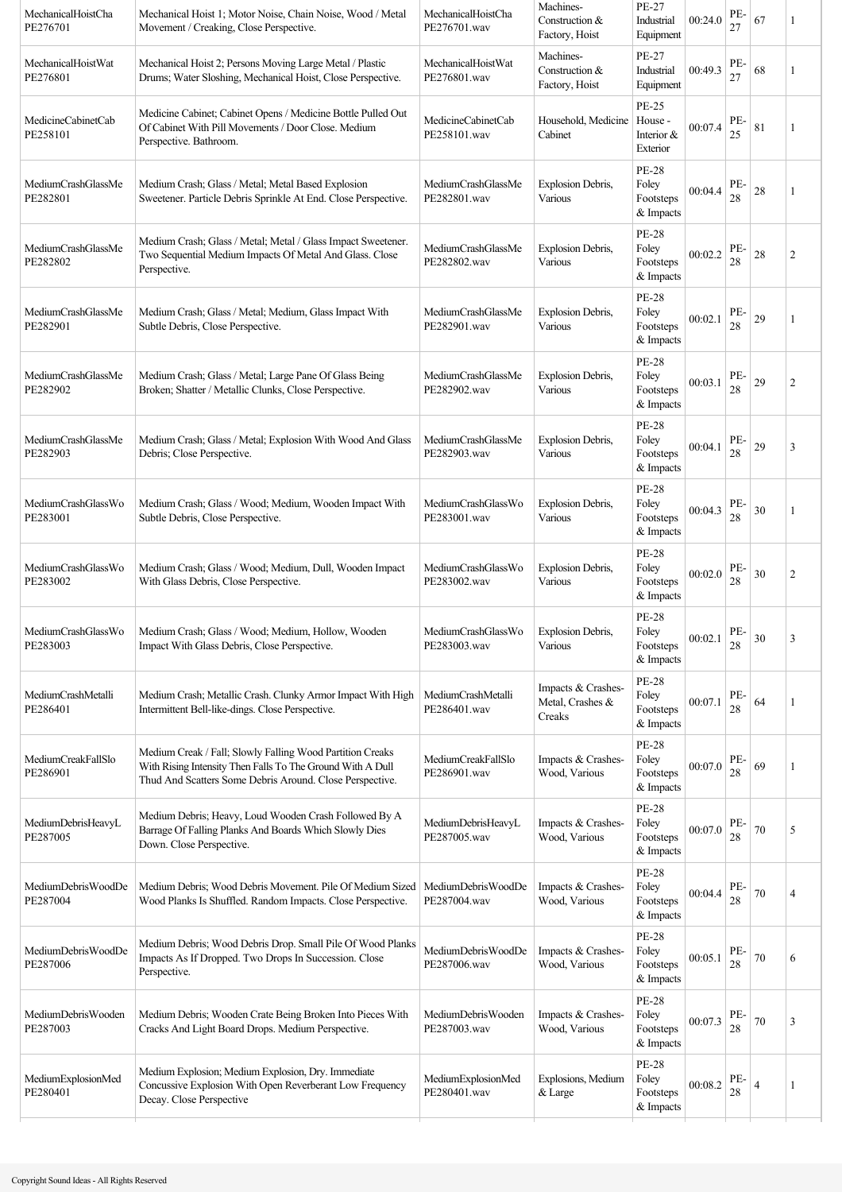| MechanicalHoistChaPE276701 | Mechanical Hoist 1; Motor Noise, Chain Noise, Wood / Metal Movement / Creaking, Close Perspective. | MechanicalHoistChaPE276701.wav | Machines-Construction & Factory, Hoist | PE-27 Industrial Equipment | 00:24.0 | PE-27 | 67 | 1 |
|---|---|---|---|---|---|---|---|---|
| MechanicalHoistWatPE276801 | Mechanical Hoist 2; Persons Moving Large Metal / Plastic Drums; Water Sloshing, Mechanical Hoist, Close Perspective. | MechanicalHoistWatPE276801.wav | Machines-Construction & Factory, Hoist | PE-27 Industrial Equipment | 00:49.3 | PE-27 | 68 | 1 |
| MedicineCabinetCabPE258101 | Medicine Cabinet; Cabinet Opens / Medicine Bottle Pulled Out Of Cabinet With Pill Movements / Door Close. Medium Perspective. Bathroom. | MedicineCabinetCabPE258101.wav | Household, Medicine Cabinet | PE-25 House - Interior & Exterior | 00:07.4 | PE-25 | 81 | 1 |
| MediumCrashGlassMePE282801 | Medium Crash; Glass / Metal; Metal Based Explosion Sweetener. Particle Debris Sprinkle At End. Close Perspective. | MediumCrashGlassMePE282801.wav | Explosion Debris, Various | PE-28 Foley Footsteps & Impacts | 00:04.4 | PE-28 | 28 | 1 |
| MediumCrashGlassMePE282802 | Medium Crash; Glass / Metal; Metal / Glass Impact Sweetener. Two Sequential Medium Impacts Of Metal And Glass. Close Perspective. | MediumCrashGlassMePE282802.wav | Explosion Debris, Various | PE-28 Foley Footsteps & Impacts | 00:02.2 | PE-28 | 28 | 2 |
| MediumCrashGlassMePE282901 | Medium Crash; Glass / Metal; Medium, Glass Impact With Subtle Debris, Close Perspective. | MediumCrashGlassMePE282901.wav | Explosion Debris, Various | PE-28 Foley Footsteps & Impacts | 00:02.1 | PE-28 | 29 | 1 |
| MediumCrashGlassMePE282902 | Medium Crash; Glass / Metal; Large Pane Of Glass Being Broken; Shatter / Metallic Clunks, Close Perspective. | MediumCrashGlassMePE282902.wav | Explosion Debris, Various | PE-28 Foley Footsteps & Impacts | 00:03.1 | PE-28 | 29 | 2 |
| MediumCrashGlassMePE282903 | Medium Crash; Glass / Metal; Explosion With Wood And Glass Debris; Close Perspective. | MediumCrashGlassMePE282903.wav | Explosion Debris, Various | PE-28 Foley Footsteps & Impacts | 00:04.1 | PE-28 | 29 | 3 |
| MediumCrashGlassWoPE283001 | Medium Crash; Glass / Wood; Medium, Wooden Impact With Subtle Debris, Close Perspective. | MediumCrashGlassWoPE283001.wav | Explosion Debris, Various | PE-28 Foley Footsteps & Impacts | 00:04.3 | PE-28 | 30 | 1 |
| MediumCrashGlassWoPE283002 | Medium Crash; Glass / Wood; Medium, Dull, Wooden Impact With Glass Debris, Close Perspective. | MediumCrashGlassWoPE283002.wav | Explosion Debris, Various | PE-28 Foley Footsteps & Impacts | 00:02.0 | PE-28 | 30 | 2 |
| MediumCrashGlassWoPE283003 | Medium Crash; Glass / Wood; Medium, Hollow, Wooden Impact With Glass Debris, Close Perspective. | MediumCrashGlassWoPE283003.wav | Explosion Debris, Various | PE-28 Foley Footsteps & Impacts | 00:02.1 | PE-28 | 30 | 3 |
| MediumCrashMetalliPE286401 | Medium Crash; Metallic Crash. Clunky Armor Impact With High Intermittent Bell-like-dings. Close Perspective. | MediumCrashMetalliPE286401.wav | Impacts & Crashes-Metal, Crashes & Creaks | PE-28 Foley Footsteps & Impacts | 00:07.1 | PE-28 | 64 | 1 |
| MediumCreakFallSloPE286901 | Medium Creak / Fall; Slowly Falling Wood Partition Creaks With Rising Intensity Then Falls To The Ground With A Dull Thud And Scatters Some Debris Around. Close Perspective. | MediumCreakFallSloPE286901.wav | Impacts & Crashes-Wood, Various | PE-28 Foley Footsteps & Impacts | 00:07.0 | PE-28 | 69 | 1 |
| MediumDebrisHeavyLPE287005 | Medium Debris; Heavy, Loud Wooden Crash Followed By A Barrage Of Falling Planks And Boards Which Slowly Dies Down. Close Perspective. | MediumDebrisHeavyLPE287005.wav | Impacts & Crashes-Wood, Various | PE-28 Foley Footsteps & Impacts | 00:07.0 | PE-28 | 70 | 5 |
| MediumDebrisWoodDePE287004 | Medium Debris; Wood Debris Movement. Pile Of Medium Sized Wood Planks Is Shuffled. Random Impacts. Close Perspective. | MediumDebrisWoodDePE287004.wav | Impacts & Crashes-Wood, Various | PE-28 Foley Footsteps & Impacts | 00:04.4 | PE-28 | 70 | 4 |
| MediumDebrisWoodDePE287006 | Medium Debris; Wood Debris Drop. Small Pile Of Wood Planks Impacts As If Dropped. Two Drops In Succession. Close Perspective. | MediumDebrisWoodDePE287006.wav | Impacts & Crashes-Wood, Various | PE-28 Foley Footsteps & Impacts | 00:05.1 | PE-28 | 70 | 6 |
| MediumDebrisWoodenPE287003 | Medium Debris; Wooden Crate Being Broken Into Pieces With Cracks And Light Board Drops. Medium Perspective. | MediumDebrisWoodenPE287003.wav | Impacts & Crashes-Wood, Various | PE-28 Foley Footsteps & Impacts | 00:07.3 | PE-28 | 70 | 3 |
| MediumExplosionMedPE280401 | Medium Explosion; Medium Explosion, Dry. Immediate Concussive Explosion With Open Reverberant Low Frequency Decay. Close Perspective | MediumExplosionMedPE280401.wav | Explosions, Medium & Large | PE-28 Foley Footsteps & Impacts | 00:08.2 | PE-28 | 4 | 1 |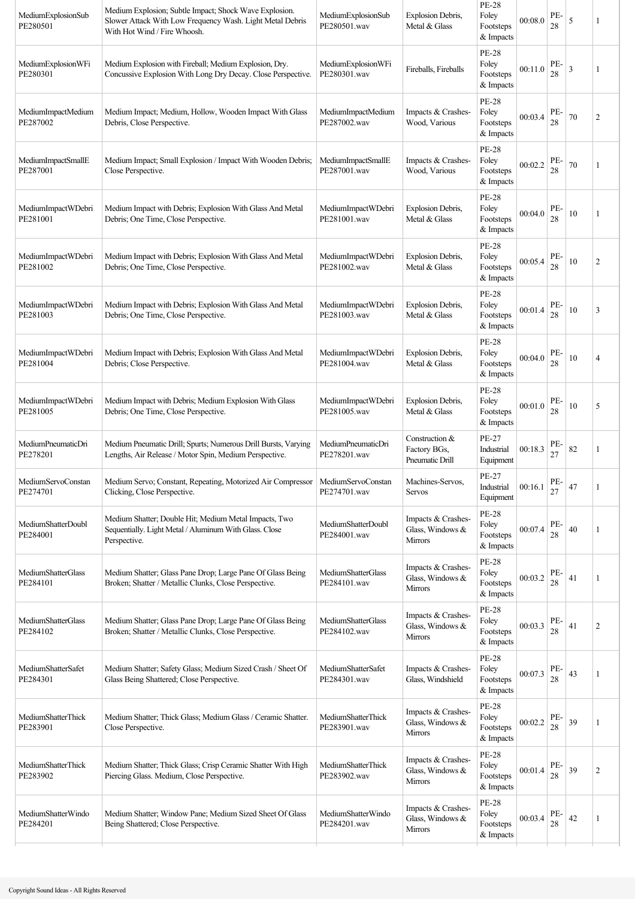| | | | | | | | | |
|---|---|---|---|---|---|---|---|---|
| MediumExplosionSub PE280501 | Medium Explosion; Subtle Impact; Shock Wave Explosion. Slower Attack With Low Frequency Wash. Light Metal Debris With Hot Wind / Fire Whoosh. | MediumExplosionSub PE280501.wav | Explosion Debris, Metal & Glass | PE-28 Foley Footsteps & Impacts | 00:08.0 | PE-28 | 5 | 1 |
| MediumExplosionWFi PE280301 | Medium Explosion with Fireball; Medium Explosion, Dry. Concussive Explosion With Long Dry Decay. Close Perspective. | MediumExplosionWFi PE280301.wav | Fireballs, Fireballs | PE-28 Foley Footsteps & Impacts | 00:11.0 | PE-28 | 3 | 1 |
| MediumImpactMedium PE287002 | Medium Impact; Medium, Hollow, Wooden Impact With Glass Debris, Close Perspective. | MediumImpactMedium PE287002.wav | Impacts & Crashes-Wood, Various | PE-28 Foley Footsteps & Impacts | 00:03.4 | PE-28 | 70 | 2 |
| MediumImpactSmallE PE287001 | Medium Impact; Small Explosion / Impact With Wooden Debris; Close Perspective. | MediumImpactSmallE PE287001.wav | Impacts & Crashes-Wood, Various | PE-28 Foley Footsteps & Impacts | 00:02.2 | PE-28 | 70 | 1 |
| MediumImpactWDebri PE281001 | Medium Impact with Debris; Explosion With Glass And Metal Debris; One Time, Close Perspective. | MediumImpactWDebri PE281001.wav | Explosion Debris, Metal & Glass | PE-28 Foley Footsteps & Impacts | 00:04.0 | PE-28 | 10 | 1 |
| MediumImpactWDebri PE281002 | Medium Impact with Debris; Explosion With Glass And Metal Debris; One Time, Close Perspective. | MediumImpactWDebri PE281002.wav | Explosion Debris, Metal & Glass | PE-28 Foley Footsteps & Impacts | 00:05.4 | PE-28 | 10 | 2 |
| MediumImpactWDebri PE281003 | Medium Impact with Debris; Explosion With Glass And Metal Debris; One Time, Close Perspective. | MediumImpactWDebri PE281003.wav | Explosion Debris, Metal & Glass | PE-28 Foley Footsteps & Impacts | 00:01.4 | PE-28 | 10 | 3 |
| MediumImpactWDebri PE281004 | Medium Impact with Debris; Explosion With Glass And Metal Debris; Close Perspective. | MediumImpactWDebri PE281004.wav | Explosion Debris, Metal & Glass | PE-28 Foley Footsteps & Impacts | 00:04.0 | PE-28 | 10 | 4 |
| MediumImpactWDebri PE281005 | Medium Impact with Debris; Medium Explosion With Glass Debris; One Time, Close Perspective. | MediumImpactWDebri PE281005.wav | Explosion Debris, Metal & Glass | PE-28 Foley Footsteps & Impacts | 00:01.0 | PE-28 | 10 | 5 |
| MediumPneumaticDri PE278201 | Medium Pneumatic Drill; Spurts; Numerous Drill Bursts, Varying Lengths, Air Release / Motor Spin, Medium Perspective. | MediumPneumaticDri PE278201.wav | Construction & Factory BGs, Pneumatic Drill | PE-27 Industrial Equipment | 00:18.3 | PE-27 | 82 | 1 |
| MediumServoConstan PE274701 | Medium Servo; Constant, Repeating, Motorized Air Compressor Clicking, Close Perspective. | MediumServoConstan PE274701.wav | Machines-Servos, Servos | PE-27 Industrial Equipment | 00:16.1 | PE-27 | 47 | 1 |
| MediumShatterDoubl PE284001 | Medium Shatter; Double Hit; Medium Metal Impacts, Two Sequentially. Light Metal / Aluminum With Glass. Close Perspective. | MediumShatterDoubl PE284001.wav | Impacts & Crashes-Glass, Windows & Mirrors | PE-28 Foley Footsteps & Impacts | 00:07.4 | PE-28 | 40 | 1 |
| MediumShatterGlass PE284101 | Medium Shatter; Glass Pane Drop; Large Pane Of Glass Being Broken; Shatter / Metallic Clunks, Close Perspective. | MediumShatterGlass PE284101.wav | Impacts & Crashes-Glass, Windows & Mirrors | PE-28 Foley Footsteps & Impacts | 00:03.2 | PE-28 | 41 | 1 |
| MediumShatterGlass PE284102 | Medium Shatter; Glass Pane Drop; Large Pane Of Glass Being Broken; Shatter / Metallic Clunks, Close Perspective. | MediumShatterGlass PE284102.wav | Impacts & Crashes-Glass, Windows & Mirrors | PE-28 Foley Footsteps & Impacts | 00:03.3 | PE-28 | 41 | 2 |
| MediumShatterSafet PE284301 | Medium Shatter; Safety Glass; Medium Sized Crash / Sheet Of Glass Being Shattered; Close Perspective. | MediumShatterSafet PE284301.wav | Impacts & Crashes-Glass, Windshield | PE-28 Foley Footsteps & Impacts | 00:07.3 | PE-28 | 43 | 1 |
| MediumShatterThick PE283901 | Medium Shatter; Thick Glass; Medium Glass / Ceramic Shatter. Close Perspective. | MediumShatterThick PE283901.wav | Impacts & Crashes-Glass, Windows & Mirrors | PE-28 Foley Footsteps & Impacts | 00:02.2 | PE-28 | 39 | 1 |
| MediumShatterThick PE283902 | Medium Shatter; Thick Glass; Crisp Ceramic Shatter With High Piercing Glass. Medium, Close Perspective. | MediumShatterThick PE283902.wav | Impacts & Crashes-Glass, Windows & Mirrors | PE-28 Foley Footsteps & Impacts | 00:01.4 | PE-28 | 39 | 2 |
| MediumShatterWindo PE284201 | Medium Shatter; Window Pane; Medium Sized Sheet Of Glass Being Shattered; Close Perspective. | MediumShatterWindo PE284201.wav | Impacts & Crashes-Glass, Windows & Mirrors | PE-28 Foley Footsteps & Impacts | 00:03.4 | PE-28 | 42 | 1 |

Copyright Sound Ideas - All Rights Reserved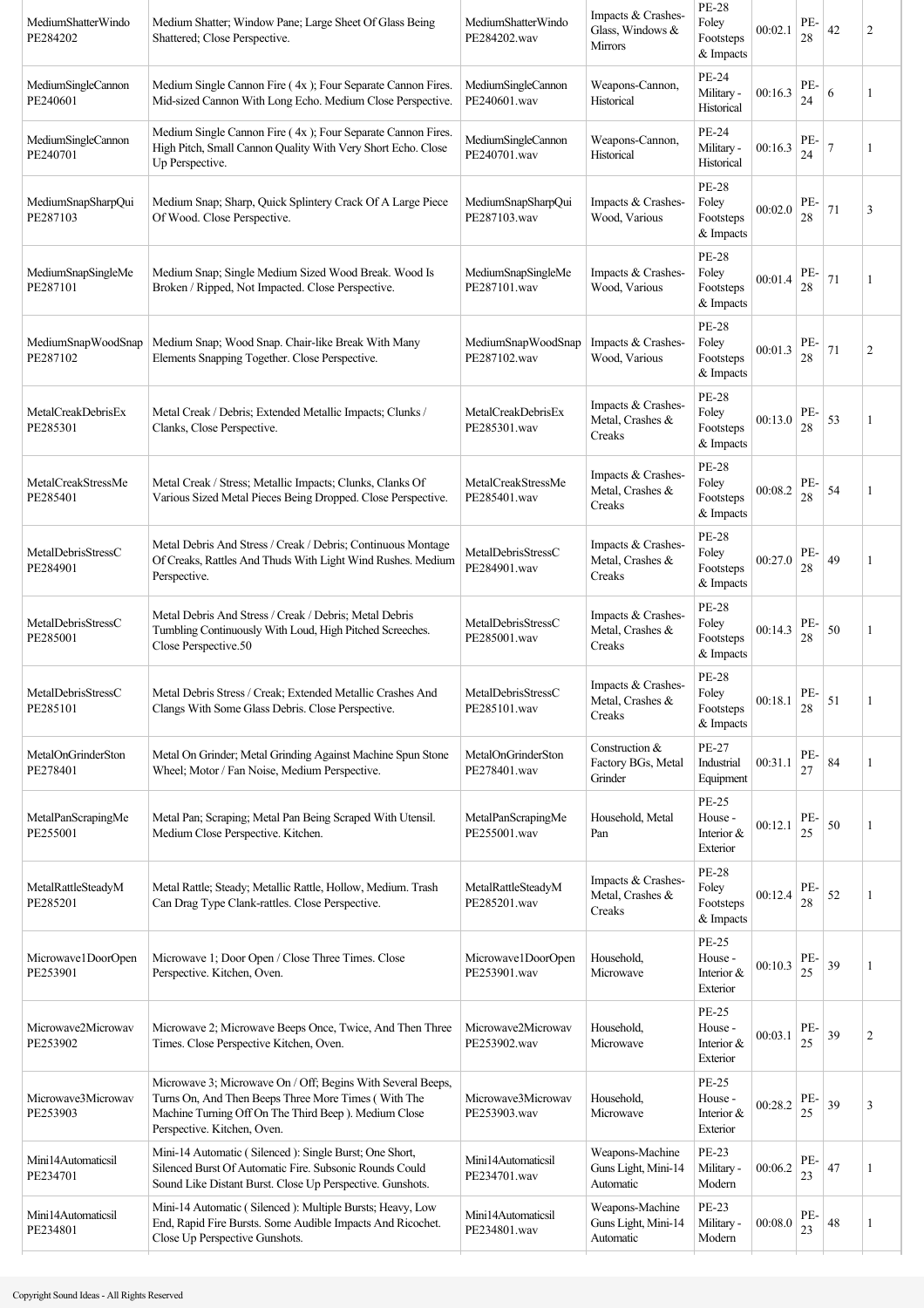| MediumShatterWindoPE284202 | Medium Shatter; Window Pane; Large Sheet Of Glass Being Shattered; Close Perspective. | MediumShatterWindoPE284202.wav | Impacts & Crashes-Glass, Windows & Mirrors | PE-28 Foley Footsteps & Impacts | 00:02.1 | PE-28 | 42 | 2 |
|---|---|---|---|---|---|---|---|---|
| MediumSingleCannonPE240601 | Medium Single Cannon Fire ( 4x ); Four Separate Cannon Fires. Mid-sized Cannon With Long Echo. Medium Close Perspective. | MediumSingleCannonPE240601.wav | Weapons-Cannon, Historical | PE-24 Military - Historical | 00:16.3 | PE-24 | 6 | 1 |
| MediumSingleCannonPE240701 | Medium Single Cannon Fire ( 4x ); Four Separate Cannon Fires. High Pitch, Small Cannon Quality With Very Short Echo. Close Up Perspective. | MediumSingleCannonPE240701.wav | Weapons-Cannon, Historical | PE-24 Military - Historical | 00:16.3 | PE-24 | 7 | 1 |
| MediumSnapSharpQuiPE287103 | Medium Snap; Sharp, Quick Splintery Crack Of A Large Piece Of Wood. Close Perspective. | MediumSnapSharpQuiPE287103.wav | Impacts & Crashes-Wood, Various | PE-28 Foley Footsteps & Impacts | 00:02.0 | PE-28 | 71 | 3 |
| MediumSnapSingleMePE287101 | Medium Snap; Single Medium Sized Wood Break. Wood Is Broken / Ripped, Not Impacted. Close Perspective. | MediumSnapSingleMePE287101.wav | Impacts & Crashes-Wood, Various | PE-28 Foley Footsteps & Impacts | 00:01.4 | PE-28 | 71 | 1 |
| MediumSnapWoodSnapPE287102 | Medium Snap; Wood Snap. Chair-like Break With Many Elements Snapping Together. Close Perspective. | MediumSnapWoodSnapPE287102.wav | Impacts & Crashes-Wood, Various | PE-28 Foley Footsteps & Impacts | 00:01.3 | PE-28 | 71 | 2 |
| MetalCreakDebrisExPE285301 | Metal Creak / Debris; Extended Metallic Impacts; Clunks / Clanks, Close Perspective. | MetalCreakDebrisExPE285301.wav | Impacts & Crashes-Metal, Crashes & Creaks | PE-28 Foley Footsteps & Impacts | 00:13.0 | PE-28 | 53 | 1 |
| MetalCreakStressMePE285401 | Metal Creak / Stress; Metallic Impacts; Clunks, Clanks Of Various Sized Metal Pieces Being Dropped. Close Perspective. | MetalCreakStressMePE285401.wav | Impacts & Crashes-Metal, Crashes & Creaks | PE-28 Foley Footsteps & Impacts | 00:08.2 | PE-28 | 54 | 1 |
| MetalDebrisStressCPE284901 | Metal Debris And Stress / Creak / Debris; Continuous Montage Of Creaks, Rattles And Thuds With Light Wind Rushes. Medium Perspective. | MetalDebrisStressCPE284901.wav | Impacts & Crashes-Metal, Crashes & Creaks | PE-28 Foley Footsteps & Impacts | 00:27.0 | PE-28 | 49 | 1 |
| MetalDebrisStressCPE285001 | Metal Debris And Stress / Creak / Debris; Metal Debris Tumbling Continuously With Loud, High Pitched Screeches. Close Perspective.50 | MetalDebrisStressCPE285001.wav | Impacts & Crashes-Metal, Crashes & Creaks | PE-28 Foley Footsteps & Impacts | 00:14.3 | PE-28 | 50 | 1 |
| MetalDebrisStressCPE285101 | Metal Debris Stress / Creak; Extended Metallic Crashes And Clangs With Some Glass Debris. Close Perspective. | MetalDebrisStressCPE285101.wav | Impacts & Crashes-Metal, Crashes & Creaks | PE-28 Foley Footsteps & Impacts | 00:18.1 | PE-28 | 51 | 1 |
| MetalOnGrinderStonPE278401 | Metal On Grinder; Metal Grinding Against Machine Spun Stone Wheel; Motor / Fan Noise, Medium Perspective. | MetalOnGrinderStonPE278401.wav | Construction & Factory BGs, Metal Grinder | PE-27 Industrial Equipment | 00:31.1 | PE-27 | 84 | 1 |
| MetalPanScrapingMePE255001 | Metal Pan; Scraping; Metal Pan Being Scraped With Utensil. Medium Close Perspective. Kitchen. | MetalPanScrapingMePE255001.wav | Household, Metal Pan | PE-25 House - Interior & Exterior | 00:12.1 | PE-25 | 50 | 1 |
| MetalRattleSteadyMPE285201 | Metal Rattle; Steady; Metallic Rattle, Hollow, Medium. Trash Can Drag Type Clank-rattles. Close Perspective. | MetalRattleSteadyMPE285201.wav | Impacts & Crashes-Metal, Crashes & Creaks | PE-28 Foley Footsteps & Impacts | 00:12.4 | PE-28 | 52 | 1 |
| Microwave1DoorOpenPE253901 | Microwave 1; Door Open / Close Three Times. Close Perspective. Kitchen, Oven. | Microwave1DoorOpenPE253901.wav | Household, Microwave | PE-25 House - Interior & Exterior | 00:10.3 | PE-25 | 39 | 1 |
| Microwave2MicrowavPE253902 | Microwave 2; Microwave Beeps Once, Twice, And Then Three Times. Close Perspective Kitchen, Oven. | Microwave2MicrowavPE253902.wav | Household, Microwave | PE-25 House - Interior & Exterior | 00:03.1 | PE-25 | 39 | 2 |
| Microwave3MicrowavPE253903 | Microwave 3; Microwave On / Off; Begins With Several Beeps, Turns On, And Then Beeps Three More Times ( With The Machine Turning Off On The Third Beep ). Medium Close Perspective. Kitchen, Oven. | Microwave3MicrowavPE253903.wav | Household, Microwave | PE-25 House - Interior & Exterior | 00:28.2 | PE-25 | 39 | 3 |
| Mini14AutomaticsilPE234701 | Mini-14 Automatic ( Silenced ): Single Burst; One Short, Silenced Burst Of Automatic Fire. Subsonic Rounds Could Sound Like Distant Burst. Close Up Perspective. Gunshots. | Mini14AutomaticsilPE234701.wav | Weapons-Machine Guns Light, Mini-14 Automatic | PE-23 Military - Modern | 00:06.2 | PE-23 | 47 | 1 |
| Mini14AutomaticsilPE234801 | Mini-14 Automatic ( Silenced ): Multiple Bursts; Heavy, Low End, Rapid Fire Bursts. Some Audible Impacts And Ricochet. Close Up Perspective Gunshots. | Mini14AutomaticsilPE234801.wav | Weapons-Machine Guns Light, Mini-14 Automatic | PE-23 Military - Modern | 00:08.0 | PE-23 | 48 | 1 |

Copyright Sound Ideas - All Rights Reserved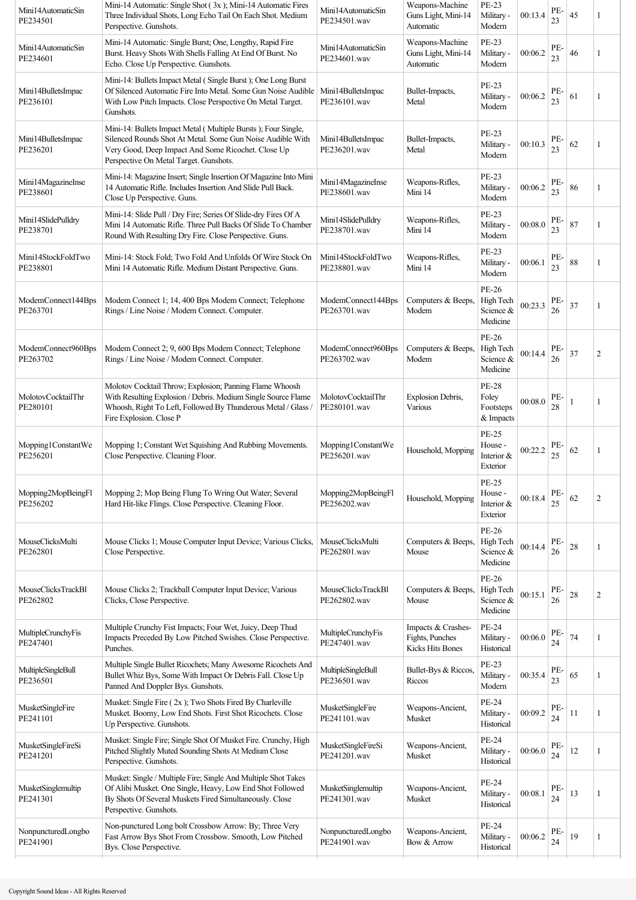| | | | | | | | | |
|---|---|---|---|---|---|---|---|---|
| Mini14AutomaticSin PE234501 | Mini-14 Automatic: Single Shot ( 3x ); Mini-14 Automatic Fires Three Individual Shots, Long Echo Tail On Each Shot. Medium Perspective. Gunshots. | Mini14AutomaticSin PE234501.wav | Weapons-Machine Guns Light, Mini-14 Automatic | PE-23 Military - Modern | 00:13.4 | PE-23 | 45 | 1 |
| Mini14AutomaticSin PE234601 | Mini-14 Automatic: Single Burst; One, Lengthy, Rapid Fire Burst. Heavy Shots With Shells Falling At End Of Burst. No Echo. Close Up Perspective. Gunshots. | Mini14AutomaticSin PE234601.wav | Weapons-Machine Guns Light, Mini-14 Automatic | PE-23 Military - Modern | 00:06.2 | PE-23 | 46 | 1 |
| Mini14BulletsImpac PE236101 | Mini-14: Bullets Impact Metal ( Single Burst ); One Long Burst Of Silenced Automatic Fire Into Metal. Some Gun Noise Audible With Low Pitch Impacts. Close Perspective On Metal Target. Gunshots. | Mini14BulletsImpac PE236101.wav | Bullet-Impacts, Metal | PE-23 Military - Modern | 00:06.2 | PE-23 | 61 | 1 |
| Mini14BulletsImpac PE236201 | Mini-14: Bullets Impact Metal ( Multiple Bursts ); Four Single, Silenced Rounds Shot At Metal. Some Gun Noise Audible With Very Good, Deep Impact And Some Ricochet. Close Up Perspective On Metal Target. Gunshots. | Mini14BulletsImpac PE236201.wav | Bullet-Impacts, Metal | PE-23 Military - Modern | 00:10.3 | PE-23 | 62 | 1 |
| Mini14MagazineInse PE238601 | Mini-14: Magazine Insert; Single Insertion Of Magazine Into Mini 14 Automatic Rifle. Includes Insertion And Slide Pull Back. Close Up Perspective. Guns. | Mini14MagazineInse PE238601.wav | Weapons-Rifles, Mini 14 | PE-23 Military - Modern | 00:06.2 | PE-23 | 86 | 1 |
| Mini14SlidePulldry PE238701 | Mini-14: Slide Pull / Dry Fire; Series Of Slide-dry Fires Of A Mini 14 Automatic Rifle. Three Pull Backs Of Slide To Chamber Round With Resulting Dry Fire. Close Perspective. Guns. | Mini14SlidePulldry PE238701.wav | Weapons-Rifles, Mini 14 | PE-23 Military - Modern | 00:08.0 | PE-23 | 87 | 1 |
| Mini14StockFoldTwo PE238801 | Mini-14: Stock Fold; Two Fold And Unfolds Of Wire Stock On Mini 14 Automatic Rifle. Medium Distant Perspective. Guns. | Mini14StockFoldTwo PE238801.wav | Weapons-Rifles, Mini 14 | PE-23 Military - Modern | 00:06.1 | PE-23 | 88 | 1 |
| ModemConnect144Bps PE263701 | Modem Connect 1; 14, 400 Bps Modem Connect; Telephone Rings / Line Noise / Modem Connect. Computer. | ModemConnect144Bps PE263701.wav | Computers & Beeps, Modem | PE-26 High Tech Science & Medicine | 00:23.3 | PE-26 | 37 | 1 |
| ModemConnect960Bps PE263702 | Modem Connect 2; 9, 600 Bps Modem Connect; Telephone Rings / Line Noise / Modem Connect. Computer. | ModemConnect960Bps PE263702.wav | Computers & Beeps, Modem | PE-26 High Tech Science & Medicine | 00:14.4 | PE-26 | 37 | 2 |
| MolotovCocktailThr PE280101 | Molotov Cocktail Throw; Explosion; Panning Flame Whoosh With Resulting Explosion / Debris. Medium Single Source Flame Whoosh, Right To Left, Followed By Thunderous Metal / Glass / Fire Explosion. Close P | MolotovCocktailThr PE280101.wav | Explosion Debris, Various | PE-28 Foley Footsteps & Impacts | 00:08.0 | PE-28 | 1 | 1 |
| Mopping1ConstantWe PE256201 | Mopping 1; Constant Wet Squishing And Rubbing Movements. Close Perspective. Cleaning Floor. | Mopping1ConstantWe PE256201.wav | Household, Mopping | PE-25 House - Interior & Exterior | 00:22.2 | PE-25 | 62 | 1 |
| Mopping2MopBeingFl PE256202 | Mopping 2; Mop Being Flung To Wring Out Water; Several Hard Hit-like Flings. Close Perspective. Cleaning Floor. | Mopping2MopBeingFl PE256202.wav | Household, Mopping | PE-25 House - Interior & Exterior | 00:18.4 | PE-25 | 62 | 2 |
| MouseClicksMulti PE262801 | Mouse Clicks 1; Mouse Computer Input Device; Various Clicks, Close Perspective. | MouseClicksMulti PE262801.wav | Computers & Beeps, Mouse | PE-26 High Tech Science & Medicine | 00:14.4 | PE-26 | 28 | 1 |
| MouseClicksTrackBl PE262802 | Mouse Clicks 2; Trackball Computer Input Device; Various Clicks, Close Perspective. | MouseClicksTrackBl PE262802.wav | Computers & Beeps, Mouse | PE-26 High Tech Science & Medicine | 00:15.1 | PE-26 | 28 | 2 |
| MultipleCrunchyFis PE247401 | Multiple Crunchy Fist Impacts; Four Wet, Juicy, Deep Thud Impacts Preceded By Low Pitched Swishes. Close Perspective. Punches. | MultipleCrunchyFis PE247401.wav | Impacts & Crashes-Fights, Punches Kicks Hits Bones | PE-24 Military - Historical | 00:06.0 | PE-24 | 74 | 1 |
| MultipleSingleBull PE236501 | Multiple Single Bullet Ricochets; Many Awesome Ricochets And Bullet Whiz Bys, Some With Impact Or Debris Fall. Close Up Panned And Doppler Bys. Gunshots. | MultipleSingleBull PE236501.wav | Bullet-Bys & Riccos, Riccos | PE-23 Military - Modern | 00:35.4 | PE-23 | 65 | 1 |
| MusketSingleFire PE241101 | Musket: Single Fire ( 2x ); Two Shots Fired By Charleville Musket. Boomy, Low End Shots. First Shot Ricochets. Close Up Perspective. Gunshots. | MusketSingleFire PE241101.wav | Weapons-Ancient, Musket | PE-24 Military - Historical | 00:09.2 | PE-24 | 11 | 1 |
| MusketSingleFireSi PE241201 | Musket: Single Fire; Single Shot Of Musket Fire. Crunchy, High Pitched Slightly Muted Sounding Shots At Medium Close Perspective. Gunshots. | MusketSingleFireSi PE241201.wav | Weapons-Ancient, Musket | PE-24 Military - Historical | 00:06.0 | PE-24 | 12 | 1 |
| MusketSinglemultip PE241301 | Musket: Single / Multiple Fire; Single And Multiple Shot Takes Of Alibi Musket. One Single, Heavy, Low End Shot Followed By Shots Of Several Muskets Fired Simultaneously. Close Perspective. Gunshots. | MusketSinglemultip PE241301.wav | Weapons-Ancient, Musket | PE-24 Military - Historical | 00:08.1 | PE-24 | 13 | 1 |
| NonpuncturedLongbo PE241901 | Non-punctured Long bolt Crossbow Arrow: By; Three Very Fast Arrow Bys Shot From Crossbow. Smooth, Low Pitched Bys. Close Perspective. | NonpuncturedLongbo PE241901.wav | Weapons-Ancient, Bow & Arrow | PE-24 Military - Historical | 00:06.2 | PE-24 | 19 | 1 |

Copyright Sound Ideas - All Rights Reserved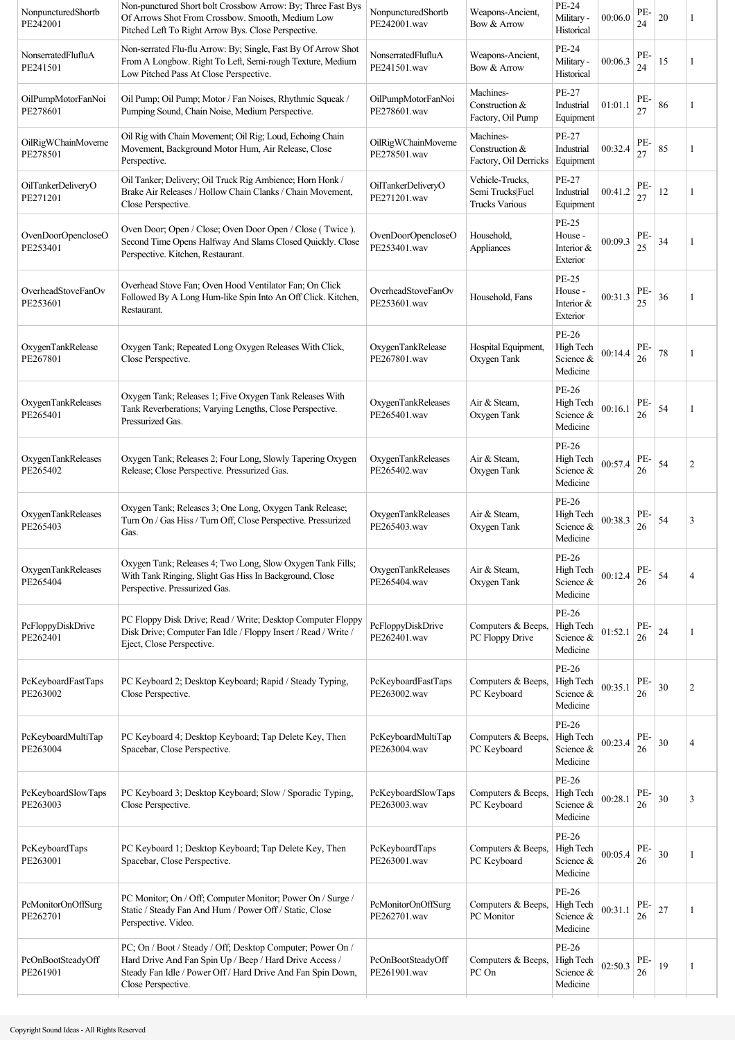| | | | | | | | | |
|---|---|---|---|---|---|---|---|---|
| NonpuncturedShortb PE242001 | Non-punctured Short bolt Crossbow Arrow: By; Three Fast Bys Of Arrows Shot From Crossbow. Smooth, Medium Low Pitched Left To Right Arrow Bys. Close Perspective. | NonpuncturedShortb PE242001.wav | Weapons-Ancient, Bow & Arrow | PE-24 Military - Historical | 00:06.0 | PE-24 | 20 | 1 |
| NonserratedFlufluA PE241501 | Non-serrated Flu-flu Arrow: By; Single, Fast By Of Arrow Shot From A Longbow. Right To Left, Semi-rough Texture, Medium Low Pitched Pass At Close Perspective. | NonserratedFlufluA PE241501.wav | Weapons-Ancient, Bow & Arrow | PE-24 Military - Historical | 00:06.3 | PE-24 | 15 | 1 |
| OilPumpMotorFanNoi PE278601 | Oil Pump; Oil Pump; Motor / Fan Noises, Rhythmic Squeak / Pumping Sound, Chain Noise, Medium Perspective. | OilPumpMotorFanNoi PE278601.wav | Machines-Construction & Factory, Oil Pump | PE-27 Industrial Equipment | 01:01.1 | PE-27 | 86 | 1 |
| OilRigWChainMoveme PE278501 | Oil Rig with Chain Movement; Oil Rig; Loud, Echoing Chain Movement, Background Motor Hum, Air Release, Close Perspective. | OilRigWChainMoveme PE278501.wav | Machines-Construction & Factory, Oil Derricks | PE-27 Industrial Equipment | 00:32.4 | PE-27 | 85 | 1 |
| OilTankerDeliveryO PE271201 | Oil Tanker; Delivery; Oil Truck Rig Ambience; Horn Honk / Brake Air Releases / Hollow Chain Clanks / Chain Movement, Close Perspective. | OilTankerDeliveryO PE271201.wav | Vehicle-Trucks, Semi Trucks\|Fuel Trucks Various | PE-27 Industrial Equipment | 00:41.2 | PE-27 | 12 | 1 |
| OvenDoorOpencloseO PE253401 | Oven Door; Open / Close; Oven Door Open / Close ( Twice ). Second Time Opens Halfway And Slams Closed Quickly. Close Perspective. Kitchen, Restaurant. | OvenDoorOpencloseO PE253401.wav | Household, Appliances | PE-25 House - Interior & Exterior | 00:09.3 | PE-25 | 34 | 1 |
| OverheadStoveFanOv PE253601 | Overhead Stove Fan; Oven Hood Ventilator Fan; On Click Followed By A Long Hum-like Spin Into An Off Click. Kitchen, Restaurant. | OverheadStoveFanOv PE253601.wav | Household, Fans | PE-25 House - Interior & Exterior | 00:31.3 | PE-25 | 36 | 1 |
| OxygenTankRelease PE267801 | Oxygen Tank; Repeated Long Oxygen Releases With Click, Close Perspective. | OxygenTankRelease PE267801.wav | Hospital Equipment, Oxygen Tank | PE-26 High Tech Science & Medicine | 00:14.4 | PE-26 | 78 | 1 |
| OxygenTankReleases PE265401 | Oxygen Tank; Releases 1; Five Oxygen Tank Releases With Tank Reverberations; Varying Lengths, Close Perspective. Pressurized Gas. | OxygenTankReleases PE265401.wav | Air & Steam, Oxygen Tank | PE-26 High Tech Science & Medicine | 00:16.1 | PE-26 | 54 | 1 |
| OxygenTankReleases PE265402 | Oxygen Tank; Releases 2; Four Long, Slowly Tapering Oxygen Release; Close Perspective. Pressurized Gas. | OxygenTankReleases PE265402.wav | Air & Steam, Oxygen Tank | PE-26 High Tech Science & Medicine | 00:57.4 | PE-26 | 54 | 2 |
| OxygenTankReleases PE265403 | Oxygen Tank; Releases 3; One Long, Oxygen Tank Release; Turn On / Gas Hiss / Turn Off, Close Perspective. Pressurized Gas. | OxygenTankReleases PE265403.wav | Air & Steam, Oxygen Tank | PE-26 High Tech Science & Medicine | 00:38.3 | PE-26 | 54 | 3 |
| OxygenTankReleases PE265404 | Oxygen Tank; Releases 4; Two Long, Slow Oxygen Tank Fills; With Tank Ringing, Slight Gas Hiss In Background, Close Perspective. Pressurized Gas. | OxygenTankReleases PE265404.wav | Air & Steam, Oxygen Tank | PE-26 High Tech Science & Medicine | 00:12.4 | PE-26 | 54 | 4 |
| PcFloppyDiskDrive PE262401 | PC Floppy Disk Drive; Read / Write; Desktop Computer Floppy Disk Drive; Computer Fan Idle / Floppy Insert / Read / Write / Eject, Close Perspective. | PcFloppyDiskDrive PE262401.wav | Computers & Beeps, PC Floppy Drive | PE-26 High Tech Science & Medicine | 01:52.1 | PE-26 | 24 | 1 |
| PcKeyboardFastTaps PE263002 | PC Keyboard 2; Desktop Keyboard; Rapid / Steady Typing, Close Perspective. | PcKeyboardFastTaps PE263002.wav | Computers & Beeps, PC Keyboard | PE-26 High Tech Science & Medicine | 00:35.1 | PE-26 | 30 | 2 |
| PcKeyboardMultiTap PE263004 | PC Keyboard 4; Desktop Keyboard; Tap Delete Key, Then Spacebar, Close Perspective. | PcKeyboardMultiTap PE263004.wav | Computers & Beeps, PC Keyboard | PE-26 High Tech Science & Medicine | 00:23.4 | PE-26 | 30 | 4 |
| PcKeyboardSlowTaps PE263003 | PC Keyboard 3; Desktop Keyboard; Slow / Sporadic Typing, Close Perspective. | PcKeyboardSlowTaps PE263003.wav | Computers & Beeps, PC Keyboard | PE-26 High Tech Science & Medicine | 00:28.1 | PE-26 | 30 | 3 |
| PcKeyboardTaps PE263001 | PC Keyboard 1; Desktop Keyboard; Tap Delete Key, Then Spacebar, Close Perspective. | PcKeyboardTaps PE263001.wav | Computers & Beeps, PC Keyboard | PE-26 High Tech Science & Medicine | 00:05.4 | PE-26 | 30 | 1 |
| PcMonitorOnOffSurg PE262701 | PC Monitor; On / Off; Computer Monitor; Power On / Surge / Static / Steady Fan And Hum / Power Off / Static, Close Perspective. Video. | PcMonitorOnOffSurg PE262701.wav | Computers & Beeps, PC Monitor | PE-26 High Tech Science & Medicine | 00:31.1 | PE-26 | 27 | 1 |
| PcOnBootSteadyOff PE261901 | PC; On / Boot / Steady / Off; Desktop Computer; Power On / Hard Drive And Fan Spin Up / Beep / Hard Drive Access / Steady Fan Idle / Power Off / Hard Drive And Fan Spin Down, Close Perspective. | PcOnBootSteadyOff PE261901.wav | Computers & Beeps, PC On | PE-26 High Tech Science & Medicine | 02:50.3 | PE-26 | 19 | 1 |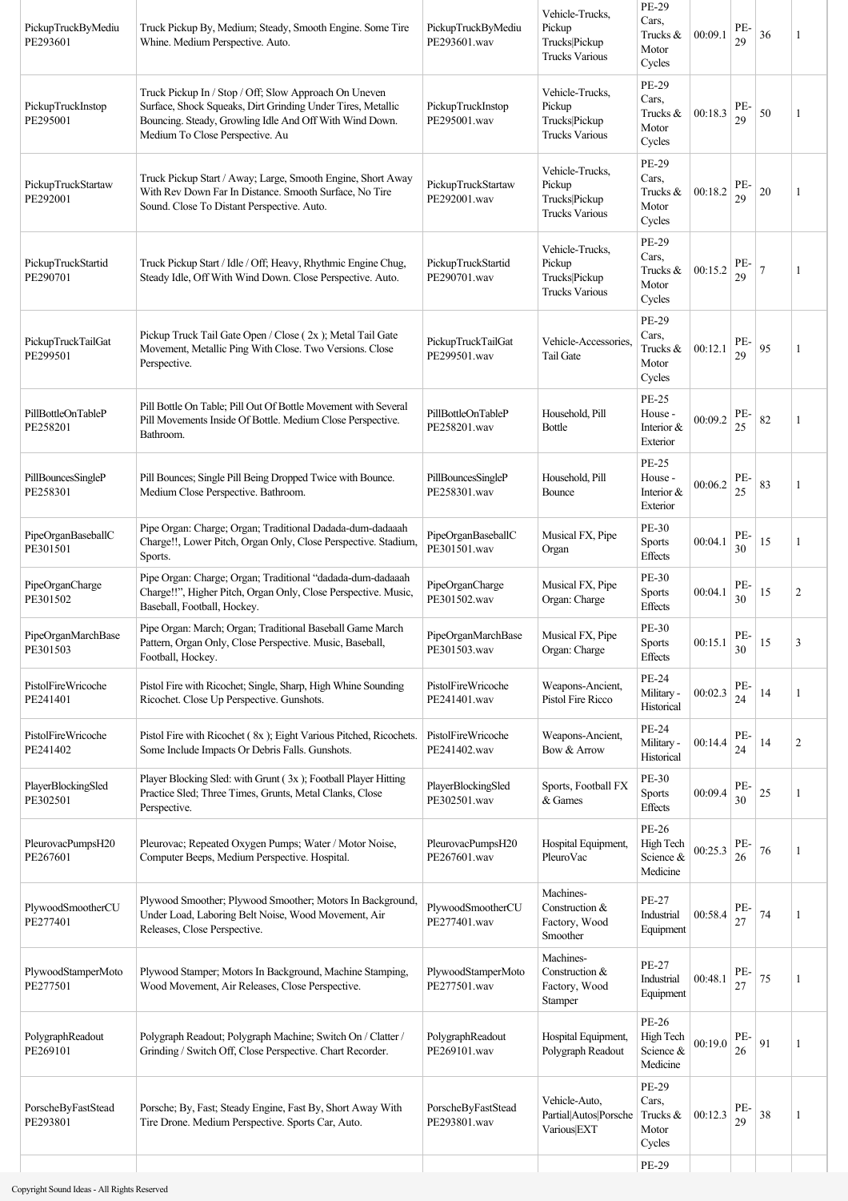| | | | | | | | | |
|---|---|---|---|---|---|---|---|---|
| PickupTruckByMediu PE293601 | Truck Pickup By, Medium; Steady, Smooth Engine. Some Tire Whine. Medium Perspective. Auto. | PickupTruckByMediu PE293601.wav | Vehicle-Trucks, Pickup Trucks\|Pickup Trucks Various | PE-29 Cars, Trucks & Motor Cycles | 00:09.1 | PE-29 | 36 | 1 |
| PickupTruckInstop PE295001 | Truck Pickup In / Stop / Off; Slow Approach On Uneven Surface, Shock Squeaks, Dirt Grinding Under Tires, Metallic Bouncing. Steady, Growling Idle And Off With Wind Down. Medium To Close Perspective. Au | PickupTruckInstop PE295001.wav | Vehicle-Trucks, Pickup Trucks\|Pickup Trucks Various | PE-29 Cars, Trucks & Motor Cycles | 00:18.3 | PE-29 | 50 | 1 |
| PickupTruckStartaw PE292001 | Truck Pickup Start / Away; Large, Smooth Engine, Short Away With Rev Down Far In Distance. Smooth Surface, No Tire Sound. Close To Distant Perspective. Auto. | PickupTruckStartaw PE292001.wav | Vehicle-Trucks, Pickup Trucks\|Pickup Trucks Various | PE-29 Cars, Trucks & Motor Cycles | 00:18.2 | PE-29 | 20 | 1 |
| PickupTruckStartid PE290701 | Truck Pickup Start / Idle / Off; Heavy, Rhythmic Engine Chug, Steady Idle, Off With Wind Down. Close Perspective. Auto. | PickupTruckStartid PE290701.wav | Vehicle-Trucks, Pickup Trucks\|Pickup Trucks Various | PE-29 Cars, Trucks & Motor Cycles | 00:15.2 | PE-29 | 7 | 1 |
| PickupTruckTailGat PE299501 | Pickup Truck Tail Gate Open / Close ( 2x ); Metal Tail Gate Movement, Metallic Ping With Close. Two Versions. Close Perspective. | PickupTruckTailGat PE299501.wav | Vehicle-Accessories, Tail Gate | PE-29 Cars, Trucks & Motor Cycles | 00:12.1 | PE-29 | 95 | 1 |
| PillBottleOnTableP PE258201 | Pill Bottle On Table; Pill Out Of Bottle Movement with Several Pill Movements Inside Of Bottle. Medium Close Perspective. Bathroom. | PillBottleOnTableP PE258201.wav | Household, Pill Bottle | PE-25 House - Interior & Exterior | 00:09.2 | PE-25 | 82 | 1 |
| PillBouncesSingleP PE258301 | Pill Bounces; Single Pill Being Dropped Twice with Bounce. Medium Close Perspective. Bathroom. | PillBouncesSingleP PE258301.wav | Household, Pill Bounce | PE-25 House - Interior & Exterior | 00:06.2 | PE-25 | 83 | 1 |
| PipeOrganBaseballC PE301501 | Pipe Organ: Charge; Organ; Traditional Dadada-dum-dadaaah Charge!!, Lower Pitch, Organ Only, Close Perspective. Stadium, Sports. | PipeOrganBaseballC PE301501.wav | Musical FX, Pipe Organ | PE-30 Sports Effects | 00:04.1 | PE-30 | 15 | 1 |
| PipeOrganCharge PE301502 | Pipe Organ: Charge; Organ; Traditional "dadada-dum-dadaaah Charge!!", Higher Pitch, Organ Only, Close Perspective. Music, Baseball, Football, Hockey. | PipeOrganCharge PE301502.wav | Musical FX, Pipe Organ: Charge | PE-30 Sports Effects | 00:04.1 | PE-30 | 15 | 2 |
| PipeOrganMarchBase PE301503 | Pipe Organ: March; Organ; Traditional Baseball Game March Pattern, Organ Only, Close Perspective. Music, Baseball, Football, Hockey. | PipeOrganMarchBase PE301503.wav | Musical FX, Pipe Organ: Charge | PE-30 Sports Effects | 00:15.1 | PE-30 | 15 | 3 |
| PistolFireWricoche PE241401 | Pistol Fire with Ricochet; Single, Sharp, High Whine Sounding Ricochet. Close Up Perspective. Gunshots. | PistolFireWricoche PE241401.wav | Weapons-Ancient, Pistol Fire Ricco | PE-24 Military - Historical | 00:02.3 | PE-24 | 14 | 1 |
| PistolFireWricoche PE241402 | Pistol Fire with Ricochet ( 8x ); Eight Various Pitched, Ricochets. Some Include Impacts Or Debris Falls. Gunshots. | PistolFireWricoche PE241402.wav | Weapons-Ancient, Bow & Arrow | PE-24 Military - Historical | 00:14.4 | PE-24 | 14 | 2 |
| PlayerBlockingSled PE302501 | Player Blocking Sled: with Grunt ( 3x ); Football Player Hitting Practice Sled; Three Times, Grunts, Metal Clanks, Close Perspective. | PlayerBlockingSled PE302501.wav | Sports, Football FX & Games | PE-30 Sports Effects | 00:09.4 | PE-30 | 25 | 1 |
| PleurovacPumpsH20 PE267601 | Pleurovac; Repeated Oxygen Pumps; Water / Motor Noise, Computer Beeps, Medium Perspective. Hospital. | PleurovacPumpsH20 PE267601.wav | Hospital Equipment, PleuroVac | PE-26 High Tech Science & Medicine | 00:25.3 | PE-26 | 76 | 1 |
| PlywoodSmootherCU PE277401 | Plywood Smoother; Plywood Smoother; Motors In Background, Under Load, Laboring Belt Noise, Wood Movement, Air Releases, Close Perspective. | PlywoodSmootherCU PE277401.wav | Machines-Construction & Factory, Wood Smoother | PE-27 Industrial Equipment | 00:58.4 | PE-27 | 74 | 1 |
| PlywoodStamperMoto PE277501 | Plywood Stamper; Motors In Background, Machine Stamping, Wood Movement, Air Releases, Close Perspective. | PlywoodStamperMoto PE277501.wav | Machines-Construction & Factory, Wood Stamper | PE-27 Industrial Equipment | 00:48.1 | PE-27 | 75 | 1 |
| PolygraphReadout PE269101 | Polygraph Readout; Polygraph Machine; Switch On / Clatter / Grinding / Switch Off, Close Perspective. Chart Recorder. | PolygraphReadout PE269101.wav | Hospital Equipment, Polygraph Readout | PE-26 High Tech Science & Medicine | 00:19.0 | PE-26 | 91 | 1 |
| PorscheByFastStead PE293801 | Porsche; By, Fast; Steady Engine, Fast By, Short Away With Tire Drone. Medium Perspective. Sports Car, Auto. | PorscheByFastStead PE293801.wav | Vehicle-Auto, Partial\|Autos\|Porsche Various\|EXT | PE-29 Cars, Trucks & Motor Cycles | 00:12.3 | PE-29 | 38 | 1 |
| | | | | PE-29 | | | | |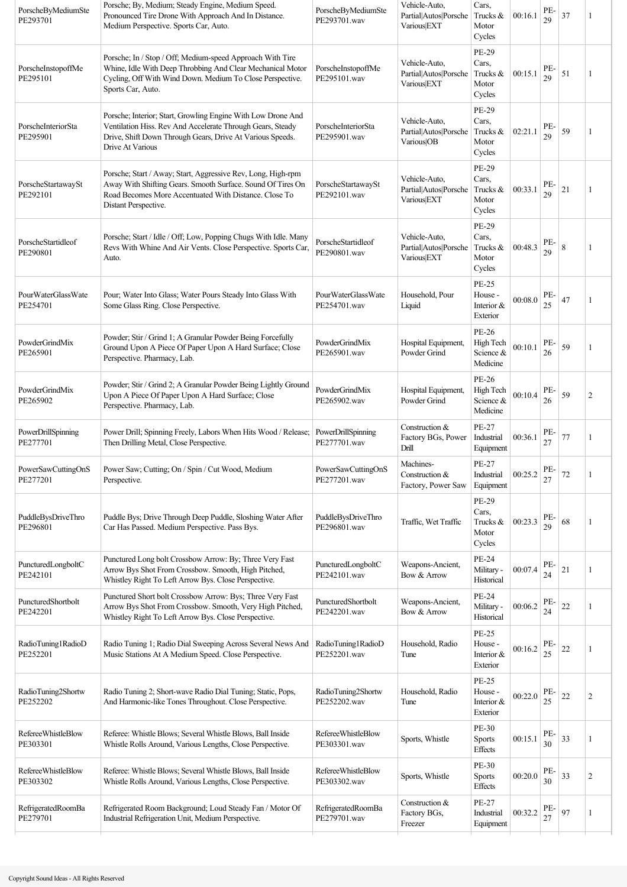| PorscheByMediumSte PE293701 | Porsche; By, Medium; Steady Engine, Medium Speed. Pronounced Tire Drone With Approach And In Distance. Medium Perspective. Sports Car, Auto. | PorscheByMediumSte PE293701.wav | Vehicle-Auto, Partial\|Autos\|Porsche Various\|EXT | Cars, Trucks & Motor Cycles | 00:16.1 | PE-29 | 37 | 1 |
|---|---|---|---|---|---|---|---|---|
| PorscheInstopoffMe PE295101 | Porsche; In / Stop / Off; Medium-speed Approach With Tire Whine, Idle With Deep Throbbing And Clear Mechanical Motor Cycling, Off With Wind Down. Medium To Close Perspective. Sports Car, Auto. | PorscheInstopoffMe PE295101.wav | Vehicle-Auto, Partial\|Autos\|Porsche Various\|EXT | PE-29 Cars, Trucks & Motor Cycles | 00:15.1 | PE-29 | 51 | 1 |
| PorscheInteriorSta PE295901 | Porsche; Interior; Start, Growling Engine With Low Drone And Ventilation Hiss. Rev And Accelerate Through Gears, Steady Drive, Shift Down Through Gears, Drive At Various Speeds. Drive At Various | PorscheInteriorSta PE295901.wav | Vehicle-Auto, Partial\|Autos\|Porsche Various\|OB | PE-29 Cars, Trucks & Motor Cycles | 02:21.1 | PE-29 | 59 | 1 |
| PorscheStartawaySt PE292101 | Porsche; Start / Away; Start, Aggressive Rev, Long, High-rpm Away With Shifting Gears. Smooth Surface. Sound Of Tires On Road Becomes More Accentuated With Distance. Close To Distant Perspective. | PorscheStartawaySt PE292101.wav | Vehicle-Auto, Partial\|Autos\|Porsche Various\|EXT | PE-29 Cars, Trucks & Motor Cycles | 00:33.1 | PE-29 | 21 | 1 |
| PorscheStartidleof PE290801 | Porsche; Start / Idle / Off; Low, Popping Chugs With Idle. Many Revs With Whine And Air Vents. Close Perspective. Sports Car, Auto. | PorscheStartidleof PE290801.wav | Vehicle-Auto, Partial\|Autos\|Porsche Various\|EXT | PE-29 Cars, Trucks & Motor Cycles | 00:48.3 | PE-29 | 8 | 1 |
| PourWaterGlassWate PE254701 | Pour; Water Into Glass; Water Pours Steady Into Glass With Some Glass Ring. Close Perspective. | PourWaterGlassWate PE254701.wav | Household, Pour Liquid | PE-25 House - Interior & Exterior | 00:08.0 | PE-25 | 47 | 1 |
| PowderGrindMix PE265901 | Powder; Stir / Grind 1; A Granular Powder Being Forcefully Ground Upon A Piece Of Paper Upon A Hard Surface; Close Perspective. Pharmacy, Lab. | PowderGrindMix PE265901.wav | Hospital Equipment, Powder Grind | PE-26 High Tech Science & Medicine | 00:10.1 | PE-26 | 59 | 1 |
| PowderGrindMix PE265902 | Powder; Stir / Grind 2; A Granular Powder Being Lightly Ground Upon A Piece Of Paper Upon A Hard Surface; Close Perspective. Pharmacy, Lab. | PowderGrindMix PE265902.wav | Hospital Equipment, Powder Grind | PE-26 High Tech Science & Medicine | 00:10.4 | PE-26 | 59 | 2 |
| PowerDrillSpinning PE277701 | Power Drill; Spinning Freely, Labors When Hits Wood / Release; Then Drilling Metal, Close Perspective. | PowerDrillSpinning PE277701.wav | Construction & Factory BGs, Power Drill | PE-27 Industrial Equipment | 00:36.1 | PE-27 | 77 | 1 |
| PowerSawCuttingOnS PE277201 | Power Saw; Cutting; On / Spin / Cut Wood, Medium Perspective. | PowerSawCuttingOnS PE277201.wav | Machines-Construction & Factory, Power Saw | PE-27 Industrial Equipment | 00:25.2 | PE-27 | 72 | 1 |
| PuddleBysDriveThro PE296801 | Puddle Bys; Drive Through Deep Puddle, Sloshing Water After Car Has Passed. Medium Perspective. Pass Bys. | PuddleBysDriveThro PE296801.wav | Traffic, Wet Traffic | PE-29 Cars, Trucks & Motor Cycles | 00:23.3 | PE-29 | 68 | 1 |
| PuncturedLongboltC PE242101 | Punctured Long bolt Crossbow Arrow: By; Three Very Fast Arrow Bys Shot From Crossbow. Smooth, High Pitched, Whistley Right To Left Arrow Bys. Close Perspective. | PuncturedLongboltC PE242101.wav | Weapons-Ancient, Bow & Arrow | PE-24 Military - Historical | 00:07.4 | PE-24 | 21 | 1 |
| PuncturedShortbolt PE242201 | Punctured Short bolt Crossbow Arrow: Bys; Three Very Fast Arrow Bys Shot From Crossbow. Smooth, Very High Pitched, Whistley Right To Left Arrow Bys. Close Perspective. | PuncturedShortbolt PE242201.wav | Weapons-Ancient, Bow & Arrow | PE-24 Military - Historical | 00:06.2 | PE-24 | 22 | 1 |
| RadioTuning1RadioD PE252201 | Radio Tuning 1; Radio Dial Sweeping Across Several News And Music Stations At A Medium Speed. Close Perspective. | RadioTuning1RadioD PE252201.wav | Household, Radio Tune | PE-25 House - Interior & Exterior | 00:16.2 | PE-25 | 22 | 1 |
| RadioTuning2Shortw PE252202 | Radio Tuning 2; Short-wave Radio Dial Tuning; Static, Pops, And Harmonic-like Tones Throughout. Close Perspective. | RadioTuning2Shortw PE252202.wav | Household, Radio Tune | PE-25 House - Interior & Exterior | 00:22.0 | PE-25 | 22 | 2 |
| RefereeWhistleBlow PE303301 | Referee: Whistle Blows; Several Whistle Blows, Ball Inside Whistle Rolls Around, Various Lengths, Close Perspective. | RefereeWhistleBlow PE303301.wav | Sports, Whistle | PE-30 Sports Effects | 00:15.1 | PE-30 | 33 | 1 |
| RefereeWhistleBlow PE303302 | Referee: Whistle Blows; Several Whistle Blows, Ball Inside Whistle Rolls Around, Various Lengths, Close Perspective. | RefereeWhistleBlow PE303302.wav | Sports, Whistle | PE-30 Sports Effects | 00:20.0 | PE-30 | 33 | 2 |
| RefrigeratedRoomBa PE279701 | Refrigerated Room Background; Loud Steady Fan / Motor Of Industrial Refrigeration Unit, Medium Perspective. | RefrigeratedRoomBa PE279701.wav | Construction & Factory BGs, Freezer | PE-27 Industrial Equipment | 00:32.2 | PE-27 | 97 | 1 |

Copyright Sound Ideas - All Rights Reserved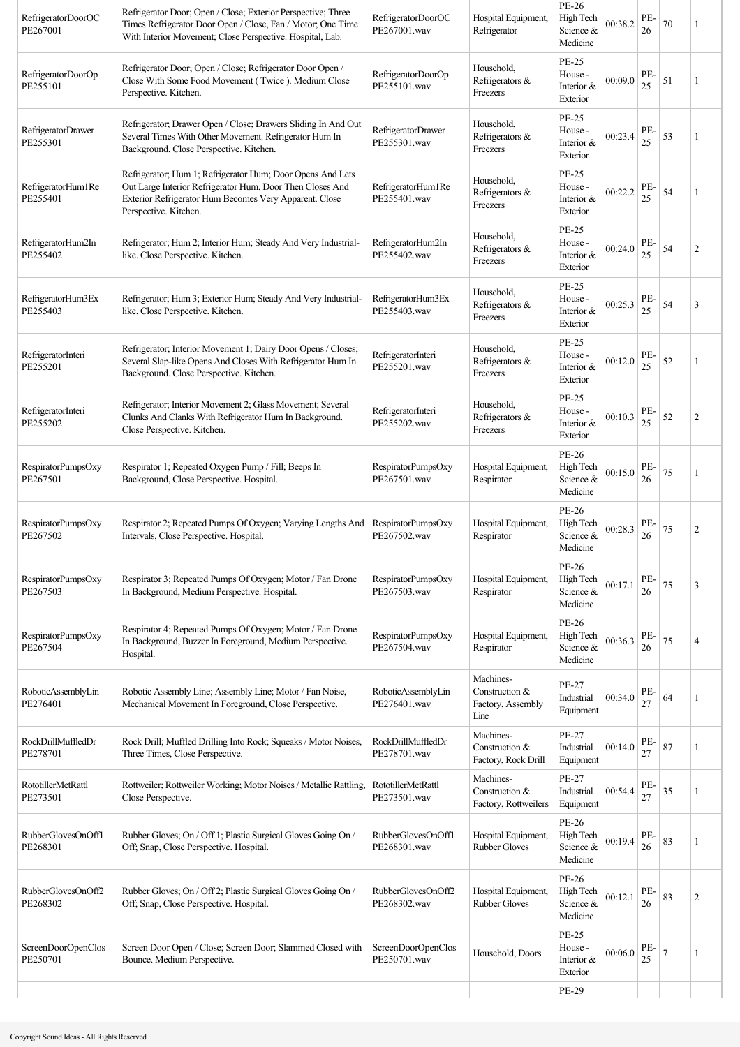| | | | | | | | | |
|---|---|---|---|---|---|---|---|---|
| RefrigeratorDoorOC PE267001 | Refrigerator Door; Open / Close; Exterior Perspective; Three Times Refrigerator Door Open / Close, Fan / Motor; One Time With Interior Movement; Close Perspective. Hospital, Lab. | RefrigeratorDoorOC PE267001.wav | Hospital Equipment, Refrigerator | PE-26 High Tech Science & Medicine | 00:38.2 | PE-26 | 70 | 1 |
| RefrigeratorDoorOp PE255101 | Refrigerator Door; Open / Close; Refrigerator Door Open / Close With Some Food Movement ( Twice ). Medium Close Perspective. Kitchen. | RefrigeratorDoorOp PE255101.wav | Household, Refrigerators & Freezers | PE-25 House - Interior & Exterior | 00:09.0 | PE-25 | 51 | 1 |
| RefrigeratorDrawer PE255301 | Refrigerator; Drawer Open / Close; Drawers Sliding In And Out Several Times With Other Movement. Refrigerator Hum In Background. Close Perspective. Kitchen. | RefrigeratorDrawer PE255301.wav | Household, Refrigerators & Freezers | PE-25 House - Interior & Exterior | 00:23.4 | PE-25 | 53 | 1 |
| RefrigeratorHum1Re PE255401 | Refrigerator; Hum 1; Refrigerator Hum; Door Opens And Lets Out Large Interior Refrigerator Hum. Door Then Closes And Exterior Refrigerator Hum Becomes Very Apparent. Close Perspective. Kitchen. | RefrigeratorHum1Re PE255401.wav | Household, Refrigerators & Freezers | PE-25 House - Interior & Exterior | 00:22.2 | PE-25 | 54 | 1 |
| RefrigeratorHum2In PE255402 | Refrigerator; Hum 2; Interior Hum; Steady And Very Industrial-like. Close Perspective. Kitchen. | RefrigeratorHum2In PE255402.wav | Household, Refrigerators & Freezers | PE-25 House - Interior & Exterior | 00:24.0 | PE-25 | 54 | 2 |
| RefrigeratorHum3Ex PE255403 | Refrigerator; Hum 3; Exterior Hum; Steady And Very Industrial-like. Close Perspective. Kitchen. | RefrigeratorHum3Ex PE255403.wav | Household, Refrigerators & Freezers | PE-25 House - Interior & Exterior | 00:25.3 | PE-25 | 54 | 3 |
| RefrigeratorInteri PE255201 | Refrigerator; Interior Movement 1; Dairy Door Opens / Closes; Several Slap-like Opens And Closes With Refrigerator Hum In Background. Close Perspective. Kitchen. | RefrigeratorInteri PE255201.wav | Household, Refrigerators & Freezers | PE-25 House - Interior & Exterior | 00:12.0 | PE-25 | 52 | 1 |
| RefrigeratorInteri PE255202 | Refrigerator; Interior Movement 2; Glass Movement; Several Clunks And Clanks With Refrigerator Hum In Background. Close Perspective. Kitchen. | RefrigeratorInteri PE255202.wav | Household, Refrigerators & Freezers | PE-25 House - Interior & Exterior | 00:10.3 | PE-25 | 52 | 2 |
| RespiratorPumpsOxy PE267501 | Respirator 1; Repeated Oxygen Pump / Fill; Beeps In Background, Close Perspective. Hospital. | RespiratorPumpsOxy PE267501.wav | Hospital Equipment, Respirator | PE-26 High Tech Science & Medicine | 00:15.0 | PE-26 | 75 | 1 |
| RespiratorPumpsOxy PE267502 | Respirator 2; Repeated Pumps Of Oxygen; Varying Lengths And Intervals, Close Perspective. Hospital. | RespiratorPumpsOxy PE267502.wav | Hospital Equipment, Respirator | PE-26 High Tech Science & Medicine | 00:28.3 | PE-26 | 75 | 2 |
| RespiratorPumpsOxy PE267503 | Respirator 3; Repeated Pumps Of Oxygen; Motor / Fan Drone In Background, Medium Perspective. Hospital. | RespiratorPumpsOxy PE267503.wav | Hospital Equipment, Respirator | PE-26 High Tech Science & Medicine | 00:17.1 | PE-26 | 75 | 3 |
| RespiratorPumpsOxy PE267504 | Respirator 4; Repeated Pumps Of Oxygen; Motor / Fan Drone In Background, Buzzer In Foreground, Medium Perspective. Hospital. | RespiratorPumpsOxy PE267504.wav | Hospital Equipment, Respirator | PE-26 High Tech Science & Medicine | 00:36.3 | PE-26 | 75 | 4 |
| RoboticAssemblyLin PE276401 | Robotic Assembly Line; Assembly Line; Motor / Fan Noise, Mechanical Movement In Foreground, Close Perspective. | RoboticAssemblyLin PE276401.wav | Machines-Construction & Factory, Assembly Line | PE-27 Industrial Equipment | 00:34.0 | PE-27 | 64 | 1 |
| RockDrillMuffledDr PE278701 | Rock Drill; Muffled Drilling Into Rock; Squeaks / Motor Noises, Three Times, Close Perspective. | RockDrillMuffledDr PE278701.wav | Machines-Construction & Factory, Rock Drill | PE-27 Industrial Equipment | 00:14.0 | PE-27 | 87 | 1 |
| RototillerMetRattl PE273501 | Rottweiler; Rottweiler Working; Motor Noises / Metallic Rattling, Close Perspective. | RototillerMetRattl PE273501.wav | Machines-Construction & Factory, Rottweilers | PE-27 Industrial Equipment | 00:54.4 | PE-27 | 35 | 1 |
| RubberGlovesOnOff1 PE268301 | Rubber Gloves; On / Off 1; Plastic Surgical Gloves Going On / Off; Snap, Close Perspective. Hospital. | RubberGlovesOnOff1 PE268301.wav | Hospital Equipment, Rubber Gloves | PE-26 High Tech Science & Medicine | 00:19.4 | PE-26 | 83 | 1 |
| RubberGlovesOnOff2 PE268302 | Rubber Gloves; On / Off 2; Plastic Surgical Gloves Going On / Off; Snap, Close Perspective. Hospital. | RubberGlovesOnOff2 PE268302.wav | Hospital Equipment, Rubber Gloves | PE-26 High Tech Science & Medicine | 00:12.1 | PE-26 | 83 | 2 |
| ScreenDoorOpenClos PE250701 | Screen Door Open / Close; Screen Door; Slammed Closed with Bounce. Medium Perspective. | ScreenDoorOpenClos PE250701.wav | Household, Doors | PE-25 House - Interior & Exterior | 00:06.0 | PE-25 | 7 | 1 |
| | | | | PE-29 | | | | |

Copyright Sound Ideas - All Rights Reserved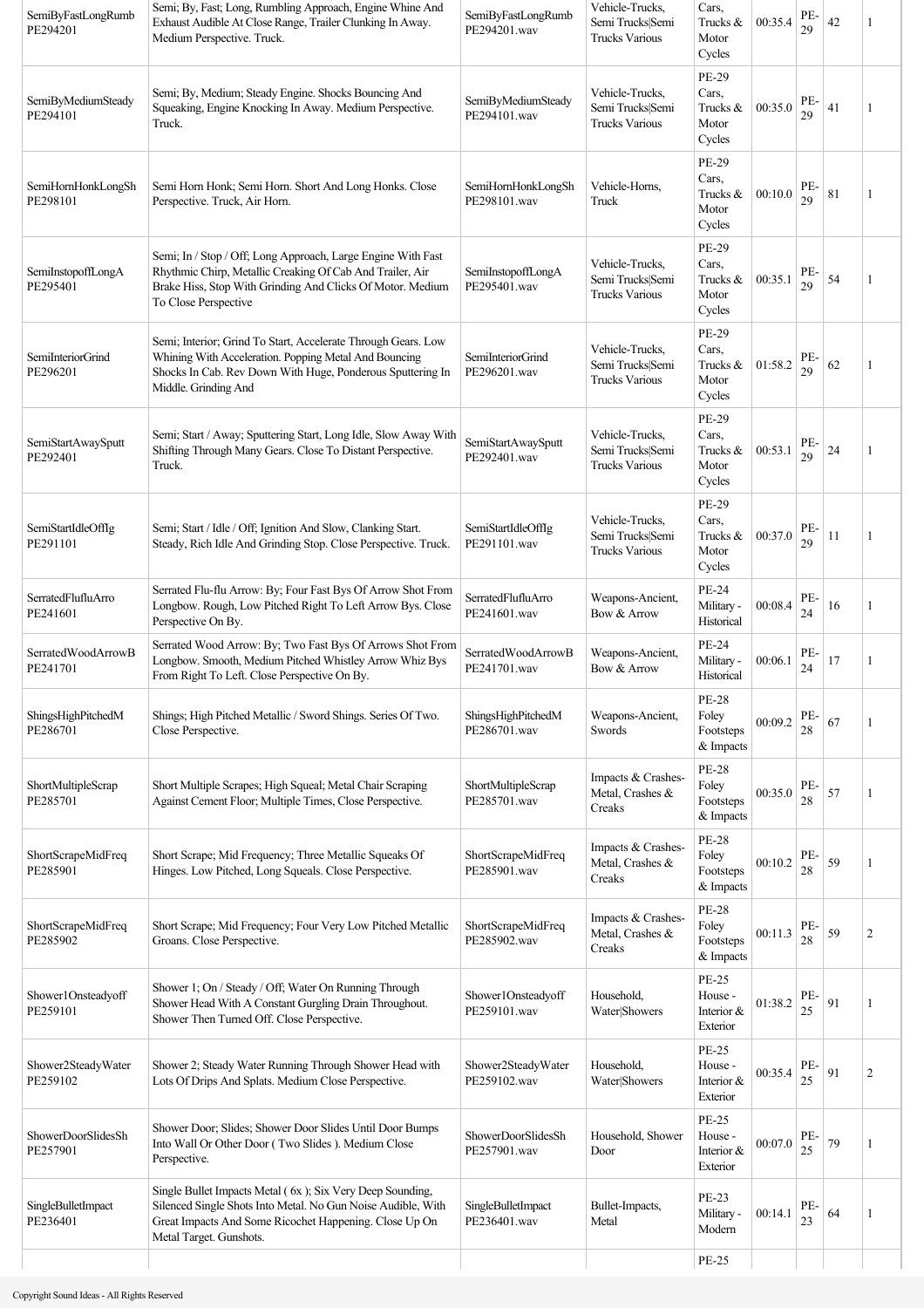| | | | | | | | | |
|---|---|---|---|---|---|---|---|---|
| SemiByFastLongRumb PE294201 | Semi; By, Fast; Long, Rumbling Approach, Engine Whine And Exhaust Audible At Close Range, Trailer Clunking In Away. Medium Perspective. Truck. | SemiByFastLongRumb PE294201.wav | Vehicle-Trucks, Semi Trucks\|Semi Trucks Various | Cars, Trucks & Motor Cycles | 00:35.4 | PE-29 | 42 | 1 |
| SemiByMediumSteady PE294101 | Semi; By, Medium; Steady Engine. Shocks Bouncing And Squeaking, Engine Knocking In Away. Medium Perspective. Truck. | SemiByMediumSteady PE294101.wav | Vehicle-Trucks, Semi Trucks\|Semi Trucks Various | PE-29 Cars, Trucks & Motor Cycles | 00:35.0 | PE-29 | 41 | 1 |
| SemiHornHonkLongSh PE298101 | Semi Horn Honk; Semi Horn. Short And Long Honks. Close Perspective. Truck, Air Horn. | SemiHornHonkLongSh PE298101.wav | Vehicle-Horns, Truck | PE-29 Cars, Trucks & Motor Cycles | 00:10.0 | PE-29 | 81 | 1 |
| SemiInstopoffLongA PE295401 | Semi; In / Stop / Off; Long Approach, Large Engine With Fast Rhythmic Chirp, Metallic Creaking Of Cab And Trailer, Air Brake Hiss, Stop With Grinding And Clicks Of Motor. Medium To Close Perspective | SemiInstopoffLongA PE295401.wav | Vehicle-Trucks, Semi Trucks\|Semi Trucks Various | PE-29 Cars, Trucks & Motor Cycles | 00:35.1 | PE-29 | 54 | 1 |
| SemiInteriorGrind PE296201 | Semi; Interior; Grind To Start, Accelerate Through Gears. Low Whining With Acceleration. Popping Metal And Bouncing Shocks In Cab. Rev Down With Huge, Ponderous Sputtering In Middle. Grinding And | SemiInteriorGrind PE296201.wav | Vehicle-Trucks, Semi Trucks\|Semi Trucks Various | PE-29 Cars, Trucks & Motor Cycles | 01:58.2 | PE-29 | 62 | 1 |
| SemiStartAwaySputt PE292401 | Semi; Start / Away; Sputtering Start, Long Idle, Slow Away With Shifting Through Many Gears. Close To Distant Perspective. Truck. | SemiStartAwaySputt PE292401.wav | Vehicle-Trucks, Semi Trucks\|Semi Trucks Various | PE-29 Cars, Trucks & Motor Cycles | 00:53.1 | PE-29 | 24 | 1 |
| SemiStartIdleOffIg PE291101 | Semi; Start / Idle / Off; Ignition And Slow, Clanking Start. Steady, Rich Idle And Grinding Stop. Close Perspective. Truck. | SemiStartIdleOffIg PE291101.wav | Vehicle-Trucks, Semi Trucks\|Semi Trucks Various | PE-29 Cars, Trucks & Motor Cycles | 00:37.0 | PE-29 | 11 | 1 |
| SerratedFlufluArro PE241601 | Serrated Flu-flu Arrow: By; Four Fast Bys Of Arrow Shot From Longbow. Rough, Low Pitched Right To Left Arrow Bys. Close Perspective On By. | SerratedFlufluArro PE241601.wav | Weapons-Ancient, Bow & Arrow | PE-24 Military - Historical | 00:08.4 | PE-24 | 16 | 1 |
| SerratedWoodArrowB PE241701 | Serrated Wood Arrow: By; Two Fast Bys Of Arrows Shot From Longbow. Smooth, Medium Pitched Whistley Arrow Whiz Bys From Right To Left. Close Perspective On By. | SerratedWoodArrowB PE241701.wav | Weapons-Ancient, Bow & Arrow | PE-24 Military - Historical | 00:06.1 | PE-24 | 17 | 1 |
| ShingsHighPitchedM PE286701 | Shings; High Pitched Metallic / Sword Shings. Series Of Two. Close Perspective. | ShingsHighPitchedM PE286701.wav | Weapons-Ancient, Swords | PE-28 Foley Footsteps & Impacts | 00:09.2 | PE-28 | 67 | 1 |
| ShortMultipleScrap PE285701 | Short Multiple Scrapes; High Squeal; Metal Chair Scraping Against Cement Floor; Multiple Times, Close Perspective. | ShortMultipleScrap PE285701.wav | Impacts & Crashes-Metal, Crashes & Creaks | PE-28 Foley Footsteps & Impacts | 00:35.0 | PE-28 | 57 | 1 |
| ShortScrapeMidFreq PE285901 | Short Scrape; Mid Frequency; Three Metallic Squeaks Of Hinges. Low Pitched, Long Squeals. Close Perspective. | ShortScrapeMidFreq PE285901.wav | Impacts & Crashes-Metal, Crashes & Creaks | PE-28 Foley Footsteps & Impacts | 00:10.2 | PE-28 | 59 | 1 |
| ShortScrapeMidFreq PE285902 | Short Scrape; Mid Frequency; Four Very Low Pitched Metallic Groans. Close Perspective. | ShortScrapeMidFreq PE285902.wav | Impacts & Crashes-Metal, Crashes & Creaks | PE-28 Foley Footsteps & Impacts | 00:11.3 | PE-28 | 59 | 2 |
| Shower1Onsteadyoff PE259101 | Shower 1; On / Steady / Off; Water On Running Through Shower Head With A Constant Gurgling Drain Throughout. Shower Then Turned Off. Close Perspective. | Shower1Onsteadyoff PE259101.wav | Household, Water\|Showers | PE-25 House - Interior & Exterior | 01:38.2 | PE-25 | 91 | 1 |
| Shower2SteadyWater PE259102 | Shower 2; Steady Water Running Through Shower Head with Lots Of Drips And Splats. Medium Close Perspective. | Shower2SteadyWater PE259102.wav | Household, Water\|Showers | PE-25 House - Interior & Exterior | 00:35.4 | PE-25 | 91 | 2 |
| ShowerDoorSlidesSh PE257901 | Shower Door; Slides; Shower Door Slides Until Door Bumps Into Wall Or Other Door ( Two Slides ). Medium Close Perspective. | ShowerDoorSlidesSh PE257901.wav | Household, Shower Door | PE-25 House - Interior & Exterior | 00:07.0 | PE-25 | 79 | 1 |
| SingleBulletImpact PE236401 | Single Bullet Impacts Metal ( 6x ); Six Very Deep Sounding, Silenced Single Shots Into Metal. No Gun Noise Audible, With Great Impacts And Some Ricochet Happening. Close Up On Metal Target. Gunshots. | SingleBulletImpact PE236401.wav | Bullet-Impacts, Metal | PE-23 Military - Modern | 00:14.1 | PE-23 | 64 | 1 |
| | | | | PE-25 | | | | |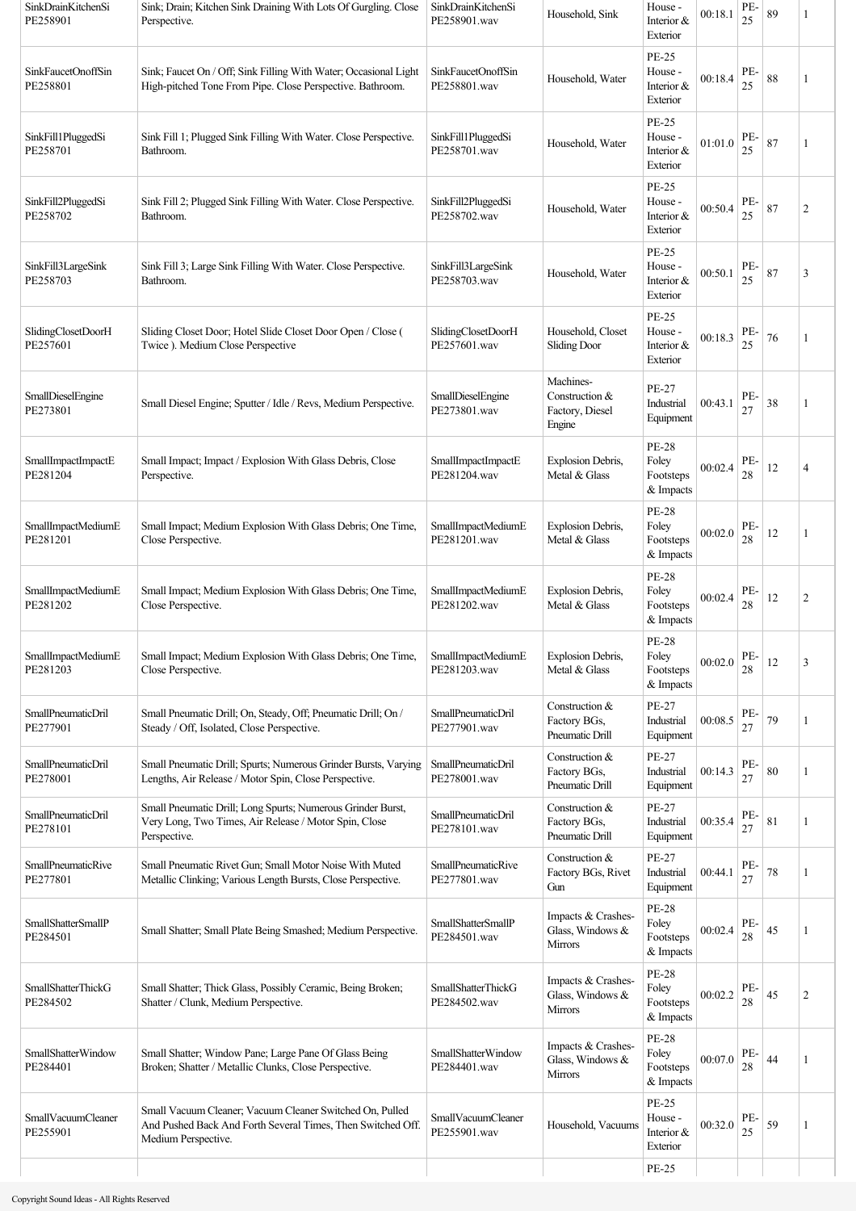| SinkDrainKitchenSi PE258901 | Sink; Drain; Kitchen Sink Draining With Lots Of Gurgling. Close Perspective. | SinkDrainKitchenSi PE258901.wav | Household, Sink | House - Interior & Exterior | 00:18.1 | PE-25 | 89 | 1 |
|---|---|---|---|---|---|---|---|---|
| SinkFaucetOnoffSin PE258801 | Sink; Faucet On / Off; Sink Filling With Water; Occasional Light High-pitched Tone From Pipe. Close Perspective. Bathroom. | SinkFaucetOnoffSin PE258801.wav | Household, Water | PE-25 House - Interior & Exterior | 00:18.4 | PE-25 | 88 | 1 |
| SinkFill1PluggedSi PE258701 | Sink Fill 1; Plugged Sink Filling With Water. Close Perspective. Bathroom. | SinkFill1PluggedSi PE258701.wav | Household, Water | PE-25 House - Interior & Exterior | 01:01.0 | PE-25 | 87 | 1 |
| SinkFill2PluggedSi PE258702 | Sink Fill 2; Plugged Sink Filling With Water. Close Perspective. Bathroom. | SinkFill2PluggedSi PE258702.wav | Household, Water | PE-25 House - Interior & Exterior | 00:50.4 | PE-25 | 87 | 2 |
| SinkFill3LargeSink PE258703 | Sink Fill 3; Large Sink Filling With Water. Close Perspective. Bathroom. | SinkFill3LargeSink PE258703.wav | Household, Water | PE-25 House - Interior & Exterior | 00:50.1 | PE-25 | 87 | 3 |
| SlidingClosetDoorH PE257601 | Sliding Closet Door; Hotel Slide Closet Door Open / Close ( Twice ). Medium Close Perspective | SlidingClosetDoorH PE257601.wav | Household, Closet Sliding Door | PE-25 House - Interior & Exterior | 00:18.3 | PE-25 | 76 | 1 |
| SmallDieselEngine PE273801 | Small Diesel Engine; Sputter / Idle / Revs, Medium Perspective. | SmallDieselEngine PE273801.wav | Machines-Construction & Factory, Diesel Engine | PE-27 Industrial Equipment | 00:43.1 | PE-27 | 38 | 1 |
| SmallImpactImpactE PE281204 | Small Impact; Impact / Explosion With Glass Debris, Close Perspective. | SmallImpactImpactE PE281204.wav | Explosion Debris, Metal & Glass | PE-28 Foley Footsteps & Impacts | 00:02.4 | PE-28 | 12 | 4 |
| SmallImpactMediumE PE281201 | Small Impact; Medium Explosion With Glass Debris; One Time, Close Perspective. | SmallImpactMediumE PE281201.wav | Explosion Debris, Metal & Glass | PE-28 Foley Footsteps & Impacts | 00:02.0 | PE-28 | 12 | 1 |
| SmallImpactMediumE PE281202 | Small Impact; Medium Explosion With Glass Debris; One Time, Close Perspective. | SmallImpactMediumE PE281202.wav | Explosion Debris, Metal & Glass | PE-28 Foley Footsteps & Impacts | 00:02.4 | PE-28 | 12 | 2 |
| SmallImpactMediumE PE281203 | Small Impact; Medium Explosion With Glass Debris; One Time, Close Perspective. | SmallImpactMediumE PE281203.wav | Explosion Debris, Metal & Glass | PE-28 Foley Footsteps & Impacts | 00:02.0 | PE-28 | 12 | 3 |
| SmallPneumaticDril PE277901 | Small Pneumatic Drill; On, Steady, Off; Pneumatic Drill; On / Steady / Off, Isolated, Close Perspective. | SmallPneumaticDril PE277901.wav | Construction & Factory BGs, Pneumatic Drill | PE-27 Industrial Equipment | 00:08.5 | PE-27 | 79 | 1 |
| SmallPneumaticDril PE278001 | Small Pneumatic Drill; Spurts; Numerous Grinder Bursts, Varying Lengths, Air Release / Motor Spin, Close Perspective. | SmallPneumaticDril PE278001.wav | Construction & Factory BGs, Pneumatic Drill | PE-27 Industrial Equipment | 00:14.3 | PE-27 | 80 | 1 |
| SmallPneumaticDril PE278101 | Small Pneumatic Drill; Long Spurts; Numerous Grinder Burst, Very Long, Two Times, Air Release / Motor Spin, Close Perspective. | SmallPneumaticDril PE278101.wav | Construction & Factory BGs, Pneumatic Drill | PE-27 Industrial Equipment | 00:35.4 | PE-27 | 81 | 1 |
| SmallPneumaticRive PE277801 | Small Pneumatic Rivet Gun; Small Motor Noise With Muted Metallic Clinking; Various Length Bursts, Close Perspective. | SmallPneumaticRive PE277801.wav | Construction & Factory BGs, Rivet Gun | PE-27 Industrial Equipment | 00:44.1 | PE-27 | 78 | 1 |
| SmallShatterSmallP PE284501 | Small Shatter; Small Plate Being Smashed; Medium Perspective. | SmallShatterSmallP PE284501.wav | Impacts & Crashes-Glass, Windows & Mirrors | PE-28 Foley Footsteps & Impacts | 00:02.4 | PE-28 | 45 | 1 |
| SmallShatterThickG PE284502 | Small Shatter; Thick Glass, Possibly Ceramic, Being Broken; Shatter / Clunk, Medium Perspective. | SmallShatterThickG PE284502.wav | Impacts & Crashes-Glass, Windows & Mirrors | PE-28 Foley Footsteps & Impacts | 00:02.2 | PE-28 | 45 | 2 |
| SmallShatterWindow PE284401 | Small Shatter; Window Pane; Large Pane Of Glass Being Broken; Shatter / Metallic Clunks, Close Perspective. | SmallShatterWindow PE284401.wav | Impacts & Crashes-Glass, Windows & Mirrors | PE-28 Foley Footsteps & Impacts | 00:07.0 | PE-28 | 44 | 1 |
| SmallVacuumCleaner PE255901 | Small Vacuum Cleaner; Vacuum Cleaner Switched On, Pulled And Pushed Back And Forth Several Times, Then Switched Off. Medium Perspective. | SmallVacuumCleaner PE255901.wav | Household, Vacuums | PE-25 House - Interior & Exterior | 00:32.0 | PE-25 | 59 | 1 |
| | | | | PE-25 | | | | |

Copyright Sound Ideas - All Rights Reserved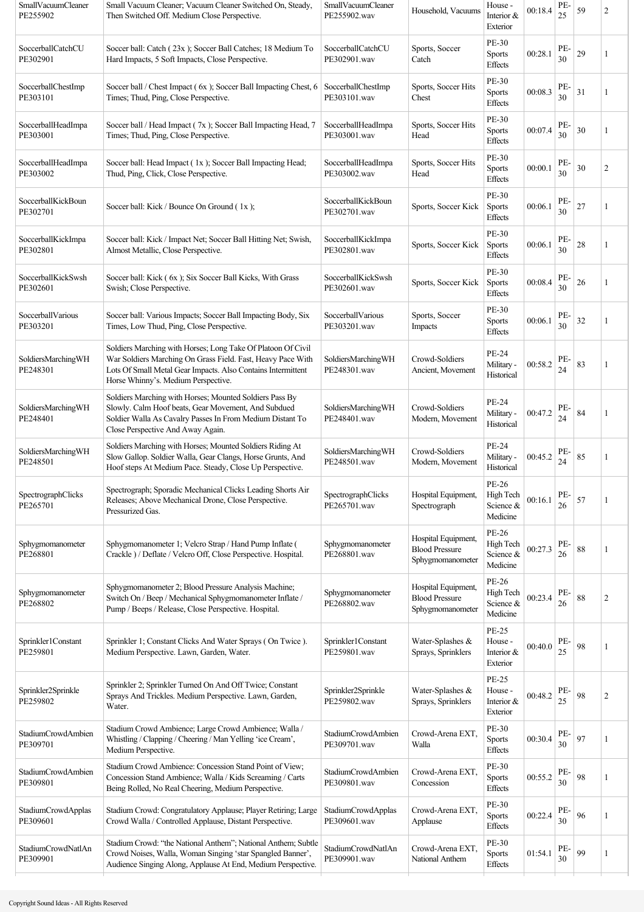| SmallVacuumCleaner PE255902 | Small Vacuum Cleaner; Vacuum Cleaner Switched On, Steady, Then Switched Off. Medium Close Perspective. | SmallVacuumCleaner PE255902.wav | Household, Vacuums | House - Interior & Exterior | 00:18.4 | PE-25 | 59 | 2 |
|---|---|---|---|---|---|---|---|---|
| SoccerballCatchCU PE302901 | Soccer ball: Catch ( 23x ); Soccer Ball Catches; 18 Medium To Hard Impacts, 5 Soft Impacts, Close Perspective. | SoccerballCatchCU PE302901.wav | Sports, Soccer Catch | PE-30 Sports Effects | 00:28.1 | PE-30 | 29 | 1 |
| SoccerballChestImp PE303101 | Soccer ball / Chest Impact ( 6x ); Soccer Ball Impacting Chest, 6 Times; Thud, Ping, Close Perspective. | SoccerballChestImp PE303101.wav | Sports, Soccer Hits Chest | PE-30 Sports Effects | 00:08.3 | PE-30 | 31 | 1 |
| SoccerballHeadImpa PE303001 | Soccer ball / Head Impact ( 7x ); Soccer Ball Impacting Head, 7 Times; Thud, Ping, Close Perspective. | SoccerballHeadImpa PE303001.wav | Sports, Soccer Hits Head | PE-30 Sports Effects | 00:07.4 | PE-30 | 30 | 1 |
| SoccerballHeadImpa PE303002 | Soccer ball: Head Impact ( 1x ); Soccer Ball Impacting Head; Thud, Ping, Click, Close Perspective. | SoccerballHeadImpa PE303002.wav | Sports, Soccer Hits Head | PE-30 Sports Effects | 00:00.1 | PE-30 | 30 | 2 |
| SoccerballKickBoun PE302701 | Soccer ball: Kick / Bounce On Ground ( 1x ); | SoccerballKickBoun PE302701.wav | Sports, Soccer Kick | PE-30 Sports Effects | 00:06.1 | PE-30 | 27 | 1 |
| SoccerballKickImpa PE302801 | Soccer ball: Kick / Impact Net; Soccer Ball Hitting Net; Swish, Almost Metallic, Close Perspective. | SoccerballKickImpa PE302801.wav | Sports, Soccer Kick | PE-30 Sports Effects | 00:06.1 | PE-30 | 28 | 1 |
| SoccerballKickSwsh PE302601 | Soccer ball: Kick ( 6x ); Six Soccer Ball Kicks, With Grass Swish; Close Perspective. | SoccerballKickSwsh PE302601.wav | Sports, Soccer Kick | PE-30 Sports Effects | 00:08.4 | PE-30 | 26 | 1 |
| SoccerballVarious PE303201 | Soccer ball: Various Impacts; Soccer Ball Impacting Body, Six Times, Low Thud, Ping, Close Perspective. | SoccerballVarious PE303201.wav | Sports, Soccer Impacts | PE-30 Sports Effects | 00:06.1 | PE-30 | 32 | 1 |
| SoldiersMarchingWH PE248301 | Soldiers Marching with Horses; Long Take Of Platoon Of Civil War Soldiers Marching On Grass Field. Fast, Heavy Pace With Lots Of Small Metal Gear Impacts. Also Contains Intermittent Horse Whinny's. Medium Perspective. | SoldiersMarchingWH PE248301.wav | Crowd-Soldiers Ancient, Movement | PE-24 Military - Historical | 00:58.2 | PE-24 | 83 | 1 |
| SoldiersMarchingWH PE248401 | Soldiers Marching with Horses; Mounted Soldiers Pass By Slowly. Calm Hoof beats, Gear Movement, And Subdued Soldier Walla As Cavalry Passes In From Medium Distant To Close Perspective And Away Again. | SoldiersMarchingWH PE248401.wav | Crowd-Soldiers Modern, Movement | PE-24 Military - Historical | 00:47.2 | PE-24 | 84 | 1 |
| SoldiersMarchingWH PE248501 | Soldiers Marching with Horses; Mounted Soldiers Riding At Slow Gallop. Soldier Walla, Gear Clangs, Horse Grunts, And Hoof steps At Medium Pace. Steady, Close Up Perspective. | SoldiersMarchingWH PE248501.wav | Crowd-Soldiers Modern, Movement | PE-24 Military - Historical | 00:45.2 | PE-24 | 85 | 1 |
| SpectrographClicks PE265701 | Spectrograph; Sporadic Mechanical Clicks Leading Shorts Air Releases; Above Mechanical Drone, Close Perspective. Pressurized Gas. | SpectrographClicks PE265701.wav | Hospital Equipment, Spectrograph | PE-26 High Tech Science & Medicine | 00:16.1 | PE-26 | 57 | 1 |
| Sphygmomanometer PE268801 | Sphygmomanometer 1; Velcro Strap / Hand Pump Inflate ( Crackle ) / Deflate / Velcro Off, Close Perspective. Hospital. | Sphygmomanometer PE268801.wav | Hospital Equipment, Blood Pressure Sphygmomanometer | PE-26 High Tech Science & Medicine | 00:27.3 | PE-26 | 88 | 1 |
| Sphygmomanometer PE268802 | Sphygmomanometer 2; Blood Pressure Analysis Machine; Switch On / Beep / Mechanical Sphygmomanometer Inflate / Pump / Beeps / Release, Close Perspective. Hospital. | Sphygmomanometer PE268802.wav | Hospital Equipment, Blood Pressure Sphygmomanometer | PE-26 High Tech Science & Medicine | 00:23.4 | PE-26 | 88 | 2 |
| Sprinkler1Constant PE259801 | Sprinkler 1; Constant Clicks And Water Sprays ( On Twice ). Medium Perspective. Lawn, Garden, Water. | Sprinkler1Constant PE259801.wav | Water-Splashes & Sprays, Sprinklers | PE-25 House - Interior & Exterior | 00:40.0 | PE-25 | 98 | 1 |
| Sprinkler2Sprinkle PE259802 | Sprinkler 2; Sprinkler Turned On And Off Twice; Constant Sprays And Trickles. Medium Perspective. Lawn, Garden, Water. | Sprinkler2Sprinkle PE259802.wav | Water-Splashes & Sprays, Sprinklers | PE-25 House - Interior & Exterior | 00:48.2 | PE-25 | 98 | 2 |
| StadiumCrowdAmbien PE309701 | Stadium Crowd Ambience; Large Crowd Ambience; Walla / Whistling / Clapping / Cheering / Man Yelling 'ice Cream', Medium Perspective. | StadiumCrowdAmbien PE309701.wav | Crowd-Arena EXT, Walla | PE-30 Sports Effects | 00:30.4 | PE-30 | 97 | 1 |
| StadiumCrowdAmbien PE309801 | Stadium Crowd Ambience: Concession Stand Point of View; Concession Stand Ambience; Walla / Kids Screaming / Carts Being Rolled, No Real Cheering, Medium Perspective. | StadiumCrowdAmbien PE309801.wav | Crowd-Arena EXT, Concession | PE-30 Sports Effects | 00:55.2 | PE-30 | 98 | 1 |
| StadiumCrowdApplas PE309601 | Stadium Crowd: Congratulatory Applause; Player Retiring; Large Crowd Walla / Controlled Applause, Distant Perspective. | StadiumCrowdApplas PE309601.wav | Crowd-Arena EXT, Applause | PE-30 Sports Effects | 00:22.4 | PE-30 | 96 | 1 |
| StadiumCrowdNatlAn PE309901 | Stadium Crowd: "the National Anthem"; National Anthem; Subtle Crowd Noises, Walla, Woman Singing 'star Spangled Banner', Audience Singing Along, Applause At End, Medium Perspective. | StadiumCrowdNatlAn PE309901.wav | Crowd-Arena EXT, National Anthem | PE-30 Sports Effects | 01:54.1 | PE-30 | 99 | 1 |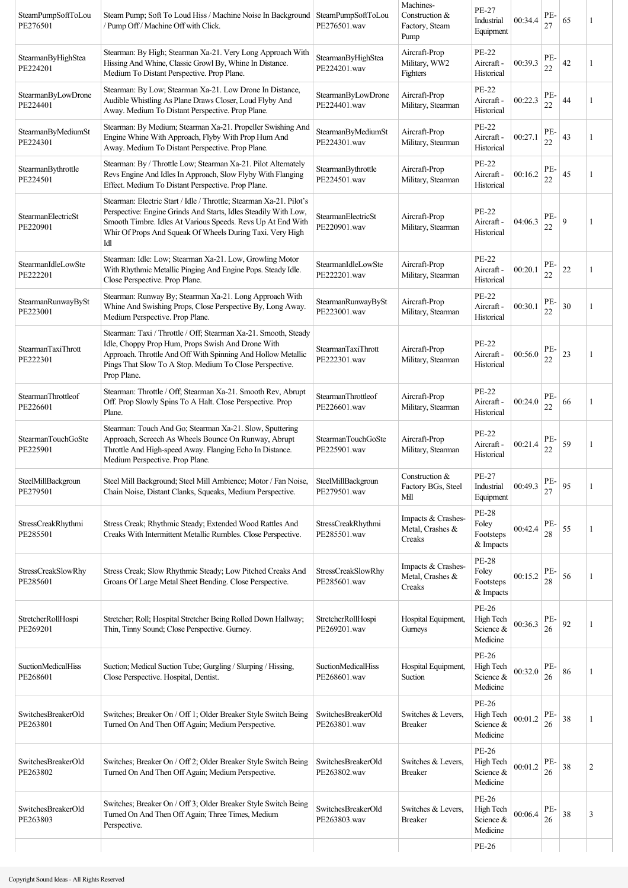| | | | | | | | | |
|---|---|---|---|---|---|---|---|---|
| SteamPumpSoftToLou PE276501 | Steam Pump; Soft To Loud Hiss / Machine Noise In Background / Pump Off / Machine Off with Click. | SteamPumpSoftToLou PE276501.wav | Machines-Construction & Factory, Steam Pump | PE-27 Industrial Equipment | 00:34.4 | PE-27 | 65 | 1 |
| StearmanByHighStea PE224201 | Stearman: By High; Stearman Xa-21. Very Long Approach With Hissing And Whine, Classic Growl By, Whine In Distance. Medium To Distant Perspective. Prop Plane. | StearmanByHighStea PE224201.wav | Aircraft-Prop Military, WW2 Fighters | PE-22 Aircraft - Historical | 00:39.3 | PE-22 | 42 | 1 |
| StearmanByLowDrone PE224401 | Stearman: By Low; Stearman Xa-21. Low Drone In Distance, Audible Whistling As Plane Draws Closer, Loud Flyby And Away. Medium To Distant Perspective. Prop Plane. | StearmanByLowDrone PE224401.wav | Aircraft-Prop Military, Stearman | PE-22 Aircraft - Historical | 00:22.3 | PE-22 | 44 | 1 |
| StearmanByMediumSt PE224301 | Stearman: By Medium; Stearman Xa-21. Propeller Swishing And Engine Whine With Approach, Flyby With Prop Hum And Away. Medium To Distant Perspective. Prop Plane. | StearmanByMediumSt PE224301.wav | Aircraft-Prop Military, Stearman | PE-22 Aircraft - Historical | 00:27.1 | PE-22 | 43 | 1 |
| StearmanBythrottle PE224501 | Stearman: By / Throttle Low; Stearman Xa-21. Pilot Alternately Revs Engine And Idles In Approach, Slow Flyby With Flanging Effect. Medium To Distant Perspective. Prop Plane. | StearmanBythrottle PE224501.wav | Aircraft-Prop Military, Stearman | PE-22 Aircraft - Historical | 00:16.2 | PE-22 | 45 | 1 |
| StearmanElectricSt PE220901 | Stearman: Electric Start / Idle / Throttle; Stearman Xa-21. Pilot's Perspective: Engine Grinds And Starts, Idles Steadily With Low, Smooth Timbre. Idles At Various Speeds. Revs Up At End With Whir Of Props And Squeak Of Wheels During Taxi. Very High Idl | StearmanElectricSt PE220901.wav | Aircraft-Prop Military, Stearman | PE-22 Aircraft - Historical | 04:06.3 | PE-22 | 9 | 1 |
| StearmanIdleLowSte PE222201 | Stearman: Idle: Low; Stearman Xa-21. Low, Growling Motor With Rhythmic Metallic Pinging And Engine Pops. Steady Idle. Close Perspective. Prop Plane. | StearmanIdleLowSte PE222201.wav | Aircraft-Prop Military, Stearman | PE-22 Aircraft - Historical | 00:20.1 | PE-22 | 22 | 1 |
| StearmanRunwayBySt PE223001 | Stearman: Runway By; Stearman Xa-21. Long Approach With Whine And Swishing Props, Close Perspective By, Long Away. Medium Perspective. Prop Plane. | StearmanRunwayBySt PE223001.wav | Aircraft-Prop Military, Stearman | PE-22 Aircraft - Historical | 00:30.1 | PE-22 | 30 | 1 |
| StearmanTaxiThrott PE222301 | Stearman: Taxi / Throttle / Off; Stearman Xa-21. Smooth, Steady Idle, Choppy Prop Hum, Props Swish And Drone With Approach. Throttle And Off With Spinning And Hollow Metallic Pings That Slow To A Stop. Medium To Close Perspective. Prop Plane. | StearmanTaxiThrott PE222301.wav | Aircraft-Prop Military, Stearman | PE-22 Aircraft - Historical | 00:56.0 | PE-22 | 23 | 1 |
| StearmanThrottleof PE226601 | Stearman: Throttle / Off; Stearman Xa-21. Smooth Rev, Abrupt Off. Prop Slowly Spins To A Halt. Close Perspective. Prop Plane. | StearmanThrottleof PE226601.wav | Aircraft-Prop Military, Stearman | PE-22 Aircraft - Historical | 00:24.0 | PE-22 | 66 | 1 |
| StearmanTouchGoSte PE225901 | Stearman: Touch And Go; Stearman Xa-21. Slow, Sputtering Approach, Screech As Wheels Bounce On Runway, Abrupt Throttle And High-speed Away. Flanging Echo In Distance. Medium Perspective. Prop Plane. | StearmanTouchGoSte PE225901.wav | Aircraft-Prop Military, Stearman | PE-22 Aircraft - Historical | 00:21.4 | PE-22 | 59 | 1 |
| SteelMillBackgroun PE279501 | Steel Mill Background; Steel Mill Ambience; Motor / Fan Noise, Chain Noise, Distant Clanks, Squeaks, Medium Perspective. | SteelMillBackgroun PE279501.wav | Construction & Factory BGs, Steel Mill | PE-27 Industrial Equipment | 00:49.3 | PE-27 | 95 | 1 |
| StressCreakRhythmi PE285501 | Stress Creak; Rhythmic Steady; Extended Wood Rattles And Creaks With Intermittent Metallic Rumbles. Close Perspective. | StressCreakRhythmi PE285501.wav | Impacts & Crashes-Metal, Crashes & Creaks | PE-28 Foley Footsteps & Impacts | 00:42.4 | PE-28 | 55 | 1 |
| StressCreakSlowRhy PE285601 | Stress Creak; Slow Rhythmic Steady; Low Pitched Creaks And Groans Of Large Metal Sheet Bending. Close Perspective. | StressCreakSlowRhy PE285601.wav | Impacts & Crashes-Metal, Crashes & Creaks | PE-28 Foley Footsteps & Impacts | 00:15.2 | PE-28 | 56 | 1 |
| StretcherRollHospi PE269201 | Stretcher; Roll; Hospital Stretcher Being Rolled Down Hallway; Thin, Tinny Sound; Close Perspective. Gurney. | StretcherRollHospi PE269201.wav | Hospital Equipment, Gurneys | PE-26 High Tech Science & Medicine | 00:36.3 | PE-26 | 92 | 1 |
| SuctionMedicalHiss PE268601 | Suction; Medical Suction Tube; Gurgling / Slurping / Hissing, Close Perspective. Hospital, Dentist. | SuctionMedicalHiss PE268601.wav | Hospital Equipment, Suction | PE-26 High Tech Science & Medicine | 00:32.0 | PE-26 | 86 | 1 |
| SwitchesBreakerOld PE263801 | Switches; Breaker On / Off 1; Older Breaker Style Switch Being Turned On And Then Off Again; Medium Perspective. | SwitchesBreakerOld PE263801.wav | Switches & Levers, Breaker | PE-26 High Tech Science & Medicine | 00:01.2 | PE-26 | 38 | 1 |
| SwitchesBreakerOld PE263802 | Switches; Breaker On / Off 2; Older Breaker Style Switch Being Turned On And Then Off Again; Medium Perspective. | SwitchesBreakerOld PE263802.wav | Switches & Levers, Breaker | PE-26 High Tech Science & Medicine | 00:01.2 | PE-26 | 38 | 2 |
| SwitchesBreakerOld PE263803 | Switches; Breaker On / Off 3; Older Breaker Style Switch Being Turned On And Then Off Again; Three Times, Medium Perspective. | SwitchesBreakerOld PE263803.wav | Switches & Levers, Breaker | PE-26 High Tech Science & Medicine | 00:06.4 | PE-26 | 38 | 3 |
| | | | | PE-26 | | | | |

Copyright Sound Ideas - All Rights Reserved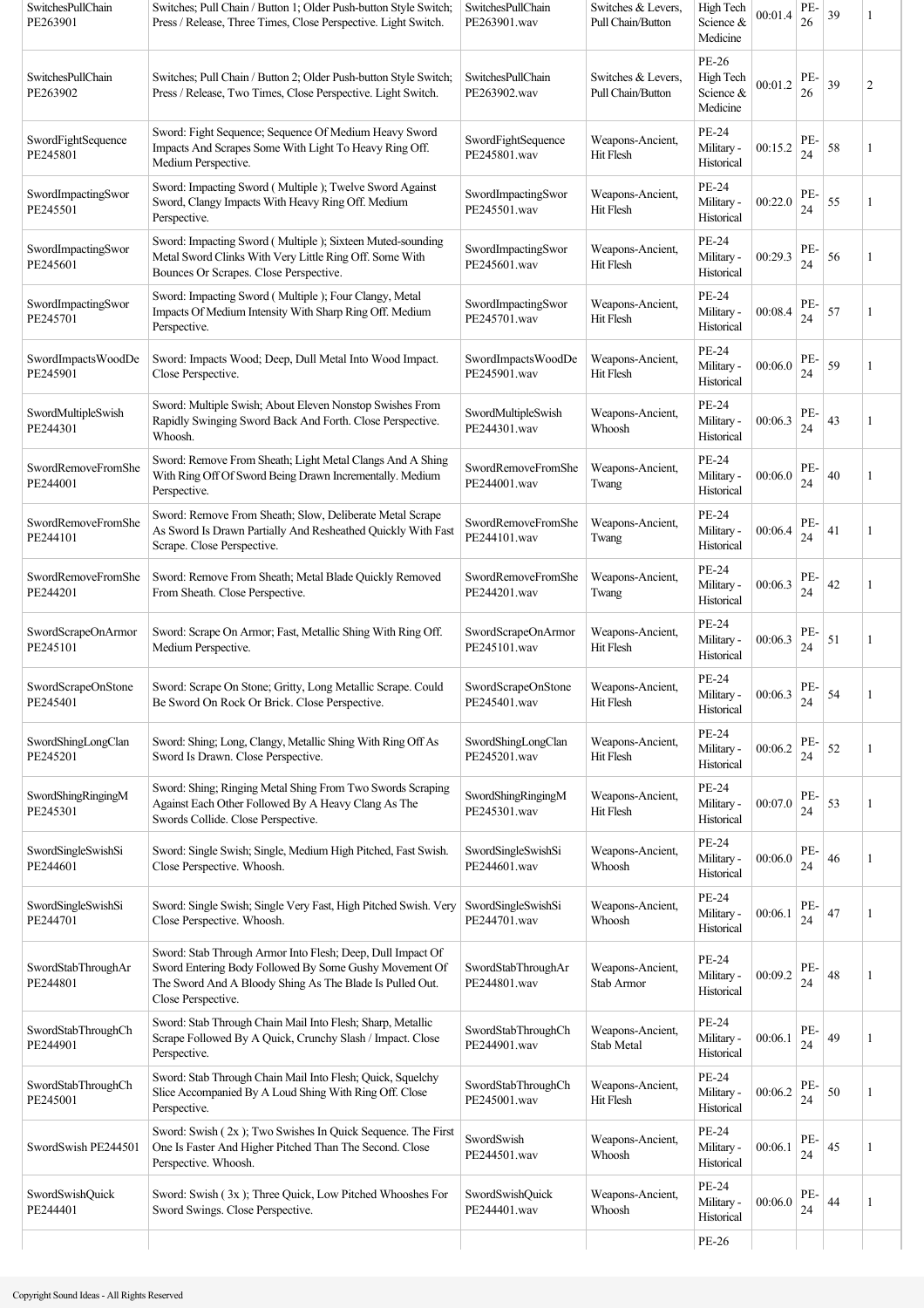| SwitchesPullChain PE263901 | Switches; Pull Chain / Button 1; Older Push-button Style Switch; Press / Release, Three Times, Close Perspective. Light Switch. | SwitchesPullChain PE263901.wav | Switches & Levers, Pull Chain/Button | High Tech Science & Medicine | 00:01.4 | PE-26 | 39 | 1 |
|---|---|---|---|---|---|---|---|---|
| SwitchesPullChain PE263902 | Switches; Pull Chain / Button 2; Older Push-button Style Switch; Press / Release, Two Times, Close Perspective. Light Switch. | SwitchesPullChain PE263902.wav | Switches & Levers, Pull Chain/Button | PE-26 High Tech Science & Medicine | 00:01.2 | PE-26 | 39 | 2 |
| SwordFightSequence PE245801 | Sword: Fight Sequence; Sequence Of Medium Heavy Sword Impacts And Scrapes Some With Light To Heavy Ring Off. Medium Perspective. | SwordFightSequence PE245801.wav | Weapons-Ancient, Hit Flesh | PE-24 Military - Historical | 00:15.2 | PE-24 | 58 | 1 |
| SwordImpactingSwor PE245501 | Sword: Impacting Sword ( Multiple ); Twelve Sword Against Sword, Clangy Impacts With Heavy Ring Off. Medium Perspective. | SwordImpactingSwor PE245501.wav | Weapons-Ancient, Hit Flesh | PE-24 Military - Historical | 00:22.0 | PE-24 | 55 | 1 |
| SwordImpactingSwor PE245601 | Sword: Impacting Sword ( Multiple ); Sixteen Muted-sounding Metal Sword Clinks With Very Little Ring Off. Some With Bounces Or Scrapes. Close Perspective. | SwordImpactingSwor PE245601.wav | Weapons-Ancient, Hit Flesh | PE-24 Military - Historical | 00:29.3 | PE-24 | 56 | 1 |
| SwordImpactingSwor PE245701 | Sword: Impacting Sword ( Multiple ); Four Clangy, Metal Impacts Of Medium Intensity With Sharp Ring Off. Medium Perspective. | SwordImpactingSwor PE245701.wav | Weapons-Ancient, Hit Flesh | PE-24 Military - Historical | 00:08.4 | PE-24 | 57 | 1 |
| SwordImpactsWoodDe PE245901 | Sword: Impacts Wood; Deep, Dull Metal Into Wood Impact. Close Perspective. | SwordImpactsWoodDe PE245901.wav | Weapons-Ancient, Hit Flesh | PE-24 Military - Historical | 00:06.0 | PE-24 | 59 | 1 |
| SwordMultipleSwish PE244301 | Sword: Multiple Swish; About Eleven Nonstop Swishes From Rapidly Swinging Sword Back And Forth. Close Perspective. Whoosh. | SwordMultipleSwish PE244301.wav | Weapons-Ancient, Whoosh | PE-24 Military - Historical | 00:06.3 | PE-24 | 43 | 1 |
| SwordRemoveFromShe PE244001 | Sword: Remove From Sheath; Light Metal Clangs And A Shing With Ring Off Of Sword Being Drawn Incrementally. Medium Perspective. | SwordRemoveFromShe PE244001.wav | Weapons-Ancient, Twang | PE-24 Military - Historical | 00:06.0 | PE-24 | 40 | 1 |
| SwordRemoveFromShe PE244101 | Sword: Remove From Sheath; Slow, Deliberate Metal Scrape As Sword Is Drawn Partially And Resheathed Quickly With Fast Scrape. Close Perspective. | SwordRemoveFromShe PE244101.wav | Weapons-Ancient, Twang | PE-24 Military - Historical | 00:06.4 | PE-24 | 41 | 1 |
| SwordRemoveFromShe PE244201 | Sword: Remove From Sheath; Metal Blade Quickly Removed From Sheath. Close Perspective. | SwordRemoveFromShe PE244201.wav | Weapons-Ancient, Twang | PE-24 Military - Historical | 00:06.3 | PE-24 | 42 | 1 |
| SwordScrapeOnArmor PE245101 | Sword: Scrape On Armor; Fast, Metallic Shing With Ring Off. Medium Perspective. | SwordScrapeOnArmor PE245101.wav | Weapons-Ancient, Hit Flesh | PE-24 Military - Historical | 00:06.3 | PE-24 | 51 | 1 |
| SwordScrapeOnStone PE245401 | Sword: Scrape On Stone; Gritty, Long Metallic Scrape. Could Be Sword On Rock Or Brick. Close Perspective. | SwordScrapeOnStone PE245401.wav | Weapons-Ancient, Hit Flesh | PE-24 Military - Historical | 00:06.3 | PE-24 | 54 | 1 |
| SwordShingLongClan PE245201 | Sword: Shing; Long, Clangy, Metallic Shing With Ring Off As Sword Is Drawn. Close Perspective. | SwordShingLongClan PE245201.wav | Weapons-Ancient, Hit Flesh | PE-24 Military - Historical | 00:06.2 | PE-24 | 52 | 1 |
| SwordShingRingingM PE245301 | Sword: Shing; Ringing Metal Shing From Two Swords Scraping Against Each Other Followed By A Heavy Clang As The Swords Collide. Close Perspective. | SwordShingRingingM PE245301.wav | Weapons-Ancient, Hit Flesh | PE-24 Military - Historical | 00:07.0 | PE-24 | 53 | 1 |
| SwordSingleSwishSi PE244601 | Sword: Single Swish; Single, Medium High Pitched, Fast Swish. Close Perspective. Whoosh. | SwordSingleSwishSi PE244601.wav | Weapons-Ancient, Whoosh | PE-24 Military - Historical | 00:06.0 | PE-24 | 46 | 1 |
| SwordSingleSwishSi PE244701 | Sword: Single Swish; Single Very Fast, High Pitched Swish. Very Close Perspective. Whoosh. | SwordSingleSwishSi PE244701.wav | Weapons-Ancient, Whoosh | PE-24 Military - Historical | 00:06.1 | PE-24 | 47 | 1 |
| SwordStabThroughAr PE244801 | Sword: Stab Through Armor Into Flesh; Deep, Dull Impact Of Sword Entering Body Followed By Some Gushy Movement Of The Sword And A Bloody Shing As The Blade Is Pulled Out. Close Perspective. | SwordStabThroughAr PE244801.wav | Weapons-Ancient, Stab Armor | PE-24 Military - Historical | 00:09.2 | PE-24 | 48 | 1 |
| SwordStabThroughCh PE244901 | Sword: Stab Through Chain Mail Into Flesh; Sharp, Metallic Scrape Followed By A Quick, Crunchy Slash / Impact. Close Perspective. | SwordStabThroughCh PE244901.wav | Weapons-Ancient, Stab Metal | PE-24 Military - Historical | 00:06.1 | PE-24 | 49 | 1 |
| SwordStabThroughCh PE245001 | Sword: Stab Through Chain Mail Into Flesh; Quick, Squelchy Slice Accompanied By A Loud Shing With Ring Off. Close Perspective. | SwordStabThroughCh PE245001.wav | Weapons-Ancient, Hit Flesh | PE-24 Military - Historical | 00:06.2 | PE-24 | 50 | 1 |
| SwordSwish PE244501 | Sword: Swish ( 2x ); Two Swishes In Quick Sequence. The First One Is Faster And Higher Pitched Than The Second. Close Perspective. Whoosh. | SwordSwish PE244501.wav | Weapons-Ancient, Whoosh | PE-24 Military - Historical | 00:06.1 | PE-24 | 45 | 1 |
| SwordSwishQuick PE244401 | Sword: Swish ( 3x ); Three Quick, Low Pitched Whooshes For Sword Swings. Close Perspective. | SwordSwishQuick PE244401.wav | Weapons-Ancient, Whoosh | PE-24 Military - Historical | 00:06.0 | PE-24 | 44 | 1 |
| | | | | PE-26 | | | | |

Copyright Sound Ideas - All Rights Reserved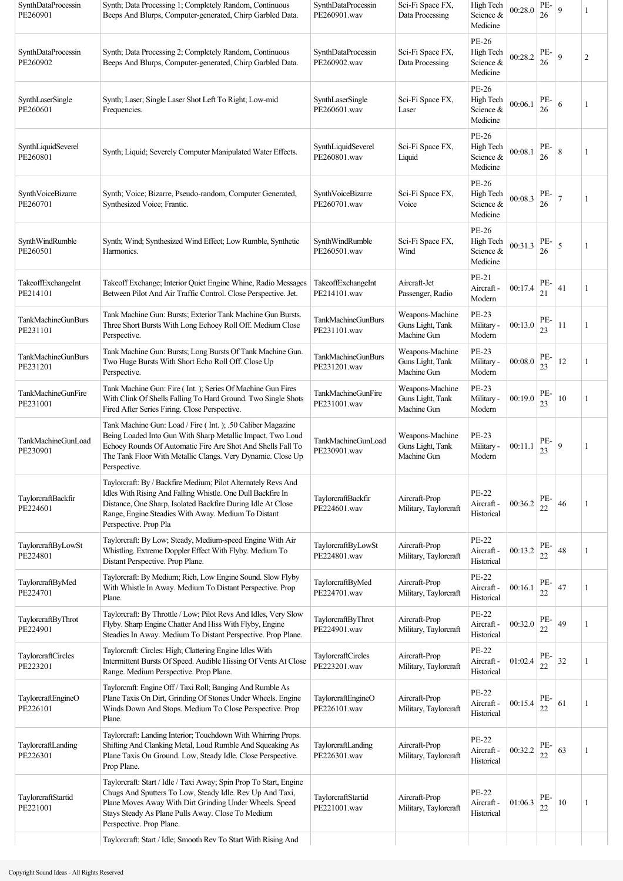| SynthDataProcessin PE260901 | Synth; Data Processing 1; Completely Random, Continuous Beeps And Blurps, Computer-generated, Chirp Garbled Data. | SynthDataProcessin PE260901.wav | Sci-Fi Space FX, Data Processing | High Tech Science & Medicine | 00:28.0 | PE-26 | 9 | 1 |
|---|---|---|---|---|---|---|---|---|
| SynthDataProcessin PE260902 | Synth; Data Processing 2; Completely Random, Continuous Beeps And Blurps, Computer-generated, Chirp Garbled Data. | SynthDataProcessin PE260902.wav | Sci-Fi Space FX, Data Processing | PE-26 High Tech Science & Medicine | 00:28.2 | PE-26 | 9 | 2 |
| SynthLaserSingle PE260601 | Synth; Laser; Single Laser Shot Left To Right; Low-mid Frequencies. | SynthLaserSingle PE260601.wav | Sci-Fi Space FX, Laser | PE-26 High Tech Science & Medicine | 00:06.1 | PE-26 | 6 | 1 |
| SynthLiquidSeverel PE260801 | Synth; Liquid; Severely Computer Manipulated Water Effects. | SynthLiquidSeverel PE260801.wav | Sci-Fi Space FX, Liquid | PE-26 High Tech Science & Medicine | 00:08.1 | PE-26 | 8 | 1 |
| SynthVoiceBizarre PE260701 | Synth; Voice; Bizarre, Pseudo-random, Computer Generated, Synthesized Voice; Frantic. | SynthVoiceBizarre PE260701.wav | Sci-Fi Space FX, Voice | PE-26 High Tech Science & Medicine | 00:08.3 | PE-26 | 7 | 1 |
| SynthWindRumble PE260501 | Synth; Wind; Synthesized Wind Effect; Low Rumble, Synthetic Harmonics. | SynthWindRumble PE260501.wav | Sci-Fi Space FX, Wind | PE-26 High Tech Science & Medicine | 00:31.3 | PE-26 | 5 | 1 |
| TakeoffExchangeInt PE214101 | Takeoff Exchange; Interior Quiet Engine Whine, Radio Messages Between Pilot And Air Traffic Control. Close Perspective. Jet. | TakeoffExchangeInt PE214101.wav | Aircraft-Jet Passenger, Radio | PE-21 Aircraft - Modern | 00:17.4 | PE-21 | 41 | 1 |
| TankMachineGunBurs PE231101 | Tank Machine Gun: Bursts; Exterior Tank Machine Gun Bursts. Three Short Bursts With Long Echoey Roll Off. Medium Close Perspective. | TankMachineGunBurs PE231101.wav | Weapons-Machine Guns Light, Tank Machine Gun | PE-23 Military - Modern | 00:13.0 | PE-23 | 11 | 1 |
| TankMachineGunBurs PE231201 | Tank Machine Gun: Bursts; Long Bursts Of Tank Machine Gun. Two Huge Bursts With Short Echo Roll Off. Close Up Perspective. | TankMachineGunBurs PE231201.wav | Weapons-Machine Guns Light, Tank Machine Gun | PE-23 Military - Modern | 00:08.0 | PE-23 | 12 | 1 |
| TankMachineGunFire PE231001 | Tank Machine Gun: Fire ( Int. ); Series Of Machine Gun Fires With Clink Of Shells Falling To Hard Ground. Two Single Shots Fired After Series Firing. Close Perspective. | TankMachineGunFire PE231001.wav | Weapons-Machine Guns Light, Tank Machine Gun | PE-23 Military - Modern | 00:19.0 | PE-23 | 10 | 1 |
| TankMachineGunLoad PE230901 | Tank Machine Gun: Load / Fire ( Int. ); .50 Caliber Magazine Being Loaded Into Gun With Sharp Metallic Impact. Two Loud Echoey Rounds Of Automatic Fire Are Shot And Shells Fall To The Tank Floor With Metallic Clangs. Very Dynamic. Close Up Perspective. | TankMachineGunLoad PE230901.wav | Weapons-Machine Guns Light, Tank Machine Gun | PE-23 Military - Modern | 00:11.1 | PE-23 | 9 | 1 |
| TaylorcraftBackfir PE224601 | Taylorcraft: By / Backfire Medium; Pilot Alternately Revs And Idles With Rising And Falling Whistle. One Dull Backfire In Distance, One Sharp, Isolated Backfire During Idle At Close Range, Engine Steadies With Away. Medium To Distant Perspective. Prop Pla | TaylorcraftBackfir PE224601.wav | Aircraft-Prop Military, Taylorcraft | PE-22 Aircraft - Historical | 00:36.2 | PE-22 | 46 | 1 |
| TaylorcraftByLowSt PE224801 | Taylorcraft: By Low; Steady, Medium-speed Engine With Air Whistling. Extreme Doppler Effect With Flyby. Medium To Distant Perspective. Prop Plane. | TaylorcraftByLowSt PE224801.wav | Aircraft-Prop Military, Taylorcraft | PE-22 Aircraft - Historical | 00:13.2 | PE-22 | 48 | 1 |
| TaylorcraftByMed PE224701 | Taylorcraft: By Medium; Rich, Low Engine Sound. Slow Flyby With Whistle In Away. Medium To Distant Perspective. Prop Plane. | TaylorcraftByMed PE224701.wav | Aircraft-Prop Military, Taylorcraft | PE-22 Aircraft - Historical | 00:16.1 | PE-22 | 47 | 1 |
| TaylorcraftByThrot PE224901 | Taylorcraft: By Throttle / Low; Pilot Revs And Idles, Very Slow Flyby. Sharp Engine Chatter And Hiss With Flyby, Engine Steadies In Away. Medium To Distant Perspective. Prop Plane. | TaylorcraftByThrot PE224901.wav | Aircraft-Prop Military, Taylorcraft | PE-22 Aircraft - Historical | 00:32.0 | PE-22 | 49 | 1 |
| TaylorcraftCircles PE223201 | Taylorcraft: Circles: High; Clattering Engine Idles With Intermittent Bursts Of Speed. Audible Hissing Of Vents At Close Range. Medium Perspective. Prop Plane. | TaylorcraftCircles PE223201.wav | Aircraft-Prop Military, Taylorcraft | PE-22 Aircraft - Historical | 01:02.4 | PE-22 | 32 | 1 |
| TaylorcraftEngineO PE226101 | Taylorcraft: Engine Off / Taxi Roll; Banging And Rumble As Plane Taxis On Dirt, Grinding Of Stones Under Wheels. Engine Winds Down And Stops. Medium To Close Perspective. Prop Plane. | TaylorcraftEngineO PE226101.wav | Aircraft-Prop Military, Taylorcraft | PE-22 Aircraft - Historical | 00:15.4 | PE-22 | 61 | 1 |
| TaylorcraftLanding PE226301 | Taylorcraft: Landing Interior; Touchdown With Whirring Props. Shifting And Clanking Metal, Loud Rumble And Squeaking As Plane Taxis On Ground. Low, Steady Idle. Close Perspective. Prop Plane. | TaylorcraftLanding PE226301.wav | Aircraft-Prop Military, Taylorcraft | PE-22 Aircraft - Historical | 00:32.2 | PE-22 | 63 | 1 |
| TaylorcraftStartid PE221001 | Taylorcraft: Start / Idle / Taxi Away; Spin Prop To Start, Engine Chugs And Sputters To Low, Steady Idle. Rev Up And Taxi, Plane Moves Away With Dirt Grinding Under Wheels. Speed Stays Steady As Plane Pulls Away. Close To Medium Perspective. Prop Plane. | TaylorcraftStartid PE221001.wav | Aircraft-Prop Military, Taylorcraft | PE-22 Aircraft - Historical | 01:06.3 | PE-22 | 10 | 1 |
| | Taylorcraft: Start / Idle; Smooth Rev To Start With Rising And | | | | | | | |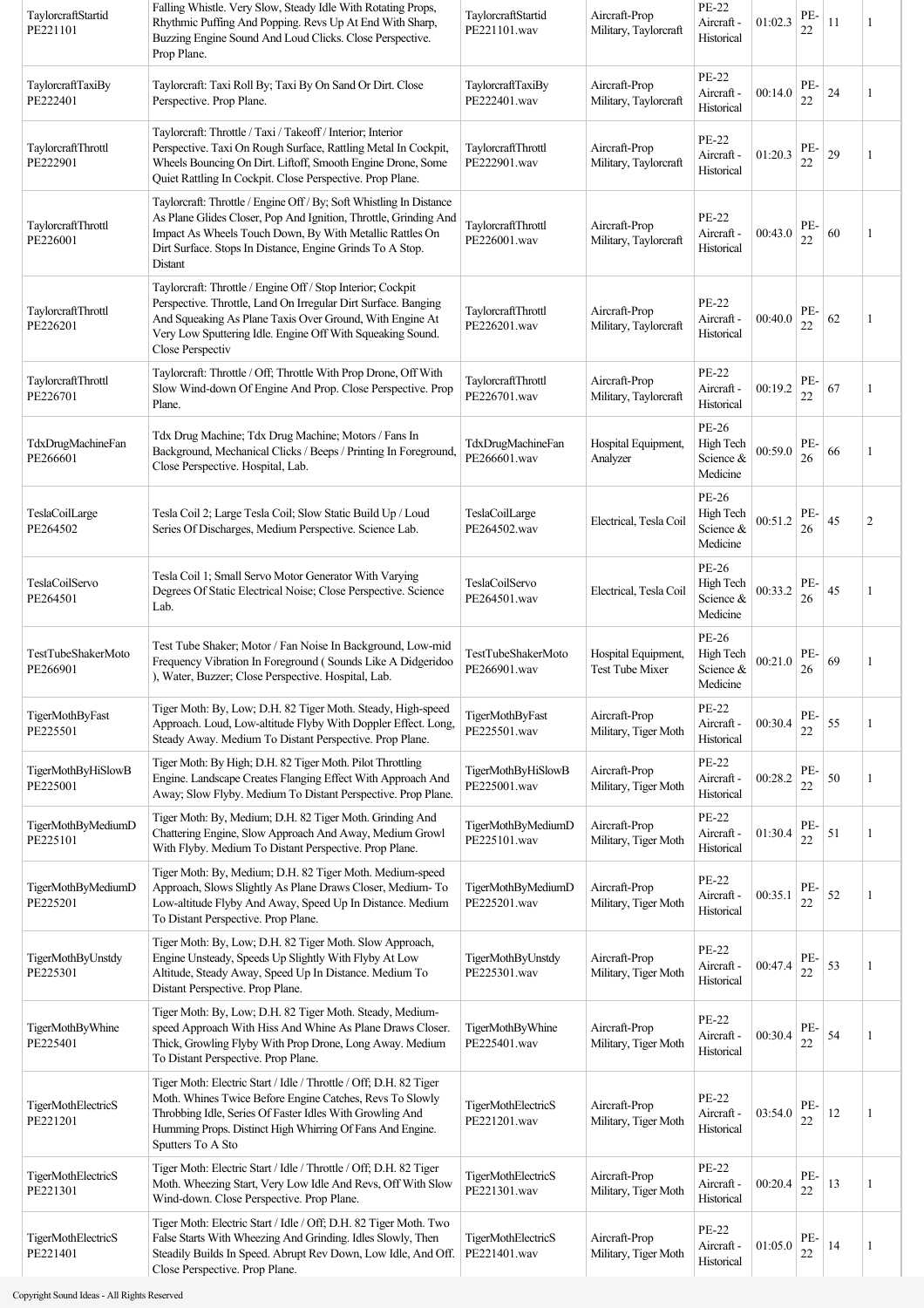| | | | | | | | | |
|---|---|---|---|---|---|---|---|---|
| TaylorcraftStartid PE221101 | Falling Whistle. Very Slow, Steady Idle With Rotating Props, Rhythmic Puffing And Popping. Revs Up At End With Sharp, Buzzing Engine Sound And Loud Clicks. Close Perspective. Prop Plane. | TaylorcraftStartid PE221101.wav | Aircraft-Prop Military, Taylorcraft | PE-22 Aircraft - Historical | 01:02.3 | PE-22 | 11 | 1 |
| TaylorcraftTaxiBy PE222401 | Taylorcraft: Taxi Roll By; Taxi By On Sand Or Dirt. Close Perspective. Prop Plane. | TaylorcraftTaxiBy PE222401.wav | Aircraft-Prop Military, Taylorcraft | PE-22 Aircraft - Historical | 00:14.0 | PE-22 | 24 | 1 |
| TaylorcraftThrottl PE222901 | Taylorcraft: Throttle / Taxi / Takeoff / Interior; Interior Perspective. Taxi On Rough Surface, Rattling Metal In Cockpit, Wheels Bouncing On Dirt. Liftoff, Smooth Engine Drone, Some Quiet Rattling In Cockpit. Close Perspective. Prop Plane. | TaylorcraftThrottl PE222901.wav | Aircraft-Prop Military, Taylorcraft | PE-22 Aircraft - Historical | 01:20.3 | PE-22 | 29 | 1 |
| TaylorcraftThrottl PE226001 | Taylorcraft: Throttle / Engine Off / By; Soft Whistling In Distance As Plane Glides Closer, Pop And Ignition, Throttle, Grinding And Impact As Wheels Touch Down, By With Metallic Rattles On Dirt Surface. Stops In Distance, Engine Grinds To A Stop. Distant | TaylorcraftThrottl PE226001.wav | Aircraft-Prop Military, Taylorcraft | PE-22 Aircraft - Historical | 00:43.0 | PE-22 | 60 | 1 |
| TaylorcraftThrottl PE226201 | Taylorcraft: Throttle / Engine Off / Stop Interior; Cockpit Perspective. Throttle, Land On Irregular Dirt Surface. Banging And Squeaking As Plane Taxis Over Ground, With Engine At Very Low Sputtering Idle. Engine Off With Squeaking Sound. Close Perspectiv | TaylorcraftThrottl PE226201.wav | Aircraft-Prop Military, Taylorcraft | PE-22 Aircraft - Historical | 00:40.0 | PE-22 | 62 | 1 |
| TaylorcraftThrottl PE226701 | Taylorcraft: Throttle / Off; Throttle With Prop Drone, Off With Slow Wind-down Of Engine And Prop. Close Perspective. Prop Plane. | TaylorcraftThrottl PE226701.wav | Aircraft-Prop Military, Taylorcraft | PE-22 Aircraft - Historical | 00:19.2 | PE-22 | 67 | 1 |
| TdxDrugMachineFan PE266601 | Tdx Drug Machine; Tdx Drug Machine; Motors / Fans In Background, Mechanical Clicks / Beeps / Printing In Foreground, Close Perspective. Hospital, Lab. | TdxDrugMachineFan PE266601.wav | Hospital Equipment, Analyzer | PE-26 High Tech Science & Medicine | 00:59.0 | PE-26 | 66 | 1 |
| TeslaCoilLarge PE264502 | Tesla Coil 2; Large Tesla Coil; Slow Static Build Up / Loud Series Of Discharges, Medium Perspective. Science Lab. | TeslaCoilLarge PE264502.wav | Electrical, Tesla Coil | PE-26 High Tech Science & Medicine | 00:51.2 | PE-26 | 45 | 2 |
| TeslaCoilServo PE264501 | Tesla Coil 1; Small Servo Motor Generator With Varying Degrees Of Static Electrical Noise; Close Perspective. Science Lab. | TeslaCoilServo PE264501.wav | Electrical, Tesla Coil | PE-26 High Tech Science & Medicine | 00:33.2 | PE-26 | 45 | 1 |
| TestTubeShakerMoto PE266901 | Test Tube Shaker; Motor / Fan Noise In Background, Low-mid Frequency Vibration In Foreground ( Sounds Like A Didgeridoo ), Water, Buzzer; Close Perspective. Hospital, Lab. | TestTubeShakerMoto PE266901.wav | Hospital Equipment, Test Tube Mixer | PE-26 High Tech Science & Medicine | 00:21.0 | PE-26 | 69 | 1 |
| TigerMothByFast PE225501 | Tiger Moth: By, Low; D.H. 82 Tiger Moth. Steady, High-speed Approach. Loud, Low-altitude Flyby With Doppler Effect. Long, Steady Away. Medium To Distant Perspective. Prop Plane. | TigerMothByFast PE225501.wav | Aircraft-Prop Military, Tiger Moth | PE-22 Aircraft - Historical | 00:30.4 | PE-22 | 55 | 1 |
| TigerMothByHiSlowB PE225001 | Tiger Moth: By High; D.H. 82 Tiger Moth. Pilot Throttling Engine. Landscape Creates Flanging Effect With Approach And Away; Slow Flyby. Medium To Distant Perspective. Prop Plane. | TigerMothByHiSlowB PE225001.wav | Aircraft-Prop Military, Tiger Moth | PE-22 Aircraft - Historical | 00:28.2 | PE-22 | 50 | 1 |
| TigerMothByMediumD PE225101 | Tiger Moth: By, Medium; D.H. 82 Tiger Moth. Grinding And Chattering Engine, Slow Approach And Away, Medium Growl With Flyby. Medium To Distant Perspective. Prop Plane. | TigerMothByMediumD PE225101.wav | Aircraft-Prop Military, Tiger Moth | PE-22 Aircraft - Historical | 01:30.4 | PE-22 | 51 | 1 |
| TigerMothByMediumD PE225201 | Tiger Moth: By, Medium; D.H. 82 Tiger Moth. Medium-speed Approach, Slows Slightly As Plane Draws Closer, Medium- To Low-altitude Flyby And Away, Speed Up In Distance. Medium To Distant Perspective. Prop Plane. | TigerMothByMediumD PE225201.wav | Aircraft-Prop Military, Tiger Moth | PE-22 Aircraft - Historical | 00:35.1 | PE-22 | 52 | 1 |
| TigerMothByUnstdy PE225301 | Tiger Moth: By, Low; D.H. 82 Tiger Moth. Slow Approach, Engine Unsteady, Speeds Up Slightly With Flyby At Low Altitude, Steady Away, Speed Up In Distance. Medium To Distant Perspective. Prop Plane. | TigerMothByUnstdy PE225301.wav | Aircraft-Prop Military, Tiger Moth | PE-22 Aircraft - Historical | 00:47.4 | PE-22 | 53 | 1 |
| TigerMothByWhine PE225401 | Tiger Moth: By, Low; D.H. 82 Tiger Moth. Steady, Medium-speed Approach With Hiss And Whine As Plane Draws Closer. Thick, Growling Flyby With Prop Drone, Long Away. Medium To Distant Perspective. Prop Plane. | TigerMothByWhine PE225401.wav | Aircraft-Prop Military, Tiger Moth | PE-22 Aircraft - Historical | 00:30.4 | PE-22 | 54 | 1 |
| TigerMothElectricS PE221201 | Tiger Moth: Electric Start / Idle / Throttle / Off; D.H. 82 Tiger Moth. Whines Twice Before Engine Catches, Revs To Slowly Throbbing Idle, Series Of Faster Idles With Growling And Humming Props. Distinct High Whirring Of Fans And Engine. Sputters To A Sto | TigerMothElectricS PE221201.wav | Aircraft-Prop Military, Tiger Moth | PE-22 Aircraft - Historical | 03:54.0 | PE-22 | 12 | 1 |
| TigerMothElectricS PE221301 | Tiger Moth: Electric Start / Idle / Throttle / Off; D.H. 82 Tiger Moth. Wheezing Start, Very Low Idle And Revs, Off With Slow Wind-down. Close Perspective. Prop Plane. | TigerMothElectricS PE221301.wav | Aircraft-Prop Military, Tiger Moth | PE-22 Aircraft - Historical | 00:20.4 | PE-22 | 13 | 1 |
| TigerMothElectricS PE221401 | Tiger Moth: Electric Start / Idle / Off; D.H. 82 Tiger Moth. Two False Starts With Wheezing And Grinding. Idles Slowly, Then Steadily Builds In Speed. Abrupt Rev Down, Low Idle, And Off. Close Perspective. Prop Plane. | TigerMothElectricS PE221401.wav | Aircraft-Prop Military, Tiger Moth | PE-22 Aircraft - Historical | 01:05.0 | PE-22 | 14 | 1 |

Copyright Sound Ideas - All Rights Reserved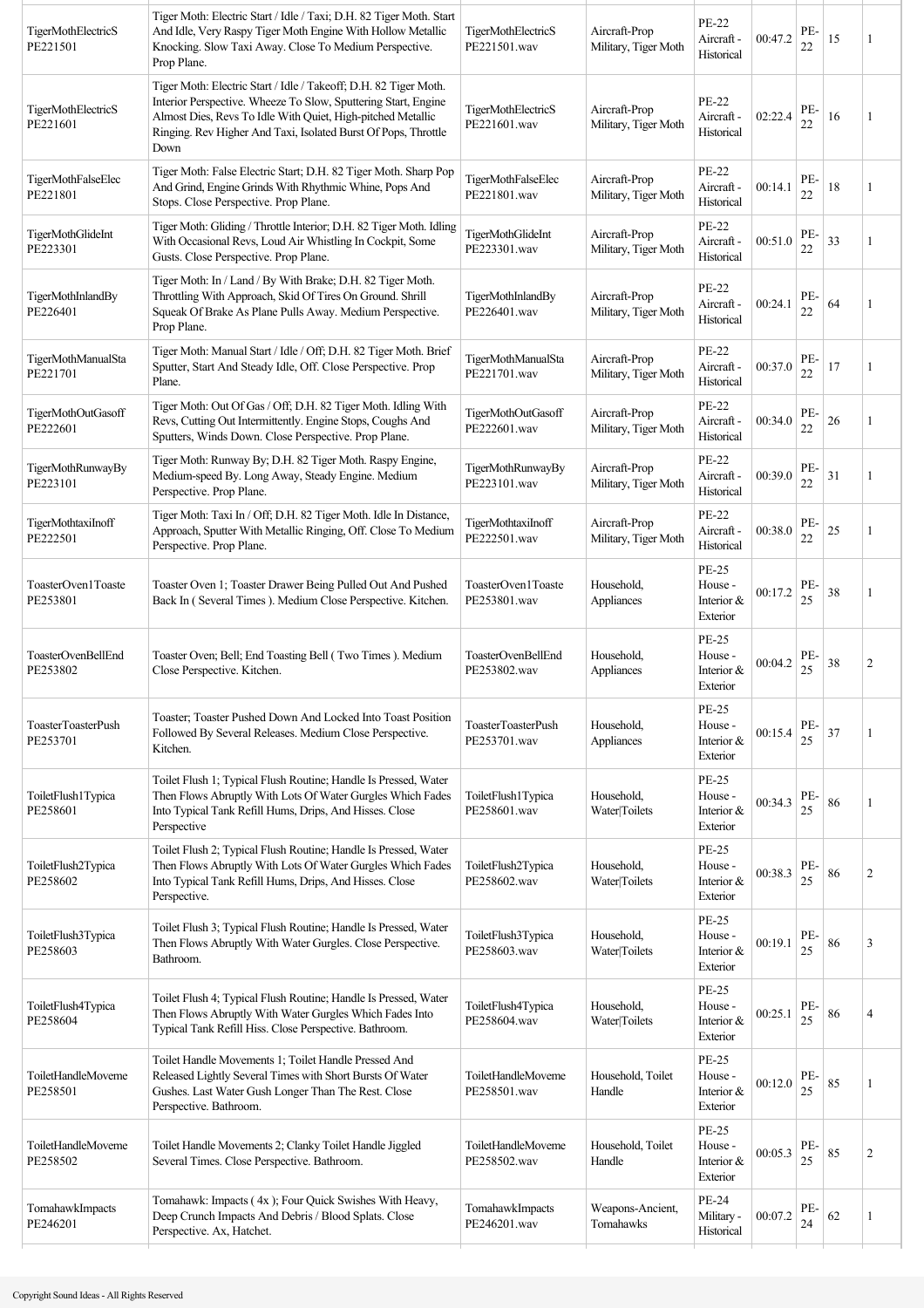| | | | | | | | | |
|---|---|---|---|---|---|---|---|---|
| TigerMothElectricS PE221501 | Tiger Moth: Electric Start / Idle / Taxi; D.H. 82 Tiger Moth. Start And Idle, Very Raspy Tiger Moth Engine With Hollow Metallic Knocking. Slow Taxi Away. Close To Medium Perspective. Prop Plane. | TigerMothElectricS PE221501.wav | Aircraft-Prop Military, Tiger Moth | PE-22 Aircraft - Historical | 00:47.2 | PE-22 | 15 | 1 |
| TigerMothElectricS PE221601 | Tiger Moth: Electric Start / Idle / Takeoff; D.H. 82 Tiger Moth. Interior Perspective. Wheeze To Slow, Sputtering Start, Engine Almost Dies, Revs To Idle With Quiet, High-pitched Metallic Ringing. Rev Higher And Taxi, Isolated Burst Of Pops, Throttle Down | TigerMothElectricS PE221601.wav | Aircraft-Prop Military, Tiger Moth | PE-22 Aircraft - Historical | 02:22.4 | PE-22 | 16 | 1 |
| TigerMothFalseElec PE221801 | Tiger Moth: False Electric Start; D.H. 82 Tiger Moth. Sharp Pop And Grind, Engine Grinds With Rhythmic Whine, Pops And Stops. Close Perspective. Prop Plane. | TigerMothFalseElec PE221801.wav | Aircraft-Prop Military, Tiger Moth | PE-22 Aircraft - Historical | 00:14.1 | PE-22 | 18 | 1 |
| TigerMothGlideInt PE223301 | Tiger Moth: Gliding / Throttle Interior; D.H. 82 Tiger Moth. Idling With Occasional Revs, Loud Air Whistling In Cockpit, Some Gusts. Close Perspective. Prop Plane. | TigerMothGlideInt PE223301.wav | Aircraft-Prop Military, Tiger Moth | PE-22 Aircraft - Historical | 00:51.0 | PE-22 | 33 | 1 |
| TigerMothInlandBy PE226401 | Tiger Moth: In / Land / By With Brake; D.H. 82 Tiger Moth. Throttling With Approach, Skid Of Tires On Ground. Shrill Squeak Of Brake As Plane Pulls Away. Medium Perspective. Prop Plane. | TigerMothInlandBy PE226401.wav | Aircraft-Prop Military, Tiger Moth | PE-22 Aircraft - Historical | 00:24.1 | PE-22 | 64 | 1 |
| TigerMothManualSta PE221701 | Tiger Moth: Manual Start / Idle / Off; D.H. 82 Tiger Moth. Brief Sputter, Start And Steady Idle, Off. Close Perspective. Prop Plane. | TigerMothManualSta PE221701.wav | Aircraft-Prop Military, Tiger Moth | PE-22 Aircraft - Historical | 00:37.0 | PE-22 | 17 | 1 |
| TigerMothOutGasoff PE222601 | Tiger Moth: Out Of Gas / Off; D.H. 82 Tiger Moth. Idling With Revs, Cutting Out Intermittently. Engine Stops, Coughs And Sputters, Winds Down. Close Perspective. Prop Plane. | TigerMothOutGasoff PE222601.wav | Aircraft-Prop Military, Tiger Moth | PE-22 Aircraft - Historical | 00:34.0 | PE-22 | 26 | 1 |
| TigerMothRunwayBy PE223101 | Tiger Moth: Runway By; D.H. 82 Tiger Moth. Raspy Engine, Medium-speed By. Long Away, Steady Engine. Medium Perspective. Prop Plane. | TigerMothRunwayBy PE223101.wav | Aircraft-Prop Military, Tiger Moth | PE-22 Aircraft - Historical | 00:39.0 | PE-22 | 31 | 1 |
| TigerMothtaxiInoff PE222501 | Tiger Moth: Taxi In / Off; D.H. 82 Tiger Moth. Idle In Distance, Approach, Sputter With Metallic Ringing, Off. Close To Medium Perspective. Prop Plane. | TigerMothtaxiInoff PE222501.wav | Aircraft-Prop Military, Tiger Moth | PE-22 Aircraft - Historical | 00:38.0 | PE-22 | 25 | 1 |
| ToasterOven1Toaste PE253801 | Toaster Oven 1; Toaster Drawer Being Pulled Out And Pushed Back In ( Several Times ). Medium Close Perspective. Kitchen. | ToasterOven1Toaste PE253801.wav | Household, Appliances | PE-25 House - Interior & Exterior | 00:17.2 | PE-25 | 38 | 1 |
| ToasterOvenBellEnd PE253802 | Toaster Oven; Bell; End Toasting Bell ( Two Times ). Medium Close Perspective. Kitchen. | ToasterOvenBellEnd PE253802.wav | Household, Appliances | PE-25 House - Interior & Exterior | 00:04.2 | PE-25 | 38 | 2 |
| ToasterToasterPush PE253701 | Toaster; Toaster Pushed Down And Locked Into Toast Position Followed By Several Releases. Medium Close Perspective. Kitchen. | ToasterToasterPush PE253701.wav | Household, Appliances | PE-25 House - Interior & Exterior | 00:15.4 | PE-25 | 37 | 1 |
| ToiletFlush1Typica PE258601 | Toilet Flush 1; Typical Flush Routine; Handle Is Pressed, Water Then Flows Abruptly With Lots Of Water Gurgles Which Fades Into Typical Tank Refill Hums, Drips, And Hisses. Close Perspective | ToiletFlush1Typica PE258601.wav | Household, Water\|Toilets | PE-25 House - Interior & Exterior | 00:34.3 | PE-25 | 86 | 1 |
| ToiletFlush2Typica PE258602 | Toilet Flush 2; Typical Flush Routine; Handle Is Pressed, Water Then Flows Abruptly With Lots Of Water Gurgles Which Fades Into Typical Tank Refill Hums, Drips, And Hisses. Close Perspective. | ToiletFlush2Typica PE258602.wav | Household, Water\|Toilets | PE-25 House - Interior & Exterior | 00:38.3 | PE-25 | 86 | 2 |
| ToiletFlush3Typica PE258603 | Toilet Flush 3; Typical Flush Routine; Handle Is Pressed, Water Then Flows Abruptly With Water Gurgles. Close Perspective. Bathroom. | ToiletFlush3Typica PE258603.wav | Household, Water\|Toilets | PE-25 House - Interior & Exterior | 00:19.1 | PE-25 | 86 | 3 |
| ToiletFlush4Typica PE258604 | Toilet Flush 4; Typical Flush Routine; Handle Is Pressed, Water Then Flows Abruptly With Water Gurgles Which Fades Into Typical Tank Refill Hiss. Close Perspective. Bathroom. | ToiletFlush4Typica PE258604.wav | Household, Water\|Toilets | PE-25 House - Interior & Exterior | 00:25.1 | PE-25 | 86 | 4 |
| ToiletHandleMoveme PE258501 | Toilet Handle Movements 1; Toilet Handle Pressed And Released Lightly Several Times with Short Bursts Of Water Gushes. Last Water Gush Longer Than The Rest. Close Perspective. Bathroom. | ToiletHandleMoveme PE258501.wav | Household, Toilet Handle | PE-25 House - Interior & Exterior | 00:12.0 | PE-25 | 85 | 1 |
| ToiletHandleMoveme PE258502 | Toilet Handle Movements 2; Clanky Toilet Handle Jiggled Several Times. Close Perspective. Bathroom. | ToiletHandleMoveme PE258502.wav | Household, Toilet Handle | PE-25 House - Interior & Exterior | 00:05.3 | PE-25 | 85 | 2 |
| TomahawkImpacts PE246201 | Tomahawk: Impacts ( 4x ); Four Quick Swishes With Heavy, Deep Crunch Impacts And Debris / Blood Splats. Close Perspective. Ax, Hatchet. | TomahawkImpacts PE246201.wav | Weapons-Ancient, Tomahawks | PE-24 Military - Historical | 00:07.2 | PE-24 | 62 | 1 |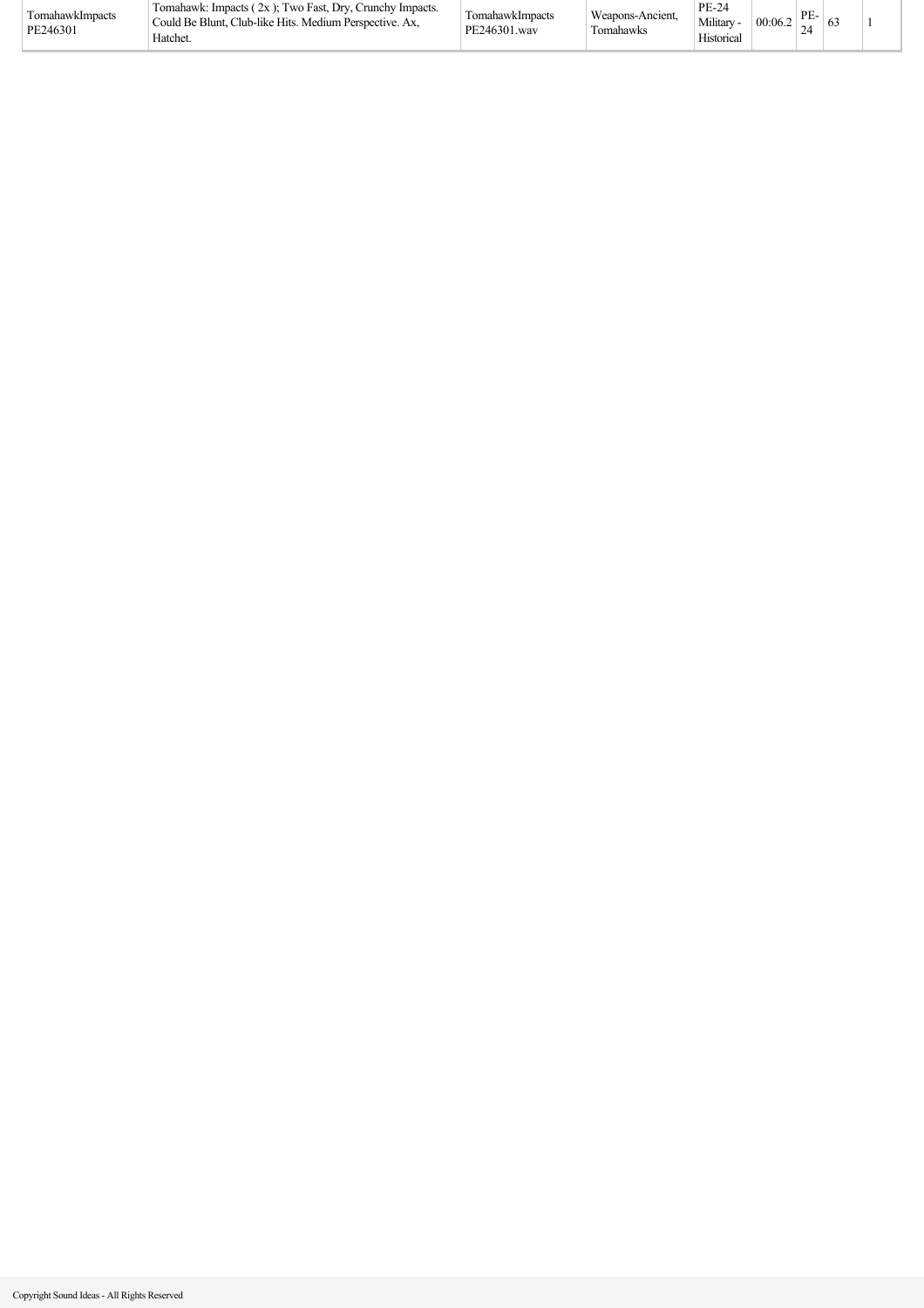| | | | | | | | | |
|---|---|---|---|---|---|---|---|---|
| TomahawkImpacts PE246301 | Tomahawk: Impacts ( 2x ); Two Fast, Dry, Crunchy Impacts. Could Be Blunt, Club-like Hits. Medium Perspective. Ax, Hatchet. | TomahawkImpacts PE246301.wav | Weapons-Ancient, Tomahawks | PE-24 Military - Historical | 00:06.2 | PE-24 | 63 | 1 |

Copyright Sound Ideas - All Rights Reserved